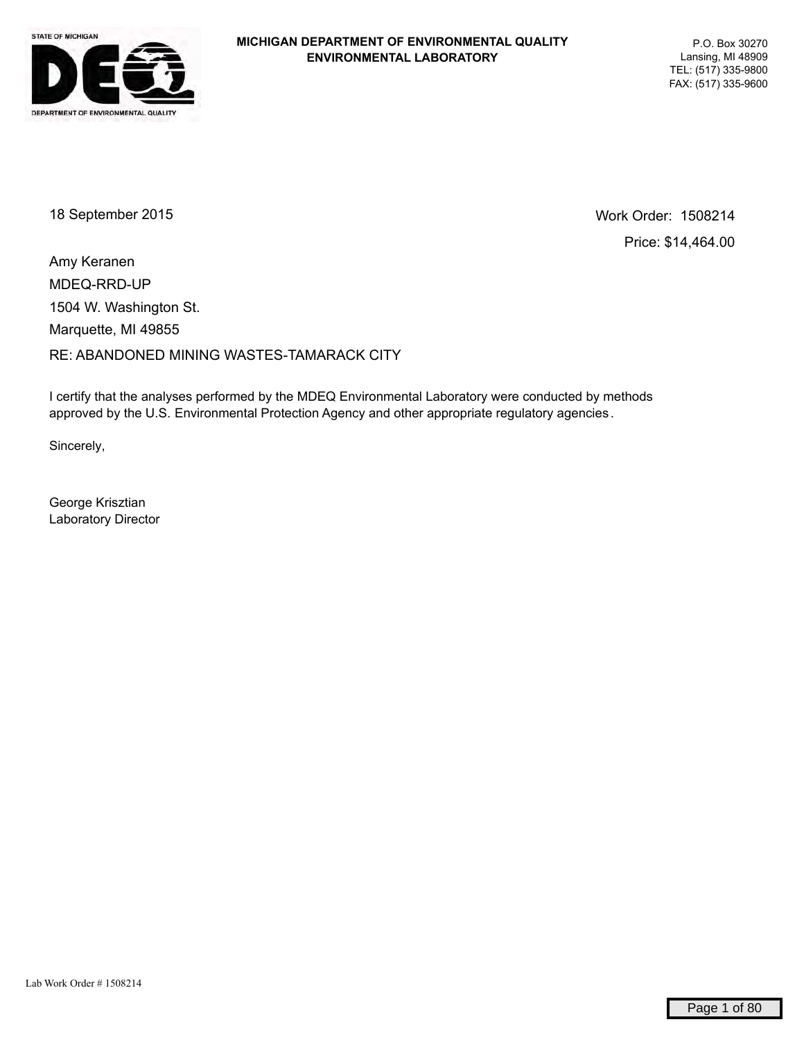**MICHIGAN DEPARTMENT OF ENVIRONMENTAL QUALITY**
**ENVIRONMENTAL LABORATORY**

P.O. Box 30270
Lansing, MI 48909
TEL: (517) 335-9800
FAX: (517) 335-9600

18 September 2015

Work Order: 1508214
Price: $14,464.00

Amy Keranen
MDEQ-RRD-UP
1504 W. Washington St.
Marquette, MI 49855

RE: ABANDONED MINING WASTES-TAMARACK CITY

I certify that the analyses performed by the MDEQ Environmental Laboratory were conducted by methods approved by the U.S. Environmental Protection Agency and other appropriate regulatory agencies.

Sincerely,

George Krisztian
Laboratory Director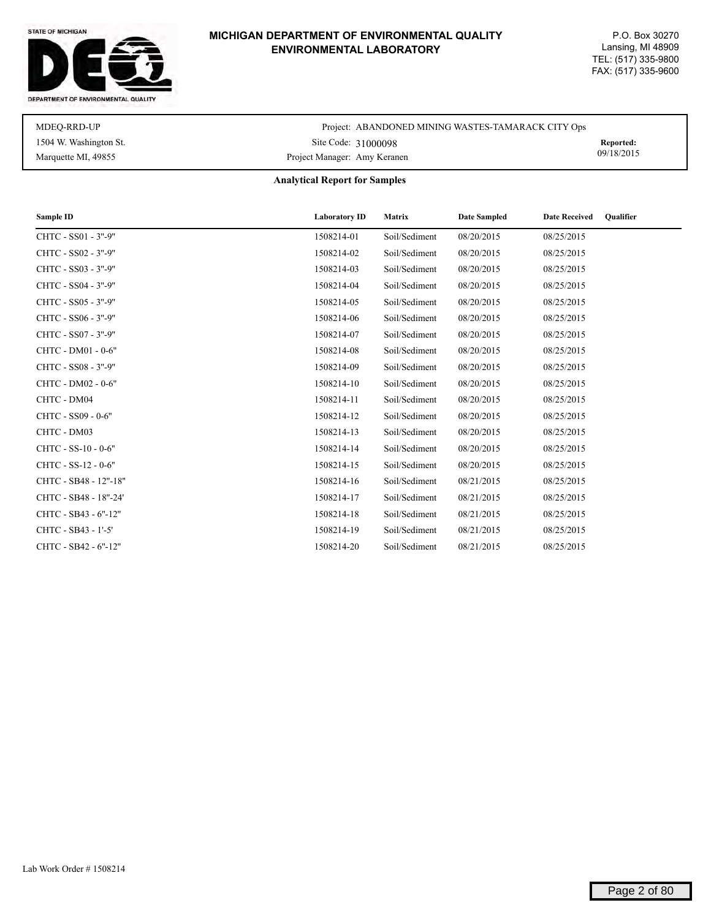# MICHIGAN DEPARTMENT OF ENVIRONMENTAL QUALITY
## ENVIRONMENTAL LABORATORY

P.O. Box 30270
Lansing, MI 48909
TEL: (517) 335-9800
FAX: (517) 335-9600

MDEQ-RRD-UP
1504 W. Washington St.
Marquette MI, 49855

Project: ABANDONED MINING WASTES-TAMARACK CITY Ops
Site Code: 31000098
Project Manager: Amy Keranen

**Reported:** 09/18/2015

### Analytical Report for Samples

| Sample ID | Laboratory ID | Matrix | Date Sampled | Date Received | Qualifier |
|---|---|---|---|---|---|
| CHTC - SS01 - 3"-9" | 1508214-01 | Soil/Sediment | 08/20/2015 | 08/25/2015 | |
| CHTC - SS02 - 3"-9" | 1508214-02 | Soil/Sediment | 08/20/2015 | 08/25/2015 | |
| CHTC - SS03 - 3"-9" | 1508214-03 | Soil/Sediment | 08/20/2015 | 08/25/2015 | |
| CHTC - SS04 - 3"-9" | 1508214-04 | Soil/Sediment | 08/20/2015 | 08/25/2015 | |
| CHTC - SS05 - 3"-9" | 1508214-05 | Soil/Sediment | 08/20/2015 | 08/25/2015 | |
| CHTC - SS06 - 3"-9" | 1508214-06 | Soil/Sediment | 08/20/2015 | 08/25/2015 | |
| CHTC - SS07 - 3"-9" | 1508214-07 | Soil/Sediment | 08/20/2015 | 08/25/2015 | |
| CHTC - DM01 - 0-6" | 1508214-08 | Soil/Sediment | 08/20/2015 | 08/25/2015 | |
| CHTC - SS08 - 3"-9" | 1508214-09 | Soil/Sediment | 08/20/2015 | 08/25/2015 | |
| CHTC - DM02 - 0-6" | 1508214-10 | Soil/Sediment | 08/20/2015 | 08/25/2015 | |
| CHTC - DM04 | 1508214-11 | Soil/Sediment | 08/20/2015 | 08/25/2015 | |
| CHTC - SS09 - 0-6" | 1508214-12 | Soil/Sediment | 08/20/2015 | 08/25/2015 | |
| CHTC - DM03 | 1508214-13 | Soil/Sediment | 08/20/2015 | 08/25/2015 | |
| CHTC - SS-10 - 0-6" | 1508214-14 | Soil/Sediment | 08/20/2015 | 08/25/2015 | |
| CHTC - SS-12 - 0-6" | 1508214-15 | Soil/Sediment | 08/20/2015 | 08/25/2015 | |
| CHTC - SB48 - 12"-18" | 1508214-16 | Soil/Sediment | 08/21/2015 | 08/25/2015 | |
| CHTC - SB48 - 18"-24' | 1508214-17 | Soil/Sediment | 08/21/2015 | 08/25/2015 | |
| CHTC - SB43 - 6"-12" | 1508214-18 | Soil/Sediment | 08/21/2015 | 08/25/2015 | |
| CHTC - SB43 - 1'-5' | 1508214-19 | Soil/Sediment | 08/21/2015 | 08/25/2015 | |
| CHTC - SB42 - 6"-12" | 1508214-20 | Soil/Sediment | 08/21/2015 | 08/25/2015 | |

Lab Work Order # 1508214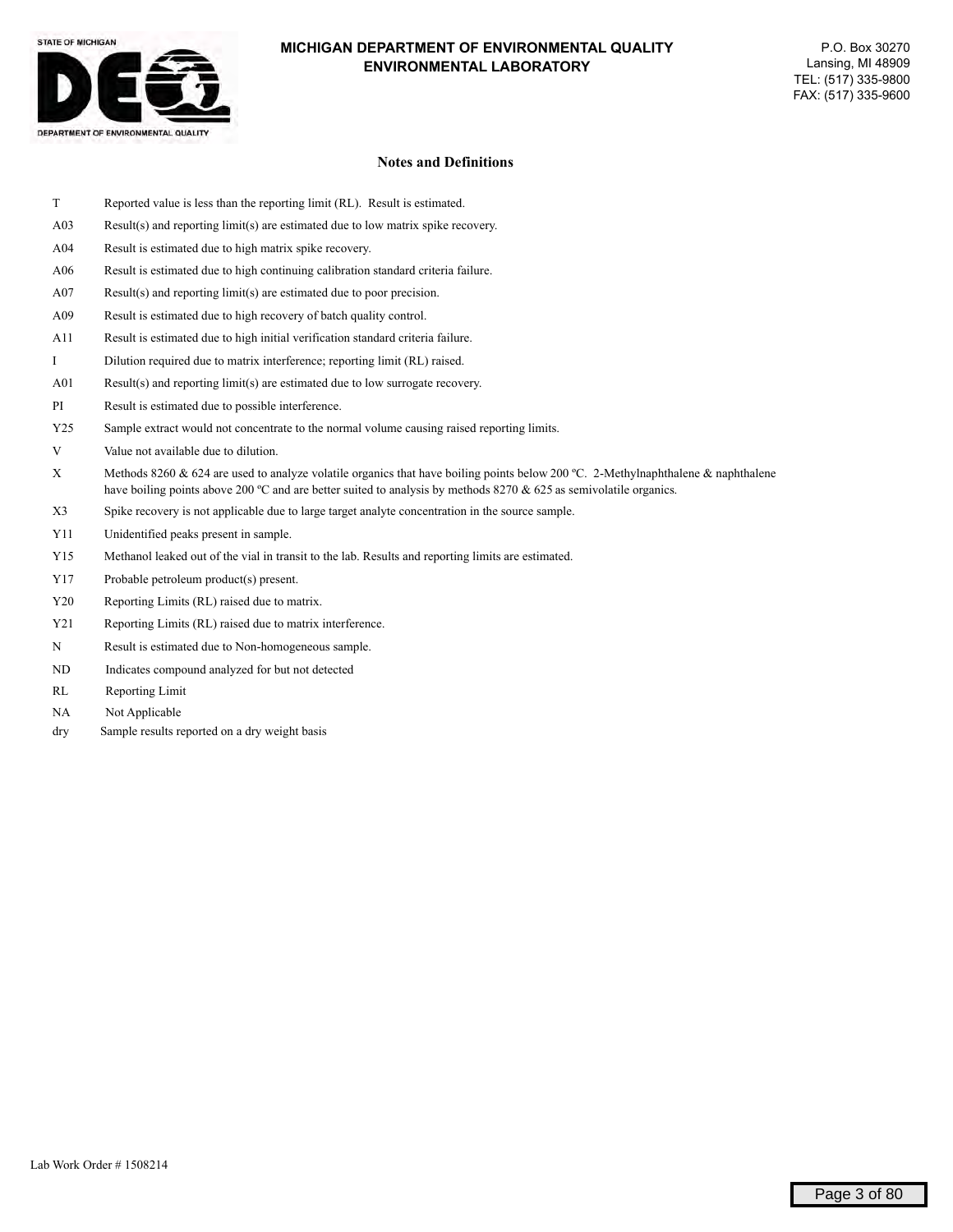**MICHIGAN DEPARTMENT OF ENVIRONMENTAL QUALITY**
**ENVIRONMENTAL LABORATORY**

P.O. Box 30270
Lansing, MI 48909
TEL: (517) 335-9800
FAX: (517) 335-9600

## Notes and Definitions

| Code | Definition |
|---|---|
| T | Reported value is less than the reporting limit (RL). Result is estimated. |
| A03 | Result(s) and reporting limit(s) are estimated due to low matrix spike recovery. |
| A04 | Result is estimated due to high matrix spike recovery. |
| A06 | Result is estimated due to high continuing calibration standard criteria failure. |
| A07 | Result(s) and reporting limit(s) are estimated due to poor precision. |
| A09 | Result is estimated due to high recovery of batch quality control. |
| A11 | Result is estimated due to high initial verification standard criteria failure. |
| I | Dilution required due to matrix interference; reporting limit (RL) raised. |
| A01 | Result(s) and reporting limit(s) are estimated due to low surrogate recovery. |
| PI | Result is estimated due to possible interference. |
| Y25 | Sample extract would not concentrate to the normal volume causing raised reporting limits. |
| V | Value not available due to dilution. |
| X | Methods 8260 & 624 are used to analyze volatile organics that have boiling points below 200 ºC. 2-Methylnaphthalene & naphthalene have boiling points above 200 ºC and are better suited to analysis by methods 8270 & 625 as semivolatile organics. |
| X3 | Spike recovery is not applicable due to large target analyte concentration in the source sample. |
| Y11 | Unidentified peaks present in sample. |
| Y15 | Methanol leaked out of the vial in transit to the lab. Results and reporting limits are estimated. |
| Y17 | Probable petroleum product(s) present. |
| Y20 | Reporting Limits (RL) raised due to matrix. |
| Y21 | Reporting Limits (RL) raised due to matrix interference. |
| N | Result is estimated due to Non-homogeneous sample. |
| ND | Indicates compound analyzed for but not detected |
| RL | Reporting Limit |
| NA | Not Applicable |
| dry | Sample results reported on a dry weight basis |

Lab Work Order # 1508214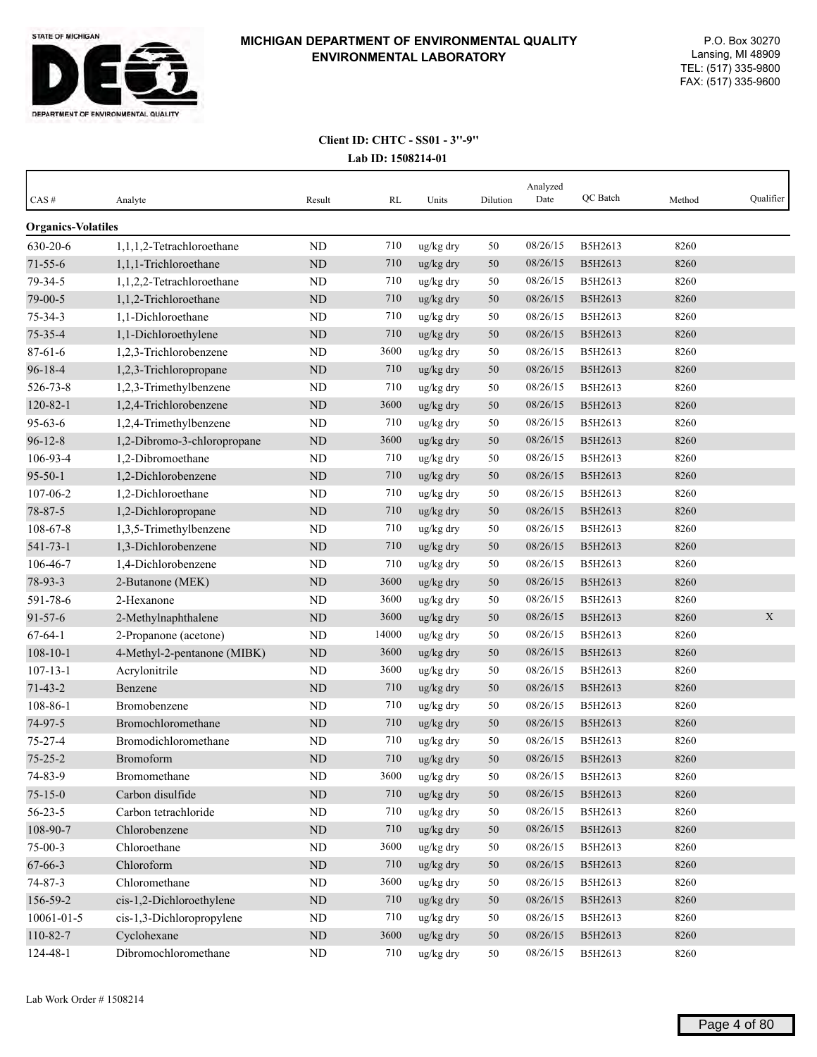# MICHIGAN DEPARTMENT OF ENVIRONMENTAL QUALITY
## ENVIRONMENTAL LABORATORY

P.O. Box 30270
Lansing, MI 48909
TEL: (517) 335-9800
FAX: (517) 335-9600

**Client ID: CHTC - SS01 - 3"-9"**

**Lab ID: 1508214-01**

| CAS # | Analyte | Result | RL | Units | Dilution | Analyzed Date | QC Batch | Method | Qualifier |
|---|---|---|---|---|---|---|---|---|---|
| **Organics-Volatiles** | | | | | | | | | |
| 630-20-6 | 1,1,1,2-Tetrachloroethane | ND | 710 | ug/kg dry | 50 | 08/26/15 | B5H2613 | 8260 | |
| 71-55-6 | 1,1,1-Trichloroethane | ND | 710 | ug/kg dry | 50 | 08/26/15 | B5H2613 | 8260 | |
| 79-34-5 | 1,1,2,2-Tetrachloroethane | ND | 710 | ug/kg dry | 50 | 08/26/15 | B5H2613 | 8260 | |
| 79-00-5 | 1,1,2-Trichloroethane | ND | 710 | ug/kg dry | 50 | 08/26/15 | B5H2613 | 8260 | |
| 75-34-3 | 1,1-Dichloroethane | ND | 710 | ug/kg dry | 50 | 08/26/15 | B5H2613 | 8260 | |
| 75-35-4 | 1,1-Dichloroethylene | ND | 710 | ug/kg dry | 50 | 08/26/15 | B5H2613 | 8260 | |
| 87-61-6 | 1,2,3-Trichlorobenzene | ND | 3600 | ug/kg dry | 50 | 08/26/15 | B5H2613 | 8260 | |
| 96-18-4 | 1,2,3-Trichloropropane | ND | 710 | ug/kg dry | 50 | 08/26/15 | B5H2613 | 8260 | |
| 526-73-8 | 1,2,3-Trimethylbenzene | ND | 710 | ug/kg dry | 50 | 08/26/15 | B5H2613 | 8260 | |
| 120-82-1 | 1,2,4-Trichlorobenzene | ND | 3600 | ug/kg dry | 50 | 08/26/15 | B5H2613 | 8260 | |
| 95-63-6 | 1,2,4-Trimethylbenzene | ND | 710 | ug/kg dry | 50 | 08/26/15 | B5H2613 | 8260 | |
| 96-12-8 | 1,2-Dibromo-3-chloropropane | ND | 3600 | ug/kg dry | 50 | 08/26/15 | B5H2613 | 8260 | |
| 106-93-4 | 1,2-Dibromoethane | ND | 710 | ug/kg dry | 50 | 08/26/15 | B5H2613 | 8260 | |
| 95-50-1 | 1,2-Dichlorobenzene | ND | 710 | ug/kg dry | 50 | 08/26/15 | B5H2613 | 8260 | |
| 107-06-2 | 1,2-Dichloroethane | ND | 710 | ug/kg dry | 50 | 08/26/15 | B5H2613 | 8260 | |
| 78-87-5 | 1,2-Dichloropropane | ND | 710 | ug/kg dry | 50 | 08/26/15 | B5H2613 | 8260 | |
| 108-67-8 | 1,3,5-Trimethylbenzene | ND | 710 | ug/kg dry | 50 | 08/26/15 | B5H2613 | 8260 | |
| 541-73-1 | 1,3-Dichlorobenzene | ND | 710 | ug/kg dry | 50 | 08/26/15 | B5H2613 | 8260 | |
| 106-46-7 | 1,4-Dichlorobenzene | ND | 710 | ug/kg dry | 50 | 08/26/15 | B5H2613 | 8260 | |
| 78-93-3 | 2-Butanone (MEK) | ND | 3600 | ug/kg dry | 50 | 08/26/15 | B5H2613 | 8260 | |
| 591-78-6 | 2-Hexanone | ND | 3600 | ug/kg dry | 50 | 08/26/15 | B5H2613 | 8260 | |
| 91-57-6 | 2-Methylnaphthalene | ND | 3600 | ug/kg dry | 50 | 08/26/15 | B5H2613 | 8260 | X |
| 67-64-1 | 2-Propanone (acetone) | ND | 14000 | ug/kg dry | 50 | 08/26/15 | B5H2613 | 8260 | |
| 108-10-1 | 4-Methyl-2-pentanone (MIBK) | ND | 3600 | ug/kg dry | 50 | 08/26/15 | B5H2613 | 8260 | |
| 107-13-1 | Acrylonitrile | ND | 3600 | ug/kg dry | 50 | 08/26/15 | B5H2613 | 8260 | |
| 71-43-2 | Benzene | ND | 710 | ug/kg dry | 50 | 08/26/15 | B5H2613 | 8260 | |
| 108-86-1 | Bromobenzene | ND | 710 | ug/kg dry | 50 | 08/26/15 | B5H2613 | 8260 | |
| 74-97-5 | Bromochloromethane | ND | 710 | ug/kg dry | 50 | 08/26/15 | B5H2613 | 8260 | |
| 75-27-4 | Bromodichloromethane | ND | 710 | ug/kg dry | 50 | 08/26/15 | B5H2613 | 8260 | |
| 75-25-2 | Bromoform | ND | 710 | ug/kg dry | 50 | 08/26/15 | B5H2613 | 8260 | |
| 74-83-9 | Bromomethane | ND | 3600 | ug/kg dry | 50 | 08/26/15 | B5H2613 | 8260 | |
| 75-15-0 | Carbon disulfide | ND | 710 | ug/kg dry | 50 | 08/26/15 | B5H2613 | 8260 | |
| 56-23-5 | Carbon tetrachloride | ND | 710 | ug/kg dry | 50 | 08/26/15 | B5H2613 | 8260 | |
| 108-90-7 | Chlorobenzene | ND | 710 | ug/kg dry | 50 | 08/26/15 | B5H2613 | 8260 | |
| 75-00-3 | Chloroethane | ND | 3600 | ug/kg dry | 50 | 08/26/15 | B5H2613 | 8260 | |
| 67-66-3 | Chloroform | ND | 710 | ug/kg dry | 50 | 08/26/15 | B5H2613 | 8260 | |
| 74-87-3 | Chloromethane | ND | 3600 | ug/kg dry | 50 | 08/26/15 | B5H2613 | 8260 | |
| 156-59-2 | cis-1,2-Dichloroethylene | ND | 710 | ug/kg dry | 50 | 08/26/15 | B5H2613 | 8260 | |
| 10061-01-5 | cis-1,3-Dichloropropylene | ND | 710 | ug/kg dry | 50 | 08/26/15 | B5H2613 | 8260 | |
| 110-82-7 | Cyclohexane | ND | 3600 | ug/kg dry | 50 | 08/26/15 | B5H2613 | 8260 | |
| 124-48-1 | Dibromochloromethane | ND | 710 | ug/kg dry | 50 | 08/26/15 | B5H2613 | 8260 | |

Lab Work Order # 1508214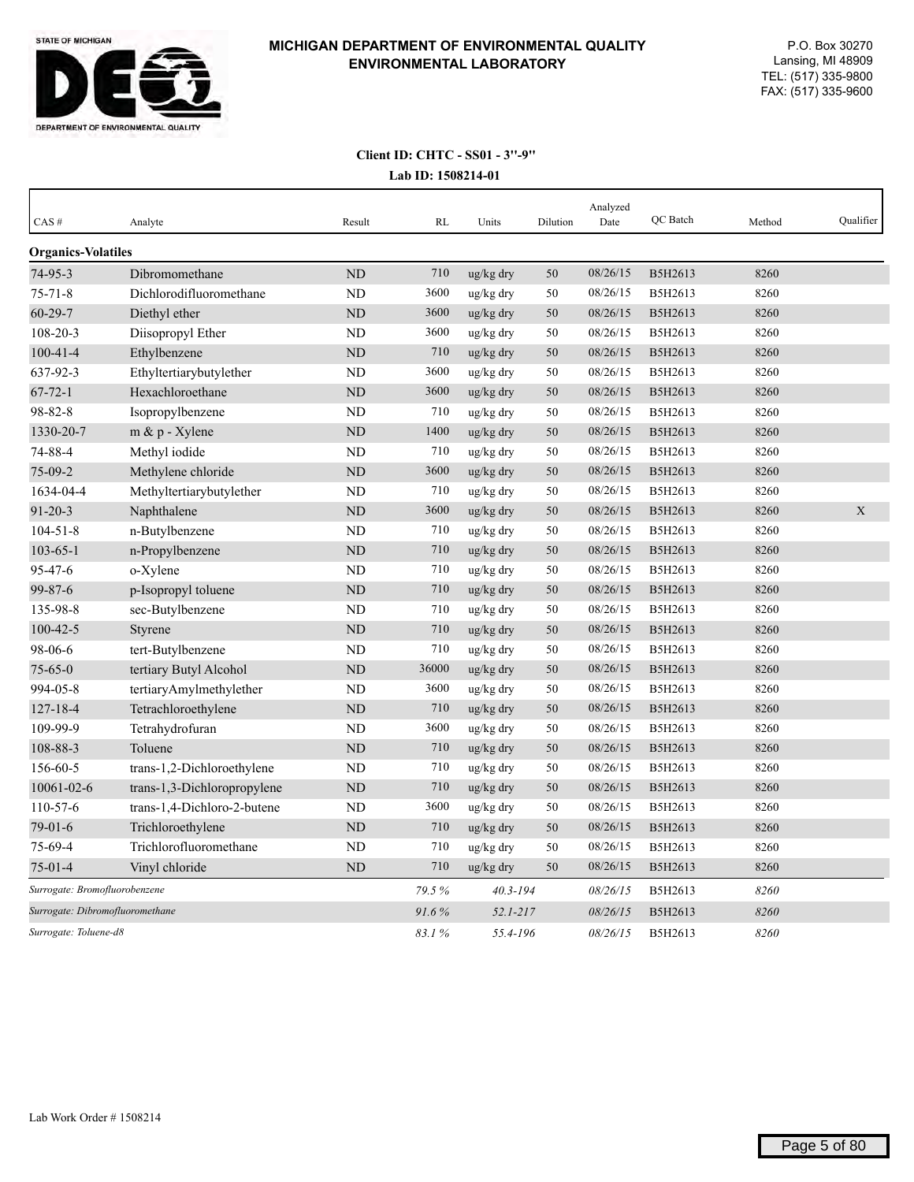**MICHIGAN DEPARTMENT OF ENVIRONMENTAL QUALITY**
**ENVIRONMENTAL LABORATORY**

P.O. Box 30270
Lansing, MI 48909
TEL: (517) 335-9800
FAX: (517) 335-9600

**Client ID: CHTC - SS01 - 3''-9''**
**Lab ID: 1508214-01**

| CAS # | Analyte | Result | RL | Units | Dilution | Analyzed Date | QC Batch | Method | Qualifier |
|---|---|---|---|---|---|---|---|---|---|
| **Organics-Volatiles** | | | | | | | | | |
| 74-95-3 | Dibromomethane | ND | 710 | ug/kg dry | 50 | 08/26/15 | B5H2613 | 8260 | |
| 75-71-8 | Dichlorodifluoromethane | ND | 3600 | ug/kg dry | 50 | 08/26/15 | B5H2613 | 8260 | |
| 60-29-7 | Diethyl ether | ND | 3600 | ug/kg dry | 50 | 08/26/15 | B5H2613 | 8260 | |
| 108-20-3 | Diisopropyl Ether | ND | 3600 | ug/kg dry | 50 | 08/26/15 | B5H2613 | 8260 | |
| 100-41-4 | Ethylbenzene | ND | 710 | ug/kg dry | 50 | 08/26/15 | B5H2613 | 8260 | |
| 637-92-3 | Ethyltertiarybutylether | ND | 3600 | ug/kg dry | 50 | 08/26/15 | B5H2613 | 8260 | |
| 67-72-1 | Hexachloroethane | ND | 3600 | ug/kg dry | 50 | 08/26/15 | B5H2613 | 8260 | |
| 98-82-8 | Isopropylbenzene | ND | 710 | ug/kg dry | 50 | 08/26/15 | B5H2613 | 8260 | |
| 1330-20-7 | m & p - Xylene | ND | 1400 | ug/kg dry | 50 | 08/26/15 | B5H2613 | 8260 | |
| 74-88-4 | Methyl iodide | ND | 710 | ug/kg dry | 50 | 08/26/15 | B5H2613 | 8260 | |
| 75-09-2 | Methylene chloride | ND | 3600 | ug/kg dry | 50 | 08/26/15 | B5H2613 | 8260 | |
| 1634-04-4 | Methyltertiarybutylether | ND | 710 | ug/kg dry | 50 | 08/26/15 | B5H2613 | 8260 | |
| 91-20-3 | Naphthalene | ND | 3600 | ug/kg dry | 50 | 08/26/15 | B5H2613 | 8260 | X |
| 104-51-8 | n-Butylbenzene | ND | 710 | ug/kg dry | 50 | 08/26/15 | B5H2613 | 8260 | |
| 103-65-1 | n-Propylbenzene | ND | 710 | ug/kg dry | 50 | 08/26/15 | B5H2613 | 8260 | |
| 95-47-6 | o-Xylene | ND | 710 | ug/kg dry | 50 | 08/26/15 | B5H2613 | 8260 | |
| 99-87-6 | p-Isopropyl toluene | ND | 710 | ug/kg dry | 50 | 08/26/15 | B5H2613 | 8260 | |
| 135-98-8 | sec-Butylbenzene | ND | 710 | ug/kg dry | 50 | 08/26/15 | B5H2613 | 8260 | |
| 100-42-5 | Styrene | ND | 710 | ug/kg dry | 50 | 08/26/15 | B5H2613 | 8260 | |
| 98-06-6 | tert-Butylbenzene | ND | 710 | ug/kg dry | 50 | 08/26/15 | B5H2613 | 8260 | |
| 75-65-0 | tertiary Butyl Alcohol | ND | 36000 | ug/kg dry | 50 | 08/26/15 | B5H2613 | 8260 | |
| 994-05-8 | tertiaryAmylmethylether | ND | 3600 | ug/kg dry | 50 | 08/26/15 | B5H2613 | 8260 | |
| 127-18-4 | Tetrachloroethylene | ND | 710 | ug/kg dry | 50 | 08/26/15 | B5H2613 | 8260 | |
| 109-99-9 | Tetrahydrofuran | ND | 3600 | ug/kg dry | 50 | 08/26/15 | B5H2613 | 8260 | |
| 108-88-3 | Toluene | ND | 710 | ug/kg dry | 50 | 08/26/15 | B5H2613 | 8260 | |
| 156-60-5 | trans-1,2-Dichloroethylene | ND | 710 | ug/kg dry | 50 | 08/26/15 | B5H2613 | 8260 | |
| 10061-02-6 | trans-1,3-Dichloropropylene | ND | 710 | ug/kg dry | 50 | 08/26/15 | B5H2613 | 8260 | |
| 110-57-6 | trans-1,4-Dichloro-2-butene | ND | 3600 | ug/kg dry | 50 | 08/26/15 | B5H2613 | 8260 | |
| 79-01-6 | Trichloroethylene | ND | 710 | ug/kg dry | 50 | 08/26/15 | B5H2613 | 8260 | |
| 75-69-4 | Trichlorofluoromethane | ND | 710 | ug/kg dry | 50 | 08/26/15 | B5H2613 | 8260 | |
| 75-01-4 | Vinyl chloride | ND | 710 | ug/kg dry | 50 | 08/26/15 | B5H2613 | 8260 | |
| *Surrogate: Bromofluorobenzene* | | | *79.5 %* | *40.3-194* | | *08/26/15* | B5H2613 | *8260* | |
| *Surrogate: Dibromofluoromethane* | | | *91.6 %* | *52.1-217* | | *08/26/15* | B5H2613 | *8260* | |
| *Surrogate: Toluene-d8* | | | *83.1 %* | *55.4-196* | | *08/26/15* | B5H2613 | *8260* | |

Lab Work Order # 1508214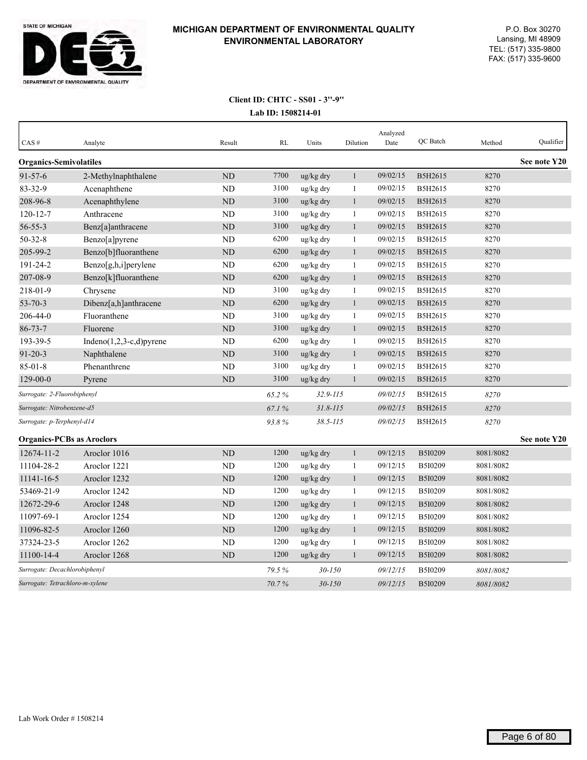**MICHIGAN DEPARTMENT OF ENVIRONMENTAL QUALITY**
**ENVIRONMENTAL LABORATORY**

P.O. Box 30270
Lansing, MI 48909
TEL: (517) 335-9800
FAX: (517) 335-9600

**Client ID: CHTC - SS01 - 3''-9''**
**Lab ID: 1508214-01**

| CAS # | Analyte | Result | RL | Units | Dilution | Analyzed Date | QC Batch | Method | Qualifier |
|---|---|---|---|---|---|---|---|---|---|
| **Organics-Semivolatiles** | | | | | | | | | **See note Y20** |
| 91-57-6 | 2-Methylnaphthalene | ND | 7700 | ug/kg dry | 1 | 09/02/15 | B5H2615 | 8270 | |
| 83-32-9 | Acenaphthene | ND | 3100 | ug/kg dry | 1 | 09/02/15 | B5H2615 | 8270 | |
| 208-96-8 | Acenaphthylene | ND | 3100 | ug/kg dry | 1 | 09/02/15 | B5H2615 | 8270 | |
| 120-12-7 | Anthracene | ND | 3100 | ug/kg dry | 1 | 09/02/15 | B5H2615 | 8270 | |
| 56-55-3 | Benz[a]anthracene | ND | 3100 | ug/kg dry | 1 | 09/02/15 | B5H2615 | 8270 | |
| 50-32-8 | Benzo[a]pyrene | ND | 6200 | ug/kg dry | 1 | 09/02/15 | B5H2615 | 8270 | |
| 205-99-2 | Benzo[b]fluoranthene | ND | 6200 | ug/kg dry | 1 | 09/02/15 | B5H2615 | 8270 | |
| 191-24-2 | Benzo[g,h,i]perylene | ND | 6200 | ug/kg dry | 1 | 09/02/15 | B5H2615 | 8270 | |
| 207-08-9 | Benzo[k]fluoranthene | ND | 6200 | ug/kg dry | 1 | 09/02/15 | B5H2615 | 8270 | |
| 218-01-9 | Chrysene | ND | 3100 | ug/kg dry | 1 | 09/02/15 | B5H2615 | 8270 | |
| 53-70-3 | Dibenz[a,h]anthracene | ND | 6200 | ug/kg dry | 1 | 09/02/15 | B5H2615 | 8270 | |
| 206-44-0 | Fluoranthene | ND | 3100 | ug/kg dry | 1 | 09/02/15 | B5H2615 | 8270 | |
| 86-73-7 | Fluorene | ND | 3100 | ug/kg dry | 1 | 09/02/15 | B5H2615 | 8270 | |
| 193-39-5 | Indeno(1,2,3-c,d)pyrene | ND | 6200 | ug/kg dry | 1 | 09/02/15 | B5H2615 | 8270 | |
| 91-20-3 | Naphthalene | ND | 3100 | ug/kg dry | 1 | 09/02/15 | B5H2615 | 8270 | |
| 85-01-8 | Phenanthrene | ND | 3100 | ug/kg dry | 1 | 09/02/15 | B5H2615 | 8270 | |
| 129-00-0 | Pyrene | ND | 3100 | ug/kg dry | 1 | 09/02/15 | B5H2615 | 8270 | |
| *Surrogate: 2-Fluorobiphenyl* | | | *65.2 %* | *32.9-115* | | *09/02/15* | B5H2615 | *8270* | |
| *Surrogate: Nitrobenzene-d5* | | | *67.1 %* | *31.8-115* | | *09/02/15* | B5H2615 | *8270* | |
| *Surrogate: p-Terphenyl-d14* | | | *93.8 %* | *38.5-115* | | *09/02/15* | B5H2615 | *8270* | |
| **Organics-PCBs as Aroclors** | | | | | | | | | **See note Y20** |
| 12674-11-2 | Aroclor 1016 | ND | 1200 | ug/kg dry | 1 | 09/12/15 | B5I0209 | 8081/8082 | |
| 11104-28-2 | Aroclor 1221 | ND | 1200 | ug/kg dry | 1 | 09/12/15 | B5I0209 | 8081/8082 | |
| 11141-16-5 | Aroclor 1232 | ND | 1200 | ug/kg dry | 1 | 09/12/15 | B5I0209 | 8081/8082 | |
| 53469-21-9 | Aroclor 1242 | ND | 1200 | ug/kg dry | 1 | 09/12/15 | B5I0209 | 8081/8082 | |
| 12672-29-6 | Aroclor 1248 | ND | 1200 | ug/kg dry | 1 | 09/12/15 | B5I0209 | 8081/8082 | |
| 11097-69-1 | Aroclor 1254 | ND | 1200 | ug/kg dry | 1 | 09/12/15 | B5I0209 | 8081/8082 | |
| 11096-82-5 | Aroclor 1260 | ND | 1200 | ug/kg dry | 1 | 09/12/15 | B5I0209 | 8081/8082 | |
| 37324-23-5 | Aroclor 1262 | ND | 1200 | ug/kg dry | 1 | 09/12/15 | B5I0209 | 8081/8082 | |
| 11100-14-4 | Aroclor 1268 | ND | 1200 | ug/kg dry | 1 | 09/12/15 | B5I0209 | 8081/8082 | |
| *Surrogate: Decachlorobiphenyl* | | | *79.5 %* | *30-150* | | *09/12/15* | B5I0209 | *8081/8082* | |
| *Surrogate: Tetrachloro-m-xylene* | | | *70.7 %* | *30-150* | | *09/12/15* | B5I0209 | *8081/8082* | |

Lab Work Order # 1508214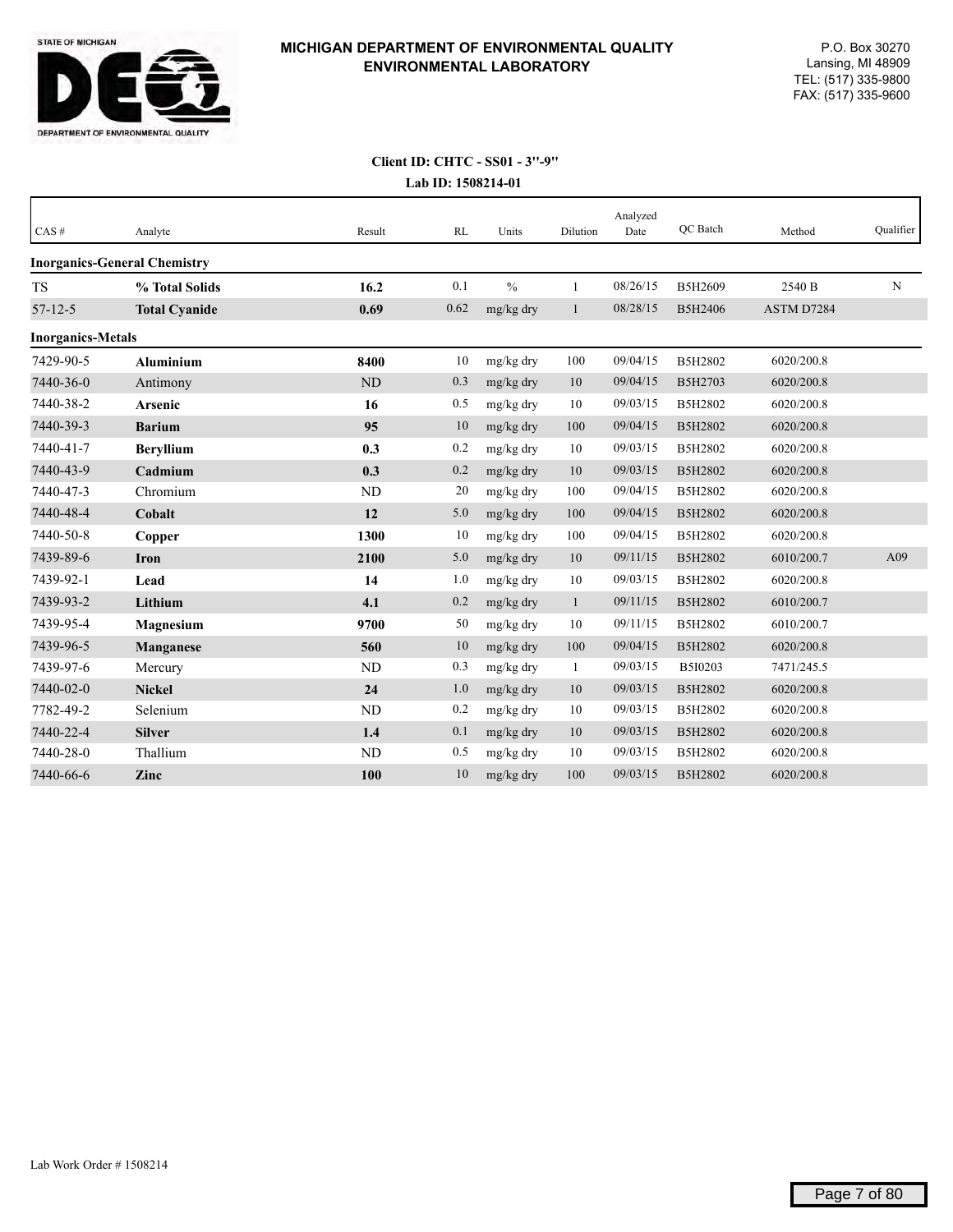**MICHIGAN DEPARTMENT OF ENVIRONMENTAL QUALITY**
**ENVIRONMENTAL LABORATORY**

P.O. Box 30270
Lansing, MI 48909
TEL: (517) 335-9800
FAX: (517) 335-9600

**Client ID: CHTC - SS01 - 3"-9"**
**Lab ID: 1508214-01**

| CAS # | Analyte | Result | RL | Units | Dilution | Analyzed Date | QC Batch | Method | Qualifier |
|---|---|---|---|---|---|---|---|---|---|
| **Inorganics-General Chemistry** | | | | | | | | | |
| TS | **% Total Solids** | **16.2** | 0.1 | % | 1 | 08/26/15 | B5H2609 | 2540 B | N |
| 57-12-5 | **Total Cyanide** | **0.69** | 0.62 | mg/kg dry | 1 | 08/28/15 | B5H2406 | ASTM D7284 | |
| **Inorganics-Metals** | | | | | | | | | |
| 7429-90-5 | **Aluminium** | **8400** | 10 | mg/kg dry | 100 | 09/04/15 | B5H2802 | 6020/200.8 | |
| 7440-36-0 | Antimony | ND | 0.3 | mg/kg dry | 10 | 09/04/15 | B5H2703 | 6020/200.8 | |
| 7440-38-2 | **Arsenic** | **16** | 0.5 | mg/kg dry | 10 | 09/03/15 | B5H2802 | 6020/200.8 | |
| 7440-39-3 | **Barium** | **95** | 10 | mg/kg dry | 100 | 09/04/15 | B5H2802 | 6020/200.8 | |
| 7440-41-7 | **Beryllium** | **0.3** | 0.2 | mg/kg dry | 10 | 09/03/15 | B5H2802 | 6020/200.8 | |
| 7440-43-9 | **Cadmium** | **0.3** | 0.2 | mg/kg dry | 10 | 09/03/15 | B5H2802 | 6020/200.8 | |
| 7440-47-3 | Chromium | ND | 20 | mg/kg dry | 100 | 09/04/15 | B5H2802 | 6020/200.8 | |
| 7440-48-4 | **Cobalt** | **12** | 5.0 | mg/kg dry | 100 | 09/04/15 | B5H2802 | 6020/200.8 | |
| 7440-50-8 | **Copper** | **1300** | 10 | mg/kg dry | 100 | 09/04/15 | B5H2802 | 6020/200.8 | |
| 7439-89-6 | **Iron** | **2100** | 5.0 | mg/kg dry | 10 | 09/11/15 | B5H2802 | 6010/200.7 | A09 |
| 7439-92-1 | **Lead** | **14** | 1.0 | mg/kg dry | 10 | 09/03/15 | B5H2802 | 6020/200.8 | |
| 7439-93-2 | **Lithium** | **4.1** | 0.2 | mg/kg dry | 1 | 09/11/15 | B5H2802 | 6010/200.7 | |
| 7439-95-4 | **Magnesium** | **9700** | 50 | mg/kg dry | 10 | 09/11/15 | B5H2802 | 6010/200.7 | |
| 7439-96-5 | **Manganese** | **560** | 10 | mg/kg dry | 100 | 09/04/15 | B5H2802 | 6020/200.8 | |
| 7439-97-6 | Mercury | ND | 0.3 | mg/kg dry | 1 | 09/03/15 | B5I0203 | 7471/245.5 | |
| 7440-02-0 | **Nickel** | **24** | 1.0 | mg/kg dry | 10 | 09/03/15 | B5H2802 | 6020/200.8 | |
| 7782-49-2 | Selenium | ND | 0.2 | mg/kg dry | 10 | 09/03/15 | B5H2802 | 6020/200.8 | |
| 7440-22-4 | **Silver** | **1.4** | 0.1 | mg/kg dry | 10 | 09/03/15 | B5H2802 | 6020/200.8 | |
| 7440-28-0 | Thallium | ND | 0.5 | mg/kg dry | 10 | 09/03/15 | B5H2802 | 6020/200.8 | |
| 7440-66-6 | **Zinc** | **100** | 10 | mg/kg dry | 100 | 09/03/15 | B5H2802 | 6020/200.8 | |

Lab Work Order # 1508214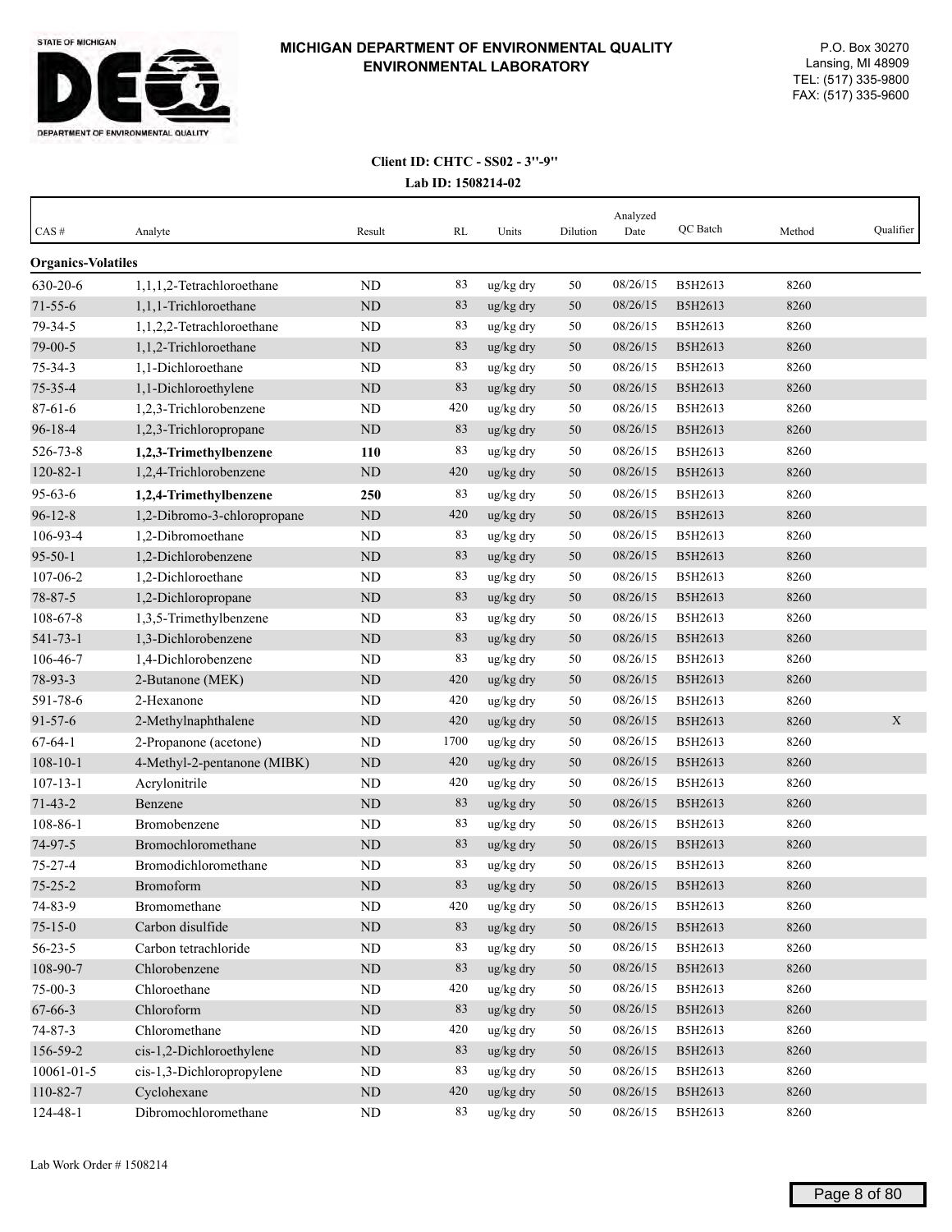**MICHIGAN DEPARTMENT OF ENVIRONMENTAL QUALITY**
**ENVIRONMENTAL LABORATORY**

P.O. Box 30270
Lansing, MI 48909
TEL: (517) 335-9800
FAX: (517) 335-9600

**Client ID: CHTC - SS02 - 3''-9''**

**Lab ID: 1508214-02**

| CAS # | Analyte | Result | RL | Units | Dilution | Analyzed Date | QC Batch | Method | Qualifier |
|---|---|---|---|---|---|---|---|---|---|
| **Organics-Volatiles** | | | | | | | | | |
| 630-20-6 | 1,1,1,2-Tetrachloroethane | ND | 83 | ug/kg dry | 50 | 08/26/15 | B5H2613 | 8260 | |
| 71-55-6 | 1,1,1-Trichloroethane | ND | 83 | ug/kg dry | 50 | 08/26/15 | B5H2613 | 8260 | |
| 79-34-5 | 1,1,2,2-Tetrachloroethane | ND | 83 | ug/kg dry | 50 | 08/26/15 | B5H2613 | 8260 | |
| 79-00-5 | 1,1,2-Trichloroethane | ND | 83 | ug/kg dry | 50 | 08/26/15 | B5H2613 | 8260 | |
| 75-34-3 | 1,1-Dichloroethane | ND | 83 | ug/kg dry | 50 | 08/26/15 | B5H2613 | 8260 | |
| 75-35-4 | 1,1-Dichloroethylene | ND | 83 | ug/kg dry | 50 | 08/26/15 | B5H2613 | 8260 | |
| 87-61-6 | 1,2,3-Trichlorobenzene | ND | 420 | ug/kg dry | 50 | 08/26/15 | B5H2613 | 8260 | |
| 96-18-4 | 1,2,3-Trichloropropane | ND | 83 | ug/kg dry | 50 | 08/26/15 | B5H2613 | 8260 | |
| 526-73-8 | **1,2,3-Trimethylbenzene** | **110** | 83 | ug/kg dry | 50 | 08/26/15 | B5H2613 | 8260 | |
| 120-82-1 | 1,2,4-Trichlorobenzene | ND | 420 | ug/kg dry | 50 | 08/26/15 | B5H2613 | 8260 | |
| 95-63-6 | **1,2,4-Trimethylbenzene** | **250** | 83 | ug/kg dry | 50 | 08/26/15 | B5H2613 | 8260 | |
| 96-12-8 | 1,2-Dibromo-3-chloropropane | ND | 420 | ug/kg dry | 50 | 08/26/15 | B5H2613 | 8260 | |
| 106-93-4 | 1,2-Dibromoethane | ND | 83 | ug/kg dry | 50 | 08/26/15 | B5H2613 | 8260 | |
| 95-50-1 | 1,2-Dichlorobenzene | ND | 83 | ug/kg dry | 50 | 08/26/15 | B5H2613 | 8260 | |
| 107-06-2 | 1,2-Dichloroethane | ND | 83 | ug/kg dry | 50 | 08/26/15 | B5H2613 | 8260 | |
| 78-87-5 | 1,2-Dichloropropane | ND | 83 | ug/kg dry | 50 | 08/26/15 | B5H2613 | 8260 | |
| 108-67-8 | 1,3,5-Trimethylbenzene | ND | 83 | ug/kg dry | 50 | 08/26/15 | B5H2613 | 8260 | |
| 541-73-1 | 1,3-Dichlorobenzene | ND | 83 | ug/kg dry | 50 | 08/26/15 | B5H2613 | 8260 | |
| 106-46-7 | 1,4-Dichlorobenzene | ND | 83 | ug/kg dry | 50 | 08/26/15 | B5H2613 | 8260 | |
| 78-93-3 | 2-Butanone (MEK) | ND | 420 | ug/kg dry | 50 | 08/26/15 | B5H2613 | 8260 | |
| 591-78-6 | 2-Hexanone | ND | 420 | ug/kg dry | 50 | 08/26/15 | B5H2613 | 8260 | |
| 91-57-6 | 2-Methylnaphthalene | ND | 420 | ug/kg dry | 50 | 08/26/15 | B5H2613 | 8260 | X |
| 67-64-1 | 2-Propanone (acetone) | ND | 1700 | ug/kg dry | 50 | 08/26/15 | B5H2613 | 8260 | |
| 108-10-1 | 4-Methyl-2-pentanone (MIBK) | ND | 420 | ug/kg dry | 50 | 08/26/15 | B5H2613 | 8260 | |
| 107-13-1 | Acrylonitrile | ND | 420 | ug/kg dry | 50 | 08/26/15 | B5H2613 | 8260 | |
| 71-43-2 | Benzene | ND | 83 | ug/kg dry | 50 | 08/26/15 | B5H2613 | 8260 | |
| 108-86-1 | Bromobenzene | ND | 83 | ug/kg dry | 50 | 08/26/15 | B5H2613 | 8260 | |
| 74-97-5 | Bromochloromethane | ND | 83 | ug/kg dry | 50 | 08/26/15 | B5H2613 | 8260 | |
| 75-27-4 | Bromodichloromethane | ND | 83 | ug/kg dry | 50 | 08/26/15 | B5H2613 | 8260 | |
| 75-25-2 | Bromoform | ND | 83 | ug/kg dry | 50 | 08/26/15 | B5H2613 | 8260 | |
| 74-83-9 | Bromomethane | ND | 420 | ug/kg dry | 50 | 08/26/15 | B5H2613 | 8260 | |
| 75-15-0 | Carbon disulfide | ND | 83 | ug/kg dry | 50 | 08/26/15 | B5H2613 | 8260 | |
| 56-23-5 | Carbon tetrachloride | ND | 83 | ug/kg dry | 50 | 08/26/15 | B5H2613 | 8260 | |
| 108-90-7 | Chlorobenzene | ND | 83 | ug/kg dry | 50 | 08/26/15 | B5H2613 | 8260 | |
| 75-00-3 | Chloroethane | ND | 420 | ug/kg dry | 50 | 08/26/15 | B5H2613 | 8260 | |
| 67-66-3 | Chloroform | ND | 83 | ug/kg dry | 50 | 08/26/15 | B5H2613 | 8260 | |
| 74-87-3 | Chloromethane | ND | 420 | ug/kg dry | 50 | 08/26/15 | B5H2613 | 8260 | |
| 156-59-2 | cis-1,2-Dichloroethylene | ND | 83 | ug/kg dry | 50 | 08/26/15 | B5H2613 | 8260 | |
| 10061-01-5 | cis-1,3-Dichloropropylene | ND | 83 | ug/kg dry | 50 | 08/26/15 | B5H2613 | 8260 | |
| 110-82-7 | Cyclohexane | ND | 420 | ug/kg dry | 50 | 08/26/15 | B5H2613 | 8260 | |
| 124-48-1 | Dibromochloromethane | ND | 83 | ug/kg dry | 50 | 08/26/15 | B5H2613 | 8260 | |

Lab Work Order # 1508214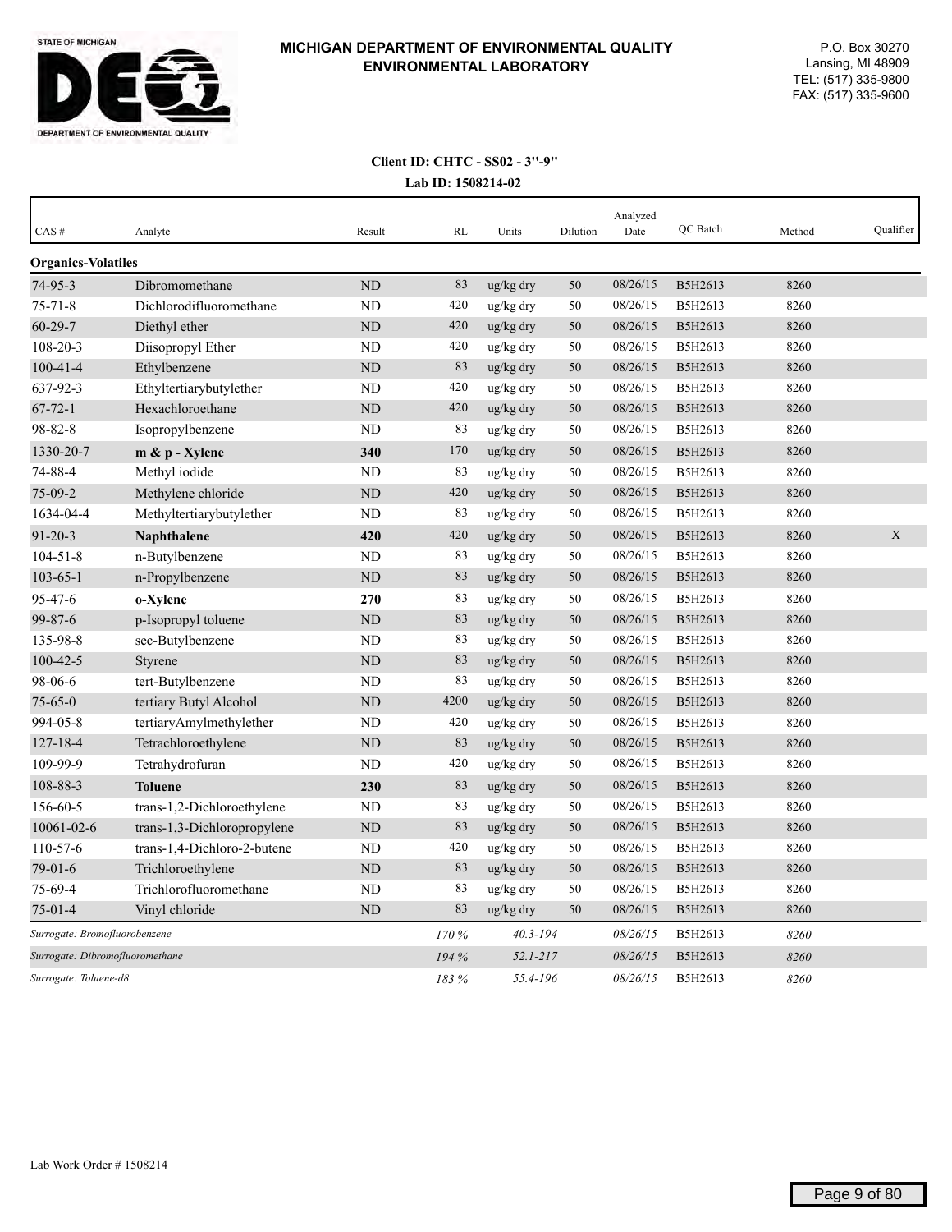# MICHIGAN DEPARTMENT OF ENVIRONMENTAL QUALITY
## ENVIRONMENTAL LABORATORY

P.O. Box 30270
Lansing, MI 48909
TEL: (517) 335-9800
FAX: (517) 335-9600

**Client ID: CHTC - SS02 - 3''-9''**
**Lab ID: 1508214-02**

| CAS # | Analyte | Result | RL | Units | Dilution | Analyzed Date | QC Batch | Method | Qualifier |
|---|---|---|---|---|---|---|---|---|---|
| **Organics-Volatiles** | | | | | | | | | |
| 74-95-3 | Dibromomethane | ND | 83 | ug/kg dry | 50 | 08/26/15 | B5H2613 | 8260 | |
| 75-71-8 | Dichlorodifluoromethane | ND | 420 | ug/kg dry | 50 | 08/26/15 | B5H2613 | 8260 | |
| 60-29-7 | Diethyl ether | ND | 420 | ug/kg dry | 50 | 08/26/15 | B5H2613 | 8260 | |
| 108-20-3 | Diisopropyl Ether | ND | 420 | ug/kg dry | 50 | 08/26/15 | B5H2613 | 8260 | |
| 100-41-4 | Ethylbenzene | ND | 83 | ug/kg dry | 50 | 08/26/15 | B5H2613 | 8260 | |
| 637-92-3 | Ethyltertiarybutylether | ND | 420 | ug/kg dry | 50 | 08/26/15 | B5H2613 | 8260 | |
| 67-72-1 | Hexachloroethane | ND | 420 | ug/kg dry | 50 | 08/26/15 | B5H2613 | 8260 | |
| 98-82-8 | Isopropylbenzene | ND | 83 | ug/kg dry | 50 | 08/26/15 | B5H2613 | 8260 | |
| 1330-20-7 | **m & p - Xylene** | **340** | 170 | ug/kg dry | 50 | 08/26/15 | B5H2613 | 8260 | |
| 74-88-4 | Methyl iodide | ND | 83 | ug/kg dry | 50 | 08/26/15 | B5H2613 | 8260 | |
| 75-09-2 | Methylene chloride | ND | 420 | ug/kg dry | 50 | 08/26/15 | B5H2613 | 8260 | |
| 1634-04-4 | Methyltertiarybutylether | ND | 83 | ug/kg dry | 50 | 08/26/15 | B5H2613 | 8260 | |
| 91-20-3 | **Naphthalene** | **420** | 420 | ug/kg dry | 50 | 08/26/15 | B5H2613 | 8260 | X |
| 104-51-8 | n-Butylbenzene | ND | 83 | ug/kg dry | 50 | 08/26/15 | B5H2613 | 8260 | |
| 103-65-1 | n-Propylbenzene | ND | 83 | ug/kg dry | 50 | 08/26/15 | B5H2613 | 8260 | |
| 95-47-6 | **o-Xylene** | **270** | 83 | ug/kg dry | 50 | 08/26/15 | B5H2613 | 8260 | |
| 99-87-6 | p-Isopropyl toluene | ND | 83 | ug/kg dry | 50 | 08/26/15 | B5H2613 | 8260 | |
| 135-98-8 | sec-Butylbenzene | ND | 83 | ug/kg dry | 50 | 08/26/15 | B5H2613 | 8260 | |
| 100-42-5 | Styrene | ND | 83 | ug/kg dry | 50 | 08/26/15 | B5H2613 | 8260 | |
| 98-06-6 | tert-Butylbenzene | ND | 83 | ug/kg dry | 50 | 08/26/15 | B5H2613 | 8260 | |
| 75-65-0 | tertiary Butyl Alcohol | ND | 4200 | ug/kg dry | 50 | 08/26/15 | B5H2613 | 8260 | |
| 994-05-8 | tertiaryAmylmethylether | ND | 420 | ug/kg dry | 50 | 08/26/15 | B5H2613 | 8260 | |
| 127-18-4 | Tetrachloroethylene | ND | 83 | ug/kg dry | 50 | 08/26/15 | B5H2613 | 8260 | |
| 109-99-9 | Tetrahydrofuran | ND | 420 | ug/kg dry | 50 | 08/26/15 | B5H2613 | 8260 | |
| 108-88-3 | **Toluene** | **230** | 83 | ug/kg dry | 50 | 08/26/15 | B5H2613 | 8260 | |
| 156-60-5 | trans-1,2-Dichloroethylene | ND | 83 | ug/kg dry | 50 | 08/26/15 | B5H2613 | 8260 | |
| 10061-02-6 | trans-1,3-Dichloropropylene | ND | 83 | ug/kg dry | 50 | 08/26/15 | B5H2613 | 8260 | |
| 110-57-6 | trans-1,4-Dichloro-2-butene | ND | 420 | ug/kg dry | 50 | 08/26/15 | B5H2613 | 8260 | |
| 79-01-6 | Trichloroethylene | ND | 83 | ug/kg dry | 50 | 08/26/15 | B5H2613 | 8260 | |
| 75-69-4 | Trichlorofluoromethane | ND | 83 | ug/kg dry | 50 | 08/26/15 | B5H2613 | 8260 | |
| 75-01-4 | Vinyl chloride | ND | 83 | ug/kg dry | 50 | 08/26/15 | B5H2613 | 8260 | |
| *Surrogate: Bromofluorobenzene* | | | *170 %* | *40.3-194* | | *08/26/15* | B5H2613 | *8260* | |
| *Surrogate: Dibromofluoromethane* | | | *194 %* | *52.1-217* | | *08/26/15* | B5H2613 | *8260* | |
| *Surrogate: Toluene-d8* | | | *183 %* | *55.4-196* | | *08/26/15* | B5H2613 | *8260* | |

Lab Work Order # 1508214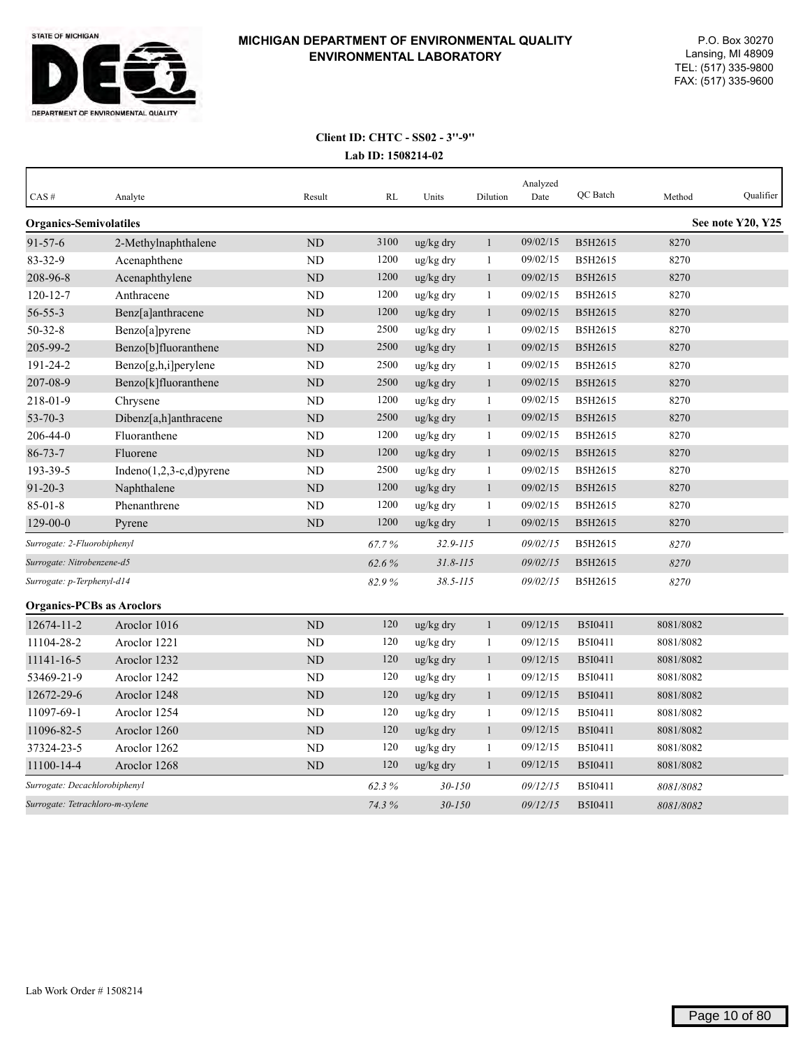**MICHIGAN DEPARTMENT OF ENVIRONMENTAL QUALITY**
**ENVIRONMENTAL LABORATORY**

P.O. Box 30270
Lansing, MI 48909
TEL: (517) 335-9800
FAX: (517) 335-9600

**Client ID: CHTC - SS02 - 3"-9"**
**Lab ID: 1508214-02**

| CAS # | Analyte | Result | RL | Units | Dilution | Analyzed Date | QC Batch | Method | Qualifier |
|---|---|---|---|---|---|---|---|---|---|
| **Organics-Semivolatiles** | | | | | | | | | **See note Y20, Y25** |
| 91-57-6 | 2-Methylnaphthalene | ND | 3100 | ug/kg dry | 1 | 09/02/15 | B5H2615 | 8270 | |
| 83-32-9 | Acenaphthene | ND | 1200 | ug/kg dry | 1 | 09/02/15 | B5H2615 | 8270 | |
| 208-96-8 | Acenaphthylene | ND | 1200 | ug/kg dry | 1 | 09/02/15 | B5H2615 | 8270 | |
| 120-12-7 | Anthracene | ND | 1200 | ug/kg dry | 1 | 09/02/15 | B5H2615 | 8270 | |
| 56-55-3 | Benz[a]anthracene | ND | 1200 | ug/kg dry | 1 | 09/02/15 | B5H2615 | 8270 | |
| 50-32-8 | Benzo[a]pyrene | ND | 2500 | ug/kg dry | 1 | 09/02/15 | B5H2615 | 8270 | |
| 205-99-2 | Benzo[b]fluoranthene | ND | 2500 | ug/kg dry | 1 | 09/02/15 | B5H2615 | 8270 | |
| 191-24-2 | Benzo[g,h,i]perylene | ND | 2500 | ug/kg dry | 1 | 09/02/15 | B5H2615 | 8270 | |
| 207-08-9 | Benzo[k]fluoranthene | ND | 2500 | ug/kg dry | 1 | 09/02/15 | B5H2615 | 8270 | |
| 218-01-9 | Chrysene | ND | 1200 | ug/kg dry | 1 | 09/02/15 | B5H2615 | 8270 | |
| 53-70-3 | Dibenz[a,h]anthracene | ND | 2500 | ug/kg dry | 1 | 09/02/15 | B5H2615 | 8270 | |
| 206-44-0 | Fluoranthene | ND | 1200 | ug/kg dry | 1 | 09/02/15 | B5H2615 | 8270 | |
| 86-73-7 | Fluorene | ND | 1200 | ug/kg dry | 1 | 09/02/15 | B5H2615 | 8270 | |
| 193-39-5 | Indeno(1,2,3-c,d)pyrene | ND | 2500 | ug/kg dry | 1 | 09/02/15 | B5H2615 | 8270 | |
| 91-20-3 | Naphthalene | ND | 1200 | ug/kg dry | 1 | 09/02/15 | B5H2615 | 8270 | |
| 85-01-8 | Phenanthrene | ND | 1200 | ug/kg dry | 1 | 09/02/15 | B5H2615 | 8270 | |
| 129-00-0 | Pyrene | ND | 1200 | ug/kg dry | 1 | 09/02/15 | B5H2615 | 8270 | |
| *Surrogate: 2-Fluorobiphenyl* | | | *67.7 %* | *32.9-115* | | *09/02/15* | B5H2615 | *8270* | |
| *Surrogate: Nitrobenzene-d5* | | | *62.6 %* | *31.8-115* | | *09/02/15* | B5H2615 | *8270* | |
| *Surrogate: p-Terphenyl-d14* | | | *82.9 %* | *38.5-115* | | *09/02/15* | B5H2615 | *8270* | |
| **Organics-PCBs as Aroclors** | | | | | | | | | |
| 12674-11-2 | Aroclor 1016 | ND | 120 | ug/kg dry | 1 | 09/12/15 | B5I0411 | 8081/8082 | |
| 11104-28-2 | Aroclor 1221 | ND | 120 | ug/kg dry | 1 | 09/12/15 | B5I0411 | 8081/8082 | |
| 11141-16-5 | Aroclor 1232 | ND | 120 | ug/kg dry | 1 | 09/12/15 | B5I0411 | 8081/8082 | |
| 53469-21-9 | Aroclor 1242 | ND | 120 | ug/kg dry | 1 | 09/12/15 | B5I0411 | 8081/8082 | |
| 12672-29-6 | Aroclor 1248 | ND | 120 | ug/kg dry | 1 | 09/12/15 | B5I0411 | 8081/8082 | |
| 11097-69-1 | Aroclor 1254 | ND | 120 | ug/kg dry | 1 | 09/12/15 | B5I0411 | 8081/8082 | |
| 11096-82-5 | Aroclor 1260 | ND | 120 | ug/kg dry | 1 | 09/12/15 | B5I0411 | 8081/8082 | |
| 37324-23-5 | Aroclor 1262 | ND | 120 | ug/kg dry | 1 | 09/12/15 | B5I0411 | 8081/8082 | |
| 11100-14-4 | Aroclor 1268 | ND | 120 | ug/kg dry | 1 | 09/12/15 | B5I0411 | 8081/8082 | |
| *Surrogate: Decachlorobiphenyl* | | | *62.3 %* | *30-150* | | *09/12/15* | B5I0411 | *8081/8082* | |
| *Surrogate: Tetrachloro-m-xylene* | | | *74.3 %* | *30-150* | | *09/12/15* | B5I0411 | *8081/8082* | |

Lab Work Order # 1508214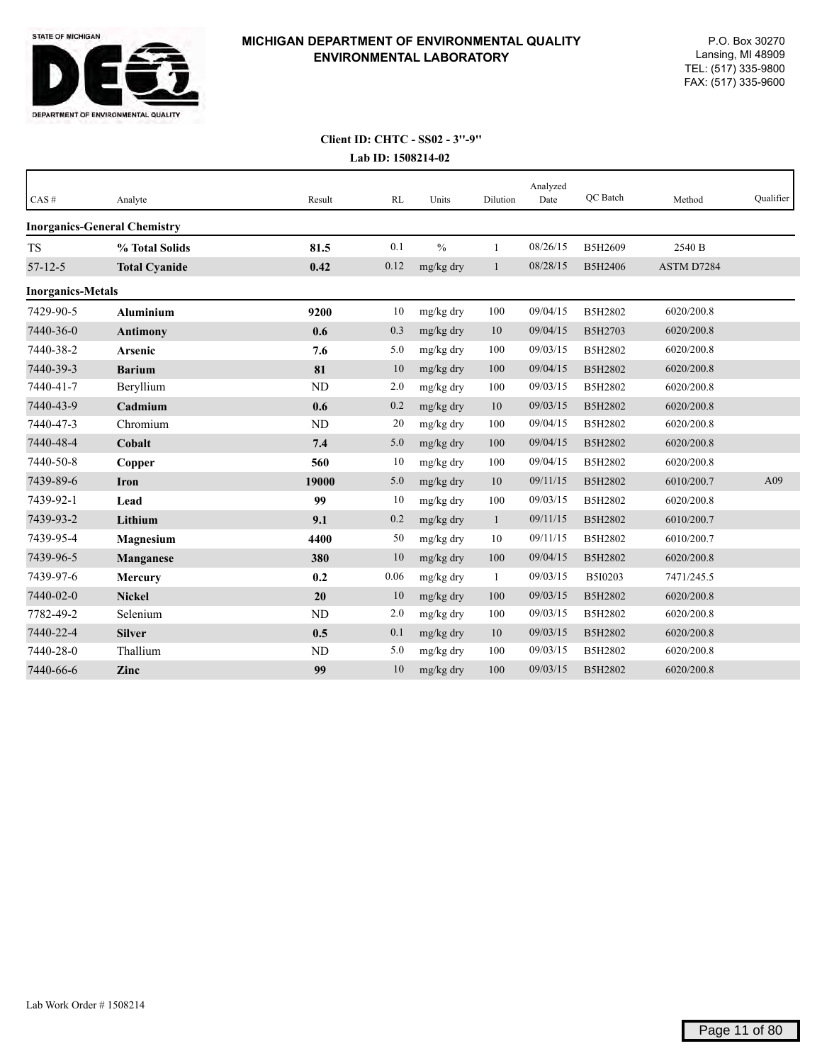**MICHIGAN DEPARTMENT OF ENVIRONMENTAL QUALITY**
**ENVIRONMENTAL LABORATORY**

P.O. Box 30270
Lansing, MI 48909
TEL: (517) 335-9800
FAX: (517) 335-9600

**Client ID: CHTC - SS02 - 3"-9"**
**Lab ID: 1508214-02**

| CAS # | Analyte | Result | RL | Units | Dilution | Analyzed Date | QC Batch | Method | Qualifier |
|---|---|---|---|---|---|---|---|---|---|
| **Inorganics-General Chemistry** | | | | | | | | | |
| TS | **% Total Solids** | **81.5** | 0.1 | % | 1 | 08/26/15 | B5H2609 | 2540 B | |
| 57-12-5 | **Total Cyanide** | **0.42** | 0.12 | mg/kg dry | 1 | 08/28/15 | B5H2406 | ASTM D7284 | |
| **Inorganics-Metals** | | | | | | | | | |
| 7429-90-5 | **Aluminium** | **9200** | 10 | mg/kg dry | 100 | 09/04/15 | B5H2802 | 6020/200.8 | |
| 7440-36-0 | **Antimony** | **0.6** | 0.3 | mg/kg dry | 10 | 09/04/15 | B5H2703 | 6020/200.8 | |
| 7440-38-2 | **Arsenic** | **7.6** | 5.0 | mg/kg dry | 100 | 09/03/15 | B5H2802 | 6020/200.8 | |
| 7440-39-3 | **Barium** | **81** | 10 | mg/kg dry | 100 | 09/04/15 | B5H2802 | 6020/200.8 | |
| 7440-41-7 | Beryllium | ND | 2.0 | mg/kg dry | 100 | 09/03/15 | B5H2802 | 6020/200.8 | |
| 7440-43-9 | **Cadmium** | **0.6** | 0.2 | mg/kg dry | 10 | 09/03/15 | B5H2802 | 6020/200.8 | |
| 7440-47-3 | Chromium | ND | 20 | mg/kg dry | 100 | 09/04/15 | B5H2802 | 6020/200.8 | |
| 7440-48-4 | **Cobalt** | **7.4** | 5.0 | mg/kg dry | 100 | 09/04/15 | B5H2802 | 6020/200.8 | |
| 7440-50-8 | **Copper** | **560** | 10 | mg/kg dry | 100 | 09/04/15 | B5H2802 | 6020/200.8 | |
| 7439-89-6 | **Iron** | **19000** | 5.0 | mg/kg dry | 10 | 09/11/15 | B5H2802 | 6010/200.7 | A09 |
| 7439-92-1 | **Lead** | **99** | 10 | mg/kg dry | 100 | 09/03/15 | B5H2802 | 6020/200.8 | |
| 7439-93-2 | **Lithium** | **9.1** | 0.2 | mg/kg dry | 1 | 09/11/15 | B5H2802 | 6010/200.7 | |
| 7439-95-4 | **Magnesium** | **4400** | 50 | mg/kg dry | 10 | 09/11/15 | B5H2802 | 6010/200.7 | |
| 7439-96-5 | **Manganese** | **380** | 10 | mg/kg dry | 100 | 09/04/15 | B5H2802 | 6020/200.8 | |
| 7439-97-6 | **Mercury** | **0.2** | 0.06 | mg/kg dry | 1 | 09/03/15 | B5I0203 | 7471/245.5 | |
| 7440-02-0 | **Nickel** | **20** | 10 | mg/kg dry | 100 | 09/03/15 | B5H2802 | 6020/200.8 | |
| 7782-49-2 | Selenium | ND | 2.0 | mg/kg dry | 100 | 09/03/15 | B5H2802 | 6020/200.8 | |
| 7440-22-4 | **Silver** | **0.5** | 0.1 | mg/kg dry | 10 | 09/03/15 | B5H2802 | 6020/200.8 | |
| 7440-28-0 | Thallium | ND | 5.0 | mg/kg dry | 100 | 09/03/15 | B5H2802 | 6020/200.8 | |
| 7440-66-6 | **Zinc** | **99** | 10 | mg/kg dry | 100 | 09/03/15 | B5H2802 | 6020/200.8 | |

Lab Work Order # 1508214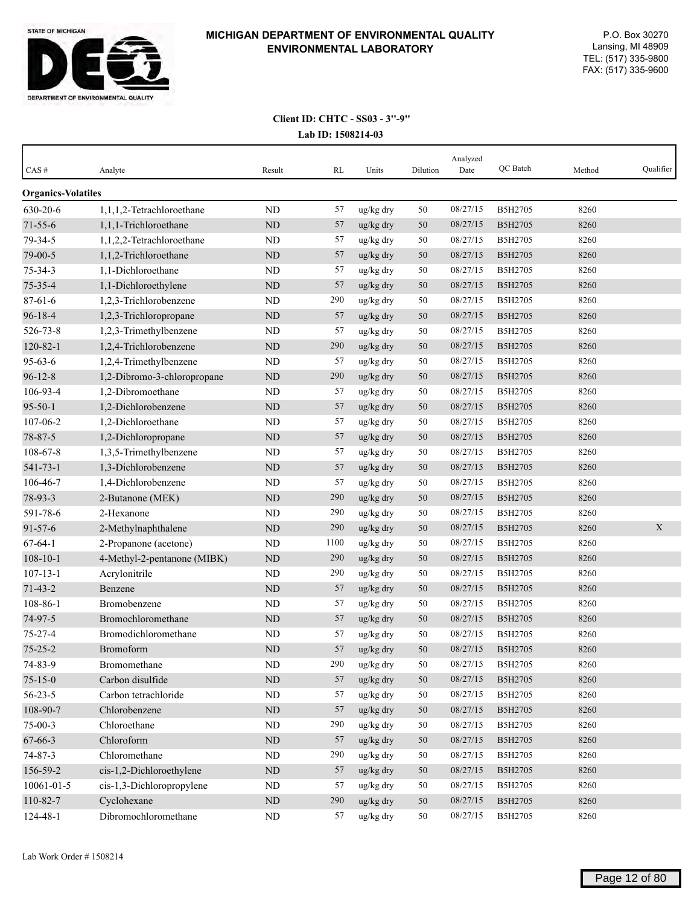**MICHIGAN DEPARTMENT OF ENVIRONMENTAL QUALITY**
**ENVIRONMENTAL LABORATORY**

P.O. Box 30270
Lansing, MI 48909
TEL: (517) 335-9800
FAX: (517) 335-9600

**Client ID: CHTC - SS03 - 3''-9''**
**Lab ID: 1508214-03**

| CAS # | Analyte | Result | RL | Units | Dilution | Analyzed Date | QC Batch | Method | Qualifier |
|---|---|---|---|---|---|---|---|---|---|
| **Organics-Volatiles** | | | | | | | | | |
| 630-20-6 | 1,1,1,2-Tetrachloroethane | ND | 57 | ug/kg dry | 50 | 08/27/15 | B5H2705 | 8260 | |
| 71-55-6 | 1,1,1-Trichloroethane | ND | 57 | ug/kg dry | 50 | 08/27/15 | B5H2705 | 8260 | |
| 79-34-5 | 1,1,2,2-Tetrachloroethane | ND | 57 | ug/kg dry | 50 | 08/27/15 | B5H2705 | 8260 | |
| 79-00-5 | 1,1,2-Trichloroethane | ND | 57 | ug/kg dry | 50 | 08/27/15 | B5H2705 | 8260 | |
| 75-34-3 | 1,1-Dichloroethane | ND | 57 | ug/kg dry | 50 | 08/27/15 | B5H2705 | 8260 | |
| 75-35-4 | 1,1-Dichloroethylene | ND | 57 | ug/kg dry | 50 | 08/27/15 | B5H2705 | 8260 | |
| 87-61-6 | 1,2,3-Trichlorobenzene | ND | 290 | ug/kg dry | 50 | 08/27/15 | B5H2705 | 8260 | |
| 96-18-4 | 1,2,3-Trichloropropane | ND | 57 | ug/kg dry | 50 | 08/27/15 | B5H2705 | 8260 | |
| 526-73-8 | 1,2,3-Trimethylbenzene | ND | 57 | ug/kg dry | 50 | 08/27/15 | B5H2705 | 8260 | |
| 120-82-1 | 1,2,4-Trichlorobenzene | ND | 290 | ug/kg dry | 50 | 08/27/15 | B5H2705 | 8260 | |
| 95-63-6 | 1,2,4-Trimethylbenzene | ND | 57 | ug/kg dry | 50 | 08/27/15 | B5H2705 | 8260 | |
| 96-12-8 | 1,2-Dibromo-3-chloropropane | ND | 290 | ug/kg dry | 50 | 08/27/15 | B5H2705 | 8260 | |
| 106-93-4 | 1,2-Dibromoethane | ND | 57 | ug/kg dry | 50 | 08/27/15 | B5H2705 | 8260 | |
| 95-50-1 | 1,2-Dichlorobenzene | ND | 57 | ug/kg dry | 50 | 08/27/15 | B5H2705 | 8260 | |
| 107-06-2 | 1,2-Dichloroethane | ND | 57 | ug/kg dry | 50 | 08/27/15 | B5H2705 | 8260 | |
| 78-87-5 | 1,2-Dichloropropane | ND | 57 | ug/kg dry | 50 | 08/27/15 | B5H2705 | 8260 | |
| 108-67-8 | 1,3,5-Trimethylbenzene | ND | 57 | ug/kg dry | 50 | 08/27/15 | B5H2705 | 8260 | |
| 541-73-1 | 1,3-Dichlorobenzene | ND | 57 | ug/kg dry | 50 | 08/27/15 | B5H2705 | 8260 | |
| 106-46-7 | 1,4-Dichlorobenzene | ND | 57 | ug/kg dry | 50 | 08/27/15 | B5H2705 | 8260 | |
| 78-93-3 | 2-Butanone (MEK) | ND | 290 | ug/kg dry | 50 | 08/27/15 | B5H2705 | 8260 | |
| 591-78-6 | 2-Hexanone | ND | 290 | ug/kg dry | 50 | 08/27/15 | B5H2705 | 8260 | |
| 91-57-6 | 2-Methylnaphthalene | ND | 290 | ug/kg dry | 50 | 08/27/15 | B5H2705 | 8260 | X |
| 67-64-1 | 2-Propanone (acetone) | ND | 1100 | ug/kg dry | 50 | 08/27/15 | B5H2705 | 8260 | |
| 108-10-1 | 4-Methyl-2-pentanone (MIBK) | ND | 290 | ug/kg dry | 50 | 08/27/15 | B5H2705 | 8260 | |
| 107-13-1 | Acrylonitrile | ND | 290 | ug/kg dry | 50 | 08/27/15 | B5H2705 | 8260 | |
| 71-43-2 | Benzene | ND | 57 | ug/kg dry | 50 | 08/27/15 | B5H2705 | 8260 | |
| 108-86-1 | Bromobenzene | ND | 57 | ug/kg dry | 50 | 08/27/15 | B5H2705 | 8260 | |
| 74-97-5 | Bromochloromethane | ND | 57 | ug/kg dry | 50 | 08/27/15 | B5H2705 | 8260 | |
| 75-27-4 | Bromodichloromethane | ND | 57 | ug/kg dry | 50 | 08/27/15 | B5H2705 | 8260 | |
| 75-25-2 | Bromoform | ND | 57 | ug/kg dry | 50 | 08/27/15 | B5H2705 | 8260 | |
| 74-83-9 | Bromomethane | ND | 290 | ug/kg dry | 50 | 08/27/15 | B5H2705 | 8260 | |
| 75-15-0 | Carbon disulfide | ND | 57 | ug/kg dry | 50 | 08/27/15 | B5H2705 | 8260 | |
| 56-23-5 | Carbon tetrachloride | ND | 57 | ug/kg dry | 50 | 08/27/15 | B5H2705 | 8260 | |
| 108-90-7 | Chlorobenzene | ND | 57 | ug/kg dry | 50 | 08/27/15 | B5H2705 | 8260 | |
| 75-00-3 | Chloroethane | ND | 290 | ug/kg dry | 50 | 08/27/15 | B5H2705 | 8260 | |
| 67-66-3 | Chloroform | ND | 57 | ug/kg dry | 50 | 08/27/15 | B5H2705 | 8260 | |
| 74-87-3 | Chloromethane | ND | 290 | ug/kg dry | 50 | 08/27/15 | B5H2705 | 8260 | |
| 156-59-2 | cis-1,2-Dichloroethylene | ND | 57 | ug/kg dry | 50 | 08/27/15 | B5H2705 | 8260 | |
| 10061-01-5 | cis-1,3-Dichloropropylene | ND | 57 | ug/kg dry | 50 | 08/27/15 | B5H2705 | 8260 | |
| 110-82-7 | Cyclohexane | ND | 290 | ug/kg dry | 50 | 08/27/15 | B5H2705 | 8260 | |
| 124-48-1 | Dibromochloromethane | ND | 57 | ug/kg dry | 50 | 08/27/15 | B5H2705 | 8260 | |

Lab Work Order # 1508214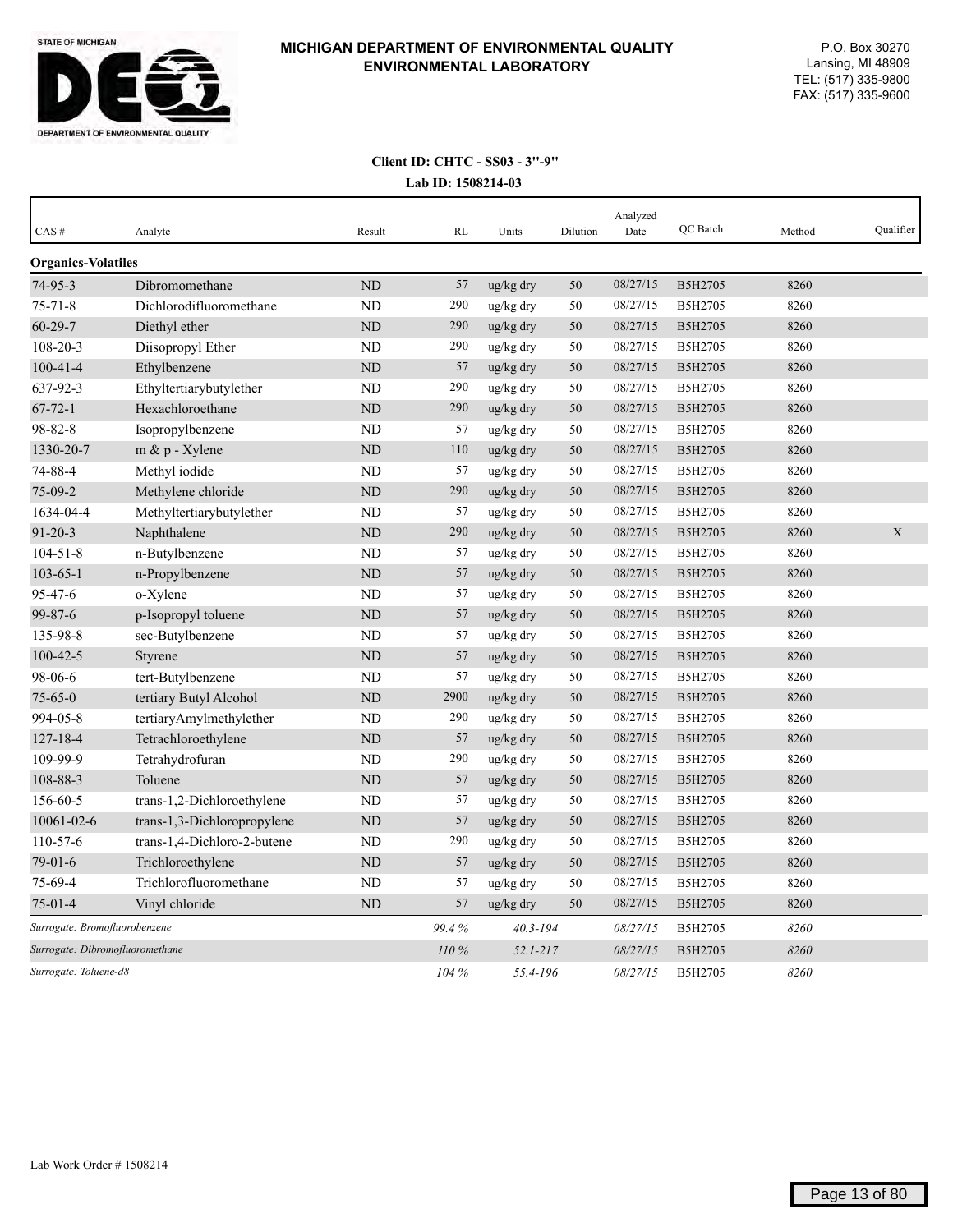**MICHIGAN DEPARTMENT OF ENVIRONMENTAL QUALITY**
**ENVIRONMENTAL LABORATORY**

P.O. Box 30270
Lansing, MI 48909
TEL: (517) 335-9800
FAX: (517) 335-9600

**Client ID: CHTC - SS03 - 3''-9''**
**Lab ID: 1508214-03**

| CAS # | Analyte | Result | RL | Units | Dilution | Analyzed Date | QC Batch | Method | Qualifier |
|---|---|---|---|---|---|---|---|---|---|
| **Organics-Volatiles** | | | | | | | | | |
| 74-95-3 | Dibromomethane | ND | 57 | ug/kg dry | 50 | 08/27/15 | B5H2705 | 8260 | |
| 75-71-8 | Dichlorodifluoromethane | ND | 290 | ug/kg dry | 50 | 08/27/15 | B5H2705 | 8260 | |
| 60-29-7 | Diethyl ether | ND | 290 | ug/kg dry | 50 | 08/27/15 | B5H2705 | 8260 | |
| 108-20-3 | Diisopropyl Ether | ND | 290 | ug/kg dry | 50 | 08/27/15 | B5H2705 | 8260 | |
| 100-41-4 | Ethylbenzene | ND | 57 | ug/kg dry | 50 | 08/27/15 | B5H2705 | 8260 | |
| 637-92-3 | Ethyltertiarybutylether | ND | 290 | ug/kg dry | 50 | 08/27/15 | B5H2705 | 8260 | |
| 67-72-1 | Hexachloroethane | ND | 290 | ug/kg dry | 50 | 08/27/15 | B5H2705 | 8260 | |
| 98-82-8 | Isopropylbenzene | ND | 57 | ug/kg dry | 50 | 08/27/15 | B5H2705 | 8260 | |
| 1330-20-7 | m & p - Xylene | ND | 110 | ug/kg dry | 50 | 08/27/15 | B5H2705 | 8260 | |
| 74-88-4 | Methyl iodide | ND | 57 | ug/kg dry | 50 | 08/27/15 | B5H2705 | 8260 | |
| 75-09-2 | Methylene chloride | ND | 290 | ug/kg dry | 50 | 08/27/15 | B5H2705 | 8260 | |
| 1634-04-4 | Methyltertiarybutylether | ND | 57 | ug/kg dry | 50 | 08/27/15 | B5H2705 | 8260 | |
| 91-20-3 | Naphthalene | ND | 290 | ug/kg dry | 50 | 08/27/15 | B5H2705 | 8260 | X |
| 104-51-8 | n-Butylbenzene | ND | 57 | ug/kg dry | 50 | 08/27/15 | B5H2705 | 8260 | |
| 103-65-1 | n-Propylbenzene | ND | 57 | ug/kg dry | 50 | 08/27/15 | B5H2705 | 8260 | |
| 95-47-6 | o-Xylene | ND | 57 | ug/kg dry | 50 | 08/27/15 | B5H2705 | 8260 | |
| 99-87-6 | p-Isopropyl toluene | ND | 57 | ug/kg dry | 50 | 08/27/15 | B5H2705 | 8260 | |
| 135-98-8 | sec-Butylbenzene | ND | 57 | ug/kg dry | 50 | 08/27/15 | B5H2705 | 8260 | |
| 100-42-5 | Styrene | ND | 57 | ug/kg dry | 50 | 08/27/15 | B5H2705 | 8260 | |
| 98-06-6 | tert-Butylbenzene | ND | 57 | ug/kg dry | 50 | 08/27/15 | B5H2705 | 8260 | |
| 75-65-0 | tertiary Butyl Alcohol | ND | 2900 | ug/kg dry | 50 | 08/27/15 | B5H2705 | 8260 | |
| 994-05-8 | tertiaryAmylmethylether | ND | 290 | ug/kg dry | 50 | 08/27/15 | B5H2705 | 8260 | |
| 127-18-4 | Tetrachloroethylene | ND | 57 | ug/kg dry | 50 | 08/27/15 | B5H2705 | 8260 | |
| 109-99-9 | Tetrahydrofuran | ND | 290 | ug/kg dry | 50 | 08/27/15 | B5H2705 | 8260 | |
| 108-88-3 | Toluene | ND | 57 | ug/kg dry | 50 | 08/27/15 | B5H2705 | 8260 | |
| 156-60-5 | trans-1,2-Dichloroethylene | ND | 57 | ug/kg dry | 50 | 08/27/15 | B5H2705 | 8260 | |
| 10061-02-6 | trans-1,3-Dichloropropylene | ND | 57 | ug/kg dry | 50 | 08/27/15 | B5H2705 | 8260 | |
| 110-57-6 | trans-1,4-Dichloro-2-butene | ND | 290 | ug/kg dry | 50 | 08/27/15 | B5H2705 | 8260 | |
| 79-01-6 | Trichloroethylene | ND | 57 | ug/kg dry | 50 | 08/27/15 | B5H2705 | 8260 | |
| 75-69-4 | Trichlorofluoromethane | ND | 57 | ug/kg dry | 50 | 08/27/15 | B5H2705 | 8260 | |
| 75-01-4 | Vinyl chloride | ND | 57 | ug/kg dry | 50 | 08/27/15 | B5H2705 | 8260 | |
| *Surrogate: Bromofluorobenzene* | | | *99.4 %* | *40.3-194* | | *08/27/15* | B5H2705 | *8260* | |
| *Surrogate: Dibromofluoromethane* | | | *110 %* | *52.1-217* | | *08/27/15* | B5H2705 | *8260* | |
| *Surrogate: Toluene-d8* | | | *104 %* | *55.4-196* | | *08/27/15* | B5H2705 | *8260* | |

Lab Work Order # 1508214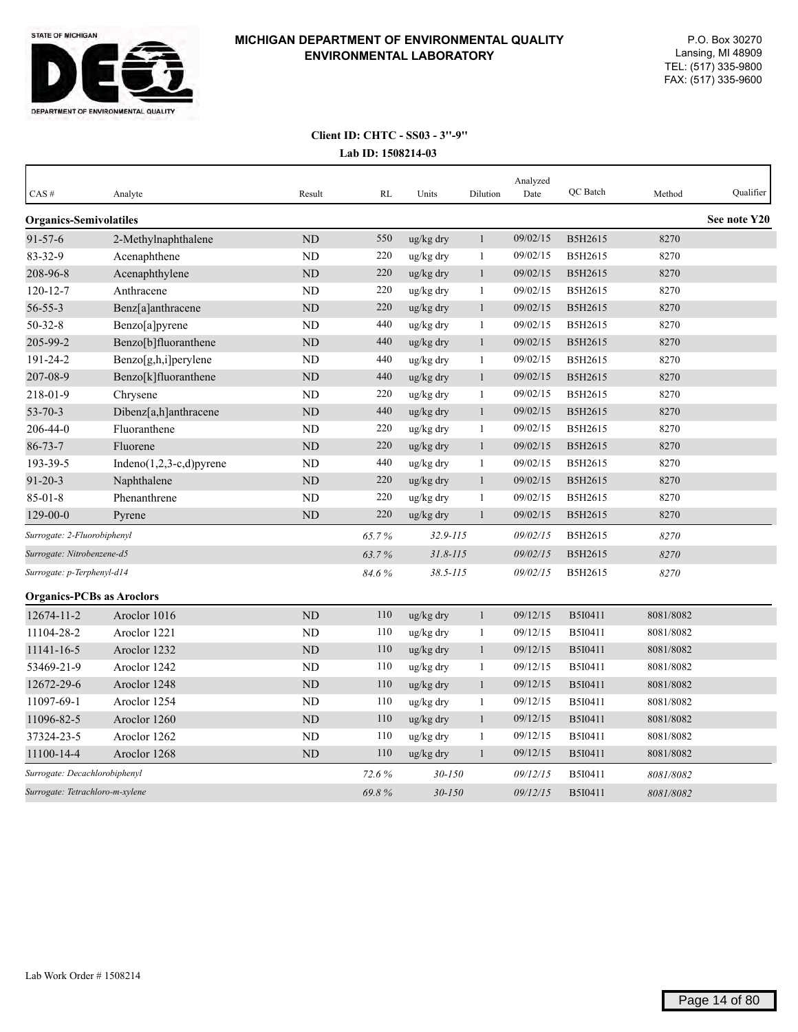STATE OF MICHIGAN
DEQ
DEPARTMENT OF ENVIRONMENTAL QUALITY

**MICHIGAN DEPARTMENT OF ENVIRONMENTAL QUALITY**
**ENVIRONMENTAL LABORATORY**

P.O. Box 30270
Lansing, MI 48909
TEL: (517) 335-9800
FAX: (517) 335-9600

**Client ID: CHTC - SS03 - 3"-9"**

**Lab ID: 1508214-03**

| CAS # | Analyte | Result | RL | Units | Dilution | Analyzed Date | QC Batch | Method | Qualifier |
|---|---|---|---|---|---|---|---|---|---|
| **Organics-Semivolatiles** | | | | | | | | | **See note Y20** |
| 91-57-6 | 2-Methylnaphthalene | ND | 550 | ug/kg dry | 1 | 09/02/15 | B5H2615 | 8270 | |
| 83-32-9 | Acenaphthene | ND | 220 | ug/kg dry | 1 | 09/02/15 | B5H2615 | 8270 | |
| 208-96-8 | Acenaphthylene | ND | 220 | ug/kg dry | 1 | 09/02/15 | B5H2615 | 8270 | |
| 120-12-7 | Anthracene | ND | 220 | ug/kg dry | 1 | 09/02/15 | B5H2615 | 8270 | |
| 56-55-3 | Benz[a]anthracene | ND | 220 | ug/kg dry | 1 | 09/02/15 | B5H2615 | 8270 | |
| 50-32-8 | Benzo[a]pyrene | ND | 440 | ug/kg dry | 1 | 09/02/15 | B5H2615 | 8270 | |
| 205-99-2 | Benzo[b]fluoranthene | ND | 440 | ug/kg dry | 1 | 09/02/15 | B5H2615 | 8270 | |
| 191-24-2 | Benzo[g,h,i]perylene | ND | 440 | ug/kg dry | 1 | 09/02/15 | B5H2615 | 8270 | |
| 207-08-9 | Benzo[k]fluoranthene | ND | 440 | ug/kg dry | 1 | 09/02/15 | B5H2615 | 8270 | |
| 218-01-9 | Chrysene | ND | 220 | ug/kg dry | 1 | 09/02/15 | B5H2615 | 8270 | |
| 53-70-3 | Dibenz[a,h]anthracene | ND | 440 | ug/kg dry | 1 | 09/02/15 | B5H2615 | 8270 | |
| 206-44-0 | Fluoranthene | ND | 220 | ug/kg dry | 1 | 09/02/15 | B5H2615 | 8270 | |
| 86-73-7 | Fluorene | ND | 220 | ug/kg dry | 1 | 09/02/15 | B5H2615 | 8270 | |
| 193-39-5 | Indeno(1,2,3-c,d)pyrene | ND | 440 | ug/kg dry | 1 | 09/02/15 | B5H2615 | 8270 | |
| 91-20-3 | Naphthalene | ND | 220 | ug/kg dry | 1 | 09/02/15 | B5H2615 | 8270 | |
| 85-01-8 | Phenanthrene | ND | 220 | ug/kg dry | 1 | 09/02/15 | B5H2615 | 8270 | |
| 129-00-0 | Pyrene | ND | 220 | ug/kg dry | 1 | 09/02/15 | B5H2615 | 8270 | |
| *Surrogate: 2-Fluorobiphenyl* | | | *65.7 %* | *32.9-115* | | *09/02/15* | B5H2615 | *8270* | |
| *Surrogate: Nitrobenzene-d5* | | | *63.7 %* | *31.8-115* | | *09/02/15* | B5H2615 | *8270* | |
| *Surrogate: p-Terphenyl-d14* | | | *84.6 %* | *38.5-115* | | *09/02/15* | B5H2615 | *8270* | |
| **Organics-PCBs as Aroclors** | | | | | | | | | |
| 12674-11-2 | Aroclor 1016 | ND | 110 | ug/kg dry | 1 | 09/12/15 | B5I0411 | 8081/8082 | |
| 11104-28-2 | Aroclor 1221 | ND | 110 | ug/kg dry | 1 | 09/12/15 | B5I0411 | 8081/8082 | |
| 11141-16-5 | Aroclor 1232 | ND | 110 | ug/kg dry | 1 | 09/12/15 | B5I0411 | 8081/8082 | |
| 53469-21-9 | Aroclor 1242 | ND | 110 | ug/kg dry | 1 | 09/12/15 | B5I0411 | 8081/8082 | |
| 12672-29-6 | Aroclor 1248 | ND | 110 | ug/kg dry | 1 | 09/12/15 | B5I0411 | 8081/8082 | |
| 11097-69-1 | Aroclor 1254 | ND | 110 | ug/kg dry | 1 | 09/12/15 | B5I0411 | 8081/8082 | |
| 11096-82-5 | Aroclor 1260 | ND | 110 | ug/kg dry | 1 | 09/12/15 | B5I0411 | 8081/8082 | |
| 37324-23-5 | Aroclor 1262 | ND | 110 | ug/kg dry | 1 | 09/12/15 | B5I0411 | 8081/8082 | |
| 11100-14-4 | Aroclor 1268 | ND | 110 | ug/kg dry | 1 | 09/12/15 | B5I0411 | 8081/8082 | |
| *Surrogate: Decachlorobiphenyl* | | | *72.6 %* | *30-150* | | *09/12/15* | B5I0411 | *8081/8082* | |
| *Surrogate: Tetrachloro-m-xylene* | | | *69.8 %* | *30-150* | | *09/12/15* | B5I0411 | *8081/8082* | |

Lab Work Order # 1508214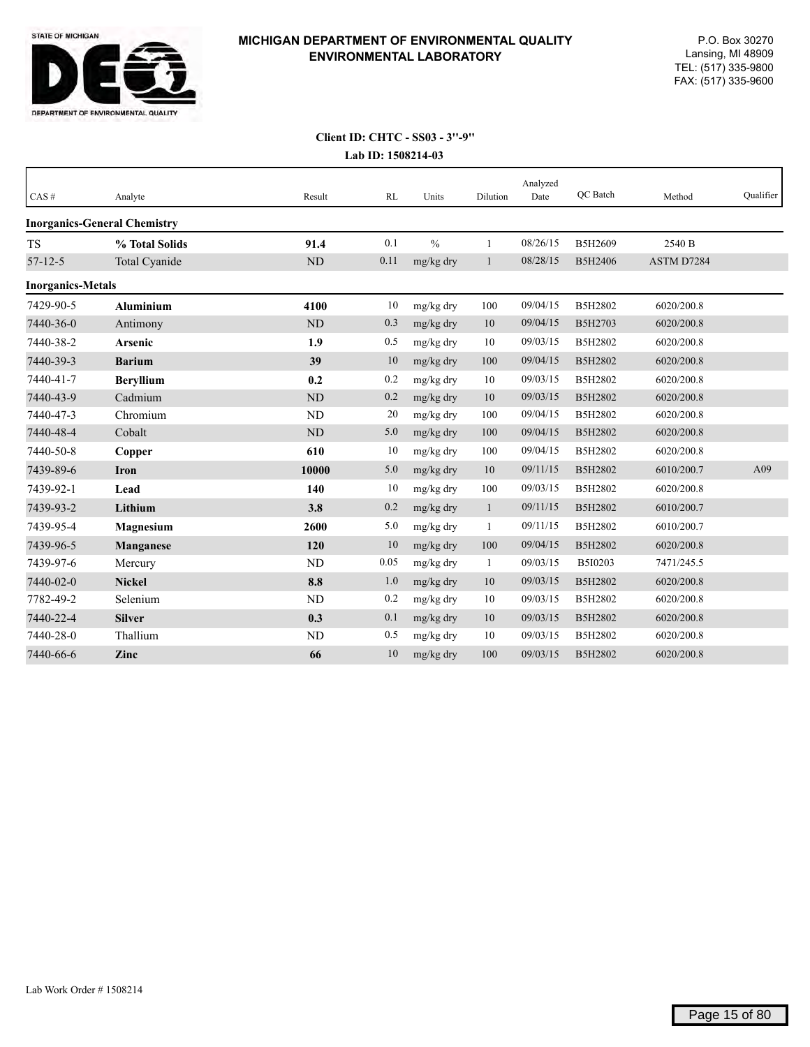STATE OF MICHIGAN
DEPARTMENT OF ENVIRONMENTAL QUALITY

**MICHIGAN DEPARTMENT OF ENVIRONMENTAL QUALITY**
**ENVIRONMENTAL LABORATORY**

P.O. Box 30270
Lansing, MI 48909
TEL: (517) 335-9800
FAX: (517) 335-9600

**Client ID: CHTC - SS03 - 3''-9''**
**Lab ID: 1508214-03**

| CAS # | Analyte | Result | RL | Units | Dilution | Analyzed Date | QC Batch | Method | Qualifier |
|---|---|---|---|---|---|---|---|---|---|
| **Inorganics-General Chemistry** | | | | | | | | | |
| TS | **% Total Solids** | **91.4** | 0.1 | % | 1 | 08/26/15 | B5H2609 | 2540 B | |
| 57-12-5 | Total Cyanide | ND | 0.11 | mg/kg dry | 1 | 08/28/15 | B5H2406 | ASTM D7284 | |
| **Inorganics-Metals** | | | | | | | | | |
| 7429-90-5 | **Aluminium** | **4100** | 10 | mg/kg dry | 100 | 09/04/15 | B5H2802 | 6020/200.8 | |
| 7440-36-0 | Antimony | ND | 0.3 | mg/kg dry | 10 | 09/04/15 | B5H2703 | 6020/200.8 | |
| 7440-38-2 | **Arsenic** | **1.9** | 0.5 | mg/kg dry | 10 | 09/03/15 | B5H2802 | 6020/200.8 | |
| 7440-39-3 | **Barium** | **39** | 10 | mg/kg dry | 100 | 09/04/15 | B5H2802 | 6020/200.8 | |
| 7440-41-7 | **Beryllium** | **0.2** | 0.2 | mg/kg dry | 10 | 09/03/15 | B5H2802 | 6020/200.8 | |
| 7440-43-9 | Cadmium | ND | 0.2 | mg/kg dry | 10 | 09/03/15 | B5H2802 | 6020/200.8 | |
| 7440-47-3 | Chromium | ND | 20 | mg/kg dry | 100 | 09/04/15 | B5H2802 | 6020/200.8 | |
| 7440-48-4 | Cobalt | ND | 5.0 | mg/kg dry | 100 | 09/04/15 | B5H2802 | 6020/200.8 | |
| 7440-50-8 | **Copper** | **610** | 10 | mg/kg dry | 100 | 09/04/15 | B5H2802 | 6020/200.8 | |
| 7439-89-6 | **Iron** | **10000** | 5.0 | mg/kg dry | 10 | 09/11/15 | B5H2802 | 6010/200.7 | A09 |
| 7439-92-1 | **Lead** | **140** | 10 | mg/kg dry | 100 | 09/03/15 | B5H2802 | 6020/200.8 | |
| 7439-93-2 | **Lithium** | **3.8** | 0.2 | mg/kg dry | 1 | 09/11/15 | B5H2802 | 6010/200.7 | |
| 7439-95-4 | **Magnesium** | **2600** | 5.0 | mg/kg dry | 1 | 09/11/15 | B5H2802 | 6010/200.7 | |
| 7439-96-5 | **Manganese** | **120** | 10 | mg/kg dry | 100 | 09/04/15 | B5H2802 | 6020/200.8 | |
| 7439-97-6 | Mercury | ND | 0.05 | mg/kg dry | 1 | 09/03/15 | B5I0203 | 7471/245.5 | |
| 7440-02-0 | **Nickel** | **8.8** | 1.0 | mg/kg dry | 10 | 09/03/15 | B5H2802 | 6020/200.8 | |
| 7782-49-2 | Selenium | ND | 0.2 | mg/kg dry | 10 | 09/03/15 | B5H2802 | 6020/200.8 | |
| 7440-22-4 | **Silver** | **0.3** | 0.1 | mg/kg dry | 10 | 09/03/15 | B5H2802 | 6020/200.8 | |
| 7440-28-0 | Thallium | ND | 0.5 | mg/kg dry | 10 | 09/03/15 | B5H2802 | 6020/200.8 | |
| 7440-66-6 | **Zinc** | **66** | 10 | mg/kg dry | 100 | 09/03/15 | B5H2802 | 6020/200.8 | |

Lab Work Order # 1508214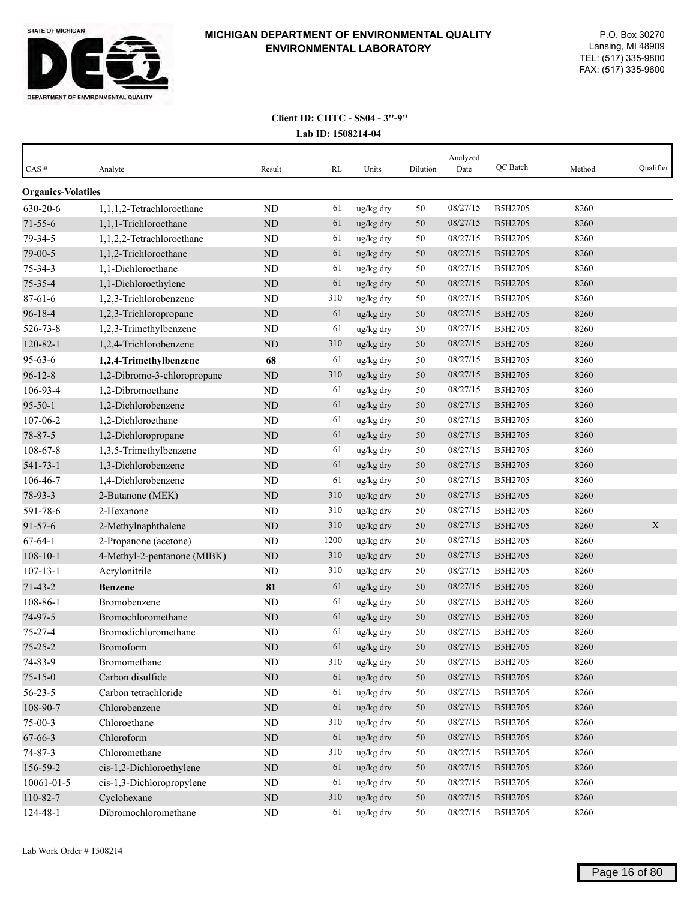# MICHIGAN DEPARTMENT OF ENVIRONMENTAL QUALITY ENVIRONMENTAL LABORATORY

P.O. Box 30270
Lansing, MI 48909
TEL: (517) 335-9800
FAX: (517) 335-9600

**Client ID: CHTC - SS04 - 3''-9''**

**Lab ID: 1508214-04**

| CAS # | Analyte | Result | RL | Units | Dilution | Analyzed Date | QC Batch | Method | Qualifier |
|---|---|---|---|---|---|---|---|---|---|
| **Organics-Volatiles** | | | | | | | | | |
| 630-20-6 | 1,1,1,2-Tetrachloroethane | ND | 61 | ug/kg dry | 50 | 08/27/15 | B5H2705 | 8260 | |
| 71-55-6 | 1,1,1-Trichloroethane | ND | 61 | ug/kg dry | 50 | 08/27/15 | B5H2705 | 8260 | |
| 79-34-5 | 1,1,2,2-Tetrachloroethane | ND | 61 | ug/kg dry | 50 | 08/27/15 | B5H2705 | 8260 | |
| 79-00-5 | 1,1,2-Trichloroethane | ND | 61 | ug/kg dry | 50 | 08/27/15 | B5H2705 | 8260 | |
| 75-34-3 | 1,1-Dichloroethane | ND | 61 | ug/kg dry | 50 | 08/27/15 | B5H2705 | 8260 | |
| 75-35-4 | 1,1-Dichloroethylene | ND | 61 | ug/kg dry | 50 | 08/27/15 | B5H2705 | 8260 | |
| 87-61-6 | 1,2,3-Trichlorobenzene | ND | 310 | ug/kg dry | 50 | 08/27/15 | B5H2705 | 8260 | |
| 96-18-4 | 1,2,3-Trichloropropane | ND | 61 | ug/kg dry | 50 | 08/27/15 | B5H2705 | 8260 | |
| 526-73-8 | 1,2,3-Trimethylbenzene | ND | 61 | ug/kg dry | 50 | 08/27/15 | B5H2705 | 8260 | |
| 120-82-1 | 1,2,4-Trichlorobenzene | ND | 310 | ug/kg dry | 50 | 08/27/15 | B5H2705 | 8260 | |
| 95-63-6 | **1,2,4-Trimethylbenzene** | **68** | 61 | ug/kg dry | 50 | 08/27/15 | B5H2705 | 8260 | |
| 96-12-8 | 1,2-Dibromo-3-chloropropane | ND | 310 | ug/kg dry | 50 | 08/27/15 | B5H2705 | 8260 | |
| 106-93-4 | 1,2-Dibromoethane | ND | 61 | ug/kg dry | 50 | 08/27/15 | B5H2705 | 8260 | |
| 95-50-1 | 1,2-Dichlorobenzene | ND | 61 | ug/kg dry | 50 | 08/27/15 | B5H2705 | 8260 | |
| 107-06-2 | 1,2-Dichloroethane | ND | 61 | ug/kg dry | 50 | 08/27/15 | B5H2705 | 8260 | |
| 78-87-5 | 1,2-Dichloropropane | ND | 61 | ug/kg dry | 50 | 08/27/15 | B5H2705 | 8260 | |
| 108-67-8 | 1,3,5-Trimethylbenzene | ND | 61 | ug/kg dry | 50 | 08/27/15 | B5H2705 | 8260 | |
| 541-73-1 | 1,3-Dichlorobenzene | ND | 61 | ug/kg dry | 50 | 08/27/15 | B5H2705 | 8260 | |
| 106-46-7 | 1,4-Dichlorobenzene | ND | 61 | ug/kg dry | 50 | 08/27/15 | B5H2705 | 8260 | |
| 78-93-3 | 2-Butanone (MEK) | ND | 310 | ug/kg dry | 50 | 08/27/15 | B5H2705 | 8260 | |
| 591-78-6 | 2-Hexanone | ND | 310 | ug/kg dry | 50 | 08/27/15 | B5H2705 | 8260 | |
| 91-57-6 | 2-Methylnaphthalene | ND | 310 | ug/kg dry | 50 | 08/27/15 | B5H2705 | 8260 | X |
| 67-64-1 | 2-Propanone (acetone) | ND | 1200 | ug/kg dry | 50 | 08/27/15 | B5H2705 | 8260 | |
| 108-10-1 | 4-Methyl-2-pentanone (MIBK) | ND | 310 | ug/kg dry | 50 | 08/27/15 | B5H2705 | 8260 | |
| 107-13-1 | Acrylonitrile | ND | 310 | ug/kg dry | 50 | 08/27/15 | B5H2705 | 8260 | |
| 71-43-2 | **Benzene** | **81** | 61 | ug/kg dry | 50 | 08/27/15 | B5H2705 | 8260 | |
| 108-86-1 | Bromobenzene | ND | 61 | ug/kg dry | 50 | 08/27/15 | B5H2705 | 8260 | |
| 74-97-5 | Bromochloromethane | ND | 61 | ug/kg dry | 50 | 08/27/15 | B5H2705 | 8260 | |
| 75-27-4 | Bromodichloromethane | ND | 61 | ug/kg dry | 50 | 08/27/15 | B5H2705 | 8260 | |
| 75-25-2 | Bromoform | ND | 61 | ug/kg dry | 50 | 08/27/15 | B5H2705 | 8260 | |
| 74-83-9 | Bromomethane | ND | 310 | ug/kg dry | 50 | 08/27/15 | B5H2705 | 8260 | |
| 75-15-0 | Carbon disulfide | ND | 61 | ug/kg dry | 50 | 08/27/15 | B5H2705 | 8260 | |
| 56-23-5 | Carbon tetrachloride | ND | 61 | ug/kg dry | 50 | 08/27/15 | B5H2705 | 8260 | |
| 108-90-7 | Chlorobenzene | ND | 61 | ug/kg dry | 50 | 08/27/15 | B5H2705 | 8260 | |
| 75-00-3 | Chloroethane | ND | 310 | ug/kg dry | 50 | 08/27/15 | B5H2705 | 8260 | |
| 67-66-3 | Chloroform | ND | 61 | ug/kg dry | 50 | 08/27/15 | B5H2705 | 8260 | |
| 74-87-3 | Chloromethane | ND | 310 | ug/kg dry | 50 | 08/27/15 | B5H2705 | 8260 | |
| 156-59-2 | cis-1,2-Dichloroethylene | ND | 61 | ug/kg dry | 50 | 08/27/15 | B5H2705 | 8260 | |
| 10061-01-5 | cis-1,3-Dichloropropylene | ND | 61 | ug/kg dry | 50 | 08/27/15 | B5H2705 | 8260 | |
| 110-82-7 | Cyclohexane | ND | 310 | ug/kg dry | 50 | 08/27/15 | B5H2705 | 8260 | |
| 124-48-1 | Dibromochloromethane | ND | 61 | ug/kg dry | 50 | 08/27/15 | B5H2705 | 8260 | |

Lab Work Order # 1508214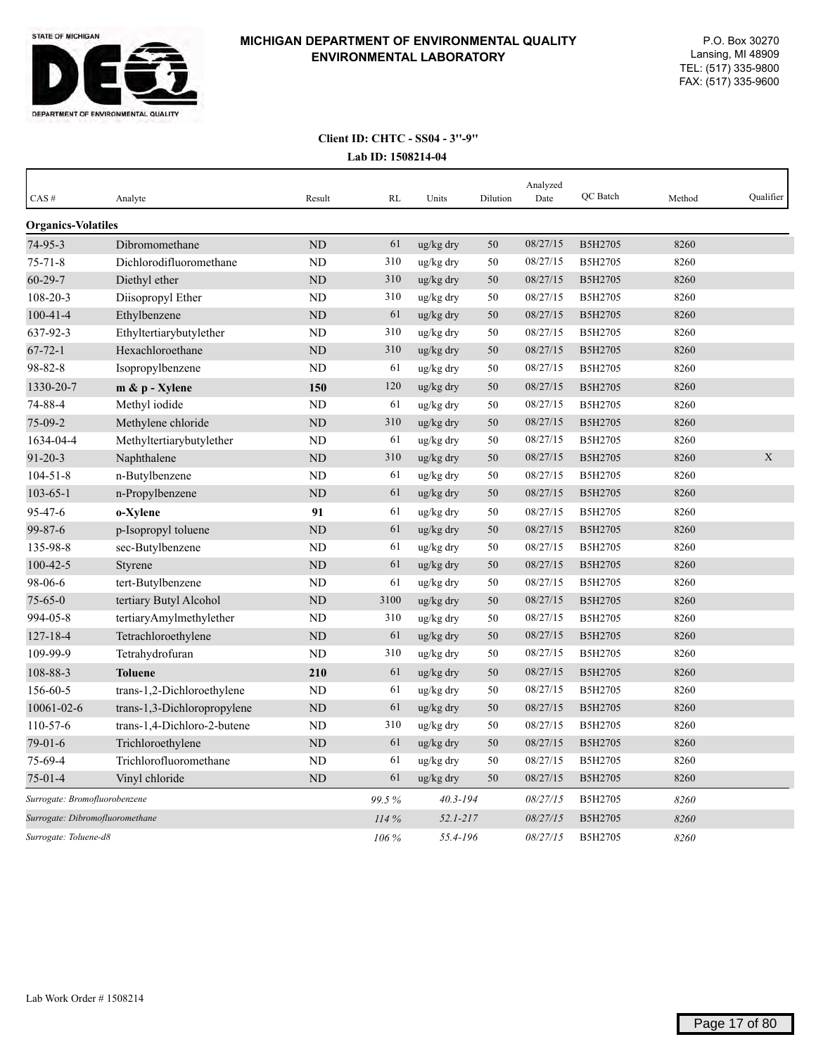# MICHIGAN DEPARTMENT OF ENVIRONMENTAL QUALITY ENVIRONMENTAL LABORATORY

STATE OF MICHIGAN DEQ DEPARTMENT OF ENVIRONMENTAL QUALITY

P.O. Box 30270
Lansing, MI 48909
TEL: (517) 335-9800
FAX: (517) 335-9600

**Client ID: CHTC - SS04 - 3"-9"**

**Lab ID: 1508214-04**

| CAS # | Analyte | Result | RL | Units | Dilution | Analyzed Date | QC Batch | Method | Qualifier |
|---|---|---|---|---|---|---|---|---|---|
| **Organics-Volatiles** | | | | | | | | | |
| 74-95-3 | Dibromomethane | ND | 61 | ug/kg dry | 50 | 08/27/15 | B5H2705 | 8260 | |
| 75-71-8 | Dichlorodifluoromethane | ND | 310 | ug/kg dry | 50 | 08/27/15 | B5H2705 | 8260 | |
| 60-29-7 | Diethyl ether | ND | 310 | ug/kg dry | 50 | 08/27/15 | B5H2705 | 8260 | |
| 108-20-3 | Diisopropyl Ether | ND | 310 | ug/kg dry | 50 | 08/27/15 | B5H2705 | 8260 | |
| 100-41-4 | Ethylbenzene | ND | 61 | ug/kg dry | 50 | 08/27/15 | B5H2705 | 8260 | |
| 637-92-3 | Ethyltertiarybutylether | ND | 310 | ug/kg dry | 50 | 08/27/15 | B5H2705 | 8260 | |
| 67-72-1 | Hexachloroethane | ND | 310 | ug/kg dry | 50 | 08/27/15 | B5H2705 | 8260 | |
| 98-82-8 | Isopropylbenzene | ND | 61 | ug/kg dry | 50 | 08/27/15 | B5H2705 | 8260 | |
| 1330-20-7 | **m & p - Xylene** | **150** | 120 | ug/kg dry | 50 | 08/27/15 | B5H2705 | 8260 | |
| 74-88-4 | Methyl iodide | ND | 61 | ug/kg dry | 50 | 08/27/15 | B5H2705 | 8260 | |
| 75-09-2 | Methylene chloride | ND | 310 | ug/kg dry | 50 | 08/27/15 | B5H2705 | 8260 | |
| 1634-04-4 | Methyltertiarybutylether | ND | 61 | ug/kg dry | 50 | 08/27/15 | B5H2705 | 8260 | |
| 91-20-3 | Naphthalene | ND | 310 | ug/kg dry | 50 | 08/27/15 | B5H2705 | 8260 | X |
| 104-51-8 | n-Butylbenzene | ND | 61 | ug/kg dry | 50 | 08/27/15 | B5H2705 | 8260 | |
| 103-65-1 | n-Propylbenzene | ND | 61 | ug/kg dry | 50 | 08/27/15 | B5H2705 | 8260 | |
| 95-47-6 | **o-Xylene** | **91** | 61 | ug/kg dry | 50 | 08/27/15 | B5H2705 | 8260 | |
| 99-87-6 | p-Isopropyl toluene | ND | 61 | ug/kg dry | 50 | 08/27/15 | B5H2705 | 8260 | |
| 135-98-8 | sec-Butylbenzene | ND | 61 | ug/kg dry | 50 | 08/27/15 | B5H2705 | 8260 | |
| 100-42-5 | Styrene | ND | 61 | ug/kg dry | 50 | 08/27/15 | B5H2705 | 8260 | |
| 98-06-6 | tert-Butylbenzene | ND | 61 | ug/kg dry | 50 | 08/27/15 | B5H2705 | 8260 | |
| 75-65-0 | tertiary Butyl Alcohol | ND | 3100 | ug/kg dry | 50 | 08/27/15 | B5H2705 | 8260 | |
| 994-05-8 | tertiaryAmylmethylether | ND | 310 | ug/kg dry | 50 | 08/27/15 | B5H2705 | 8260 | |
| 127-18-4 | Tetrachloroethylene | ND | 61 | ug/kg dry | 50 | 08/27/15 | B5H2705 | 8260 | |
| 109-99-9 | Tetrahydrofuran | ND | 310 | ug/kg dry | 50 | 08/27/15 | B5H2705 | 8260 | |
| 108-88-3 | **Toluene** | **210** | 61 | ug/kg dry | 50 | 08/27/15 | B5H2705 | 8260 | |
| 156-60-5 | trans-1,2-Dichloroethylene | ND | 61 | ug/kg dry | 50 | 08/27/15 | B5H2705 | 8260 | |
| 10061-02-6 | trans-1,3-Dichloropropylene | ND | 61 | ug/kg dry | 50 | 08/27/15 | B5H2705 | 8260 | |
| 110-57-6 | trans-1,4-Dichloro-2-butene | ND | 310 | ug/kg dry | 50 | 08/27/15 | B5H2705 | 8260 | |
| 79-01-6 | Trichloroethylene | ND | 61 | ug/kg dry | 50 | 08/27/15 | B5H2705 | 8260 | |
| 75-69-4 | Trichlorofluoromethane | ND | 61 | ug/kg dry | 50 | 08/27/15 | B5H2705 | 8260 | |
| 75-01-4 | Vinyl chloride | ND | 61 | ug/kg dry | 50 | 08/27/15 | B5H2705 | 8260 | |
| *Surrogate: Bromofluorobenzene* | | | *99.5 %* | *40.3-194* | | *08/27/15* | B5H2705 | *8260* | |
| *Surrogate: Dibromofluoromethane* | | | *114 %* | *52.1-217* | | *08/27/15* | B5H2705 | *8260* | |
| *Surrogate: Toluene-d8* | | | *106 %* | *55.4-196* | | *08/27/15* | B5H2705 | *8260* | |

Lab Work Order # 1508214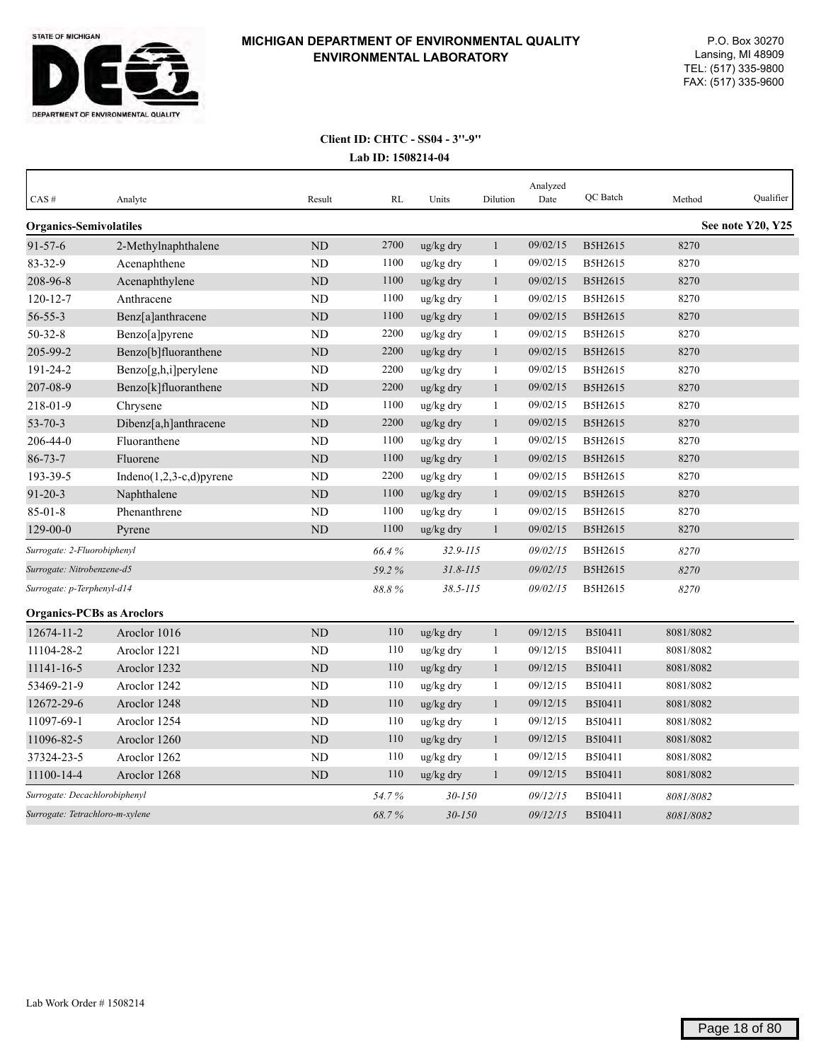STATE OF MICHIGAN
DEPARTMENT OF ENVIRONMENTAL QUALITY

**MICHIGAN DEPARTMENT OF ENVIRONMENTAL QUALITY**
**ENVIRONMENTAL LABORATORY**

P.O. Box 30270
Lansing, MI 48909
TEL: (517) 335-9800
FAX: (517) 335-9600

**Client ID: CHTC - SS04 - 3"-9"**
**Lab ID: 1508214-04**

| CAS # | Analyte | Result | RL | Units | Dilution | Analyzed Date | QC Batch | Method | Qualifier |
|---|---|---|---|---|---|---|---|---|---|
| **Organics-Semivolatiles** | | | | | | | | | **See note Y20, Y25** |
| 91-57-6 | 2-Methylnaphthalene | ND | 2700 | ug/kg dry | 1 | 09/02/15 | B5H2615 | 8270 | |
| 83-32-9 | Acenaphthene | ND | 1100 | ug/kg dry | 1 | 09/02/15 | B5H2615 | 8270 | |
| 208-96-8 | Acenaphthylene | ND | 1100 | ug/kg dry | 1 | 09/02/15 | B5H2615 | 8270 | |
| 120-12-7 | Anthracene | ND | 1100 | ug/kg dry | 1 | 09/02/15 | B5H2615 | 8270 | |
| 56-55-3 | Benz[a]anthracene | ND | 1100 | ug/kg dry | 1 | 09/02/15 | B5H2615 | 8270 | |
| 50-32-8 | Benzo[a]pyrene | ND | 2200 | ug/kg dry | 1 | 09/02/15 | B5H2615 | 8270 | |
| 205-99-2 | Benzo[b]fluoranthene | ND | 2200 | ug/kg dry | 1 | 09/02/15 | B5H2615 | 8270 | |
| 191-24-2 | Benzo[g,h,i]perylene | ND | 2200 | ug/kg dry | 1 | 09/02/15 | B5H2615 | 8270 | |
| 207-08-9 | Benzo[k]fluoranthene | ND | 2200 | ug/kg dry | 1 | 09/02/15 | B5H2615 | 8270 | |
| 218-01-9 | Chrysene | ND | 1100 | ug/kg dry | 1 | 09/02/15 | B5H2615 | 8270 | |
| 53-70-3 | Dibenz[a,h]anthracene | ND | 2200 | ug/kg dry | 1 | 09/02/15 | B5H2615 | 8270 | |
| 206-44-0 | Fluoranthene | ND | 1100 | ug/kg dry | 1 | 09/02/15 | B5H2615 | 8270 | |
| 86-73-7 | Fluorene | ND | 1100 | ug/kg dry | 1 | 09/02/15 | B5H2615 | 8270 | |
| 193-39-5 | Indeno(1,2,3-c,d)pyrene | ND | 2200 | ug/kg dry | 1 | 09/02/15 | B5H2615 | 8270 | |
| 91-20-3 | Naphthalene | ND | 1100 | ug/kg dry | 1 | 09/02/15 | B5H2615 | 8270 | |
| 85-01-8 | Phenanthrene | ND | 1100 | ug/kg dry | 1 | 09/02/15 | B5H2615 | 8270 | |
| 129-00-0 | Pyrene | ND | 1100 | ug/kg dry | 1 | 09/02/15 | B5H2615 | 8270 | |
| *Surrogate: 2-Fluorobiphenyl* | | | *66.4 %* | *32.9-115* | | *09/02/15* | B5H2615 | *8270* | |
| *Surrogate: Nitrobenzene-d5* | | | *59.2 %* | *31.8-115* | | *09/02/15* | B5H2615 | *8270* | |
| *Surrogate: p-Terphenyl-d14* | | | *88.8 %* | *38.5-115* | | *09/02/15* | B5H2615 | *8270* | |
| **Organics-PCBs as Aroclors** | | | | | | | | | |
| 12674-11-2 | Aroclor 1016 | ND | 110 | ug/kg dry | 1 | 09/12/15 | B5I0411 | 8081/8082 | |
| 11104-28-2 | Aroclor 1221 | ND | 110 | ug/kg dry | 1 | 09/12/15 | B5I0411 | 8081/8082 | |
| 11141-16-5 | Aroclor 1232 | ND | 110 | ug/kg dry | 1 | 09/12/15 | B5I0411 | 8081/8082 | |
| 53469-21-9 | Aroclor 1242 | ND | 110 | ug/kg dry | 1 | 09/12/15 | B5I0411 | 8081/8082 | |
| 12672-29-6 | Aroclor 1248 | ND | 110 | ug/kg dry | 1 | 09/12/15 | B5I0411 | 8081/8082 | |
| 11097-69-1 | Aroclor 1254 | ND | 110 | ug/kg dry | 1 | 09/12/15 | B5I0411 | 8081/8082 | |
| 11096-82-5 | Aroclor 1260 | ND | 110 | ug/kg dry | 1 | 09/12/15 | B5I0411 | 8081/8082 | |
| 37324-23-5 | Aroclor 1262 | ND | 110 | ug/kg dry | 1 | 09/12/15 | B5I0411 | 8081/8082 | |
| 11100-14-4 | Aroclor 1268 | ND | 110 | ug/kg dry | 1 | 09/12/15 | B5I0411 | 8081/8082 | |
| *Surrogate: Decachlorobiphenyl* | | | *54.7 %* | *30-150* | | *09/12/15* | B5I0411 | *8081/8082* | |
| *Surrogate: Tetrachloro-m-xylene* | | | *68.7 %* | *30-150* | | *09/12/15* | B5I0411 | *8081/8082* | |

Lab Work Order # 1508214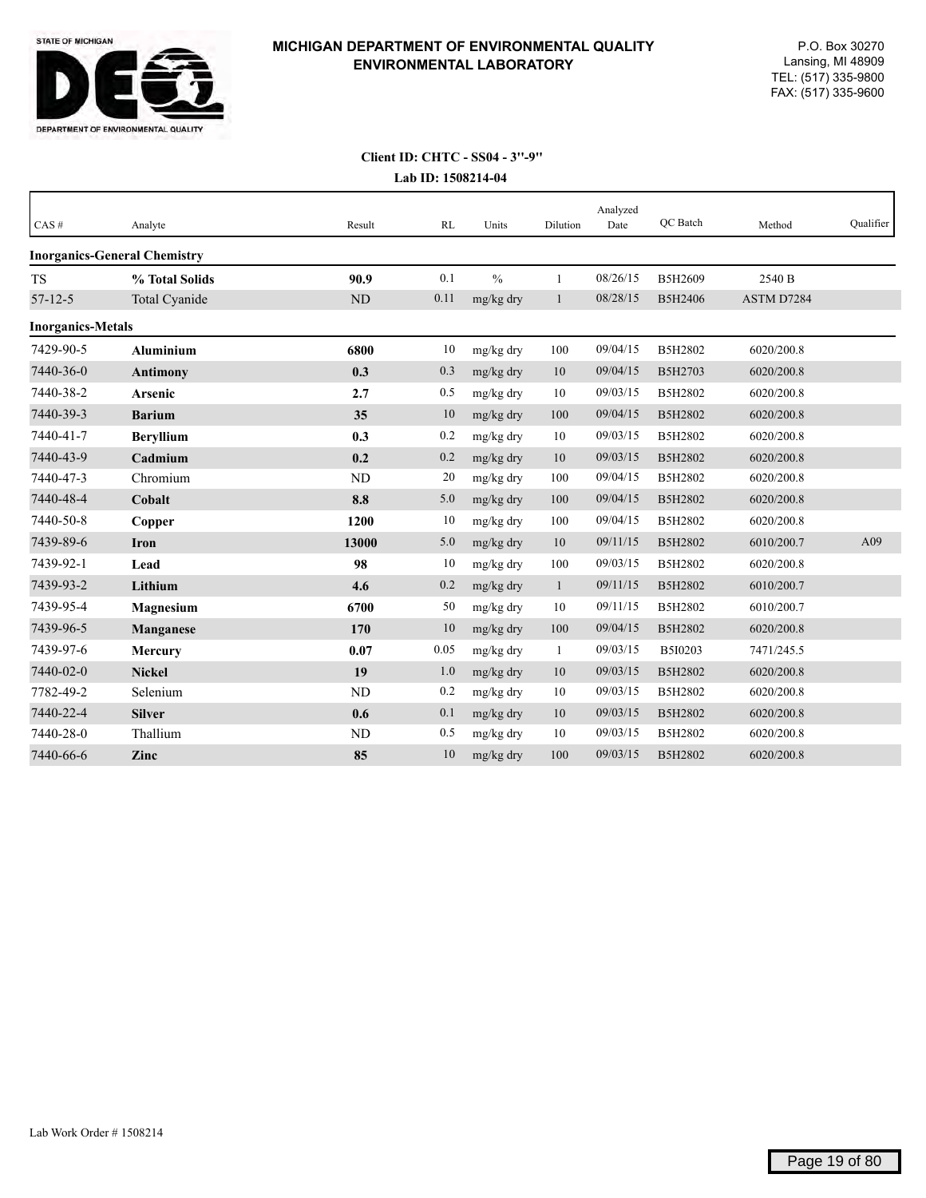# MICHIGAN DEPARTMENT OF ENVIRONMENTAL QUALITY
## ENVIRONMENTAL LABORATORY

STATE OF MICHIGAN
DEPARTMENT OF ENVIRONMENTAL QUALITY

P.O. Box 30270
Lansing, MI 48909
TEL: (517) 335-9800
FAX: (517) 335-9600

**Client ID: CHTC - SS04 - 3''-9''**

**Lab ID: 1508214-04**

| CAS # | Analyte | Result | RL | Units | Dilution | Analyzed Date | QC Batch | Method | Qualifier |
|---|---|---|---|---|---|---|---|---|---|
| **Inorganics-General Chemistry** | | | | | | | | | |
| TS | **% Total Solids** | **90.9** | 0.1 | % | 1 | 08/26/15 | B5H2609 | 2540 B | |
| 57-12-5 | Total Cyanide | ND | 0.11 | mg/kg dry | 1 | 08/28/15 | B5H2406 | ASTM D7284 | |
| **Inorganics-Metals** | | | | | | | | | |
| 7429-90-5 | **Aluminium** | **6800** | 10 | mg/kg dry | 100 | 09/04/15 | B5H2802 | 6020/200.8 | |
| 7440-36-0 | **Antimony** | **0.3** | 0.3 | mg/kg dry | 10 | 09/04/15 | B5H2703 | 6020/200.8 | |
| 7440-38-2 | **Arsenic** | **2.7** | 0.5 | mg/kg dry | 10 | 09/03/15 | B5H2802 | 6020/200.8 | |
| 7440-39-3 | **Barium** | **35** | 10 | mg/kg dry | 100 | 09/04/15 | B5H2802 | 6020/200.8 | |
| 7440-41-7 | **Beryllium** | **0.3** | 0.2 | mg/kg dry | 10 | 09/03/15 | B5H2802 | 6020/200.8 | |
| 7440-43-9 | **Cadmium** | **0.2** | 0.2 | mg/kg dry | 10 | 09/03/15 | B5H2802 | 6020/200.8 | |
| 7440-47-3 | Chromium | ND | 20 | mg/kg dry | 100 | 09/04/15 | B5H2802 | 6020/200.8 | |
| 7440-48-4 | **Cobalt** | **8.8** | 5.0 | mg/kg dry | 100 | 09/04/15 | B5H2802 | 6020/200.8 | |
| 7440-50-8 | **Copper** | **1200** | 10 | mg/kg dry | 100 | 09/04/15 | B5H2802 | 6020/200.8 | |
| 7439-89-6 | **Iron** | **13000** | 5.0 | mg/kg dry | 10 | 09/11/15 | B5H2802 | 6010/200.7 | A09 |
| 7439-92-1 | **Lead** | **98** | 10 | mg/kg dry | 100 | 09/03/15 | B5H2802 | 6020/200.8 | |
| 7439-93-2 | **Lithium** | **4.6** | 0.2 | mg/kg dry | 1 | 09/11/15 | B5H2802 | 6010/200.7 | |
| 7439-95-4 | **Magnesium** | **6700** | 50 | mg/kg dry | 10 | 09/11/15 | B5H2802 | 6010/200.7 | |
| 7439-96-5 | **Manganese** | **170** | 10 | mg/kg dry | 100 | 09/04/15 | B5H2802 | 6020/200.8 | |
| 7439-97-6 | **Mercury** | **0.07** | 0.05 | mg/kg dry | 1 | 09/03/15 | B5I0203 | 7471/245.5 | |
| 7440-02-0 | **Nickel** | **19** | 1.0 | mg/kg dry | 10 | 09/03/15 | B5H2802 | 6020/200.8 | |
| 7782-49-2 | Selenium | ND | 0.2 | mg/kg dry | 10 | 09/03/15 | B5H2802 | 6020/200.8 | |
| 7440-22-4 | **Silver** | **0.6** | 0.1 | mg/kg dry | 10 | 09/03/15 | B5H2802 | 6020/200.8 | |
| 7440-28-0 | Thallium | ND | 0.5 | mg/kg dry | 10 | 09/03/15 | B5H2802 | 6020/200.8 | |
| 7440-66-6 | **Zinc** | **85** | 10 | mg/kg dry | 100 | 09/03/15 | B5H2802 | 6020/200.8 | |

Lab Work Order # 1508214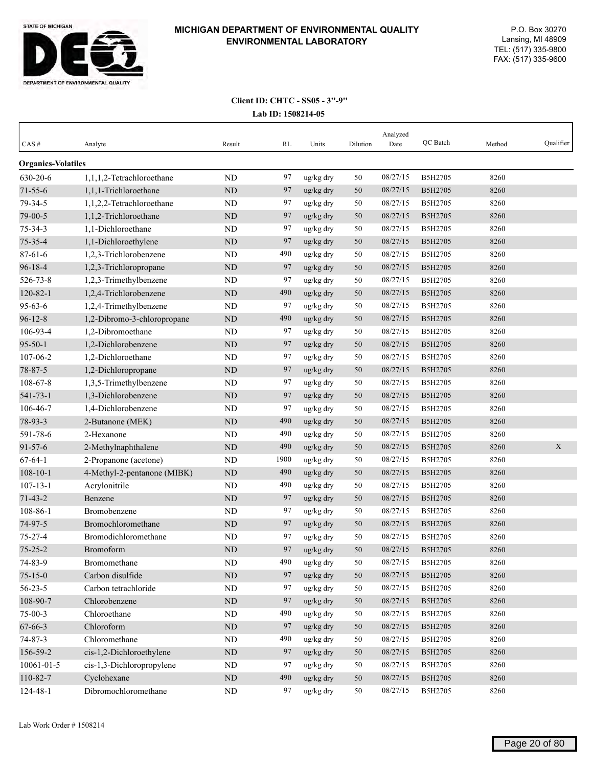# MICHIGAN DEPARTMENT OF ENVIRONMENTAL QUALITY
## ENVIRONMENTAL LABORATORY

P.O. Box 30270
Lansing, MI 48909
TEL: (517) 335-9800
FAX: (517) 335-9600

**Client ID: CHTC - SS05 - 3''-9''**

**Lab ID: 1508214-05**

| CAS # | Analyte | Result | RL | Units | Dilution | Analyzed Date | QC Batch | Method | Qualifier |
|---|---|---|---|---|---|---|---|---|---|
| **Organics-Volatiles** | | | | | | | | | |
| 630-20-6 | 1,1,1,2-Tetrachloroethane | ND | 97 | ug/kg dry | 50 | 08/27/15 | B5H2705 | 8260 | |
| 71-55-6 | 1,1,1-Trichloroethane | ND | 97 | ug/kg dry | 50 | 08/27/15 | B5H2705 | 8260 | |
| 79-34-5 | 1,1,2,2-Tetrachloroethane | ND | 97 | ug/kg dry | 50 | 08/27/15 | B5H2705 | 8260 | |
| 79-00-5 | 1,1,2-Trichloroethane | ND | 97 | ug/kg dry | 50 | 08/27/15 | B5H2705 | 8260 | |
| 75-34-3 | 1,1-Dichloroethane | ND | 97 | ug/kg dry | 50 | 08/27/15 | B5H2705 | 8260 | |
| 75-35-4 | 1,1-Dichloroethylene | ND | 97 | ug/kg dry | 50 | 08/27/15 | B5H2705 | 8260 | |
| 87-61-6 | 1,2,3-Trichlorobenzene | ND | 490 | ug/kg dry | 50 | 08/27/15 | B5H2705 | 8260 | |
| 96-18-4 | 1,2,3-Trichloropropane | ND | 97 | ug/kg dry | 50 | 08/27/15 | B5H2705 | 8260 | |
| 526-73-8 | 1,2,3-Trimethylbenzene | ND | 97 | ug/kg dry | 50 | 08/27/15 | B5H2705 | 8260 | |
| 120-82-1 | 1,2,4-Trichlorobenzene | ND | 490 | ug/kg dry | 50 | 08/27/15 | B5H2705 | 8260 | |
| 95-63-6 | 1,2,4-Trimethylbenzene | ND | 97 | ug/kg dry | 50 | 08/27/15 | B5H2705 | 8260 | |
| 96-12-8 | 1,2-Dibromo-3-chloropropane | ND | 490 | ug/kg dry | 50 | 08/27/15 | B5H2705 | 8260 | |
| 106-93-4 | 1,2-Dibromoethane | ND | 97 | ug/kg dry | 50 | 08/27/15 | B5H2705 | 8260 | |
| 95-50-1 | 1,2-Dichlorobenzene | ND | 97 | ug/kg dry | 50 | 08/27/15 | B5H2705 | 8260 | |
| 107-06-2 | 1,2-Dichloroethane | ND | 97 | ug/kg dry | 50 | 08/27/15 | B5H2705 | 8260 | |
| 78-87-5 | 1,2-Dichloropropane | ND | 97 | ug/kg dry | 50 | 08/27/15 | B5H2705 | 8260 | |
| 108-67-8 | 1,3,5-Trimethylbenzene | ND | 97 | ug/kg dry | 50 | 08/27/15 | B5H2705 | 8260 | |
| 541-73-1 | 1,3-Dichlorobenzene | ND | 97 | ug/kg dry | 50 | 08/27/15 | B5H2705 | 8260 | |
| 106-46-7 | 1,4-Dichlorobenzene | ND | 97 | ug/kg dry | 50 | 08/27/15 | B5H2705 | 8260 | |
| 78-93-3 | 2-Butanone (MEK) | ND | 490 | ug/kg dry | 50 | 08/27/15 | B5H2705 | 8260 | |
| 591-78-6 | 2-Hexanone | ND | 490 | ug/kg dry | 50 | 08/27/15 | B5H2705 | 8260 | |
| 91-57-6 | 2-Methylnaphthalene | ND | 490 | ug/kg dry | 50 | 08/27/15 | B5H2705 | 8260 | X |
| 67-64-1 | 2-Propanone (acetone) | ND | 1900 | ug/kg dry | 50 | 08/27/15 | B5H2705 | 8260 | |
| 108-10-1 | 4-Methyl-2-pentanone (MIBK) | ND | 490 | ug/kg dry | 50 | 08/27/15 | B5H2705 | 8260 | |
| 107-13-1 | Acrylonitrile | ND | 490 | ug/kg dry | 50 | 08/27/15 | B5H2705 | 8260 | |
| 71-43-2 | Benzene | ND | 97 | ug/kg dry | 50 | 08/27/15 | B5H2705 | 8260 | |
| 108-86-1 | Bromobenzene | ND | 97 | ug/kg dry | 50 | 08/27/15 | B5H2705 | 8260 | |
| 74-97-5 | Bromochloromethane | ND | 97 | ug/kg dry | 50 | 08/27/15 | B5H2705 | 8260 | |
| 75-27-4 | Bromodichloromethane | ND | 97 | ug/kg dry | 50 | 08/27/15 | B5H2705 | 8260 | |
| 75-25-2 | Bromoform | ND | 97 | ug/kg dry | 50 | 08/27/15 | B5H2705 | 8260 | |
| 74-83-9 | Bromomethane | ND | 490 | ug/kg dry | 50 | 08/27/15 | B5H2705 | 8260 | |
| 75-15-0 | Carbon disulfide | ND | 97 | ug/kg dry | 50 | 08/27/15 | B5H2705 | 8260 | |
| 56-23-5 | Carbon tetrachloride | ND | 97 | ug/kg dry | 50 | 08/27/15 | B5H2705 | 8260 | |
| 108-90-7 | Chlorobenzene | ND | 97 | ug/kg dry | 50 | 08/27/15 | B5H2705 | 8260 | |
| 75-00-3 | Chloroethane | ND | 490 | ug/kg dry | 50 | 08/27/15 | B5H2705 | 8260 | |
| 67-66-3 | Chloroform | ND | 97 | ug/kg dry | 50 | 08/27/15 | B5H2705 | 8260 | |
| 74-87-3 | Chloromethane | ND | 490 | ug/kg dry | 50 | 08/27/15 | B5H2705 | 8260 | |
| 156-59-2 | cis-1,2-Dichloroethylene | ND | 97 | ug/kg dry | 50 | 08/27/15 | B5H2705 | 8260 | |
| 10061-01-5 | cis-1,3-Dichloropropylene | ND | 97 | ug/kg dry | 50 | 08/27/15 | B5H2705 | 8260 | |
| 110-82-7 | Cyclohexane | ND | 490 | ug/kg dry | 50 | 08/27/15 | B5H2705 | 8260 | |
| 124-48-1 | Dibromochloromethane | ND | 97 | ug/kg dry | 50 | 08/27/15 | B5H2705 | 8260 | |

Lab Work Order # 1508214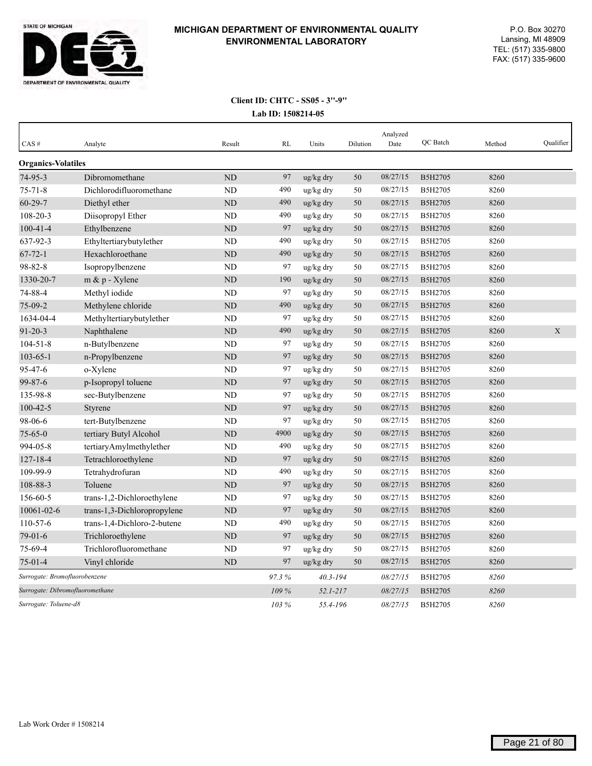**MICHIGAN DEPARTMENT OF ENVIRONMENTAL QUALITY**
**ENVIRONMENTAL LABORATORY**

P.O. Box 30270
Lansing, MI 48909
TEL: (517) 335-9800
FAX: (517) 335-9600

**Client ID: CHTC - SS05 - 3"-9"**

**Lab ID: 1508214-05**

| CAS # | Analyte | Result | RL | Units | Dilution | Analyzed Date | QC Batch | Method | Qualifier |
|---|---|---|---|---|---|---|---|---|---|
| **Organics-Volatiles** | | | | | | | | | |
| 74-95-3 | Dibromomethane | ND | 97 | ug/kg dry | 50 | 08/27/15 | B5H2705 | 8260 | |
| 75-71-8 | Dichlorodifluoromethane | ND | 490 | ug/kg dry | 50 | 08/27/15 | B5H2705 | 8260 | |
| 60-29-7 | Diethyl ether | ND | 490 | ug/kg dry | 50 | 08/27/15 | B5H2705 | 8260 | |
| 108-20-3 | Diisopropyl Ether | ND | 490 | ug/kg dry | 50 | 08/27/15 | B5H2705 | 8260 | |
| 100-41-4 | Ethylbenzene | ND | 97 | ug/kg dry | 50 | 08/27/15 | B5H2705 | 8260 | |
| 637-92-3 | Ethyltertiarybutylether | ND | 490 | ug/kg dry | 50 | 08/27/15 | B5H2705 | 8260 | |
| 67-72-1 | Hexachloroethane | ND | 490 | ug/kg dry | 50 | 08/27/15 | B5H2705 | 8260 | |
| 98-82-8 | Isopropylbenzene | ND | 97 | ug/kg dry | 50 | 08/27/15 | B5H2705 | 8260 | |
| 1330-20-7 | m & p - Xylene | ND | 190 | ug/kg dry | 50 | 08/27/15 | B5H2705 | 8260 | |
| 74-88-4 | Methyl iodide | ND | 97 | ug/kg dry | 50 | 08/27/15 | B5H2705 | 8260 | |
| 75-09-2 | Methylene chloride | ND | 490 | ug/kg dry | 50 | 08/27/15 | B5H2705 | 8260 | |
| 1634-04-4 | Methyltertiarybutylether | ND | 97 | ug/kg dry | 50 | 08/27/15 | B5H2705 | 8260 | |
| 91-20-3 | Naphthalene | ND | 490 | ug/kg dry | 50 | 08/27/15 | B5H2705 | 8260 | X |
| 104-51-8 | n-Butylbenzene | ND | 97 | ug/kg dry | 50 | 08/27/15 | B5H2705 | 8260 | |
| 103-65-1 | n-Propylbenzene | ND | 97 | ug/kg dry | 50 | 08/27/15 | B5H2705 | 8260 | |
| 95-47-6 | o-Xylene | ND | 97 | ug/kg dry | 50 | 08/27/15 | B5H2705 | 8260 | |
| 99-87-6 | p-Isopropyl toluene | ND | 97 | ug/kg dry | 50 | 08/27/15 | B5H2705 | 8260 | |
| 135-98-8 | sec-Butylbenzene | ND | 97 | ug/kg dry | 50 | 08/27/15 | B5H2705 | 8260 | |
| 100-42-5 | Styrene | ND | 97 | ug/kg dry | 50 | 08/27/15 | B5H2705 | 8260 | |
| 98-06-6 | tert-Butylbenzene | ND | 97 | ug/kg dry | 50 | 08/27/15 | B5H2705 | 8260 | |
| 75-65-0 | tertiary Butyl Alcohol | ND | 4900 | ug/kg dry | 50 | 08/27/15 | B5H2705 | 8260 | |
| 994-05-8 | tertiaryAmylmethylether | ND | 490 | ug/kg dry | 50 | 08/27/15 | B5H2705 | 8260 | |
| 127-18-4 | Tetrachloroethylene | ND | 97 | ug/kg dry | 50 | 08/27/15 | B5H2705 | 8260 | |
| 109-99-9 | Tetrahydrofuran | ND | 490 | ug/kg dry | 50 | 08/27/15 | B5H2705 | 8260 | |
| 108-88-3 | Toluene | ND | 97 | ug/kg dry | 50 | 08/27/15 | B5H2705 | 8260 | |
| 156-60-5 | trans-1,2-Dichloroethylene | ND | 97 | ug/kg dry | 50 | 08/27/15 | B5H2705 | 8260 | |
| 10061-02-6 | trans-1,3-Dichloropropylene | ND | 97 | ug/kg dry | 50 | 08/27/15 | B5H2705 | 8260 | |
| 110-57-6 | trans-1,4-Dichloro-2-butene | ND | 490 | ug/kg dry | 50 | 08/27/15 | B5H2705 | 8260 | |
| 79-01-6 | Trichloroethylene | ND | 97 | ug/kg dry | 50 | 08/27/15 | B5H2705 | 8260 | |
| 75-69-4 | Trichlorofluoromethane | ND | 97 | ug/kg dry | 50 | 08/27/15 | B5H2705 | 8260 | |
| 75-01-4 | Vinyl chloride | ND | 97 | ug/kg dry | 50 | 08/27/15 | B5H2705 | 8260 | |
| *Surrogate: Bromofluorobenzene* | | | *97.3 %* | *40.3-194* | | *08/27/15* | B5H2705 | *8260* | |
| *Surrogate: Dibromofluoromethane* | | | *109 %* | *52.1-217* | | *08/27/15* | B5H2705 | *8260* | |
| *Surrogate: Toluene-d8* | | | *103 %* | *55.4-196* | | *08/27/15* | B5H2705 | *8260* | |

Lab Work Order # 1508214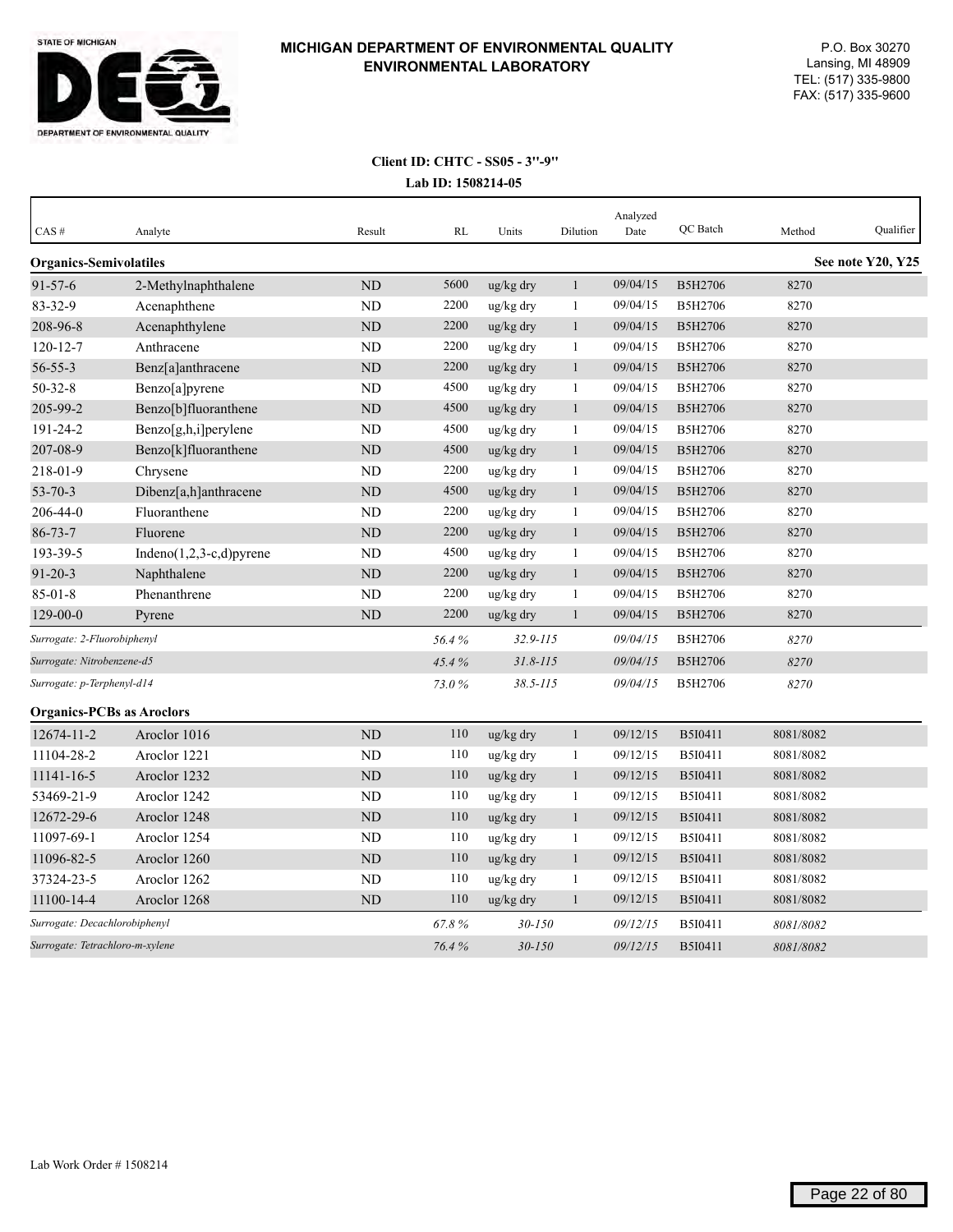STATE OF MICHIGAN
DEPARTMENT OF ENVIRONMENTAL QUALITY

**MICHIGAN DEPARTMENT OF ENVIRONMENTAL QUALITY**
**ENVIRONMENTAL LABORATORY**

P.O. Box 30270
Lansing, MI 48909
TEL: (517) 335-9800
FAX: (517) 335-9600

**Client ID: CHTC - SS05 - 3"-9"**
**Lab ID: 1508214-05**

| CAS # | Analyte | Result | RL | Units | Dilution | Analyzed Date | QC Batch | Method | Qualifier |
|---|---|---|---|---|---|---|---|---|---|
| **Organics-Semivolatiles** | | | | | | | | | **See note Y20, Y25** |
| 91-57-6 | 2-Methylnaphthalene | ND | 5600 | ug/kg dry | 1 | 09/04/15 | B5H2706 | 8270 | |
| 83-32-9 | Acenaphthene | ND | 2200 | ug/kg dry | 1 | 09/04/15 | B5H2706 | 8270 | |
| 208-96-8 | Acenaphthylene | ND | 2200 | ug/kg dry | 1 | 09/04/15 | B5H2706 | 8270 | |
| 120-12-7 | Anthracene | ND | 2200 | ug/kg dry | 1 | 09/04/15 | B5H2706 | 8270 | |
| 56-55-3 | Benz[a]anthracene | ND | 2200 | ug/kg dry | 1 | 09/04/15 | B5H2706 | 8270 | |
| 50-32-8 | Benzo[a]pyrene | ND | 4500 | ug/kg dry | 1 | 09/04/15 | B5H2706 | 8270 | |
| 205-99-2 | Benzo[b]fluoranthene | ND | 4500 | ug/kg dry | 1 | 09/04/15 | B5H2706 | 8270 | |
| 191-24-2 | Benzo[g,h,i]perylene | ND | 4500 | ug/kg dry | 1 | 09/04/15 | B5H2706 | 8270 | |
| 207-08-9 | Benzo[k]fluoranthene | ND | 4500 | ug/kg dry | 1 | 09/04/15 | B5H2706 | 8270 | |
| 218-01-9 | Chrysene | ND | 2200 | ug/kg dry | 1 | 09/04/15 | B5H2706 | 8270 | |
| 53-70-3 | Dibenz[a,h]anthracene | ND | 4500 | ug/kg dry | 1 | 09/04/15 | B5H2706 | 8270 | |
| 206-44-0 | Fluoranthene | ND | 2200 | ug/kg dry | 1 | 09/04/15 | B5H2706 | 8270 | |
| 86-73-7 | Fluorene | ND | 2200 | ug/kg dry | 1 | 09/04/15 | B5H2706 | 8270 | |
| 193-39-5 | Indeno(1,2,3-c,d)pyrene | ND | 4500 | ug/kg dry | 1 | 09/04/15 | B5H2706 | 8270 | |
| 91-20-3 | Naphthalene | ND | 2200 | ug/kg dry | 1 | 09/04/15 | B5H2706 | 8270 | |
| 85-01-8 | Phenanthrene | ND | 2200 | ug/kg dry | 1 | 09/04/15 | B5H2706 | 8270 | |
| 129-00-0 | Pyrene | ND | 2200 | ug/kg dry | 1 | 09/04/15 | B5H2706 | 8270 | |
| *Surrogate: 2-Fluorobiphenyl* | | | *56.4 %* | *32.9-115* | | *09/04/15* | B5H2706 | *8270* | |
| *Surrogate: Nitrobenzene-d5* | | | *45.4 %* | *31.8-115* | | *09/04/15* | B5H2706 | *8270* | |
| *Surrogate: p-Terphenyl-d14* | | | *73.0 %* | *38.5-115* | | *09/04/15* | B5H2706 | *8270* | |
| **Organics-PCBs as Aroclors** | | | | | | | | | |
| 12674-11-2 | Aroclor 1016 | ND | 110 | ug/kg dry | 1 | 09/12/15 | B5I0411 | 8081/8082 | |
| 11104-28-2 | Aroclor 1221 | ND | 110 | ug/kg dry | 1 | 09/12/15 | B5I0411 | 8081/8082 | |
| 11141-16-5 | Aroclor 1232 | ND | 110 | ug/kg dry | 1 | 09/12/15 | B5I0411 | 8081/8082 | |
| 53469-21-9 | Aroclor 1242 | ND | 110 | ug/kg dry | 1 | 09/12/15 | B5I0411 | 8081/8082 | |
| 12672-29-6 | Aroclor 1248 | ND | 110 | ug/kg dry | 1 | 09/12/15 | B5I0411 | 8081/8082 | |
| 11097-69-1 | Aroclor 1254 | ND | 110 | ug/kg dry | 1 | 09/12/15 | B5I0411 | 8081/8082 | |
| 11096-82-5 | Aroclor 1260 | ND | 110 | ug/kg dry | 1 | 09/12/15 | B5I0411 | 8081/8082 | |
| 37324-23-5 | Aroclor 1262 | ND | 110 | ug/kg dry | 1 | 09/12/15 | B5I0411 | 8081/8082 | |
| 11100-14-4 | Aroclor 1268 | ND | 110 | ug/kg dry | 1 | 09/12/15 | B5I0411 | 8081/8082 | |
| *Surrogate: Decachlorobiphenyl* | | | *67.8 %* | *30-150* | | *09/12/15* | B5I0411 | *8081/8082* | |
| *Surrogate: Tetrachloro-m-xylene* | | | *76.4 %* | *30-150* | | *09/12/15* | B5I0411 | *8081/8082* | |

Lab Work Order # 1508214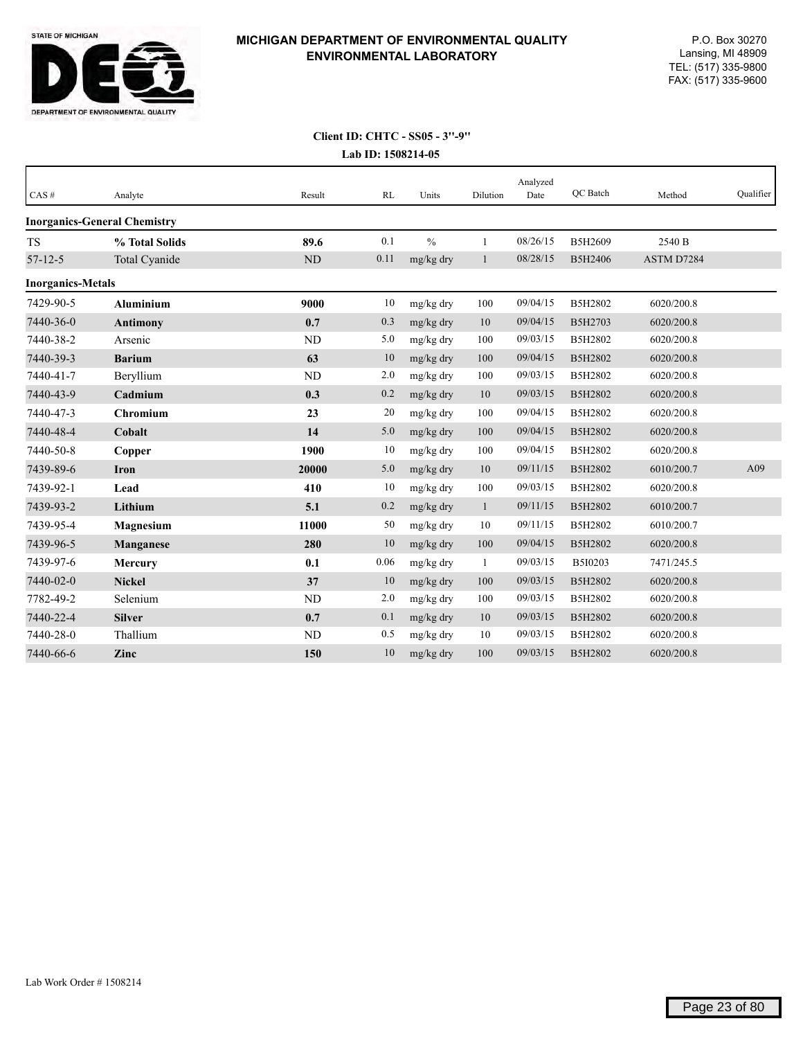STATE OF MICHIGAN

DEQ

DEPARTMENT OF ENVIRONMENTAL QUALITY

**MICHIGAN DEPARTMENT OF ENVIRONMENTAL QUALITY**
**ENVIRONMENTAL LABORATORY**

P.O. Box 30270
Lansing, MI 48909
TEL: (517) 335-9800
FAX: (517) 335-9600

**Client ID: CHTC - SS05 - 3"-9"**
**Lab ID: 1508214-05**

| CAS # | Analyte | Result | RL | Units | Dilution | Analyzed Date | QC Batch | Method | Qualifier |
|---|---|---|---|---|---|---|---|---|---|
| **Inorganics-General Chemistry** | | | | | | | | | |
| TS | **% Total Solids** | **89.6** | 0.1 | % | 1 | 08/26/15 | B5H2609 | 2540 B | |
| 57-12-5 | Total Cyanide | ND | 0.11 | mg/kg dry | 1 | 08/28/15 | B5H2406 | ASTM D7284 | |
| **Inorganics-Metals** | | | | | | | | | |
| 7429-90-5 | **Aluminium** | **9000** | 10 | mg/kg dry | 100 | 09/04/15 | B5H2802 | 6020/200.8 | |
| 7440-36-0 | **Antimony** | **0.7** | 0.3 | mg/kg dry | 10 | 09/04/15 | B5H2703 | 6020/200.8 | |
| 7440-38-2 | Arsenic | ND | 5.0 | mg/kg dry | 100 | 09/03/15 | B5H2802 | 6020/200.8 | |
| 7440-39-3 | **Barium** | **63** | 10 | mg/kg dry | 100 | 09/04/15 | B5H2802 | 6020/200.8 | |
| 7440-41-7 | Beryllium | ND | 2.0 | mg/kg dry | 100 | 09/03/15 | B5H2802 | 6020/200.8 | |
| 7440-43-9 | **Cadmium** | **0.3** | 0.2 | mg/kg dry | 10 | 09/03/15 | B5H2802 | 6020/200.8 | |
| 7440-47-3 | **Chromium** | **23** | 20 | mg/kg dry | 100 | 09/04/15 | B5H2802 | 6020/200.8 | |
| 7440-48-4 | **Cobalt** | **14** | 5.0 | mg/kg dry | 100 | 09/04/15 | B5H2802 | 6020/200.8 | |
| 7440-50-8 | **Copper** | **1900** | 10 | mg/kg dry | 100 | 09/04/15 | B5H2802 | 6020/200.8 | |
| 7439-89-6 | **Iron** | **20000** | 5.0 | mg/kg dry | 10 | 09/11/15 | B5H2802 | 6010/200.7 | A09 |
| 7439-92-1 | **Lead** | **410** | 10 | mg/kg dry | 100 | 09/03/15 | B5H2802 | 6020/200.8 | |
| 7439-93-2 | **Lithium** | **5.1** | 0.2 | mg/kg dry | 1 | 09/11/15 | B5H2802 | 6010/200.7 | |
| 7439-95-4 | **Magnesium** | **11000** | 50 | mg/kg dry | 10 | 09/11/15 | B5H2802 | 6010/200.7 | |
| 7439-96-5 | **Manganese** | **280** | 10 | mg/kg dry | 100 | 09/04/15 | B5H2802 | 6020/200.8 | |
| 7439-97-6 | **Mercury** | **0.1** | 0.06 | mg/kg dry | 1 | 09/03/15 | B5I0203 | 7471/245.5 | |
| 7440-02-0 | **Nickel** | **37** | 10 | mg/kg dry | 100 | 09/03/15 | B5H2802 | 6020/200.8 | |
| 7782-49-2 | Selenium | ND | 2.0 | mg/kg dry | 100 | 09/03/15 | B5H2802 | 6020/200.8 | |
| 7440-22-4 | **Silver** | **0.7** | 0.1 | mg/kg dry | 10 | 09/03/15 | B5H2802 | 6020/200.8 | |
| 7440-28-0 | Thallium | ND | 0.5 | mg/kg dry | 10 | 09/03/15 | B5H2802 | 6020/200.8 | |
| 7440-66-6 | **Zinc** | **150** | 10 | mg/kg dry | 100 | 09/03/15 | B5H2802 | 6020/200.8 | |

Lab Work Order # 1508214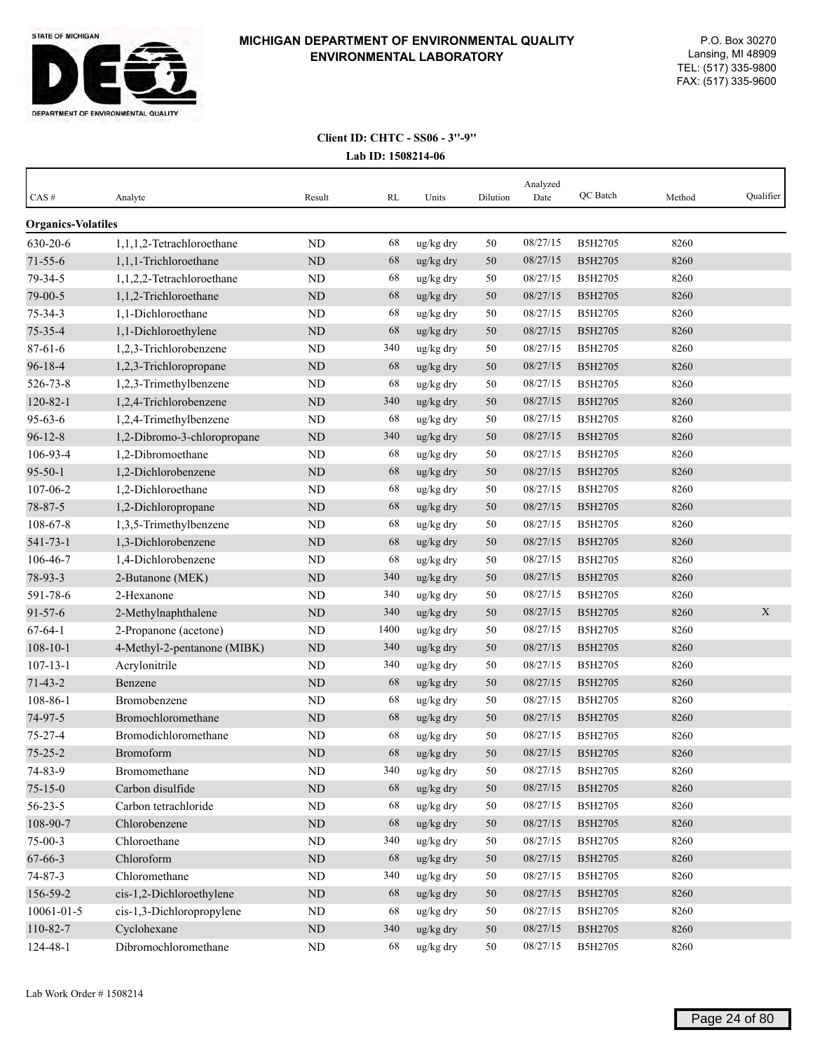**MICHIGAN DEPARTMENT OF ENVIRONMENTAL QUALITY**
**ENVIRONMENTAL LABORATORY**

P.O. Box 30270
Lansing, MI 48909
TEL: (517) 335-9800
FAX: (517) 335-9600

**Client ID: CHTC - SS06 - 3''-9''**

**Lab ID: 1508214-06**

| CAS # | Analyte | Result | RL | Units | Dilution | Analyzed Date | QC Batch | Method | Qualifier |
|---|---|---|---|---|---|---|---|---|---|
| **Organics-Volatiles** | | | | | | | | | |
| 630-20-6 | 1,1,1,2-Tetrachloroethane | ND | 68 | ug/kg dry | 50 | 08/27/15 | B5H2705 | 8260 | |
| 71-55-6 | 1,1,1-Trichloroethane | ND | 68 | ug/kg dry | 50 | 08/27/15 | B5H2705 | 8260 | |
| 79-34-5 | 1,1,2,2-Tetrachloroethane | ND | 68 | ug/kg dry | 50 | 08/27/15 | B5H2705 | 8260 | |
| 79-00-5 | 1,1,2-Trichloroethane | ND | 68 | ug/kg dry | 50 | 08/27/15 | B5H2705 | 8260 | |
| 75-34-3 | 1,1-Dichloroethane | ND | 68 | ug/kg dry | 50 | 08/27/15 | B5H2705 | 8260 | |
| 75-35-4 | 1,1-Dichloroethylene | ND | 68 | ug/kg dry | 50 | 08/27/15 | B5H2705 | 8260 | |
| 87-61-6 | 1,2,3-Trichlorobenzene | ND | 340 | ug/kg dry | 50 | 08/27/15 | B5H2705 | 8260 | |
| 96-18-4 | 1,2,3-Trichloropropane | ND | 68 | ug/kg dry | 50 | 08/27/15 | B5H2705 | 8260 | |
| 526-73-8 | 1,2,3-Trimethylbenzene | ND | 68 | ug/kg dry | 50 | 08/27/15 | B5H2705 | 8260 | |
| 120-82-1 | 1,2,4-Trichlorobenzene | ND | 340 | ug/kg dry | 50 | 08/27/15 | B5H2705 | 8260 | |
| 95-63-6 | 1,2,4-Trimethylbenzene | ND | 68 | ug/kg dry | 50 | 08/27/15 | B5H2705 | 8260 | |
| 96-12-8 | 1,2-Dibromo-3-chloropropane | ND | 340 | ug/kg dry | 50 | 08/27/15 | B5H2705 | 8260 | |
| 106-93-4 | 1,2-Dibromoethane | ND | 68 | ug/kg dry | 50 | 08/27/15 | B5H2705 | 8260 | |
| 95-50-1 | 1,2-Dichlorobenzene | ND | 68 | ug/kg dry | 50 | 08/27/15 | B5H2705 | 8260 | |
| 107-06-2 | 1,2-Dichloroethane | ND | 68 | ug/kg dry | 50 | 08/27/15 | B5H2705 | 8260 | |
| 78-87-5 | 1,2-Dichloropropane | ND | 68 | ug/kg dry | 50 | 08/27/15 | B5H2705 | 8260 | |
| 108-67-8 | 1,3,5-Trimethylbenzene | ND | 68 | ug/kg dry | 50 | 08/27/15 | B5H2705 | 8260 | |
| 541-73-1 | 1,3-Dichlorobenzene | ND | 68 | ug/kg dry | 50 | 08/27/15 | B5H2705 | 8260 | |
| 106-46-7 | 1,4-Dichlorobenzene | ND | 68 | ug/kg dry | 50 | 08/27/15 | B5H2705 | 8260 | |
| 78-93-3 | 2-Butanone (MEK) | ND | 340 | ug/kg dry | 50 | 08/27/15 | B5H2705 | 8260 | |
| 591-78-6 | 2-Hexanone | ND | 340 | ug/kg dry | 50 | 08/27/15 | B5H2705 | 8260 | |
| 91-57-6 | 2-Methylnaphthalene | ND | 340 | ug/kg dry | 50 | 08/27/15 | B5H2705 | 8260 | X |
| 67-64-1 | 2-Propanone (acetone) | ND | 1400 | ug/kg dry | 50 | 08/27/15 | B5H2705 | 8260 | |
| 108-10-1 | 4-Methyl-2-pentanone (MIBK) | ND | 340 | ug/kg dry | 50 | 08/27/15 | B5H2705 | 8260 | |
| 107-13-1 | Acrylonitrile | ND | 340 | ug/kg dry | 50 | 08/27/15 | B5H2705 | 8260 | |
| 71-43-2 | Benzene | ND | 68 | ug/kg dry | 50 | 08/27/15 | B5H2705 | 8260 | |
| 108-86-1 | Bromobenzene | ND | 68 | ug/kg dry | 50 | 08/27/15 | B5H2705 | 8260 | |
| 74-97-5 | Bromochloromethane | ND | 68 | ug/kg dry | 50 | 08/27/15 | B5H2705 | 8260 | |
| 75-27-4 | Bromodichloromethane | ND | 68 | ug/kg dry | 50 | 08/27/15 | B5H2705 | 8260 | |
| 75-25-2 | Bromoform | ND | 68 | ug/kg dry | 50 | 08/27/15 | B5H2705 | 8260 | |
| 74-83-9 | Bromomethane | ND | 340 | ug/kg dry | 50 | 08/27/15 | B5H2705 | 8260 | |
| 75-15-0 | Carbon disulfide | ND | 68 | ug/kg dry | 50 | 08/27/15 | B5H2705 | 8260 | |
| 56-23-5 | Carbon tetrachloride | ND | 68 | ug/kg dry | 50 | 08/27/15 | B5H2705 | 8260 | |
| 108-90-7 | Chlorobenzene | ND | 68 | ug/kg dry | 50 | 08/27/15 | B5H2705 | 8260 | |
| 75-00-3 | Chloroethane | ND | 340 | ug/kg dry | 50 | 08/27/15 | B5H2705 | 8260 | |
| 67-66-3 | Chloroform | ND | 68 | ug/kg dry | 50 | 08/27/15 | B5H2705 | 8260 | |
| 74-87-3 | Chloromethane | ND | 340 | ug/kg dry | 50 | 08/27/15 | B5H2705 | 8260 | |
| 156-59-2 | cis-1,2-Dichloroethylene | ND | 68 | ug/kg dry | 50 | 08/27/15 | B5H2705 | 8260 | |
| 10061-01-5 | cis-1,3-Dichloropropylene | ND | 68 | ug/kg dry | 50 | 08/27/15 | B5H2705 | 8260 | |
| 110-82-7 | Cyclohexane | ND | 340 | ug/kg dry | 50 | 08/27/15 | B5H2705 | 8260 | |
| 124-48-1 | Dibromochloromethane | ND | 68 | ug/kg dry | 50 | 08/27/15 | B5H2705 | 8260 | |

Lab Work Order # 1508214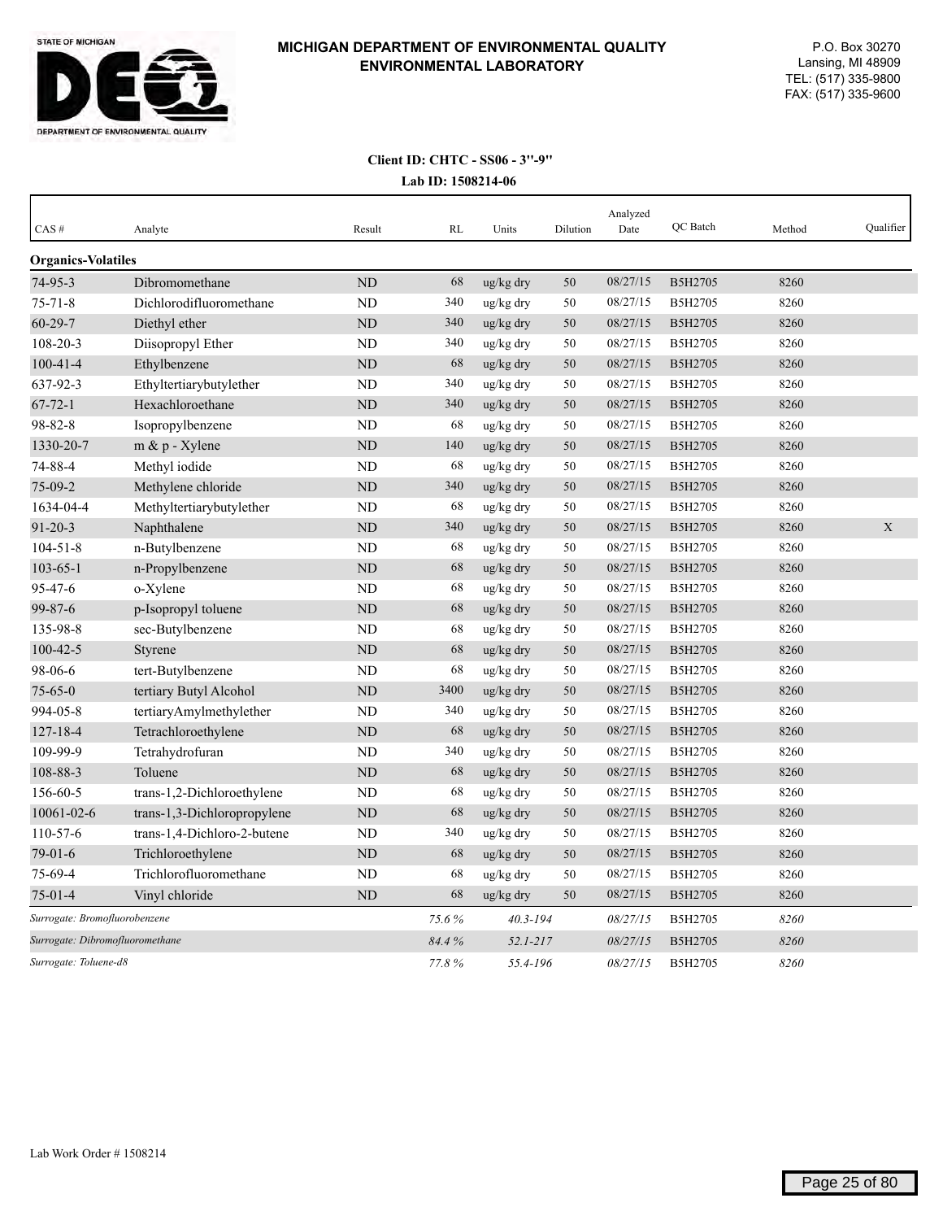**MICHIGAN DEPARTMENT OF ENVIRONMENTAL QUALITY**
**ENVIRONMENTAL LABORATORY**

P.O. Box 30270
Lansing, MI 48909
TEL: (517) 335-9800
FAX: (517) 335-9600

**Client ID: CHTC - SS06 - 3''-9''**
**Lab ID: 1508214-06**

| CAS # | Analyte | Result | RL | Units | Dilution | Analyzed Date | QC Batch | Method | Qualifier |
|---|---|---|---|---|---|---|---|---|---|
| **Organics-Volatiles** | | | | | | | | | |
| 74-95-3 | Dibromomethane | ND | 68 | ug/kg dry | 50 | 08/27/15 | B5H2705 | 8260 | |
| 75-71-8 | Dichlorodifluoromethane | ND | 340 | ug/kg dry | 50 | 08/27/15 | B5H2705 | 8260 | |
| 60-29-7 | Diethyl ether | ND | 340 | ug/kg dry | 50 | 08/27/15 | B5H2705 | 8260 | |
| 108-20-3 | Diisopropyl Ether | ND | 340 | ug/kg dry | 50 | 08/27/15 | B5H2705 | 8260 | |
| 100-41-4 | Ethylbenzene | ND | 68 | ug/kg dry | 50 | 08/27/15 | B5H2705 | 8260 | |
| 637-92-3 | Ethyltertiarybutylether | ND | 340 | ug/kg dry | 50 | 08/27/15 | B5H2705 | 8260 | |
| 67-72-1 | Hexachloroethane | ND | 340 | ug/kg dry | 50 | 08/27/15 | B5H2705 | 8260 | |
| 98-82-8 | Isopropylbenzene | ND | 68 | ug/kg dry | 50 | 08/27/15 | B5H2705 | 8260 | |
| 1330-20-7 | m & p - Xylene | ND | 140 | ug/kg dry | 50 | 08/27/15 | B5H2705 | 8260 | |
| 74-88-4 | Methyl iodide | ND | 68 | ug/kg dry | 50 | 08/27/15 | B5H2705 | 8260 | |
| 75-09-2 | Methylene chloride | ND | 340 | ug/kg dry | 50 | 08/27/15 | B5H2705 | 8260 | |
| 1634-04-4 | Methyltertiarybutylether | ND | 68 | ug/kg dry | 50 | 08/27/15 | B5H2705 | 8260 | |
| 91-20-3 | Naphthalene | ND | 340 | ug/kg dry | 50 | 08/27/15 | B5H2705 | 8260 | X |
| 104-51-8 | n-Butylbenzene | ND | 68 | ug/kg dry | 50 | 08/27/15 | B5H2705 | 8260 | |
| 103-65-1 | n-Propylbenzene | ND | 68 | ug/kg dry | 50 | 08/27/15 | B5H2705 | 8260 | |
| 95-47-6 | o-Xylene | ND | 68 | ug/kg dry | 50 | 08/27/15 | B5H2705 | 8260 | |
| 99-87-6 | p-Isopropyl toluene | ND | 68 | ug/kg dry | 50 | 08/27/15 | B5H2705 | 8260 | |
| 135-98-8 | sec-Butylbenzene | ND | 68 | ug/kg dry | 50 | 08/27/15 | B5H2705 | 8260 | |
| 100-42-5 | Styrene | ND | 68 | ug/kg dry | 50 | 08/27/15 | B5H2705 | 8260 | |
| 98-06-6 | tert-Butylbenzene | ND | 68 | ug/kg dry | 50 | 08/27/15 | B5H2705 | 8260 | |
| 75-65-0 | tertiary Butyl Alcohol | ND | 3400 | ug/kg dry | 50 | 08/27/15 | B5H2705 | 8260 | |
| 994-05-8 | tertiaryAmylmethylether | ND | 340 | ug/kg dry | 50 | 08/27/15 | B5H2705 | 8260 | |
| 127-18-4 | Tetrachloroethylene | ND | 68 | ug/kg dry | 50 | 08/27/15 | B5H2705 | 8260 | |
| 109-99-9 | Tetrahydrofuran | ND | 340 | ug/kg dry | 50 | 08/27/15 | B5H2705 | 8260 | |
| 108-88-3 | Toluene | ND | 68 | ug/kg dry | 50 | 08/27/15 | B5H2705 | 8260 | |
| 156-60-5 | trans-1,2-Dichloroethylene | ND | 68 | ug/kg dry | 50 | 08/27/15 | B5H2705 | 8260 | |
| 10061-02-6 | trans-1,3-Dichloropropylene | ND | 68 | ug/kg dry | 50 | 08/27/15 | B5H2705 | 8260 | |
| 110-57-6 | trans-1,4-Dichloro-2-butene | ND | 340 | ug/kg dry | 50 | 08/27/15 | B5H2705 | 8260 | |
| 79-01-6 | Trichloroethylene | ND | 68 | ug/kg dry | 50 | 08/27/15 | B5H2705 | 8260 | |
| 75-69-4 | Trichlorofluoromethane | ND | 68 | ug/kg dry | 50 | 08/27/15 | B5H2705 | 8260 | |
| 75-01-4 | Vinyl chloride | ND | 68 | ug/kg dry | 50 | 08/27/15 | B5H2705 | 8260 | |
| *Surrogate: Bromofluorobenzene* | | | *75.6 %* | *40.3-194* | | *08/27/15* | B5H2705 | *8260* | |
| *Surrogate: Dibromofluoromethane* | | | *84.4 %* | *52.1-217* | | *08/27/15* | B5H2705 | *8260* | |
| *Surrogate: Toluene-d8* | | | *77.8 %* | *55.4-196* | | *08/27/15* | B5H2705 | *8260* | |

Lab Work Order # 1508214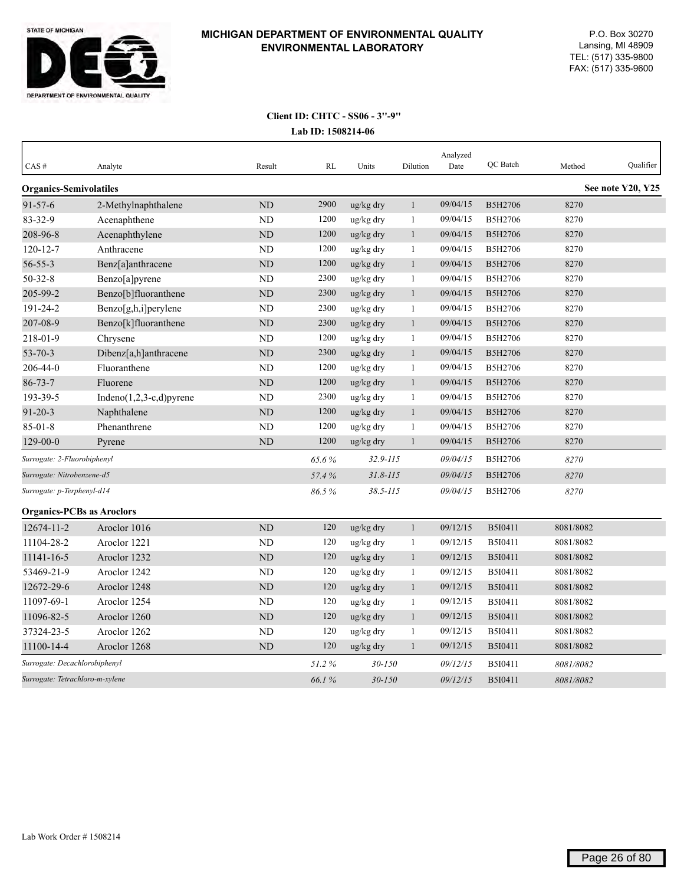STATE OF MICHIGAN
DEPARTMENT OF ENVIRONMENTAL QUALITY

**MICHIGAN DEPARTMENT OF ENVIRONMENTAL QUALITY**
**ENVIRONMENTAL LABORATORY**

P.O. Box 30270
Lansing, MI 48909
TEL: (517) 335-9800
FAX: (517) 335-9600

**Client ID: CHTC - SS06 - 3"-9"**
**Lab ID: 1508214-06**

| CAS # | Analyte | Result | RL | Units | Dilution | Analyzed Date | QC Batch | Method | Qualifier |
|---|---|---|---|---|---|---|---|---|---|
| **Organics-Semivolatiles** | | | | | | | | | **See note Y20, Y25** |
| 91-57-6 | 2-Methylnaphthalene | ND | 2900 | ug/kg dry | 1 | 09/04/15 | B5H2706 | 8270 | |
| 83-32-9 | Acenaphthene | ND | 1200 | ug/kg dry | 1 | 09/04/15 | B5H2706 | 8270 | |
| 208-96-8 | Acenaphthylene | ND | 1200 | ug/kg dry | 1 | 09/04/15 | B5H2706 | 8270 | |
| 120-12-7 | Anthracene | ND | 1200 | ug/kg dry | 1 | 09/04/15 | B5H2706 | 8270 | |
| 56-55-3 | Benz[a]anthracene | ND | 1200 | ug/kg dry | 1 | 09/04/15 | B5H2706 | 8270 | |
| 50-32-8 | Benzo[a]pyrene | ND | 2300 | ug/kg dry | 1 | 09/04/15 | B5H2706 | 8270 | |
| 205-99-2 | Benzo[b]fluoranthene | ND | 2300 | ug/kg dry | 1 | 09/04/15 | B5H2706 | 8270 | |
| 191-24-2 | Benzo[g,h,i]perylene | ND | 2300 | ug/kg dry | 1 | 09/04/15 | B5H2706 | 8270 | |
| 207-08-9 | Benzo[k]fluoranthene | ND | 2300 | ug/kg dry | 1 | 09/04/15 | B5H2706 | 8270 | |
| 218-01-9 | Chrysene | ND | 1200 | ug/kg dry | 1 | 09/04/15 | B5H2706 | 8270 | |
| 53-70-3 | Dibenz[a,h]anthracene | ND | 2300 | ug/kg dry | 1 | 09/04/15 | B5H2706 | 8270 | |
| 206-44-0 | Fluoranthene | ND | 1200 | ug/kg dry | 1 | 09/04/15 | B5H2706 | 8270 | |
| 86-73-7 | Fluorene | ND | 1200 | ug/kg dry | 1 | 09/04/15 | B5H2706 | 8270 | |
| 193-39-5 | Indeno(1,2,3-c,d)pyrene | ND | 2300 | ug/kg dry | 1 | 09/04/15 | B5H2706 | 8270 | |
| 91-20-3 | Naphthalene | ND | 1200 | ug/kg dry | 1 | 09/04/15 | B5H2706 | 8270 | |
| 85-01-8 | Phenanthrene | ND | 1200 | ug/kg dry | 1 | 09/04/15 | B5H2706 | 8270 | |
| 129-00-0 | Pyrene | ND | 1200 | ug/kg dry | 1 | 09/04/15 | B5H2706 | 8270 | |
| *Surrogate: 2-Fluorobiphenyl* | | | *65.6 %* | *32.9-115* | | *09/04/15* | B5H2706 | *8270* | |
| *Surrogate: Nitrobenzene-d5* | | | *57.4 %* | *31.8-115* | | *09/04/15* | B5H2706 | *8270* | |
| *Surrogate: p-Terphenyl-d14* | | | *86.5 %* | *38.5-115* | | *09/04/15* | B5H2706 | *8270* | |
| **Organics-PCBs as Aroclors** | | | | | | | | | |
| 12674-11-2 | Aroclor 1016 | ND | 120 | ug/kg dry | 1 | 09/12/15 | B5I0411 | 8081/8082 | |
| 11104-28-2 | Aroclor 1221 | ND | 120 | ug/kg dry | 1 | 09/12/15 | B5I0411 | 8081/8082 | |
| 11141-16-5 | Aroclor 1232 | ND | 120 | ug/kg dry | 1 | 09/12/15 | B5I0411 | 8081/8082 | |
| 53469-21-9 | Aroclor 1242 | ND | 120 | ug/kg dry | 1 | 09/12/15 | B5I0411 | 8081/8082 | |
| 12672-29-6 | Aroclor 1248 | ND | 120 | ug/kg dry | 1 | 09/12/15 | B5I0411 | 8081/8082 | |
| 11097-69-1 | Aroclor 1254 | ND | 120 | ug/kg dry | 1 | 09/12/15 | B5I0411 | 8081/8082 | |
| 11096-82-5 | Aroclor 1260 | ND | 120 | ug/kg dry | 1 | 09/12/15 | B5I0411 | 8081/8082 | |
| 37324-23-5 | Aroclor 1262 | ND | 120 | ug/kg dry | 1 | 09/12/15 | B5I0411 | 8081/8082 | |
| 11100-14-4 | Aroclor 1268 | ND | 120 | ug/kg dry | 1 | 09/12/15 | B5I0411 | 8081/8082 | |
| *Surrogate: Decachlorobiphenyl* | | | *51.2 %* | *30-150* | | *09/12/15* | B5I0411 | *8081/8082* | |
| *Surrogate: Tetrachloro-m-xylene* | | | *66.1 %* | *30-150* | | *09/12/15* | B5I0411 | *8081/8082* | |

Lab Work Order # 1508214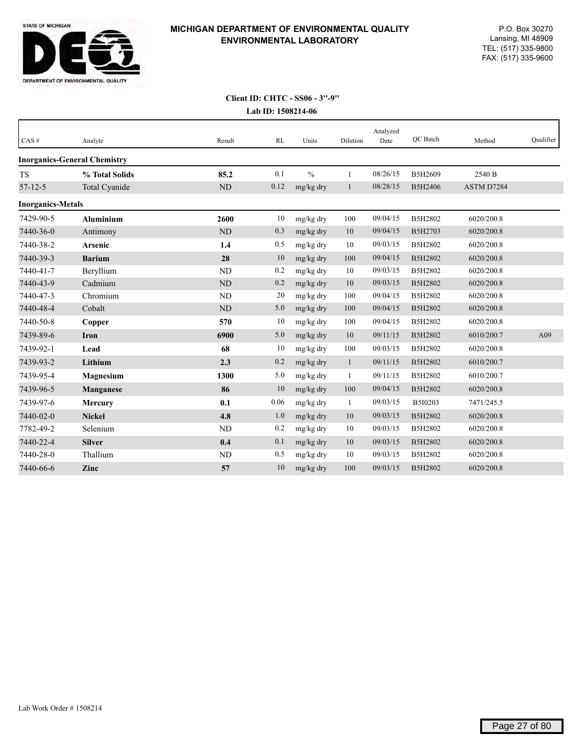**MICHIGAN DEPARTMENT OF ENVIRONMENTAL QUALITY**
**ENVIRONMENTAL LABORATORY**

P.O. Box 30270
Lansing, MI 48909
TEL: (517) 335-9800
FAX: (517) 335-9600

**Client ID: CHTC - SS06 - 3''-9''**
**Lab ID: 1508214-06**

| CAS # | Analyte | Result | RL | Units | Dilution | Analyzed Date | QC Batch | Method | Qualifier |
|---|---|---|---|---|---|---|---|---|---|
| **Inorganics-General Chemistry** | | | | | | | | | |
| TS | **% Total Solids** | **85.2** | 0.1 | % | 1 | 08/26/15 | B5H2609 | 2540 B | |
| 57-12-5 | Total Cyanide | ND | 0.12 | mg/kg dry | 1 | 08/28/15 | B5H2406 | ASTM D7284 | |
| **Inorganics-Metals** | | | | | | | | | |
| 7429-90-5 | **Aluminium** | **2600** | 10 | mg/kg dry | 100 | 09/04/15 | B5H2802 | 6020/200.8 | |
| 7440-36-0 | Antimony | ND | 0.3 | mg/kg dry | 10 | 09/04/15 | B5H2703 | 6020/200.8 | |
| 7440-38-2 | **Arsenic** | **1.4** | 0.5 | mg/kg dry | 10 | 09/03/15 | B5H2802 | 6020/200.8 | |
| 7440-39-3 | **Barium** | **28** | 10 | mg/kg dry | 100 | 09/04/15 | B5H2802 | 6020/200.8 | |
| 7440-41-7 | Beryllium | ND | 0.2 | mg/kg dry | 10 | 09/03/15 | B5H2802 | 6020/200.8 | |
| 7440-43-9 | Cadmium | ND | 0.2 | mg/kg dry | 10 | 09/03/15 | B5H2802 | 6020/200.8 | |
| 7440-47-3 | Chromium | ND | 20 | mg/kg dry | 100 | 09/04/15 | B5H2802 | 6020/200.8 | |
| 7440-48-4 | Cobalt | ND | 5.0 | mg/kg dry | 100 | 09/04/15 | B5H2802 | 6020/200.8 | |
| 7440-50-8 | **Copper** | **570** | 10 | mg/kg dry | 100 | 09/04/15 | B5H2802 | 6020/200.8 | |
| 7439-89-6 | **Iron** | **6900** | 5.0 | mg/kg dry | 10 | 09/11/15 | B5H2802 | 6010/200.7 | A09 |
| 7439-92-1 | **Lead** | **68** | 10 | mg/kg dry | 100 | 09/03/15 | B5H2802 | 6020/200.8 | |
| 7439-93-2 | **Lithium** | **2.3** | 0.2 | mg/kg dry | 1 | 09/11/15 | B5H2802 | 6010/200.7 | |
| 7439-95-4 | **Magnesium** | **1300** | 5.0 | mg/kg dry | 1 | 09/11/15 | B5H2802 | 6010/200.7 | |
| 7439-96-5 | **Manganese** | **86** | 10 | mg/kg dry | 100 | 09/04/15 | B5H2802 | 6020/200.8 | |
| 7439-97-6 | **Mercury** | **0.1** | 0.06 | mg/kg dry | 1 | 09/03/15 | B5I0203 | 7471/245.5 | |
| 7440-02-0 | **Nickel** | **4.8** | 1.0 | mg/kg dry | 10 | 09/03/15 | B5H2802 | 6020/200.8 | |
| 7782-49-2 | Selenium | ND | 0.2 | mg/kg dry | 10 | 09/03/15 | B5H2802 | 6020/200.8 | |
| 7440-22-4 | **Silver** | **0.4** | 0.1 | mg/kg dry | 10 | 09/03/15 | B5H2802 | 6020/200.8 | |
| 7440-28-0 | Thallium | ND | 0.5 | mg/kg dry | 10 | 09/03/15 | B5H2802 | 6020/200.8 | |
| 7440-66-6 | **Zinc** | **57** | 10 | mg/kg dry | 100 | 09/03/15 | B5H2802 | 6020/200.8 | |

Lab Work Order # 1508214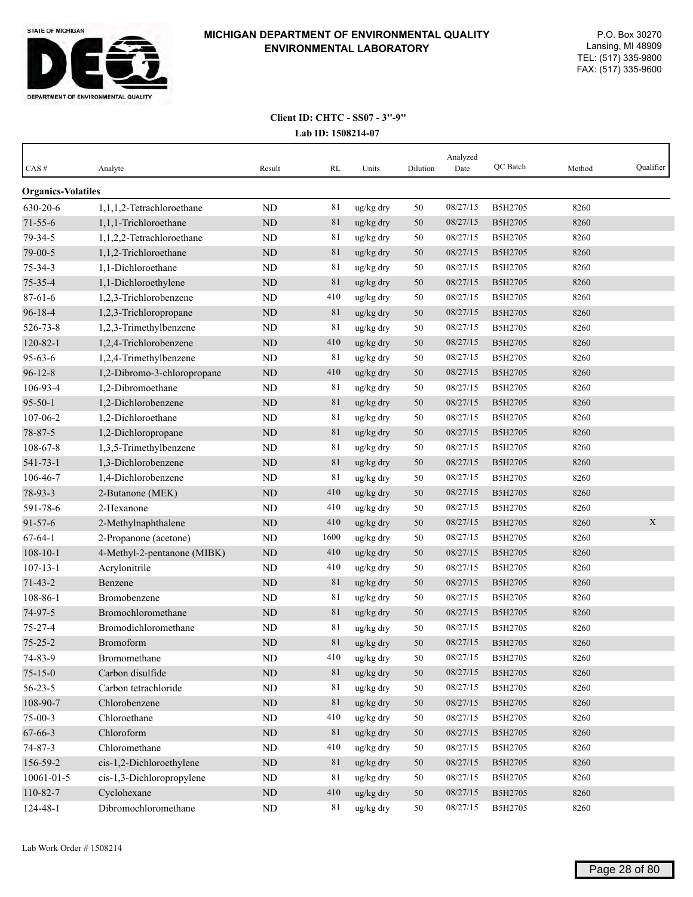**MICHIGAN DEPARTMENT OF ENVIRONMENTAL QUALITY**
**ENVIRONMENTAL LABORATORY**

P.O. Box 30270
Lansing, MI 48909
TEL: (517) 335-9800
FAX: (517) 335-9600

**Client ID: CHTC - SS07 - 3"-9"**
**Lab ID: 1508214-07**

| CAS # | Analyte | Result | RL | Units | Dilution | Analyzed Date | QC Batch | Method | Qualifier |
|---|---|---|---|---|---|---|---|---|---|
| **Organics-Volatiles** | | | | | | | | | |
| 630-20-6 | 1,1,1,2-Tetrachloroethane | ND | 81 | ug/kg dry | 50 | 08/27/15 | B5H2705 | 8260 | |
| 71-55-6 | 1,1,1-Trichloroethane | ND | 81 | ug/kg dry | 50 | 08/27/15 | B5H2705 | 8260 | |
| 79-34-5 | 1,1,2,2-Tetrachloroethane | ND | 81 | ug/kg dry | 50 | 08/27/15 | B5H2705 | 8260 | |
| 79-00-5 | 1,1,2-Trichloroethane | ND | 81 | ug/kg dry | 50 | 08/27/15 | B5H2705 | 8260 | |
| 75-34-3 | 1,1-Dichloroethane | ND | 81 | ug/kg dry | 50 | 08/27/15 | B5H2705 | 8260 | |
| 75-35-4 | 1,1-Dichloroethylene | ND | 81 | ug/kg dry | 50 | 08/27/15 | B5H2705 | 8260 | |
| 87-61-6 | 1,2,3-Trichlorobenzene | ND | 410 | ug/kg dry | 50 | 08/27/15 | B5H2705 | 8260 | |
| 96-18-4 | 1,2,3-Trichloropropane | ND | 81 | ug/kg dry | 50 | 08/27/15 | B5H2705 | 8260 | |
| 526-73-8 | 1,2,3-Trimethylbenzene | ND | 81 | ug/kg dry | 50 | 08/27/15 | B5H2705 | 8260 | |
| 120-82-1 | 1,2,4-Trichlorobenzene | ND | 410 | ug/kg dry | 50 | 08/27/15 | B5H2705 | 8260 | |
| 95-63-6 | 1,2,4-Trimethylbenzene | ND | 81 | ug/kg dry | 50 | 08/27/15 | B5H2705 | 8260 | |
| 96-12-8 | 1,2-Dibromo-3-chloropropane | ND | 410 | ug/kg dry | 50 | 08/27/15 | B5H2705 | 8260 | |
| 106-93-4 | 1,2-Dibromoethane | ND | 81 | ug/kg dry | 50 | 08/27/15 | B5H2705 | 8260 | |
| 95-50-1 | 1,2-Dichlorobenzene | ND | 81 | ug/kg dry | 50 | 08/27/15 | B5H2705 | 8260 | |
| 107-06-2 | 1,2-Dichloroethane | ND | 81 | ug/kg dry | 50 | 08/27/15 | B5H2705 | 8260 | |
| 78-87-5 | 1,2-Dichloropropane | ND | 81 | ug/kg dry | 50 | 08/27/15 | B5H2705 | 8260 | |
| 108-67-8 | 1,3,5-Trimethylbenzene | ND | 81 | ug/kg dry | 50 | 08/27/15 | B5H2705 | 8260 | |
| 541-73-1 | 1,3-Dichlorobenzene | ND | 81 | ug/kg dry | 50 | 08/27/15 | B5H2705 | 8260 | |
| 106-46-7 | 1,4-Dichlorobenzene | ND | 81 | ug/kg dry | 50 | 08/27/15 | B5H2705 | 8260 | |
| 78-93-3 | 2-Butanone (MEK) | ND | 410 | ug/kg dry | 50 | 08/27/15 | B5H2705 | 8260 | |
| 591-78-6 | 2-Hexanone | ND | 410 | ug/kg dry | 50 | 08/27/15 | B5H2705 | 8260 | |
| 91-57-6 | 2-Methylnaphthalene | ND | 410 | ug/kg dry | 50 | 08/27/15 | B5H2705 | 8260 | X |
| 67-64-1 | 2-Propanone (acetone) | ND | 1600 | ug/kg dry | 50 | 08/27/15 | B5H2705 | 8260 | |
| 108-10-1 | 4-Methyl-2-pentanone (MIBK) | ND | 410 | ug/kg dry | 50 | 08/27/15 | B5H2705 | 8260 | |
| 107-13-1 | Acrylonitrile | ND | 410 | ug/kg dry | 50 | 08/27/15 | B5H2705 | 8260 | |
| 71-43-2 | Benzene | ND | 81 | ug/kg dry | 50 | 08/27/15 | B5H2705 | 8260 | |
| 108-86-1 | Bromobenzene | ND | 81 | ug/kg dry | 50 | 08/27/15 | B5H2705 | 8260 | |
| 74-97-5 | Bromochloromethane | ND | 81 | ug/kg dry | 50 | 08/27/15 | B5H2705 | 8260 | |
| 75-27-4 | Bromodichloromethane | ND | 81 | ug/kg dry | 50 | 08/27/15 | B5H2705 | 8260 | |
| 75-25-2 | Bromoform | ND | 81 | ug/kg dry | 50 | 08/27/15 | B5H2705 | 8260 | |
| 74-83-9 | Bromomethane | ND | 410 | ug/kg dry | 50 | 08/27/15 | B5H2705 | 8260 | |
| 75-15-0 | Carbon disulfide | ND | 81 | ug/kg dry | 50 | 08/27/15 | B5H2705 | 8260 | |
| 56-23-5 | Carbon tetrachloride | ND | 81 | ug/kg dry | 50 | 08/27/15 | B5H2705 | 8260 | |
| 108-90-7 | Chlorobenzene | ND | 81 | ug/kg dry | 50 | 08/27/15 | B5H2705 | 8260 | |
| 75-00-3 | Chloroethane | ND | 410 | ug/kg dry | 50 | 08/27/15 | B5H2705 | 8260 | |
| 67-66-3 | Chloroform | ND | 81 | ug/kg dry | 50 | 08/27/15 | B5H2705 | 8260 | |
| 74-87-3 | Chloromethane | ND | 410 | ug/kg dry | 50 | 08/27/15 | B5H2705 | 8260 | |
| 156-59-2 | cis-1,2-Dichloroethylene | ND | 81 | ug/kg dry | 50 | 08/27/15 | B5H2705 | 8260 | |
| 10061-01-5 | cis-1,3-Dichloropropylene | ND | 81 | ug/kg dry | 50 | 08/27/15 | B5H2705 | 8260 | |
| 110-82-7 | Cyclohexane | ND | 410 | ug/kg dry | 50 | 08/27/15 | B5H2705 | 8260 | |
| 124-48-1 | Dibromochloromethane | ND | 81 | ug/kg dry | 50 | 08/27/15 | B5H2705 | 8260 | |

Lab Work Order # 1508214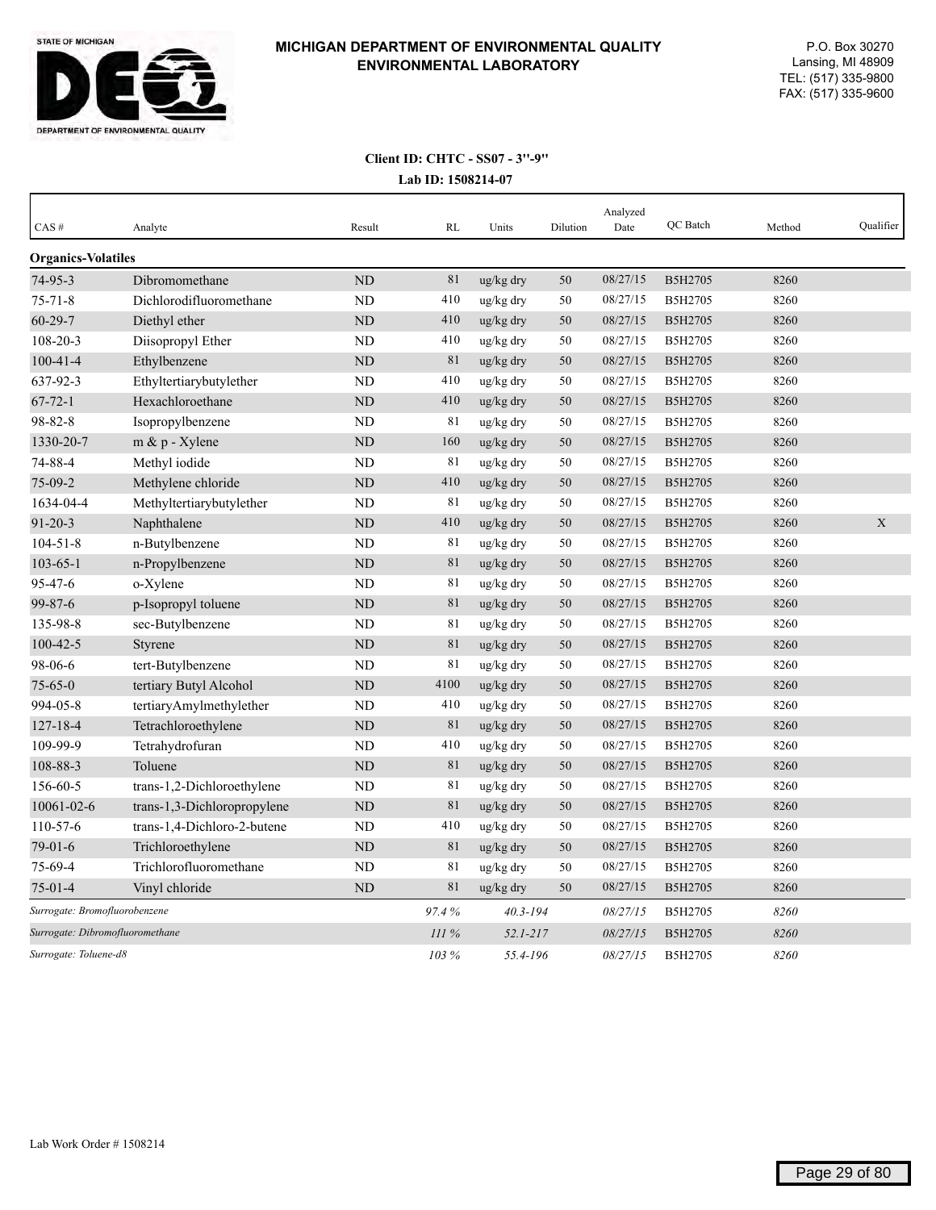**MICHIGAN DEPARTMENT OF ENVIRONMENTAL QUALITY**
**ENVIRONMENTAL LABORATORY**

P.O. Box 30270
Lansing, MI 48909
TEL: (517) 335-9800
FAX: (517) 335-9600

**Client ID: CHTC - SS07 - 3"-9"**
**Lab ID: 1508214-07**

| CAS # | Analyte | Result | RL | Units | Dilution | Analyzed Date | QC Batch | Method | Qualifier |
|---|---|---|---|---|---|---|---|---|---|
| **Organics-Volatiles** | | | | | | | | | |
| 74-95-3 | Dibromomethane | ND | 81 | ug/kg dry | 50 | 08/27/15 | B5H2705 | 8260 | |
| 75-71-8 | Dichlorodifluoromethane | ND | 410 | ug/kg dry | 50 | 08/27/15 | B5H2705 | 8260 | |
| 60-29-7 | Diethyl ether | ND | 410 | ug/kg dry | 50 | 08/27/15 | B5H2705 | 8260 | |
| 108-20-3 | Diisopropyl Ether | ND | 410 | ug/kg dry | 50 | 08/27/15 | B5H2705 | 8260 | |
| 100-41-4 | Ethylbenzene | ND | 81 | ug/kg dry | 50 | 08/27/15 | B5H2705 | 8260 | |
| 637-92-3 | Ethyltertiarybutylether | ND | 410 | ug/kg dry | 50 | 08/27/15 | B5H2705 | 8260 | |
| 67-72-1 | Hexachloroethane | ND | 410 | ug/kg dry | 50 | 08/27/15 | B5H2705 | 8260 | |
| 98-82-8 | Isopropylbenzene | ND | 81 | ug/kg dry | 50 | 08/27/15 | B5H2705 | 8260 | |
| 1330-20-7 | m & p - Xylene | ND | 160 | ug/kg dry | 50 | 08/27/15 | B5H2705 | 8260 | |
| 74-88-4 | Methyl iodide | ND | 81 | ug/kg dry | 50 | 08/27/15 | B5H2705 | 8260 | |
| 75-09-2 | Methylene chloride | ND | 410 | ug/kg dry | 50 | 08/27/15 | B5H2705 | 8260 | |
| 1634-04-4 | Methyltertiarybutylether | ND | 81 | ug/kg dry | 50 | 08/27/15 | B5H2705 | 8260 | |
| 91-20-3 | Naphthalene | ND | 410 | ug/kg dry | 50 | 08/27/15 | B5H2705 | 8260 | X |
| 104-51-8 | n-Butylbenzene | ND | 81 | ug/kg dry | 50 | 08/27/15 | B5H2705 | 8260 | |
| 103-65-1 | n-Propylbenzene | ND | 81 | ug/kg dry | 50 | 08/27/15 | B5H2705 | 8260 | |
| 95-47-6 | o-Xylene | ND | 81 | ug/kg dry | 50 | 08/27/15 | B5H2705 | 8260 | |
| 99-87-6 | p-Isopropyl toluene | ND | 81 | ug/kg dry | 50 | 08/27/15 | B5H2705 | 8260 | |
| 135-98-8 | sec-Butylbenzene | ND | 81 | ug/kg dry | 50 | 08/27/15 | B5H2705 | 8260 | |
| 100-42-5 | Styrene | ND | 81 | ug/kg dry | 50 | 08/27/15 | B5H2705 | 8260 | |
| 98-06-6 | tert-Butylbenzene | ND | 81 | ug/kg dry | 50 | 08/27/15 | B5H2705 | 8260 | |
| 75-65-0 | tertiary Butyl Alcohol | ND | 4100 | ug/kg dry | 50 | 08/27/15 | B5H2705 | 8260 | |
| 994-05-8 | tertiaryAmylmethylether | ND | 410 | ug/kg dry | 50 | 08/27/15 | B5H2705 | 8260 | |
| 127-18-4 | Tetrachloroethylene | ND | 81 | ug/kg dry | 50 | 08/27/15 | B5H2705 | 8260 | |
| 109-99-9 | Tetrahydrofuran | ND | 410 | ug/kg dry | 50 | 08/27/15 | B5H2705 | 8260 | |
| 108-88-3 | Toluene | ND | 81 | ug/kg dry | 50 | 08/27/15 | B5H2705 | 8260 | |
| 156-60-5 | trans-1,2-Dichloroethylene | ND | 81 | ug/kg dry | 50 | 08/27/15 | B5H2705 | 8260 | |
| 10061-02-6 | trans-1,3-Dichloropropylene | ND | 81 | ug/kg dry | 50 | 08/27/15 | B5H2705 | 8260 | |
| 110-57-6 | trans-1,4-Dichloro-2-butene | ND | 410 | ug/kg dry | 50 | 08/27/15 | B5H2705 | 8260 | |
| 79-01-6 | Trichloroethylene | ND | 81 | ug/kg dry | 50 | 08/27/15 | B5H2705 | 8260 | |
| 75-69-4 | Trichlorofluoromethane | ND | 81 | ug/kg dry | 50 | 08/27/15 | B5H2705 | 8260 | |
| 75-01-4 | Vinyl chloride | ND | 81 | ug/kg dry | 50 | 08/27/15 | B5H2705 | 8260 | |
| *Surrogate: Bromofluorobenzene* | | | *97.4 %* | *40.3-194* | | *08/27/15* | B5H2705 | *8260* | |
| *Surrogate: Dibromofluoromethane* | | | *111 %* | *52.1-217* | | *08/27/15* | B5H2705 | *8260* | |
| *Surrogate: Toluene-d8* | | | *103 %* | *55.4-196* | | *08/27/15* | B5H2705 | *8260* | |

Lab Work Order # 1508214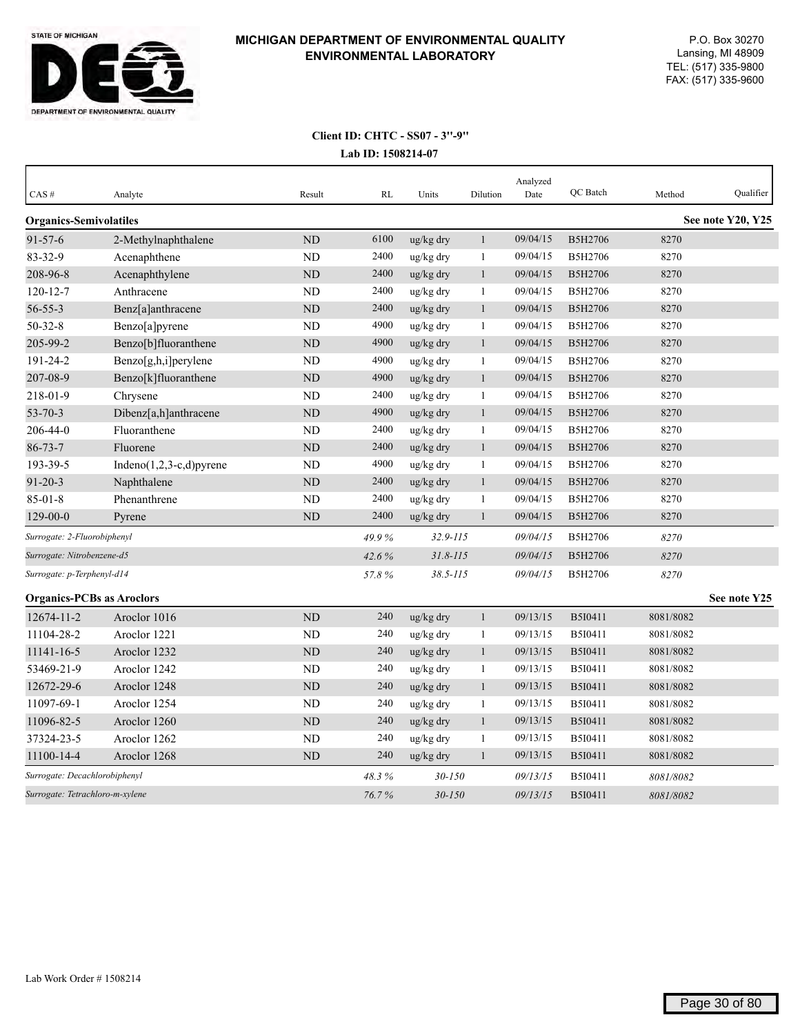**MICHIGAN DEPARTMENT OF ENVIRONMENTAL QUALITY**
**ENVIRONMENTAL LABORATORY**

P.O. Box 30270
Lansing, MI 48909
TEL: (517) 335-9800
FAX: (517) 335-9600

**Client ID: CHTC - SS07 - 3"-9"**
**Lab ID: 1508214-07**

| CAS # | Analyte | Result | RL | Units | Dilution | Analyzed Date | QC Batch | Method | Qualifier |
|---|---|---|---|---|---|---|---|---|---|
| **Organics-Semivolatiles** | | | | | | | | | **See note Y20, Y25** |
| 91-57-6 | 2-Methylnaphthalene | ND | 6100 | ug/kg dry | 1 | 09/04/15 | B5H2706 | 8270 | |
| 83-32-9 | Acenaphthene | ND | 2400 | ug/kg dry | 1 | 09/04/15 | B5H2706 | 8270 | |
| 208-96-8 | Acenaphthylene | ND | 2400 | ug/kg dry | 1 | 09/04/15 | B5H2706 | 8270 | |
| 120-12-7 | Anthracene | ND | 2400 | ug/kg dry | 1 | 09/04/15 | B5H2706 | 8270 | |
| 56-55-3 | Benz[a]anthracene | ND | 2400 | ug/kg dry | 1 | 09/04/15 | B5H2706 | 8270 | |
| 50-32-8 | Benzo[a]pyrene | ND | 4900 | ug/kg dry | 1 | 09/04/15 | B5H2706 | 8270 | |
| 205-99-2 | Benzo[b]fluoranthene | ND | 4900 | ug/kg dry | 1 | 09/04/15 | B5H2706 | 8270 | |
| 191-24-2 | Benzo[g,h,i]perylene | ND | 4900 | ug/kg dry | 1 | 09/04/15 | B5H2706 | 8270 | |
| 207-08-9 | Benzo[k]fluoranthene | ND | 4900 | ug/kg dry | 1 | 09/04/15 | B5H2706 | 8270 | |
| 218-01-9 | Chrysene | ND | 2400 | ug/kg dry | 1 | 09/04/15 | B5H2706 | 8270 | |
| 53-70-3 | Dibenz[a,h]anthracene | ND | 4900 | ug/kg dry | 1 | 09/04/15 | B5H2706 | 8270 | |
| 206-44-0 | Fluoranthene | ND | 2400 | ug/kg dry | 1 | 09/04/15 | B5H2706 | 8270 | |
| 86-73-7 | Fluorene | ND | 2400 | ug/kg dry | 1 | 09/04/15 | B5H2706 | 8270 | |
| 193-39-5 | Indeno(1,2,3-c,d)pyrene | ND | 4900 | ug/kg dry | 1 | 09/04/15 | B5H2706 | 8270 | |
| 91-20-3 | Naphthalene | ND | 2400 | ug/kg dry | 1 | 09/04/15 | B5H2706 | 8270 | |
| 85-01-8 | Phenanthrene | ND | 2400 | ug/kg dry | 1 | 09/04/15 | B5H2706 | 8270 | |
| 129-00-0 | Pyrene | ND | 2400 | ug/kg dry | 1 | 09/04/15 | B5H2706 | 8270 | |
| *Surrogate: 2-Fluorobiphenyl* | | | *49.9 %* | *32.9-115* | | *09/04/15* | B5H2706 | *8270* | |
| *Surrogate: Nitrobenzene-d5* | | | *42.6 %* | *31.8-115* | | *09/04/15* | B5H2706 | *8270* | |
| *Surrogate: p-Terphenyl-d14* | | | *57.8 %* | *38.5-115* | | *09/04/15* | B5H2706 | *8270* | |
| **Organics-PCBs as Aroclors** | | | | | | | | | **See note Y25** |
| 12674-11-2 | Aroclor 1016 | ND | 240 | ug/kg dry | 1 | 09/13/15 | B5I0411 | 8081/8082 | |
| 11104-28-2 | Aroclor 1221 | ND | 240 | ug/kg dry | 1 | 09/13/15 | B5I0411 | 8081/8082 | |
| 11141-16-5 | Aroclor 1232 | ND | 240 | ug/kg dry | 1 | 09/13/15 | B5I0411 | 8081/8082 | |
| 53469-21-9 | Aroclor 1242 | ND | 240 | ug/kg dry | 1 | 09/13/15 | B5I0411 | 8081/8082 | |
| 12672-29-6 | Aroclor 1248 | ND | 240 | ug/kg dry | 1 | 09/13/15 | B5I0411 | 8081/8082 | |
| 11097-69-1 | Aroclor 1254 | ND | 240 | ug/kg dry | 1 | 09/13/15 | B5I0411 | 8081/8082 | |
| 11096-82-5 | Aroclor 1260 | ND | 240 | ug/kg dry | 1 | 09/13/15 | B5I0411 | 8081/8082 | |
| 37324-23-5 | Aroclor 1262 | ND | 240 | ug/kg dry | 1 | 09/13/15 | B5I0411 | 8081/8082 | |
| 11100-14-4 | Aroclor 1268 | ND | 240 | ug/kg dry | 1 | 09/13/15 | B5I0411 | 8081/8082 | |
| *Surrogate: Decachlorobiphenyl* | | | *48.3 %* | *30-150* | | *09/13/15* | B5I0411 | *8081/8082* | |
| *Surrogate: Tetrachloro-m-xylene* | | | *76.7 %* | *30-150* | | *09/13/15* | B5I0411 | *8081/8082* | |

Lab Work Order # 1508214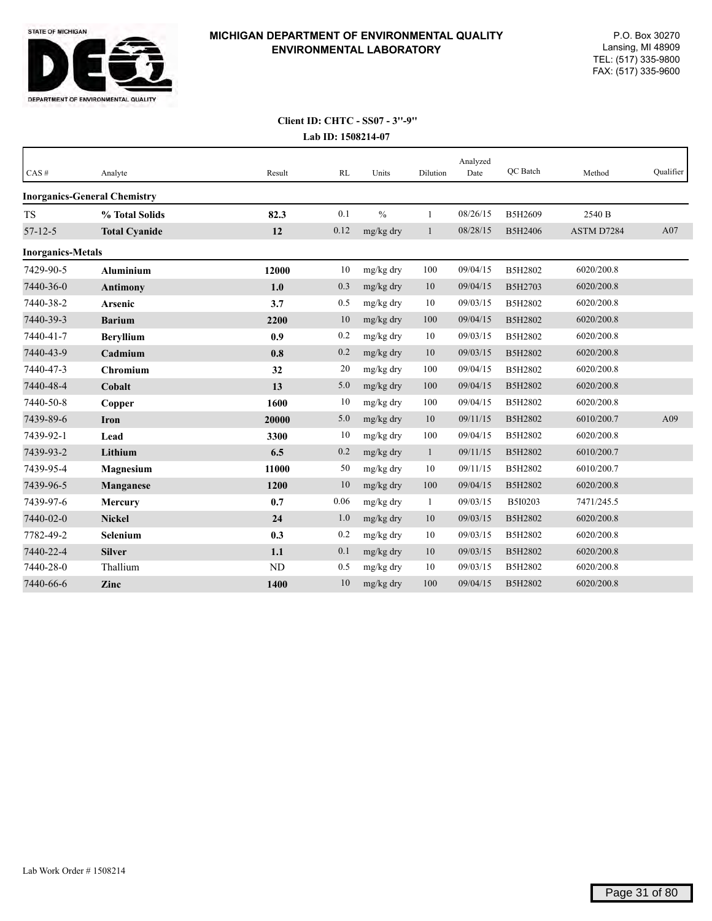STATE OF MICHIGAN

DEPARTMENT OF ENVIRONMENTAL QUALITY

**MICHIGAN DEPARTMENT OF ENVIRONMENTAL QUALITY**
**ENVIRONMENTAL LABORATORY**

P.O. Box 30270
Lansing, MI 48909
TEL: (517) 335-9800
FAX: (517) 335-9600

**Client ID: CHTC - SS07 - 3''-9''**
**Lab ID: 1508214-07**

| CAS # | Analyte | Result | RL | Units | Dilution | Analyzed Date | QC Batch | Method | Qualifier |
|---|---|---|---|---|---|---|---|---|---|
| **Inorganics-General Chemistry** | | | | | | | | | |
| TS | **% Total Solids** | **82.3** | 0.1 | % | 1 | 08/26/15 | B5H2609 | 2540 B | |
| 57-12-5 | **Total Cyanide** | **12** | 0.12 | mg/kg dry | 1 | 08/28/15 | B5H2406 | ASTM D7284 | A07 |
| **Inorganics-Metals** | | | | | | | | | |
| 7429-90-5 | **Aluminium** | **12000** | 10 | mg/kg dry | 100 | 09/04/15 | B5H2802 | 6020/200.8 | |
| 7440-36-0 | **Antimony** | **1.0** | 0.3 | mg/kg dry | 10 | 09/04/15 | B5H2703 | 6020/200.8 | |
| 7440-38-2 | **Arsenic** | **3.7** | 0.5 | mg/kg dry | 10 | 09/03/15 | B5H2802 | 6020/200.8 | |
| 7440-39-3 | **Barium** | **2200** | 10 | mg/kg dry | 100 | 09/04/15 | B5H2802 | 6020/200.8 | |
| 7440-41-7 | **Beryllium** | **0.9** | 0.2 | mg/kg dry | 10 | 09/03/15 | B5H2802 | 6020/200.8 | |
| 7440-43-9 | **Cadmium** | **0.8** | 0.2 | mg/kg dry | 10 | 09/03/15 | B5H2802 | 6020/200.8 | |
| 7440-47-3 | **Chromium** | **32** | 20 | mg/kg dry | 100 | 09/04/15 | B5H2802 | 6020/200.8 | |
| 7440-48-4 | **Cobalt** | **13** | 5.0 | mg/kg dry | 100 | 09/04/15 | B5H2802 | 6020/200.8 | |
| 7440-50-8 | **Copper** | **1600** | 10 | mg/kg dry | 100 | 09/04/15 | B5H2802 | 6020/200.8 | |
| 7439-89-6 | **Iron** | **20000** | 5.0 | mg/kg dry | 10 | 09/11/15 | B5H2802 | 6010/200.7 | A09 |
| 7439-92-1 | **Lead** | **3300** | 10 | mg/kg dry | 100 | 09/04/15 | B5H2802 | 6020/200.8 | |
| 7439-93-2 | **Lithium** | **6.5** | 0.2 | mg/kg dry | 1 | 09/11/15 | B5H2802 | 6010/200.7 | |
| 7439-95-4 | **Magnesium** | **11000** | 50 | mg/kg dry | 10 | 09/11/15 | B5H2802 | 6010/200.7 | |
| 7439-96-5 | **Manganese** | **1200** | 10 | mg/kg dry | 100 | 09/04/15 | B5H2802 | 6020/200.8 | |
| 7439-97-6 | **Mercury** | **0.7** | 0.06 | mg/kg dry | 1 | 09/03/15 | B5I0203 | 7471/245.5 | |
| 7440-02-0 | **Nickel** | **24** | 1.0 | mg/kg dry | 10 | 09/03/15 | B5H2802 | 6020/200.8 | |
| 7782-49-2 | **Selenium** | **0.3** | 0.2 | mg/kg dry | 10 | 09/03/15 | B5H2802 | 6020/200.8 | |
| 7440-22-4 | **Silver** | **1.1** | 0.1 | mg/kg dry | 10 | 09/03/15 | B5H2802 | 6020/200.8 | |
| 7440-28-0 | Thallium | ND | 0.5 | mg/kg dry | 10 | 09/03/15 | B5H2802 | 6020/200.8 | |
| 7440-66-6 | **Zinc** | **1400** | 10 | mg/kg dry | 100 | 09/04/15 | B5H2802 | 6020/200.8 | |

Lab Work Order # 1508214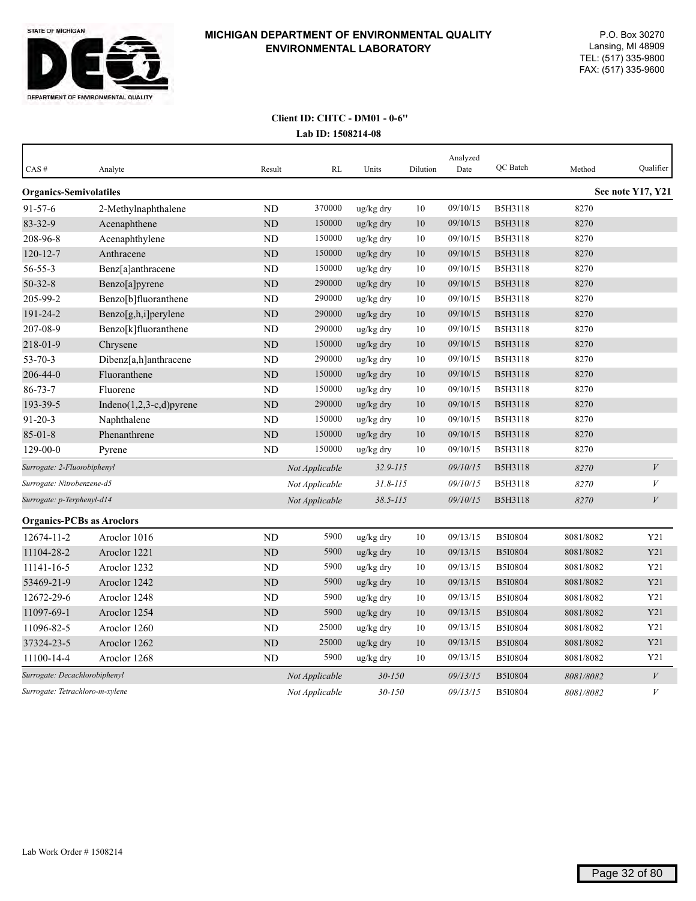**STATE OF MICHIGAN**
**DEPARTMENT OF ENVIRONMENTAL QUALITY**

## MICHIGAN DEPARTMENT OF ENVIRONMENTAL QUALITY ENVIRONMENTAL LABORATORY

P.O. Box 30270
Lansing, MI 48909
TEL: (517) 335-9800
FAX: (517) 335-9600

**Client ID: CHTC - DM01 - 0-6"**
**Lab ID: 1508214-08**

| CAS # | Analyte | Result | RL | Units | Dilution | Analyzed Date | QC Batch | Method | Qualifier |
|---|---|---|---|---|---|---|---|---|---|
| **Organics-Semivolatiles** | | | | | | | | | **See note Y17, Y21** |
| 91-57-6 | 2-Methylnaphthalene | ND | 370000 | ug/kg dry | 10 | 09/10/15 | B5H3118 | 8270 | |
| 83-32-9 | Acenaphthene | ND | 150000 | ug/kg dry | 10 | 09/10/15 | B5H3118 | 8270 | |
| 208-96-8 | Acenaphthylene | ND | 150000 | ug/kg dry | 10 | 09/10/15 | B5H3118 | 8270 | |
| 120-12-7 | Anthracene | ND | 150000 | ug/kg dry | 10 | 09/10/15 | B5H3118 | 8270 | |
| 56-55-3 | Benz[a]anthracene | ND | 150000 | ug/kg dry | 10 | 09/10/15 | B5H3118 | 8270 | |
| 50-32-8 | Benzo[a]pyrene | ND | 290000 | ug/kg dry | 10 | 09/10/15 | B5H3118 | 8270 | |
| 205-99-2 | Benzo[b]fluoranthene | ND | 290000 | ug/kg dry | 10 | 09/10/15 | B5H3118 | 8270 | |
| 191-24-2 | Benzo[g,h,i]perylene | ND | 290000 | ug/kg dry | 10 | 09/10/15 | B5H3118 | 8270 | |
| 207-08-9 | Benzo[k]fluoranthene | ND | 290000 | ug/kg dry | 10 | 09/10/15 | B5H3118 | 8270 | |
| 218-01-9 | Chrysene | ND | 150000 | ug/kg dry | 10 | 09/10/15 | B5H3118 | 8270 | |
| 53-70-3 | Dibenz[a,h]anthracene | ND | 290000 | ug/kg dry | 10 | 09/10/15 | B5H3118 | 8270 | |
| 206-44-0 | Fluoranthene | ND | 150000 | ug/kg dry | 10 | 09/10/15 | B5H3118 | 8270 | |
| 86-73-7 | Fluorene | ND | 150000 | ug/kg dry | 10 | 09/10/15 | B5H3118 | 8270 | |
| 193-39-5 | Indeno(1,2,3-c,d)pyrene | ND | 290000 | ug/kg dry | 10 | 09/10/15 | B5H3118 | 8270 | |
| 91-20-3 | Naphthalene | ND | 150000 | ug/kg dry | 10 | 09/10/15 | B5H3118 | 8270 | |
| 85-01-8 | Phenanthrene | ND | 150000 | ug/kg dry | 10 | 09/10/15 | B5H3118 | 8270 | |
| 129-00-0 | Pyrene | ND | 150000 | ug/kg dry | 10 | 09/10/15 | B5H3118 | 8270 | |
| *Surrogate: 2-Fluorobiphenyl* | | | *Not Applicable* | *32.9-115* | | *09/10/15* | B5H3118 | *8270* | *V* |
| *Surrogate: Nitrobenzene-d5* | | | *Not Applicable* | *31.8-115* | | *09/10/15* | B5H3118 | *8270* | *V* |
| *Surrogate: p-Terphenyl-d14* | | | *Not Applicable* | *38.5-115* | | *09/10/15* | B5H3118 | *8270* | *V* |
| **Organics-PCBs as Aroclors** | | | | | | | | | |
| 12674-11-2 | Aroclor 1016 | ND | 5900 | ug/kg dry | 10 | 09/13/15 | B5I0804 | 8081/8082 | Y21 |
| 11104-28-2 | Aroclor 1221 | ND | 5900 | ug/kg dry | 10 | 09/13/15 | B5I0804 | 8081/8082 | Y21 |
| 11141-16-5 | Aroclor 1232 | ND | 5900 | ug/kg dry | 10 | 09/13/15 | B5I0804 | 8081/8082 | Y21 |
| 53469-21-9 | Aroclor 1242 | ND | 5900 | ug/kg dry | 10 | 09/13/15 | B5I0804 | 8081/8082 | Y21 |
| 12672-29-6 | Aroclor 1248 | ND | 5900 | ug/kg dry | 10 | 09/13/15 | B5I0804 | 8081/8082 | Y21 |
| 11097-69-1 | Aroclor 1254 | ND | 5900 | ug/kg dry | 10 | 09/13/15 | B5I0804 | 8081/8082 | Y21 |
| 11096-82-5 | Aroclor 1260 | ND | 25000 | ug/kg dry | 10 | 09/13/15 | B5I0804 | 8081/8082 | Y21 |
| 37324-23-5 | Aroclor 1262 | ND | 25000 | ug/kg dry | 10 | 09/13/15 | B5I0804 | 8081/8082 | Y21 |
| 11100-14-4 | Aroclor 1268 | ND | 5900 | ug/kg dry | 10 | 09/13/15 | B5I0804 | 8081/8082 | Y21 |
| *Surrogate: Decachlorobiphenyl* | | | *Not Applicable* | *30-150* | | *09/13/15* | B5I0804 | *8081/8082* | *V* |
| *Surrogate: Tetrachloro-m-xylene* | | | *Not Applicable* | *30-150* | | *09/13/15* | B5I0804 | *8081/8082* | *V* |

Lab Work Order # 1508214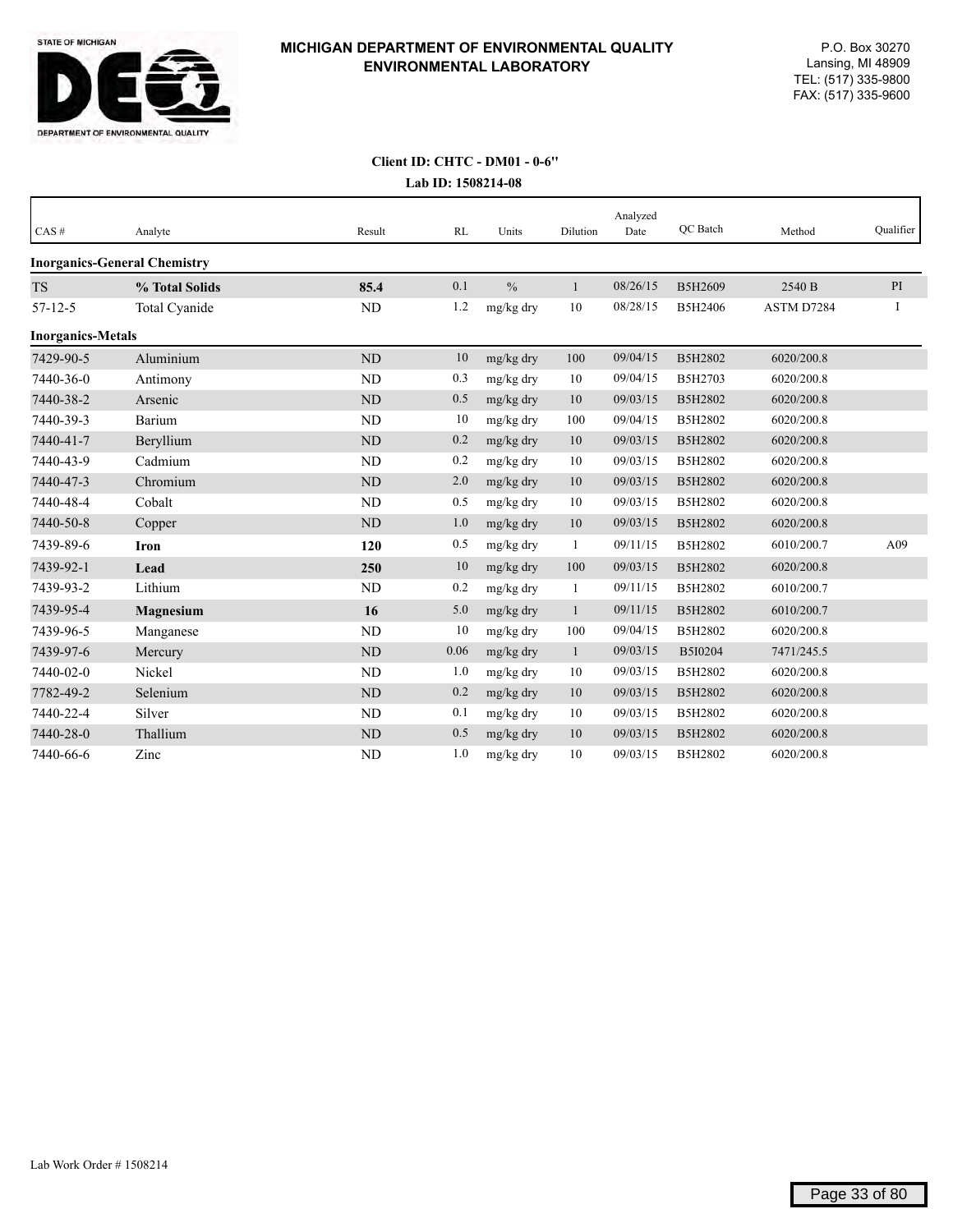STATE OF MICHIGAN

DEQ

DEPARTMENT OF ENVIRONMENTAL QUALITY

**MICHIGAN DEPARTMENT OF ENVIRONMENTAL QUALITY**
**ENVIRONMENTAL LABORATORY**

P.O. Box 30270
Lansing, MI 48909
TEL: (517) 335-9800
FAX: (517) 335-9600

**Client ID: CHTC - DM01 - 0-6"**

**Lab ID: 1508214-08**

| CAS # | Analyte | Result | RL | Units | Dilution | Analyzed Date | QC Batch | Method | Qualifier |
|---|---|---|---|---|---|---|---|---|---|
| **Inorganics-General Chemistry** | | | | | | | | | |
| TS | **% Total Solids** | **85.4** | 0.1 | % | 1 | 08/26/15 | B5H2609 | 2540 B | PI |
| 57-12-5 | Total Cyanide | ND | 1.2 | mg/kg dry | 10 | 08/28/15 | B5H2406 | ASTM D7284 | I |
| **Inorganics-Metals** | | | | | | | | | |
| 7429-90-5 | Aluminium | ND | 10 | mg/kg dry | 100 | 09/04/15 | B5H2802 | 6020/200.8 | |
| 7440-36-0 | Antimony | ND | 0.3 | mg/kg dry | 10 | 09/04/15 | B5H2703 | 6020/200.8 | |
| 7440-38-2 | Arsenic | ND | 0.5 | mg/kg dry | 10 | 09/03/15 | B5H2802 | 6020/200.8 | |
| 7440-39-3 | Barium | ND | 10 | mg/kg dry | 100 | 09/04/15 | B5H2802 | 6020/200.8 | |
| 7440-41-7 | Beryllium | ND | 0.2 | mg/kg dry | 10 | 09/03/15 | B5H2802 | 6020/200.8 | |
| 7440-43-9 | Cadmium | ND | 0.2 | mg/kg dry | 10 | 09/03/15 | B5H2802 | 6020/200.8 | |
| 7440-47-3 | Chromium | ND | 2.0 | mg/kg dry | 10 | 09/03/15 | B5H2802 | 6020/200.8 | |
| 7440-48-4 | Cobalt | ND | 0.5 | mg/kg dry | 10 | 09/03/15 | B5H2802 | 6020/200.8 | |
| 7440-50-8 | Copper | ND | 1.0 | mg/kg dry | 10 | 09/03/15 | B5H2802 | 6020/200.8 | |
| 7439-89-6 | **Iron** | **120** | 0.5 | mg/kg dry | 1 | 09/11/15 | B5H2802 | 6010/200.7 | A09 |
| 7439-92-1 | **Lead** | **250** | 10 | mg/kg dry | 100 | 09/03/15 | B5H2802 | 6020/200.8 | |
| 7439-93-2 | Lithium | ND | 0.2 | mg/kg dry | 1 | 09/11/15 | B5H2802 | 6010/200.7 | |
| 7439-95-4 | **Magnesium** | **16** | 5.0 | mg/kg dry | 1 | 09/11/15 | B5H2802 | 6010/200.7 | |
| 7439-96-5 | Manganese | ND | 10 | mg/kg dry | 100 | 09/04/15 | B5H2802 | 6020/200.8 | |
| 7439-97-6 | Mercury | ND | 0.06 | mg/kg dry | 1 | 09/03/15 | B5I0204 | 7471/245.5 | |
| 7440-02-0 | Nickel | ND | 1.0 | mg/kg dry | 10 | 09/03/15 | B5H2802 | 6020/200.8 | |
| 7782-49-2 | Selenium | ND | 0.2 | mg/kg dry | 10 | 09/03/15 | B5H2802 | 6020/200.8 | |
| 7440-22-4 | Silver | ND | 0.1 | mg/kg dry | 10 | 09/03/15 | B5H2802 | 6020/200.8 | |
| 7440-28-0 | Thallium | ND | 0.5 | mg/kg dry | 10 | 09/03/15 | B5H2802 | 6020/200.8 | |
| 7440-66-6 | Zinc | ND | 1.0 | mg/kg dry | 10 | 09/03/15 | B5H2802 | 6020/200.8 | |

Lab Work Order # 1508214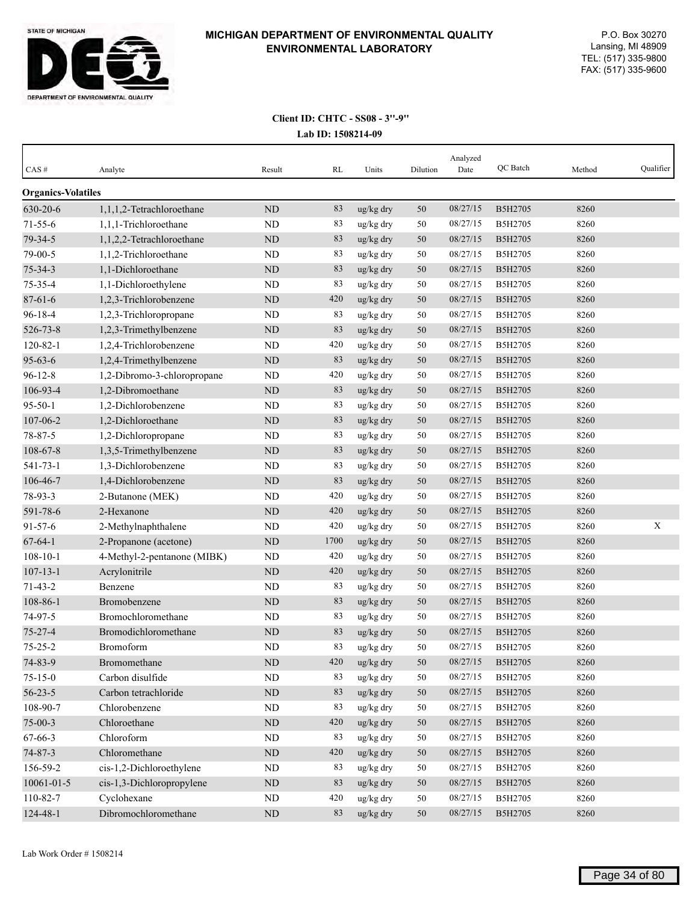# MICHIGAN DEPARTMENT OF ENVIRONMENTAL QUALITY
## ENVIRONMENTAL LABORATORY

P.O. Box 30270
Lansing, MI 48909
TEL: (517) 335-9800
FAX: (517) 335-9600

**Client ID: CHTC - SS08 - 3"-9"**

**Lab ID: 1508214-09**

| CAS # | Analyte | Result | RL | Units | Dilution | Analyzed Date | QC Batch | Method | Qualifier |
|---|---|---|---|---|---|---|---|---|---|
| **Organics-Volatiles** | | | | | | | | | |
| 630-20-6 | 1,1,1,2-Tetrachloroethane | ND | 83 | ug/kg dry | 50 | 08/27/15 | B5H2705 | 8260 | |
| 71-55-6 | 1,1,1-Trichloroethane | ND | 83 | ug/kg dry | 50 | 08/27/15 | B5H2705 | 8260 | |
| 79-34-5 | 1,1,2,2-Tetrachloroethane | ND | 83 | ug/kg dry | 50 | 08/27/15 | B5H2705 | 8260 | |
| 79-00-5 | 1,1,2-Trichloroethane | ND | 83 | ug/kg dry | 50 | 08/27/15 | B5H2705 | 8260 | |
| 75-34-3 | 1,1-Dichloroethane | ND | 83 | ug/kg dry | 50 | 08/27/15 | B5H2705 | 8260 | |
| 75-35-4 | 1,1-Dichloroethylene | ND | 83 | ug/kg dry | 50 | 08/27/15 | B5H2705 | 8260 | |
| 87-61-6 | 1,2,3-Trichlorobenzene | ND | 420 | ug/kg dry | 50 | 08/27/15 | B5H2705 | 8260 | |
| 96-18-4 | 1,2,3-Trichloropropane | ND | 83 | ug/kg dry | 50 | 08/27/15 | B5H2705 | 8260 | |
| 526-73-8 | 1,2,3-Trimethylbenzene | ND | 83 | ug/kg dry | 50 | 08/27/15 | B5H2705 | 8260 | |
| 120-82-1 | 1,2,4-Trichlorobenzene | ND | 420 | ug/kg dry | 50 | 08/27/15 | B5H2705 | 8260 | |
| 95-63-6 | 1,2,4-Trimethylbenzene | ND | 83 | ug/kg dry | 50 | 08/27/15 | B5H2705 | 8260 | |
| 96-12-8 | 1,2-Dibromo-3-chloropropane | ND | 420 | ug/kg dry | 50 | 08/27/15 | B5H2705 | 8260 | |
| 106-93-4 | 1,2-Dibromoethane | ND | 83 | ug/kg dry | 50 | 08/27/15 | B5H2705 | 8260 | |
| 95-50-1 | 1,2-Dichlorobenzene | ND | 83 | ug/kg dry | 50 | 08/27/15 | B5H2705 | 8260 | |
| 107-06-2 | 1,2-Dichloroethane | ND | 83 | ug/kg dry | 50 | 08/27/15 | B5H2705 | 8260 | |
| 78-87-5 | 1,2-Dichloropropane | ND | 83 | ug/kg dry | 50 | 08/27/15 | B5H2705 | 8260 | |
| 108-67-8 | 1,3,5-Trimethylbenzene | ND | 83 | ug/kg dry | 50 | 08/27/15 | B5H2705 | 8260 | |
| 541-73-1 | 1,3-Dichlorobenzene | ND | 83 | ug/kg dry | 50 | 08/27/15 | B5H2705 | 8260 | |
| 106-46-7 | 1,4-Dichlorobenzene | ND | 83 | ug/kg dry | 50 | 08/27/15 | B5H2705 | 8260 | |
| 78-93-3 | 2-Butanone (MEK) | ND | 420 | ug/kg dry | 50 | 08/27/15 | B5H2705 | 8260 | |
| 591-78-6 | 2-Hexanone | ND | 420 | ug/kg dry | 50 | 08/27/15 | B5H2705 | 8260 | |
| 91-57-6 | 2-Methylnaphthalene | ND | 420 | ug/kg dry | 50 | 08/27/15 | B5H2705 | 8260 | X |
| 67-64-1 | 2-Propanone (acetone) | ND | 1700 | ug/kg dry | 50 | 08/27/15 | B5H2705 | 8260 | |
| 108-10-1 | 4-Methyl-2-pentanone (MIBK) | ND | 420 | ug/kg dry | 50 | 08/27/15 | B5H2705 | 8260 | |
| 107-13-1 | Acrylonitrile | ND | 420 | ug/kg dry | 50 | 08/27/15 | B5H2705 | 8260 | |
| 71-43-2 | Benzene | ND | 83 | ug/kg dry | 50 | 08/27/15 | B5H2705 | 8260 | |
| 108-86-1 | Bromobenzene | ND | 83 | ug/kg dry | 50 | 08/27/15 | B5H2705 | 8260 | |
| 74-97-5 | Bromochloromethane | ND | 83 | ug/kg dry | 50 | 08/27/15 | B5H2705 | 8260 | |
| 75-27-4 | Bromodichloromethane | ND | 83 | ug/kg dry | 50 | 08/27/15 | B5H2705 | 8260 | |
| 75-25-2 | Bromoform | ND | 83 | ug/kg dry | 50 | 08/27/15 | B5H2705 | 8260 | |
| 74-83-9 | Bromomethane | ND | 420 | ug/kg dry | 50 | 08/27/15 | B5H2705 | 8260 | |
| 75-15-0 | Carbon disulfide | ND | 83 | ug/kg dry | 50 | 08/27/15 | B5H2705 | 8260 | |
| 56-23-5 | Carbon tetrachloride | ND | 83 | ug/kg dry | 50 | 08/27/15 | B5H2705 | 8260 | |
| 108-90-7 | Chlorobenzene | ND | 83 | ug/kg dry | 50 | 08/27/15 | B5H2705 | 8260 | |
| 75-00-3 | Chloroethane | ND | 420 | ug/kg dry | 50 | 08/27/15 | B5H2705 | 8260 | |
| 67-66-3 | Chloroform | ND | 83 | ug/kg dry | 50 | 08/27/15 | B5H2705 | 8260 | |
| 74-87-3 | Chloromethane | ND | 420 | ug/kg dry | 50 | 08/27/15 | B5H2705 | 8260 | |
| 156-59-2 | cis-1,2-Dichloroethylene | ND | 83 | ug/kg dry | 50 | 08/27/15 | B5H2705 | 8260 | |
| 10061-01-5 | cis-1,3-Dichloropropylene | ND | 83 | ug/kg dry | 50 | 08/27/15 | B5H2705 | 8260 | |
| 110-82-7 | Cyclohexane | ND | 420 | ug/kg dry | 50 | 08/27/15 | B5H2705 | 8260 | |
| 124-48-1 | Dibromochloromethane | ND | 83 | ug/kg dry | 50 | 08/27/15 | B5H2705 | 8260 | |

Lab Work Order # 1508214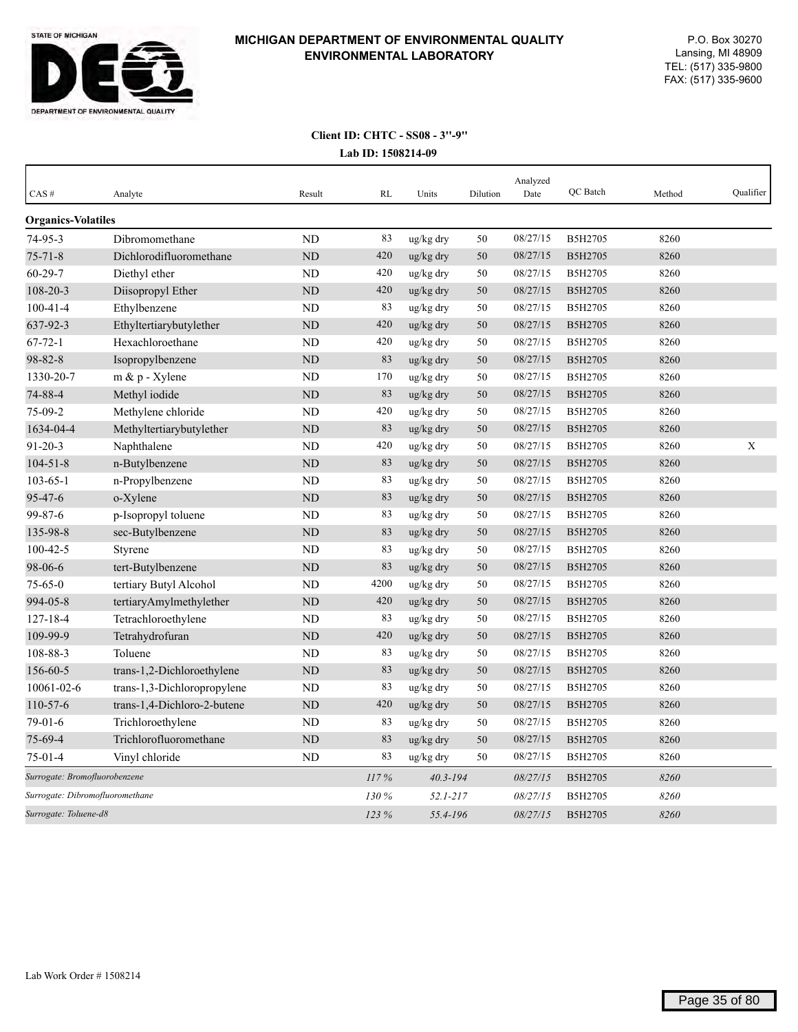**MICHIGAN DEPARTMENT OF ENVIRONMENTAL QUALITY**
**ENVIRONMENTAL LABORATORY**

P.O. Box 30270
Lansing, MI 48909
TEL: (517) 335-9800
FAX: (517) 335-9600

**Client ID: CHTC - SS08 - 3"-9"**
**Lab ID: 1508214-09**

| CAS # | Analyte | Result | RL | Units | Dilution | Analyzed Date | QC Batch | Method | Qualifier |
|---|---|---|---|---|---|---|---|---|---|
| **Organics-Volatiles** | | | | | | | | | |
| 74-95-3 | Dibromomethane | ND | 83 | ug/kg dry | 50 | 08/27/15 | B5H2705 | 8260 | |
| 75-71-8 | Dichlorodifluoromethane | ND | 420 | ug/kg dry | 50 | 08/27/15 | B5H2705 | 8260 | |
| 60-29-7 | Diethyl ether | ND | 420 | ug/kg dry | 50 | 08/27/15 | B5H2705 | 8260 | |
| 108-20-3 | Diisopropyl Ether | ND | 420 | ug/kg dry | 50 | 08/27/15 | B5H2705 | 8260 | |
| 100-41-4 | Ethylbenzene | ND | 83 | ug/kg dry | 50 | 08/27/15 | B5H2705 | 8260 | |
| 637-92-3 | Ethyltertiarybutylether | ND | 420 | ug/kg dry | 50 | 08/27/15 | B5H2705 | 8260 | |
| 67-72-1 | Hexachloroethane | ND | 420 | ug/kg dry | 50 | 08/27/15 | B5H2705 | 8260 | |
| 98-82-8 | Isopropylbenzene | ND | 83 | ug/kg dry | 50 | 08/27/15 | B5H2705 | 8260 | |
| 1330-20-7 | m & p - Xylene | ND | 170 | ug/kg dry | 50 | 08/27/15 | B5H2705 | 8260 | |
| 74-88-4 | Methyl iodide | ND | 83 | ug/kg dry | 50 | 08/27/15 | B5H2705 | 8260 | |
| 75-09-2 | Methylene chloride | ND | 420 | ug/kg dry | 50 | 08/27/15 | B5H2705 | 8260 | |
| 1634-04-4 | Methyltertiarybutylether | ND | 83 | ug/kg dry | 50 | 08/27/15 | B5H2705 | 8260 | |
| 91-20-3 | Naphthalene | ND | 420 | ug/kg dry | 50 | 08/27/15 | B5H2705 | 8260 | X |
| 104-51-8 | n-Butylbenzene | ND | 83 | ug/kg dry | 50 | 08/27/15 | B5H2705 | 8260 | |
| 103-65-1 | n-Propylbenzene | ND | 83 | ug/kg dry | 50 | 08/27/15 | B5H2705 | 8260 | |
| 95-47-6 | o-Xylene | ND | 83 | ug/kg dry | 50 | 08/27/15 | B5H2705 | 8260 | |
| 99-87-6 | p-Isopropyl toluene | ND | 83 | ug/kg dry | 50 | 08/27/15 | B5H2705 | 8260 | |
| 135-98-8 | sec-Butylbenzene | ND | 83 | ug/kg dry | 50 | 08/27/15 | B5H2705 | 8260 | |
| 100-42-5 | Styrene | ND | 83 | ug/kg dry | 50 | 08/27/15 | B5H2705 | 8260 | |
| 98-06-6 | tert-Butylbenzene | ND | 83 | ug/kg dry | 50 | 08/27/15 | B5H2705 | 8260 | |
| 75-65-0 | tertiary Butyl Alcohol | ND | 4200 | ug/kg dry | 50 | 08/27/15 | B5H2705 | 8260 | |
| 994-05-8 | tertiaryAmylmethylether | ND | 420 | ug/kg dry | 50 | 08/27/15 | B5H2705 | 8260 | |
| 127-18-4 | Tetrachloroethylene | ND | 83 | ug/kg dry | 50 | 08/27/15 | B5H2705 | 8260 | |
| 109-99-9 | Tetrahydrofuran | ND | 420 | ug/kg dry | 50 | 08/27/15 | B5H2705 | 8260 | |
| 108-88-3 | Toluene | ND | 83 | ug/kg dry | 50 | 08/27/15 | B5H2705 | 8260 | |
| 156-60-5 | trans-1,2-Dichloroethylene | ND | 83 | ug/kg dry | 50 | 08/27/15 | B5H2705 | 8260 | |
| 10061-02-6 | trans-1,3-Dichloropropylene | ND | 83 | ug/kg dry | 50 | 08/27/15 | B5H2705 | 8260 | |
| 110-57-6 | trans-1,4-Dichloro-2-butene | ND | 420 | ug/kg dry | 50 | 08/27/15 | B5H2705 | 8260 | |
| 79-01-6 | Trichloroethylene | ND | 83 | ug/kg dry | 50 | 08/27/15 | B5H2705 | 8260 | |
| 75-69-4 | Trichlorofluoromethane | ND | 83 | ug/kg dry | 50 | 08/27/15 | B5H2705 | 8260 | |
| 75-01-4 | Vinyl chloride | ND | 83 | ug/kg dry | 50 | 08/27/15 | B5H2705 | 8260 | |
| *Surrogate: Bromofluorobenzene* | | | *117 %* | *40.3-194* | | *08/27/15* | B5H2705 | *8260* | |
| *Surrogate: Dibromofluoromethane* | | | *130 %* | *52.1-217* | | *08/27/15* | B5H2705 | *8260* | |
| *Surrogate: Toluene-d8* | | | *123 %* | *55.4-196* | | *08/27/15* | B5H2705 | *8260* | |

Lab Work Order # 1508214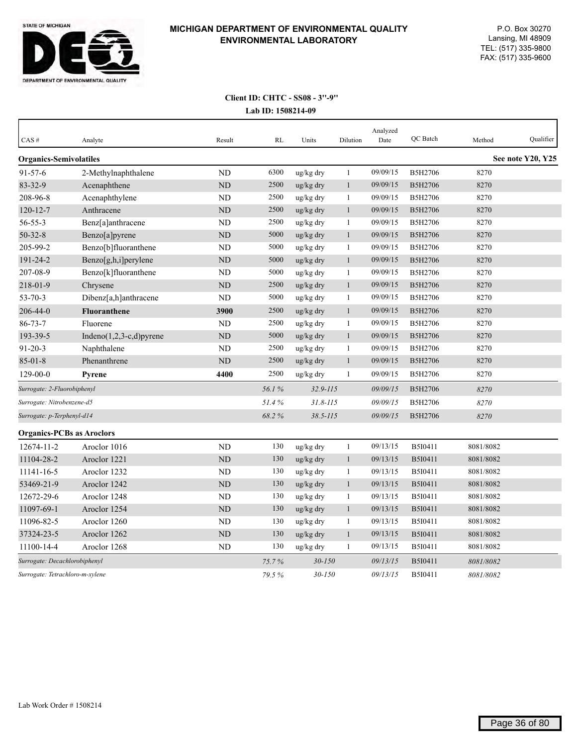STATE OF MICHIGAN
DEPARTMENT OF ENVIRONMENTAL QUALITY

**MICHIGAN DEPARTMENT OF ENVIRONMENTAL QUALITY**
**ENVIRONMENTAL LABORATORY**

P.O. Box 30270
Lansing, MI 48909
TEL: (517) 335-9800
FAX: (517) 335-9600

**Client ID: CHTC - SS08 - 3''-9''**
**Lab ID: 1508214-09**

| CAS # | Analyte | Result | RL | Units | Dilution | Analyzed Date | QC Batch | Method | Qualifier |
|---|---|---|---|---|---|---|---|---|---|
| **Organics-Semivolatiles** | | | | | | | | | **See note Y20, Y25** |
| 91-57-6 | 2-Methylnaphthalene | ND | 6300 | ug/kg dry | 1 | 09/09/15 | B5H2706 | 8270 | |
| 83-32-9 | Acenaphthene | ND | 2500 | ug/kg dry | 1 | 09/09/15 | B5H2706 | 8270 | |
| 208-96-8 | Acenaphthylene | ND | 2500 | ug/kg dry | 1 | 09/09/15 | B5H2706 | 8270 | |
| 120-12-7 | Anthracene | ND | 2500 | ug/kg dry | 1 | 09/09/15 | B5H2706 | 8270 | |
| 56-55-3 | Benz[a]anthracene | ND | 2500 | ug/kg dry | 1 | 09/09/15 | B5H2706 | 8270 | |
| 50-32-8 | Benzo[a]pyrene | ND | 5000 | ug/kg dry | 1 | 09/09/15 | B5H2706 | 8270 | |
| 205-99-2 | Benzo[b]fluoranthene | ND | 5000 | ug/kg dry | 1 | 09/09/15 | B5H2706 | 8270 | |
| 191-24-2 | Benzo[g,h,i]perylene | ND | 5000 | ug/kg dry | 1 | 09/09/15 | B5H2706 | 8270 | |
| 207-08-9 | Benzo[k]fluoranthene | ND | 5000 | ug/kg dry | 1 | 09/09/15 | B5H2706 | 8270 | |
| 218-01-9 | Chrysene | ND | 2500 | ug/kg dry | 1 | 09/09/15 | B5H2706 | 8270 | |
| 53-70-3 | Dibenz[a,h]anthracene | ND | 5000 | ug/kg dry | 1 | 09/09/15 | B5H2706 | 8270 | |
| 206-44-0 | **Fluoranthene** | **3900** | 2500 | ug/kg dry | 1 | 09/09/15 | B5H2706 | 8270 | |
| 86-73-7 | Fluorene | ND | 2500 | ug/kg dry | 1 | 09/09/15 | B5H2706 | 8270 | |
| 193-39-5 | Indeno(1,2,3-c,d)pyrene | ND | 5000 | ug/kg dry | 1 | 09/09/15 | B5H2706 | 8270 | |
| 91-20-3 | Naphthalene | ND | 2500 | ug/kg dry | 1 | 09/09/15 | B5H2706 | 8270 | |
| 85-01-8 | Phenanthrene | ND | 2500 | ug/kg dry | 1 | 09/09/15 | B5H2706 | 8270 | |
| 129-00-0 | **Pyrene** | **4400** | 2500 | ug/kg dry | 1 | 09/09/15 | B5H2706 | 8270 | |
| *Surrogate: 2-Fluorobiphenyl* | | | *56.1 %* | *32.9-115* | | *09/09/15* | B5H2706 | *8270* | |
| *Surrogate: Nitrobenzene-d5* | | | *51.4 %* | *31.8-115* | | *09/09/15* | B5H2706 | *8270* | |
| *Surrogate: p-Terphenyl-d14* | | | *68.2 %* | *38.5-115* | | *09/09/15* | B5H2706 | *8270* | |
| **Organics-PCBs as Aroclors** | | | | | | | | | |
| 12674-11-2 | Aroclor 1016 | ND | 130 | ug/kg dry | 1 | 09/13/15 | B5I0411 | 8081/8082 | |
| 11104-28-2 | Aroclor 1221 | ND | 130 | ug/kg dry | 1 | 09/13/15 | B5I0411 | 8081/8082 | |
| 11141-16-5 | Aroclor 1232 | ND | 130 | ug/kg dry | 1 | 09/13/15 | B5I0411 | 8081/8082 | |
| 53469-21-9 | Aroclor 1242 | ND | 130 | ug/kg dry | 1 | 09/13/15 | B5I0411 | 8081/8082 | |
| 12672-29-6 | Aroclor 1248 | ND | 130 | ug/kg dry | 1 | 09/13/15 | B5I0411 | 8081/8082 | |
| 11097-69-1 | Aroclor 1254 | ND | 130 | ug/kg dry | 1 | 09/13/15 | B5I0411 | 8081/8082 | |
| 11096-82-5 | Aroclor 1260 | ND | 130 | ug/kg dry | 1 | 09/13/15 | B5I0411 | 8081/8082 | |
| 37324-23-5 | Aroclor 1262 | ND | 130 | ug/kg dry | 1 | 09/13/15 | B5I0411 | 8081/8082 | |
| 11100-14-4 | Aroclor 1268 | ND | 130 | ug/kg dry | 1 | 09/13/15 | B5I0411 | 8081/8082 | |
| *Surrogate: Decachlorobiphenyl* | | | *75.7 %* | *30-150* | | *09/13/15* | B5I0411 | *8081/8082* | |
| *Surrogate: Tetrachloro-m-xylene* | | | *79.5 %* | *30-150* | | *09/13/15* | B5I0411 | *8081/8082* | |

Lab Work Order # 1508214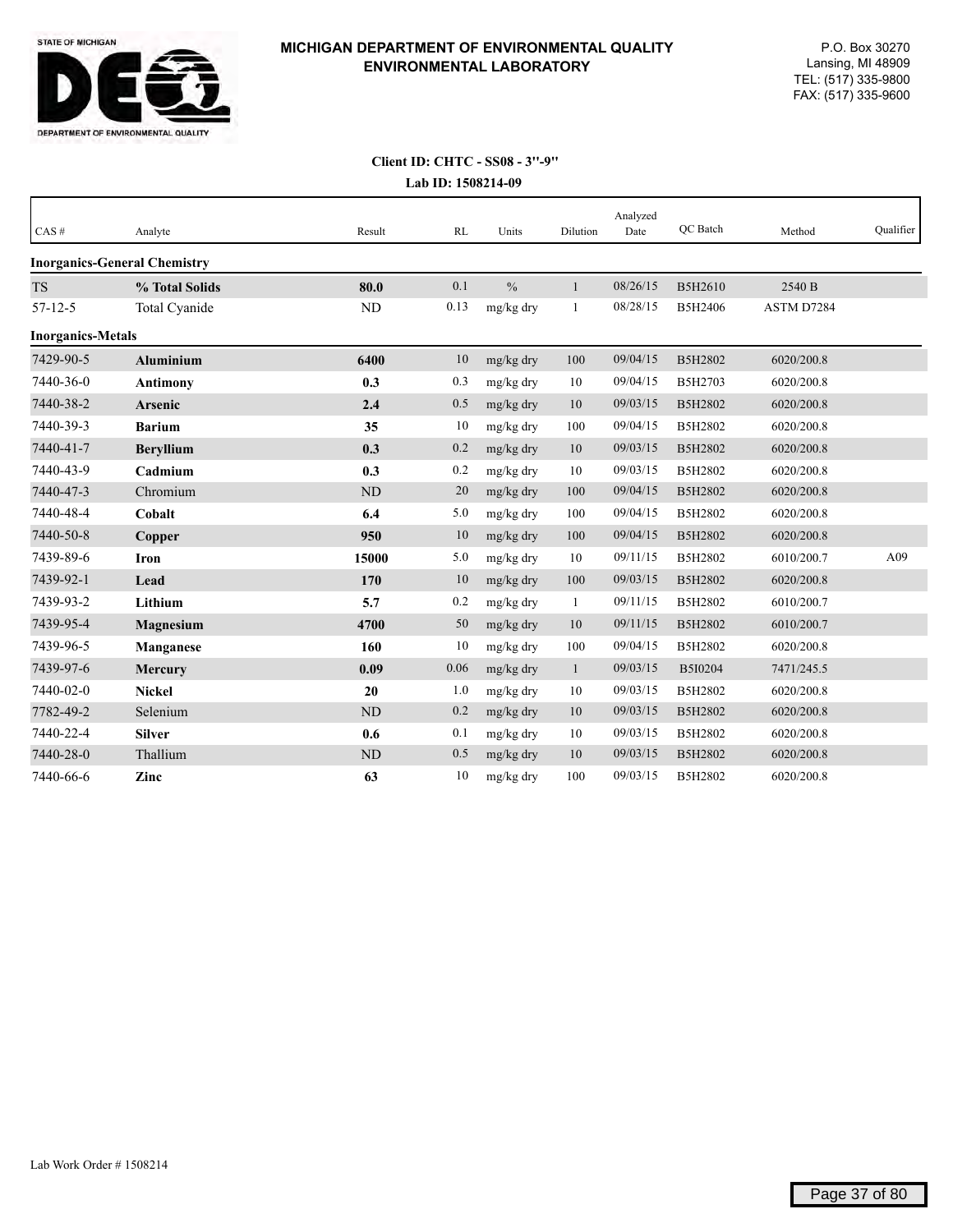# MICHIGAN DEPARTMENT OF ENVIRONMENTAL QUALITY
## ENVIRONMENTAL LABORATORY

STATE OF MICHIGAN
DEPARTMENT OF ENVIRONMENTAL QUALITY

P.O. Box 30270
Lansing, MI 48909
TEL: (517) 335-9800
FAX: (517) 335-9600

**Client ID: CHTC - SS08 - 3''-9''**
**Lab ID: 1508214-09**

| CAS # | Analyte | Result | RL | Units | Dilution | Analyzed Date | QC Batch | Method | Qualifier |
|---|---|---|---|---|---|---|---|---|---|
| **Inorganics-General Chemistry** | | | | | | | | | |
| TS | **% Total Solids** | **80.0** | 0.1 | % | 1 | 08/26/15 | B5H2610 | 2540 B | |
| 57-12-5 | Total Cyanide | ND | 0.13 | mg/kg dry | 1 | 08/28/15 | B5H2406 | ASTM D7284 | |
| **Inorganics-Metals** | | | | | | | | | |
| 7429-90-5 | **Aluminium** | **6400** | 10 | mg/kg dry | 100 | 09/04/15 | B5H2802 | 6020/200.8 | |
| 7440-36-0 | **Antimony** | **0.3** | 0.3 | mg/kg dry | 10 | 09/04/15 | B5H2703 | 6020/200.8 | |
| 7440-38-2 | **Arsenic** | **2.4** | 0.5 | mg/kg dry | 10 | 09/03/15 | B5H2802 | 6020/200.8 | |
| 7440-39-3 | **Barium** | **35** | 10 | mg/kg dry | 100 | 09/04/15 | B5H2802 | 6020/200.8 | |
| 7440-41-7 | **Beryllium** | **0.3** | 0.2 | mg/kg dry | 10 | 09/03/15 | B5H2802 | 6020/200.8 | |
| 7440-43-9 | **Cadmium** | **0.3** | 0.2 | mg/kg dry | 10 | 09/03/15 | B5H2802 | 6020/200.8 | |
| 7440-47-3 | Chromium | ND | 20 | mg/kg dry | 100 | 09/04/15 | B5H2802 | 6020/200.8 | |
| 7440-48-4 | **Cobalt** | **6.4** | 5.0 | mg/kg dry | 100 | 09/04/15 | B5H2802 | 6020/200.8 | |
| 7440-50-8 | **Copper** | **950** | 10 | mg/kg dry | 100 | 09/04/15 | B5H2802 | 6020/200.8 | |
| 7439-89-6 | **Iron** | **15000** | 5.0 | mg/kg dry | 10 | 09/11/15 | B5H2802 | 6010/200.7 | A09 |
| 7439-92-1 | **Lead** | **170** | 10 | mg/kg dry | 100 | 09/03/15 | B5H2802 | 6020/200.8 | |
| 7439-93-2 | **Lithium** | **5.7** | 0.2 | mg/kg dry | 1 | 09/11/15 | B5H2802 | 6010/200.7 | |
| 7439-95-4 | **Magnesium** | **4700** | 50 | mg/kg dry | 10 | 09/11/15 | B5H2802 | 6010/200.7 | |
| 7439-96-5 | **Manganese** | **160** | 10 | mg/kg dry | 100 | 09/04/15 | B5H2802 | 6020/200.8 | |
| 7439-97-6 | **Mercury** | **0.09** | 0.06 | mg/kg dry | 1 | 09/03/15 | B5I0204 | 7471/245.5 | |
| 7440-02-0 | **Nickel** | **20** | 1.0 | mg/kg dry | 10 | 09/03/15 | B5H2802 | 6020/200.8 | |
| 7782-49-2 | Selenium | ND | 0.2 | mg/kg dry | 10 | 09/03/15 | B5H2802 | 6020/200.8 | |
| 7440-22-4 | **Silver** | **0.6** | 0.1 | mg/kg dry | 10 | 09/03/15 | B5H2802 | 6020/200.8 | |
| 7440-28-0 | Thallium | ND | 0.5 | mg/kg dry | 10 | 09/03/15 | B5H2802 | 6020/200.8 | |
| 7440-66-6 | **Zinc** | **63** | 10 | mg/kg dry | 100 | 09/03/15 | B5H2802 | 6020/200.8 | |

Lab Work Order # 1508214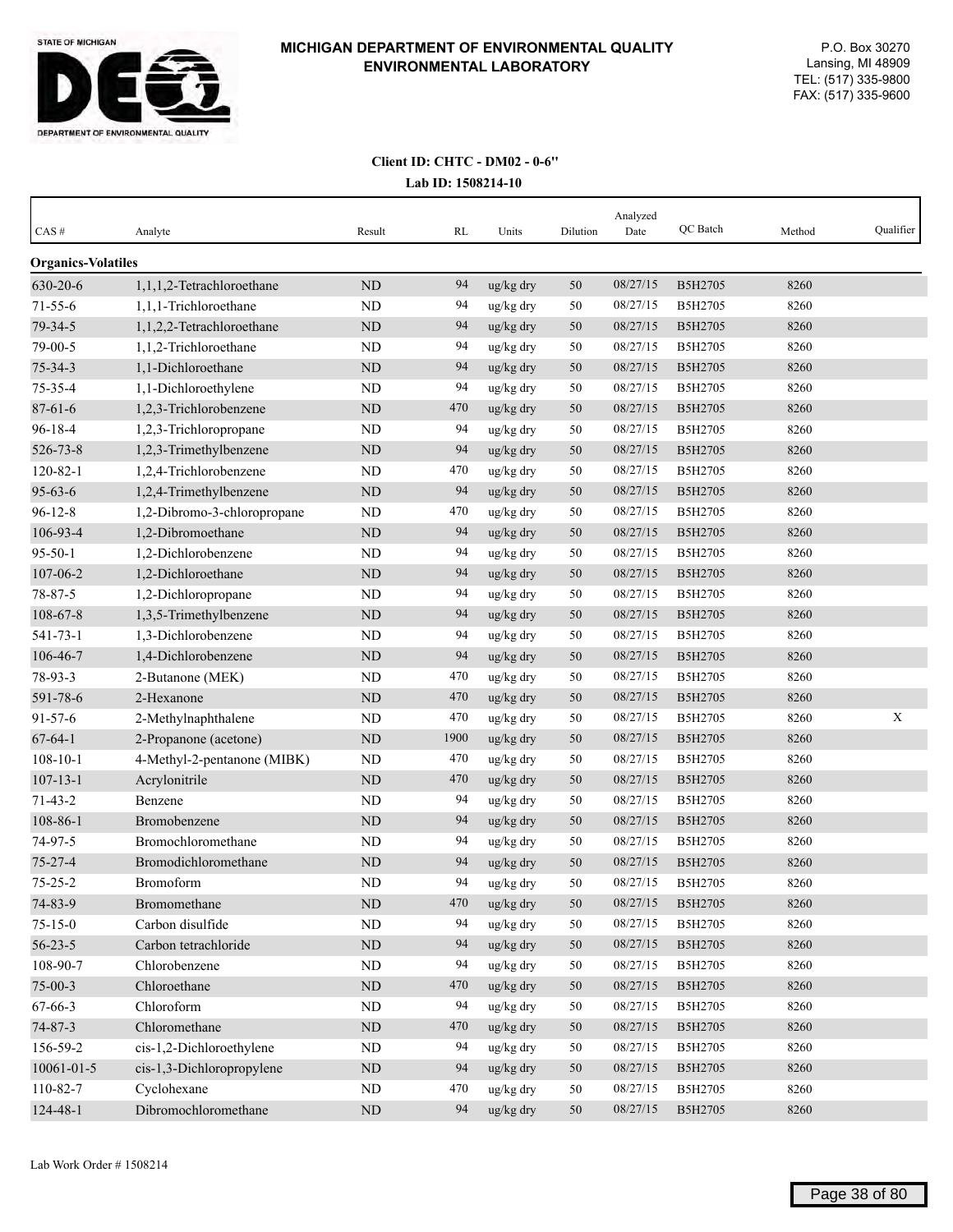# MICHIGAN DEPARTMENT OF ENVIRONMENTAL QUALITY
## ENVIRONMENTAL LABORATORY

P.O. Box 30270
Lansing, MI 48909
TEL: (517) 335-9800
FAX: (517) 335-9600

**Client ID: CHTC - DM02 - 0-6"**

**Lab ID: 1508214-10**

| CAS # | Analyte | Result | RL | Units | Dilution | Analyzed Date | QC Batch | Method | Qualifier |
|---|---|---|---|---|---|---|---|---|---|
| **Organics-Volatiles** | | | | | | | | | |
| 630-20-6 | 1,1,1,2-Tetrachloroethane | ND | 94 | ug/kg dry | 50 | 08/27/15 | B5H2705 | 8260 | |
| 71-55-6 | 1,1,1-Trichloroethane | ND | 94 | ug/kg dry | 50 | 08/27/15 | B5H2705 | 8260 | |
| 79-34-5 | 1,1,2,2-Tetrachloroethane | ND | 94 | ug/kg dry | 50 | 08/27/15 | B5H2705 | 8260 | |
| 79-00-5 | 1,1,2-Trichloroethane | ND | 94 | ug/kg dry | 50 | 08/27/15 | B5H2705 | 8260 | |
| 75-34-3 | 1,1-Dichloroethane | ND | 94 | ug/kg dry | 50 | 08/27/15 | B5H2705 | 8260 | |
| 75-35-4 | 1,1-Dichloroethylene | ND | 94 | ug/kg dry | 50 | 08/27/15 | B5H2705 | 8260 | |
| 87-61-6 | 1,2,3-Trichlorobenzene | ND | 470 | ug/kg dry | 50 | 08/27/15 | B5H2705 | 8260 | |
| 96-18-4 | 1,2,3-Trichloropropane | ND | 94 | ug/kg dry | 50 | 08/27/15 | B5H2705 | 8260 | |
| 526-73-8 | 1,2,3-Trimethylbenzene | ND | 94 | ug/kg dry | 50 | 08/27/15 | B5H2705 | 8260 | |
| 120-82-1 | 1,2,4-Trichlorobenzene | ND | 470 | ug/kg dry | 50 | 08/27/15 | B5H2705 | 8260 | |
| 95-63-6 | 1,2,4-Trimethylbenzene | ND | 94 | ug/kg dry | 50 | 08/27/15 | B5H2705 | 8260 | |
| 96-12-8 | 1,2-Dibromo-3-chloropropane | ND | 470 | ug/kg dry | 50 | 08/27/15 | B5H2705 | 8260 | |
| 106-93-4 | 1,2-Dibromoethane | ND | 94 | ug/kg dry | 50 | 08/27/15 | B5H2705 | 8260 | |
| 95-50-1 | 1,2-Dichlorobenzene | ND | 94 | ug/kg dry | 50 | 08/27/15 | B5H2705 | 8260 | |
| 107-06-2 | 1,2-Dichloroethane | ND | 94 | ug/kg dry | 50 | 08/27/15 | B5H2705 | 8260 | |
| 78-87-5 | 1,2-Dichloropropane | ND | 94 | ug/kg dry | 50 | 08/27/15 | B5H2705 | 8260 | |
| 108-67-8 | 1,3,5-Trimethylbenzene | ND | 94 | ug/kg dry | 50 | 08/27/15 | B5H2705 | 8260 | |
| 541-73-1 | 1,3-Dichlorobenzene | ND | 94 | ug/kg dry | 50 | 08/27/15 | B5H2705 | 8260 | |
| 106-46-7 | 1,4-Dichlorobenzene | ND | 94 | ug/kg dry | 50 | 08/27/15 | B5H2705 | 8260 | |
| 78-93-3 | 2-Butanone (MEK) | ND | 470 | ug/kg dry | 50 | 08/27/15 | B5H2705 | 8260 | |
| 591-78-6 | 2-Hexanone | ND | 470 | ug/kg dry | 50 | 08/27/15 | B5H2705 | 8260 | |
| 91-57-6 | 2-Methylnaphthalene | ND | 470 | ug/kg dry | 50 | 08/27/15 | B5H2705 | 8260 | X |
| 67-64-1 | 2-Propanone (acetone) | ND | 1900 | ug/kg dry | 50 | 08/27/15 | B5H2705 | 8260 | |
| 108-10-1 | 4-Methyl-2-pentanone (MIBK) | ND | 470 | ug/kg dry | 50 | 08/27/15 | B5H2705 | 8260 | |
| 107-13-1 | Acrylonitrile | ND | 470 | ug/kg dry | 50 | 08/27/15 | B5H2705 | 8260 | |
| 71-43-2 | Benzene | ND | 94 | ug/kg dry | 50 | 08/27/15 | B5H2705 | 8260 | |
| 108-86-1 | Bromobenzene | ND | 94 | ug/kg dry | 50 | 08/27/15 | B5H2705 | 8260 | |
| 74-97-5 | Bromochloromethane | ND | 94 | ug/kg dry | 50 | 08/27/15 | B5H2705 | 8260 | |
| 75-27-4 | Bromodichloromethane | ND | 94 | ug/kg dry | 50 | 08/27/15 | B5H2705 | 8260 | |
| 75-25-2 | Bromoform | ND | 94 | ug/kg dry | 50 | 08/27/15 | B5H2705 | 8260 | |
| 74-83-9 | Bromomethane | ND | 470 | ug/kg dry | 50 | 08/27/15 | B5H2705 | 8260 | |
| 75-15-0 | Carbon disulfide | ND | 94 | ug/kg dry | 50 | 08/27/15 | B5H2705 | 8260 | |
| 56-23-5 | Carbon tetrachloride | ND | 94 | ug/kg dry | 50 | 08/27/15 | B5H2705 | 8260 | |
| 108-90-7 | Chlorobenzene | ND | 94 | ug/kg dry | 50 | 08/27/15 | B5H2705 | 8260 | |
| 75-00-3 | Chloroethane | ND | 470 | ug/kg dry | 50 | 08/27/15 | B5H2705 | 8260 | |
| 67-66-3 | Chloroform | ND | 94 | ug/kg dry | 50 | 08/27/15 | B5H2705 | 8260 | |
| 74-87-3 | Chloromethane | ND | 470 | ug/kg dry | 50 | 08/27/15 | B5H2705 | 8260 | |
| 156-59-2 | cis-1,2-Dichloroethylene | ND | 94 | ug/kg dry | 50 | 08/27/15 | B5H2705 | 8260 | |
| 10061-01-5 | cis-1,3-Dichloropropylene | ND | 94 | ug/kg dry | 50 | 08/27/15 | B5H2705 | 8260 | |
| 110-82-7 | Cyclohexane | ND | 470 | ug/kg dry | 50 | 08/27/15 | B5H2705 | 8260 | |
| 124-48-1 | Dibromochloromethane | ND | 94 | ug/kg dry | 50 | 08/27/15 | B5H2705 | 8260 | |

Lab Work Order # 1508214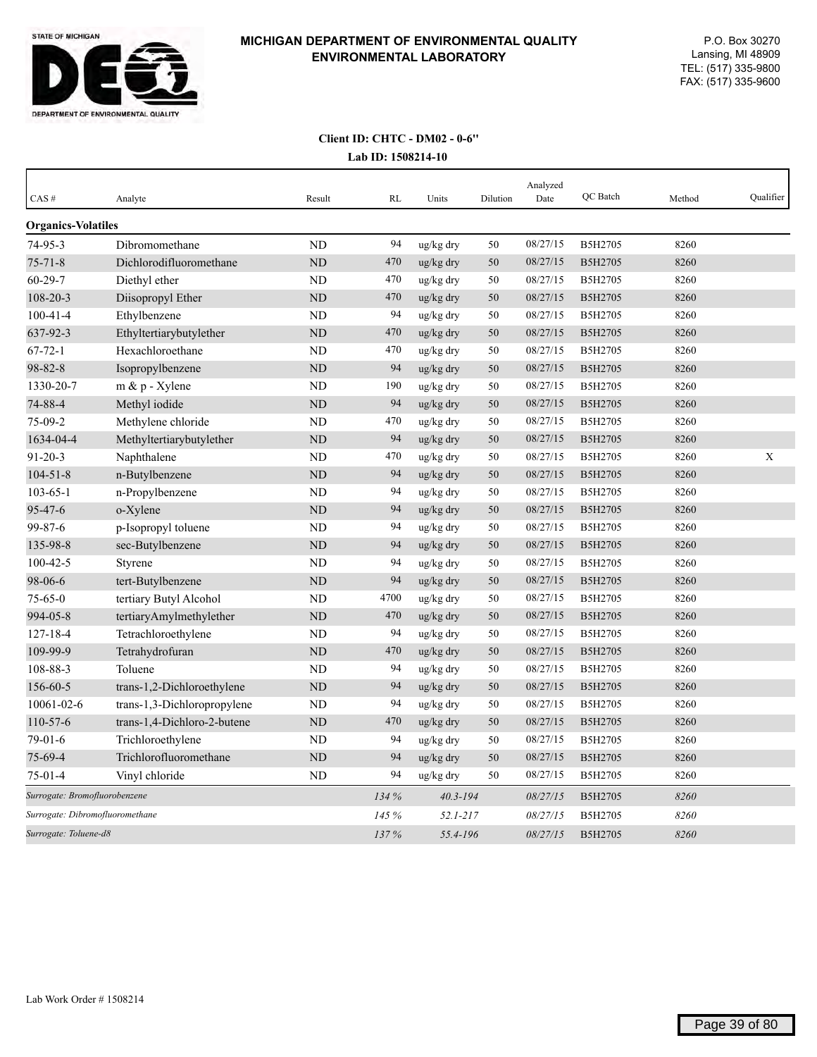# MICHIGAN DEPARTMENT OF ENVIRONMENTAL QUALITY ENVIRONMENTAL LABORATORY

P.O. Box 30270
Lansing, MI 48909
TEL: (517) 335-9800
FAX: (517) 335-9600

**Client ID: CHTC - DM02 - 0-6"**

**Lab ID: 1508214-10**

| CAS # | Analyte | Result | RL | Units | Dilution | Analyzed Date | QC Batch | Method | Qualifier |
|---|---|---|---|---|---|---|---|---|---|
| **Organics-Volatiles** | | | | | | | | | |
| 74-95-3 | Dibromomethane | ND | 94 | ug/kg dry | 50 | 08/27/15 | B5H2705 | 8260 | |
| 75-71-8 | Dichlorodifluoromethane | ND | 470 | ug/kg dry | 50 | 08/27/15 | B5H2705 | 8260 | |
| 60-29-7 | Diethyl ether | ND | 470 | ug/kg dry | 50 | 08/27/15 | B5H2705 | 8260 | |
| 108-20-3 | Diisopropyl Ether | ND | 470 | ug/kg dry | 50 | 08/27/15 | B5H2705 | 8260 | |
| 100-41-4 | Ethylbenzene | ND | 94 | ug/kg dry | 50 | 08/27/15 | B5H2705 | 8260 | |
| 637-92-3 | Ethyltertiarybutylether | ND | 470 | ug/kg dry | 50 | 08/27/15 | B5H2705 | 8260 | |
| 67-72-1 | Hexachloroethane | ND | 470 | ug/kg dry | 50 | 08/27/15 | B5H2705 | 8260 | |
| 98-82-8 | Isopropylbenzene | ND | 94 | ug/kg dry | 50 | 08/27/15 | B5H2705 | 8260 | |
| 1330-20-7 | m & p - Xylene | ND | 190 | ug/kg dry | 50 | 08/27/15 | B5H2705 | 8260 | |
| 74-88-4 | Methyl iodide | ND | 94 | ug/kg dry | 50 | 08/27/15 | B5H2705 | 8260 | |
| 75-09-2 | Methylene chloride | ND | 470 | ug/kg dry | 50 | 08/27/15 | B5H2705 | 8260 | |
| 1634-04-4 | Methyltertiarybutylether | ND | 94 | ug/kg dry | 50 | 08/27/15 | B5H2705 | 8260 | |
| 91-20-3 | Naphthalene | ND | 470 | ug/kg dry | 50 | 08/27/15 | B5H2705 | 8260 | X |
| 104-51-8 | n-Butylbenzene | ND | 94 | ug/kg dry | 50 | 08/27/15 | B5H2705 | 8260 | |
| 103-65-1 | n-Propylbenzene | ND | 94 | ug/kg dry | 50 | 08/27/15 | B5H2705 | 8260 | |
| 95-47-6 | o-Xylene | ND | 94 | ug/kg dry | 50 | 08/27/15 | B5H2705 | 8260 | |
| 99-87-6 | p-Isopropyl toluene | ND | 94 | ug/kg dry | 50 | 08/27/15 | B5H2705 | 8260 | |
| 135-98-8 | sec-Butylbenzene | ND | 94 | ug/kg dry | 50 | 08/27/15 | B5H2705 | 8260 | |
| 100-42-5 | Styrene | ND | 94 | ug/kg dry | 50 | 08/27/15 | B5H2705 | 8260 | |
| 98-06-6 | tert-Butylbenzene | ND | 94 | ug/kg dry | 50 | 08/27/15 | B5H2705 | 8260 | |
| 75-65-0 | tertiary Butyl Alcohol | ND | 4700 | ug/kg dry | 50 | 08/27/15 | B5H2705 | 8260 | |
| 994-05-8 | tertiaryAmylmethylether | ND | 470 | ug/kg dry | 50 | 08/27/15 | B5H2705 | 8260 | |
| 127-18-4 | Tetrachloroethylene | ND | 94 | ug/kg dry | 50 | 08/27/15 | B5H2705 | 8260 | |
| 109-99-9 | Tetrahydrofuran | ND | 470 | ug/kg dry | 50 | 08/27/15 | B5H2705 | 8260 | |
| 108-88-3 | Toluene | ND | 94 | ug/kg dry | 50 | 08/27/15 | B5H2705 | 8260 | |
| 156-60-5 | trans-1,2-Dichloroethylene | ND | 94 | ug/kg dry | 50 | 08/27/15 | B5H2705 | 8260 | |
| 10061-02-6 | trans-1,3-Dichloropropylene | ND | 94 | ug/kg dry | 50 | 08/27/15 | B5H2705 | 8260 | |
| 110-57-6 | trans-1,4-Dichloro-2-butene | ND | 470 | ug/kg dry | 50 | 08/27/15 | B5H2705 | 8260 | |
| 79-01-6 | Trichloroethylene | ND | 94 | ug/kg dry | 50 | 08/27/15 | B5H2705 | 8260 | |
| 75-69-4 | Trichlorofluoromethane | ND | 94 | ug/kg dry | 50 | 08/27/15 | B5H2705 | 8260 | |
| 75-01-4 | Vinyl chloride | ND | 94 | ug/kg dry | 50 | 08/27/15 | B5H2705 | 8260 | |
| *Surrogate: Bromofluorobenzene* | | | *134 %* | *40.3-194* | | *08/27/15* | B5H2705 | *8260* | |
| *Surrogate: Dibromofluoromethane* | | | *145 %* | *52.1-217* | | *08/27/15* | B5H2705 | *8260* | |
| *Surrogate: Toluene-d8* | | | *137 %* | *55.4-196* | | *08/27/15* | B5H2705 | *8260* | |

Lab Work Order # 1508214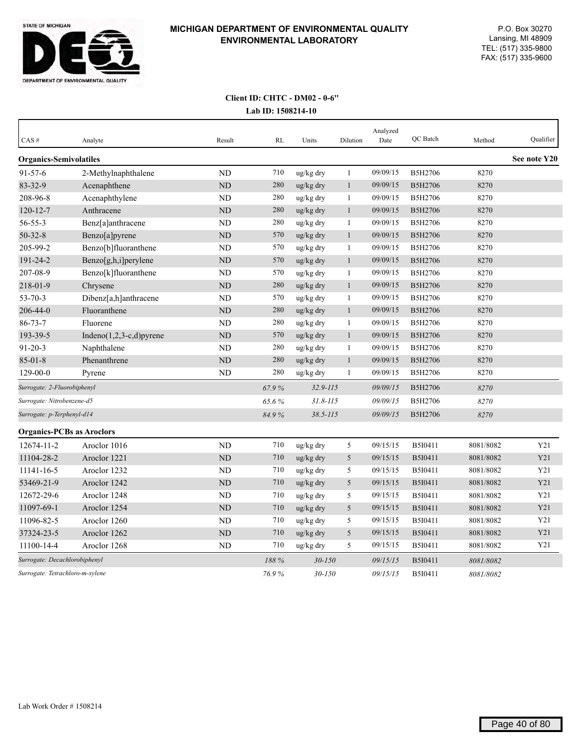**MICHIGAN DEPARTMENT OF ENVIRONMENTAL QUALITY**
**ENVIRONMENTAL LABORATORY**

P.O. Box 30270
Lansing, MI 48909
TEL: (517) 335-9800
FAX: (517) 335-9600

**Client ID: CHTC - DM02 - 0-6"**
**Lab ID: 1508214-10**

| CAS # | Analyte | Result | RL | Units | Dilution | Analyzed Date | QC Batch | Method | Qualifier |
|---|---|---|---|---|---|---|---|---|---|
| **Organics-Semivolatiles** | | | | | | | | | **See note Y20** |
| 91-57-6 | 2-Methylnaphthalene | ND | 710 | ug/kg dry | 1 | 09/09/15 | B5H2706 | 8270 | |
| 83-32-9 | Acenaphthene | ND | 280 | ug/kg dry | 1 | 09/09/15 | B5H2706 | 8270 | |
| 208-96-8 | Acenaphthylene | ND | 280 | ug/kg dry | 1 | 09/09/15 | B5H2706 | 8270 | |
| 120-12-7 | Anthracene | ND | 280 | ug/kg dry | 1 | 09/09/15 | B5H2706 | 8270 | |
| 56-55-3 | Benz[a]anthracene | ND | 280 | ug/kg dry | 1 | 09/09/15 | B5H2706 | 8270 | |
| 50-32-8 | Benzo[a]pyrene | ND | 570 | ug/kg dry | 1 | 09/09/15 | B5H2706 | 8270 | |
| 205-99-2 | Benzo[b]fluoranthene | ND | 570 | ug/kg dry | 1 | 09/09/15 | B5H2706 | 8270 | |
| 191-24-2 | Benzo[g,h,i]perylene | ND | 570 | ug/kg dry | 1 | 09/09/15 | B5H2706 | 8270 | |
| 207-08-9 | Benzo[k]fluoranthene | ND | 570 | ug/kg dry | 1 | 09/09/15 | B5H2706 | 8270 | |
| 218-01-9 | Chrysene | ND | 280 | ug/kg dry | 1 | 09/09/15 | B5H2706 | 8270 | |
| 53-70-3 | Dibenz[a,h]anthracene | ND | 570 | ug/kg dry | 1 | 09/09/15 | B5H2706 | 8270 | |
| 206-44-0 | Fluoranthene | ND | 280 | ug/kg dry | 1 | 09/09/15 | B5H2706 | 8270 | |
| 86-73-7 | Fluorene | ND | 280 | ug/kg dry | 1 | 09/09/15 | B5H2706 | 8270 | |
| 193-39-5 | Indeno(1,2,3-c,d)pyrene | ND | 570 | ug/kg dry | 1 | 09/09/15 | B5H2706 | 8270 | |
| 91-20-3 | Naphthalene | ND | 280 | ug/kg dry | 1 | 09/09/15 | B5H2706 | 8270 | |
| 85-01-8 | Phenanthrene | ND | 280 | ug/kg dry | 1 | 09/09/15 | B5H2706 | 8270 | |
| 129-00-0 | Pyrene | ND | 280 | ug/kg dry | 1 | 09/09/15 | B5H2706 | 8270 | |
| *Surrogate: 2-Fluorobiphenyl* | | | *67.9 %* | *32.9-115* | | *09/09/15* | B5H2706 | *8270* | |
| *Surrogate: Nitrobenzene-d5* | | | *65.6 %* | *31.8-115* | | *09/09/15* | B5H2706 | *8270* | |
| *Surrogate: p-Terphenyl-d14* | | | *84.9 %* | *38.5-115* | | *09/09/15* | B5H2706 | *8270* | |
| **Organics-PCBs as Aroclors** | | | | | | | | | |
| 12674-11-2 | Aroclor 1016 | ND | 710 | ug/kg dry | 5 | 09/15/15 | B5I0411 | 8081/8082 | Y21 |
| 11104-28-2 | Aroclor 1221 | ND | 710 | ug/kg dry | 5 | 09/15/15 | B5I0411 | 8081/8082 | Y21 |
| 11141-16-5 | Aroclor 1232 | ND | 710 | ug/kg dry | 5 | 09/15/15 | B5I0411 | 8081/8082 | Y21 |
| 53469-21-9 | Aroclor 1242 | ND | 710 | ug/kg dry | 5 | 09/15/15 | B5I0411 | 8081/8082 | Y21 |
| 12672-29-6 | Aroclor 1248 | ND | 710 | ug/kg dry | 5 | 09/15/15 | B5I0411 | 8081/8082 | Y21 |
| 11097-69-1 | Aroclor 1254 | ND | 710 | ug/kg dry | 5 | 09/15/15 | B5I0411 | 8081/8082 | Y21 |
| 11096-82-5 | Aroclor 1260 | ND | 710 | ug/kg dry | 5 | 09/15/15 | B5I0411 | 8081/8082 | Y21 |
| 37324-23-5 | Aroclor 1262 | ND | 710 | ug/kg dry | 5 | 09/15/15 | B5I0411 | 8081/8082 | Y21 |
| 11100-14-4 | Aroclor 1268 | ND | 710 | ug/kg dry | 5 | 09/15/15 | B5I0411 | 8081/8082 | Y21 |
| *Surrogate: Decachlorobiphenyl* | | | *188 %* | *30-150* | | *09/15/15* | B5I0411 | *8081/8082* | |
| *Surrogate: Tetrachloro-m-xylene* | | | *76.9 %* | *30-150* | | *09/15/15* | B5I0411 | *8081/8082* | |

Lab Work Order # 1508214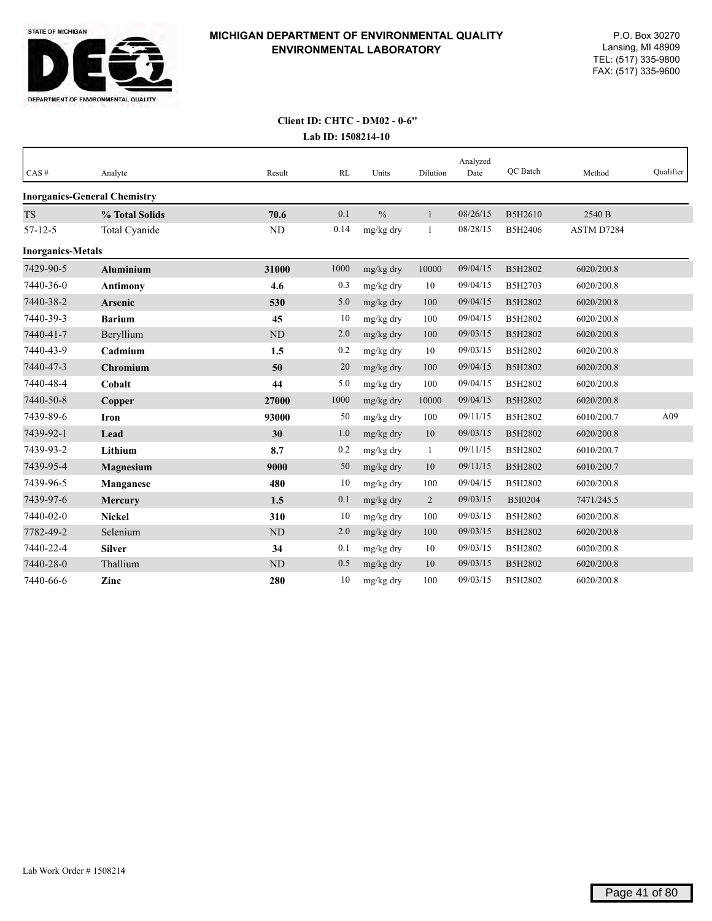STATE OF MICHIGAN
DEQ
DEPARTMENT OF ENVIRONMENTAL QUALITY

**MICHIGAN DEPARTMENT OF ENVIRONMENTAL QUALITY**
**ENVIRONMENTAL LABORATORY**

P.O. Box 30270
Lansing, MI 48909
TEL: (517) 335-9800
FAX: (517) 335-9600

**Client ID: CHTC - DM02 - 0-6"**
**Lab ID: 1508214-10**

| CAS # | Analyte | Result | RL | Units | Dilution | Analyzed Date | QC Batch | Method | Qualifier |
|---|---|---|---|---|---|---|---|---|---|
| **Inorganics-General Chemistry** | | | | | | | | | |
| TS | **% Total Solids** | **70.6** | 0.1 | % | 1 | 08/26/15 | B5H2610 | 2540 B | |
| 57-12-5 | Total Cyanide | ND | 0.14 | mg/kg dry | 1 | 08/28/15 | B5H2406 | ASTM D7284 | |
| **Inorganics-Metals** | | | | | | | | | |
| 7429-90-5 | **Aluminium** | **31000** | 1000 | mg/kg dry | 10000 | 09/04/15 | B5H2802 | 6020/200.8 | |
| 7440-36-0 | **Antimony** | **4.6** | 0.3 | mg/kg dry | 10 | 09/04/15 | B5H2703 | 6020/200.8 | |
| 7440-38-2 | **Arsenic** | **530** | 5.0 | mg/kg dry | 100 | 09/04/15 | B5H2802 | 6020/200.8 | |
| 7440-39-3 | **Barium** | **45** | 10 | mg/kg dry | 100 | 09/04/15 | B5H2802 | 6020/200.8 | |
| 7440-41-7 | Beryllium | ND | 2.0 | mg/kg dry | 100 | 09/03/15 | B5H2802 | 6020/200.8 | |
| 7440-43-9 | **Cadmium** | **1.5** | 0.2 | mg/kg dry | 10 | 09/03/15 | B5H2802 | 6020/200.8 | |
| 7440-47-3 | **Chromium** | **50** | 20 | mg/kg dry | 100 | 09/04/15 | B5H2802 | 6020/200.8 | |
| 7440-48-4 | **Cobalt** | **44** | 5.0 | mg/kg dry | 100 | 09/04/15 | B5H2802 | 6020/200.8 | |
| 7440-50-8 | **Copper** | **27000** | 1000 | mg/kg dry | 10000 | 09/04/15 | B5H2802 | 6020/200.8 | |
| 7439-89-6 | **Iron** | **93000** | 50 | mg/kg dry | 100 | 09/11/15 | B5H2802 | 6010/200.7 | A09 |
| 7439-92-1 | **Lead** | **30** | 1.0 | mg/kg dry | 10 | 09/03/15 | B5H2802 | 6020/200.8 | |
| 7439-93-2 | **Lithium** | **8.7** | 0.2 | mg/kg dry | 1 | 09/11/15 | B5H2802 | 6010/200.7 | |
| 7439-95-4 | **Magnesium** | **9000** | 50 | mg/kg dry | 10 | 09/11/15 | B5H2802 | 6010/200.7 | |
| 7439-96-5 | **Manganese** | **480** | 10 | mg/kg dry | 100 | 09/04/15 | B5H2802 | 6020/200.8 | |
| 7439-97-6 | **Mercury** | **1.5** | 0.1 | mg/kg dry | 2 | 09/03/15 | B5I0204 | 7471/245.5 | |
| 7440-02-0 | **Nickel** | **310** | 10 | mg/kg dry | 100 | 09/03/15 | B5H2802 | 6020/200.8 | |
| 7782-49-2 | Selenium | ND | 2.0 | mg/kg dry | 100 | 09/03/15 | B5H2802 | 6020/200.8 | |
| 7440-22-4 | **Silver** | **34** | 0.1 | mg/kg dry | 10 | 09/03/15 | B5H2802 | 6020/200.8 | |
| 7440-28-0 | Thallium | ND | 0.5 | mg/kg dry | 10 | 09/03/15 | B5H2802 | 6020/200.8 | |
| 7440-66-6 | **Zinc** | **280** | 10 | mg/kg dry | 100 | 09/03/15 | B5H2802 | 6020/200.8 | |

Lab Work Order # 1508214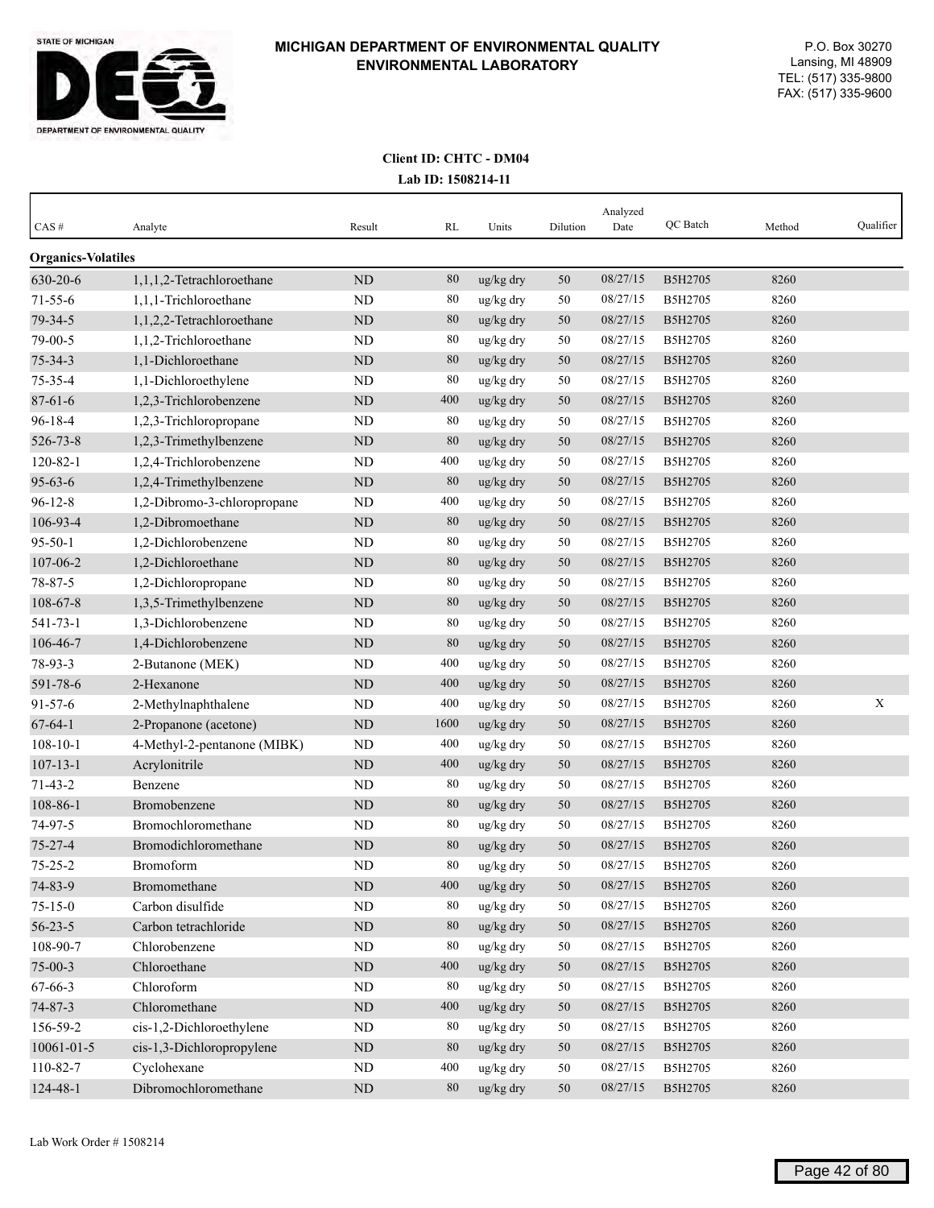**STATE OF MICHIGAN**
**DEPARTMENT OF ENVIRONMENTAL QUALITY**

# MICHIGAN DEPARTMENT OF ENVIRONMENTAL QUALITY ENVIRONMENTAL LABORATORY

P.O. Box 30270
Lansing, MI 48909
TEL: (517) 335-9800
FAX: (517) 335-9600

**Client ID: CHTC - DM04**
**Lab ID: 1508214-11**

| CAS # | Analyte | Result | RL | Units | Dilution | Analyzed Date | QC Batch | Method | Qualifier |
|---|---|---|---|---|---|---|---|---|---|
| **Organics-Volatiles** | | | | | | | | | |
| 630-20-6 | 1,1,1,2-Tetrachloroethane | ND | 80 | ug/kg dry | 50 | 08/27/15 | B5H2705 | 8260 | |
| 71-55-6 | 1,1,1-Trichloroethane | ND | 80 | ug/kg dry | 50 | 08/27/15 | B5H2705 | 8260 | |
| 79-34-5 | 1,1,2,2-Tetrachloroethane | ND | 80 | ug/kg dry | 50 | 08/27/15 | B5H2705 | 8260 | |
| 79-00-5 | 1,1,2-Trichloroethane | ND | 80 | ug/kg dry | 50 | 08/27/15 | B5H2705 | 8260 | |
| 75-34-3 | 1,1-Dichloroethane | ND | 80 | ug/kg dry | 50 | 08/27/15 | B5H2705 | 8260 | |
| 75-35-4 | 1,1-Dichloroethylene | ND | 80 | ug/kg dry | 50 | 08/27/15 | B5H2705 | 8260 | |
| 87-61-6 | 1,2,3-Trichlorobenzene | ND | 400 | ug/kg dry | 50 | 08/27/15 | B5H2705 | 8260 | |
| 96-18-4 | 1,2,3-Trichloropropane | ND | 80 | ug/kg dry | 50 | 08/27/15 | B5H2705 | 8260 | |
| 526-73-8 | 1,2,3-Trimethylbenzene | ND | 80 | ug/kg dry | 50 | 08/27/15 | B5H2705 | 8260 | |
| 120-82-1 | 1,2,4-Trichlorobenzene | ND | 400 | ug/kg dry | 50 | 08/27/15 | B5H2705 | 8260 | |
| 95-63-6 | 1,2,4-Trimethylbenzene | ND | 80 | ug/kg dry | 50 | 08/27/15 | B5H2705 | 8260 | |
| 96-12-8 | 1,2-Dibromo-3-chloropropane | ND | 400 | ug/kg dry | 50 | 08/27/15 | B5H2705 | 8260 | |
| 106-93-4 | 1,2-Dibromoethane | ND | 80 | ug/kg dry | 50 | 08/27/15 | B5H2705 | 8260 | |
| 95-50-1 | 1,2-Dichlorobenzene | ND | 80 | ug/kg dry | 50 | 08/27/15 | B5H2705 | 8260 | |
| 107-06-2 | 1,2-Dichloroethane | ND | 80 | ug/kg dry | 50 | 08/27/15 | B5H2705 | 8260 | |
| 78-87-5 | 1,2-Dichloropropane | ND | 80 | ug/kg dry | 50 | 08/27/15 | B5H2705 | 8260 | |
| 108-67-8 | 1,3,5-Trimethylbenzene | ND | 80 | ug/kg dry | 50 | 08/27/15 | B5H2705 | 8260 | |
| 541-73-1 | 1,3-Dichlorobenzene | ND | 80 | ug/kg dry | 50 | 08/27/15 | B5H2705 | 8260 | |
| 106-46-7 | 1,4-Dichlorobenzene | ND | 80 | ug/kg dry | 50 | 08/27/15 | B5H2705 | 8260 | |
| 78-93-3 | 2-Butanone (MEK) | ND | 400 | ug/kg dry | 50 | 08/27/15 | B5H2705 | 8260 | |
| 591-78-6 | 2-Hexanone | ND | 400 | ug/kg dry | 50 | 08/27/15 | B5H2705 | 8260 | |
| 91-57-6 | 2-Methylnaphthalene | ND | 400 | ug/kg dry | 50 | 08/27/15 | B5H2705 | 8260 | X |
| 67-64-1 | 2-Propanone (acetone) | ND | 1600 | ug/kg dry | 50 | 08/27/15 | B5H2705 | 8260 | |
| 108-10-1 | 4-Methyl-2-pentanone (MIBK) | ND | 400 | ug/kg dry | 50 | 08/27/15 | B5H2705 | 8260 | |
| 107-13-1 | Acrylonitrile | ND | 400 | ug/kg dry | 50 | 08/27/15 | B5H2705 | 8260 | |
| 71-43-2 | Benzene | ND | 80 | ug/kg dry | 50 | 08/27/15 | B5H2705 | 8260 | |
| 108-86-1 | Bromobenzene | ND | 80 | ug/kg dry | 50 | 08/27/15 | B5H2705 | 8260 | |
| 74-97-5 | Bromochloromethane | ND | 80 | ug/kg dry | 50 | 08/27/15 | B5H2705 | 8260 | |
| 75-27-4 | Bromodichloromethane | ND | 80 | ug/kg dry | 50 | 08/27/15 | B5H2705 | 8260 | |
| 75-25-2 | Bromoform | ND | 80 | ug/kg dry | 50 | 08/27/15 | B5H2705 | 8260 | |
| 74-83-9 | Bromomethane | ND | 400 | ug/kg dry | 50 | 08/27/15 | B5H2705 | 8260 | |
| 75-15-0 | Carbon disulfide | ND | 80 | ug/kg dry | 50 | 08/27/15 | B5H2705 | 8260 | |
| 56-23-5 | Carbon tetrachloride | ND | 80 | ug/kg dry | 50 | 08/27/15 | B5H2705 | 8260 | |
| 108-90-7 | Chlorobenzene | ND | 80 | ug/kg dry | 50 | 08/27/15 | B5H2705 | 8260 | |
| 75-00-3 | Chloroethane | ND | 400 | ug/kg dry | 50 | 08/27/15 | B5H2705 | 8260 | |
| 67-66-3 | Chloroform | ND | 80 | ug/kg dry | 50 | 08/27/15 | B5H2705 | 8260 | |
| 74-87-3 | Chloromethane | ND | 400 | ug/kg dry | 50 | 08/27/15 | B5H2705 | 8260 | |
| 156-59-2 | cis-1,2-Dichloroethylene | ND | 80 | ug/kg dry | 50 | 08/27/15 | B5H2705 | 8260 | |
| 10061-01-5 | cis-1,3-Dichloropropylene | ND | 80 | ug/kg dry | 50 | 08/27/15 | B5H2705 | 8260 | |
| 110-82-7 | Cyclohexane | ND | 400 | ug/kg dry | 50 | 08/27/15 | B5H2705 | 8260 | |
| 124-48-1 | Dibromochloromethane | ND | 80 | ug/kg dry | 50 | 08/27/15 | B5H2705 | 8260 | |

Lab Work Order # 1508214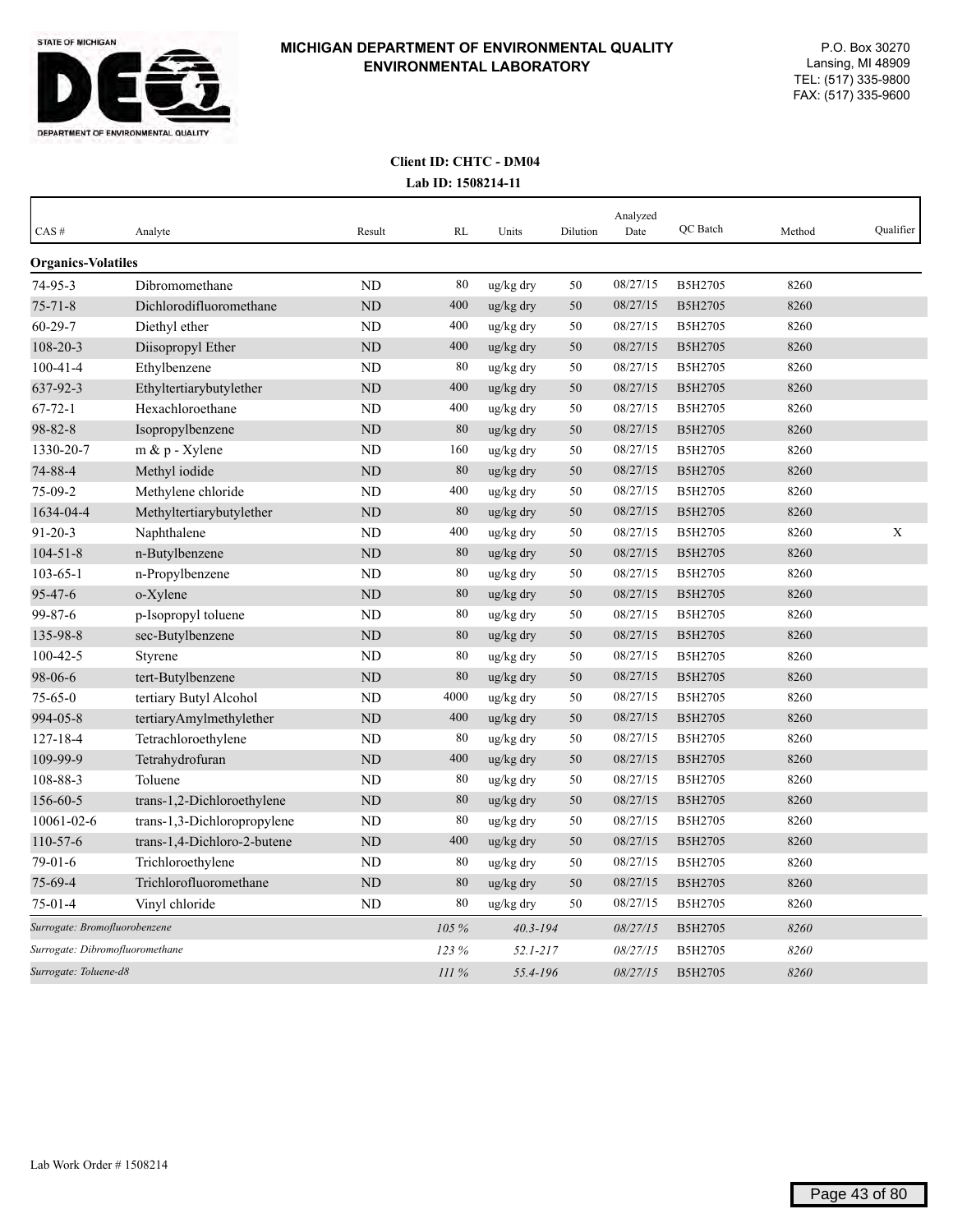# MICHIGAN DEPARTMENT OF ENVIRONMENTAL QUALITY ENVIRONMENTAL LABORATORY

STATE OF MICHIGAN
DEPARTMENT OF ENVIRONMENTAL QUALITY

P.O. Box 30270
Lansing, MI 48909
TEL: (517) 335-9800
FAX: (517) 335-9600

**Client ID: CHTC - DM04**
**Lab ID: 1508214-11**

| CAS # | Analyte | Result | RL | Units | Dilution | Analyzed Date | QC Batch | Method | Qualifier |
|---|---|---|---|---|---|---|---|---|---|
| **Organics-Volatiles** | | | | | | | | | |
| 74-95-3 | Dibromomethane | ND | 80 | ug/kg dry | 50 | 08/27/15 | B5H2705 | 8260 | |
| 75-71-8 | Dichlorodifluoromethane | ND | 400 | ug/kg dry | 50 | 08/27/15 | B5H2705 | 8260 | |
| 60-29-7 | Diethyl ether | ND | 400 | ug/kg dry | 50 | 08/27/15 | B5H2705 | 8260 | |
| 108-20-3 | Diisopropyl Ether | ND | 400 | ug/kg dry | 50 | 08/27/15 | B5H2705 | 8260 | |
| 100-41-4 | Ethylbenzene | ND | 80 | ug/kg dry | 50 | 08/27/15 | B5H2705 | 8260 | |
| 637-92-3 | Ethyltertiarybutylether | ND | 400 | ug/kg dry | 50 | 08/27/15 | B5H2705 | 8260 | |
| 67-72-1 | Hexachloroethane | ND | 400 | ug/kg dry | 50 | 08/27/15 | B5H2705 | 8260 | |
| 98-82-8 | Isopropylbenzene | ND | 80 | ug/kg dry | 50 | 08/27/15 | B5H2705 | 8260 | |
| 1330-20-7 | m & p - Xylene | ND | 160 | ug/kg dry | 50 | 08/27/15 | B5H2705 | 8260 | |
| 74-88-4 | Methyl iodide | ND | 80 | ug/kg dry | 50 | 08/27/15 | B5H2705 | 8260 | |
| 75-09-2 | Methylene chloride | ND | 400 | ug/kg dry | 50 | 08/27/15 | B5H2705 | 8260 | |
| 1634-04-4 | Methyltertiarybutylether | ND | 80 | ug/kg dry | 50 | 08/27/15 | B5H2705 | 8260 | |
| 91-20-3 | Naphthalene | ND | 400 | ug/kg dry | 50 | 08/27/15 | B5H2705 | 8260 | X |
| 104-51-8 | n-Butylbenzene | ND | 80 | ug/kg dry | 50 | 08/27/15 | B5H2705 | 8260 | |
| 103-65-1 | n-Propylbenzene | ND | 80 | ug/kg dry | 50 | 08/27/15 | B5H2705 | 8260 | |
| 95-47-6 | o-Xylene | ND | 80 | ug/kg dry | 50 | 08/27/15 | B5H2705 | 8260 | |
| 99-87-6 | p-Isopropyl toluene | ND | 80 | ug/kg dry | 50 | 08/27/15 | B5H2705 | 8260 | |
| 135-98-8 | sec-Butylbenzene | ND | 80 | ug/kg dry | 50 | 08/27/15 | B5H2705 | 8260 | |
| 100-42-5 | Styrene | ND | 80 | ug/kg dry | 50 | 08/27/15 | B5H2705 | 8260 | |
| 98-06-6 | tert-Butylbenzene | ND | 80 | ug/kg dry | 50 | 08/27/15 | B5H2705 | 8260 | |
| 75-65-0 | tertiary Butyl Alcohol | ND | 4000 | ug/kg dry | 50 | 08/27/15 | B5H2705 | 8260 | |
| 994-05-8 | tertiaryAmylmethylether | ND | 400 | ug/kg dry | 50 | 08/27/15 | B5H2705 | 8260 | |
| 127-18-4 | Tetrachloroethylene | ND | 80 | ug/kg dry | 50 | 08/27/15 | B5H2705 | 8260 | |
| 109-99-9 | Tetrahydrofuran | ND | 400 | ug/kg dry | 50 | 08/27/15 | B5H2705 | 8260 | |
| 108-88-3 | Toluene | ND | 80 | ug/kg dry | 50 | 08/27/15 | B5H2705 | 8260 | |
| 156-60-5 | trans-1,2-Dichloroethylene | ND | 80 | ug/kg dry | 50 | 08/27/15 | B5H2705 | 8260 | |
| 10061-02-6 | trans-1,3-Dichloropropylene | ND | 80 | ug/kg dry | 50 | 08/27/15 | B5H2705 | 8260 | |
| 110-57-6 | trans-1,4-Dichloro-2-butene | ND | 400 | ug/kg dry | 50 | 08/27/15 | B5H2705 | 8260 | |
| 79-01-6 | Trichloroethylene | ND | 80 | ug/kg dry | 50 | 08/27/15 | B5H2705 | 8260 | |
| 75-69-4 | Trichlorofluoromethane | ND | 80 | ug/kg dry | 50 | 08/27/15 | B5H2705 | 8260 | |
| 75-01-4 | Vinyl chloride | ND | 80 | ug/kg dry | 50 | 08/27/15 | B5H2705 | 8260 | |
| *Surrogate: Bromofluorobenzene* | | | *105 %* | *40.3-194* | | *08/27/15* | B5H2705 | *8260* | |
| *Surrogate: Dibromofluoromethane* | | | *123 %* | *52.1-217* | | *08/27/15* | B5H2705 | *8260* | |
| *Surrogate: Toluene-d8* | | | *111 %* | *55.4-196* | | *08/27/15* | B5H2705 | *8260* | |

Lab Work Order # 1508214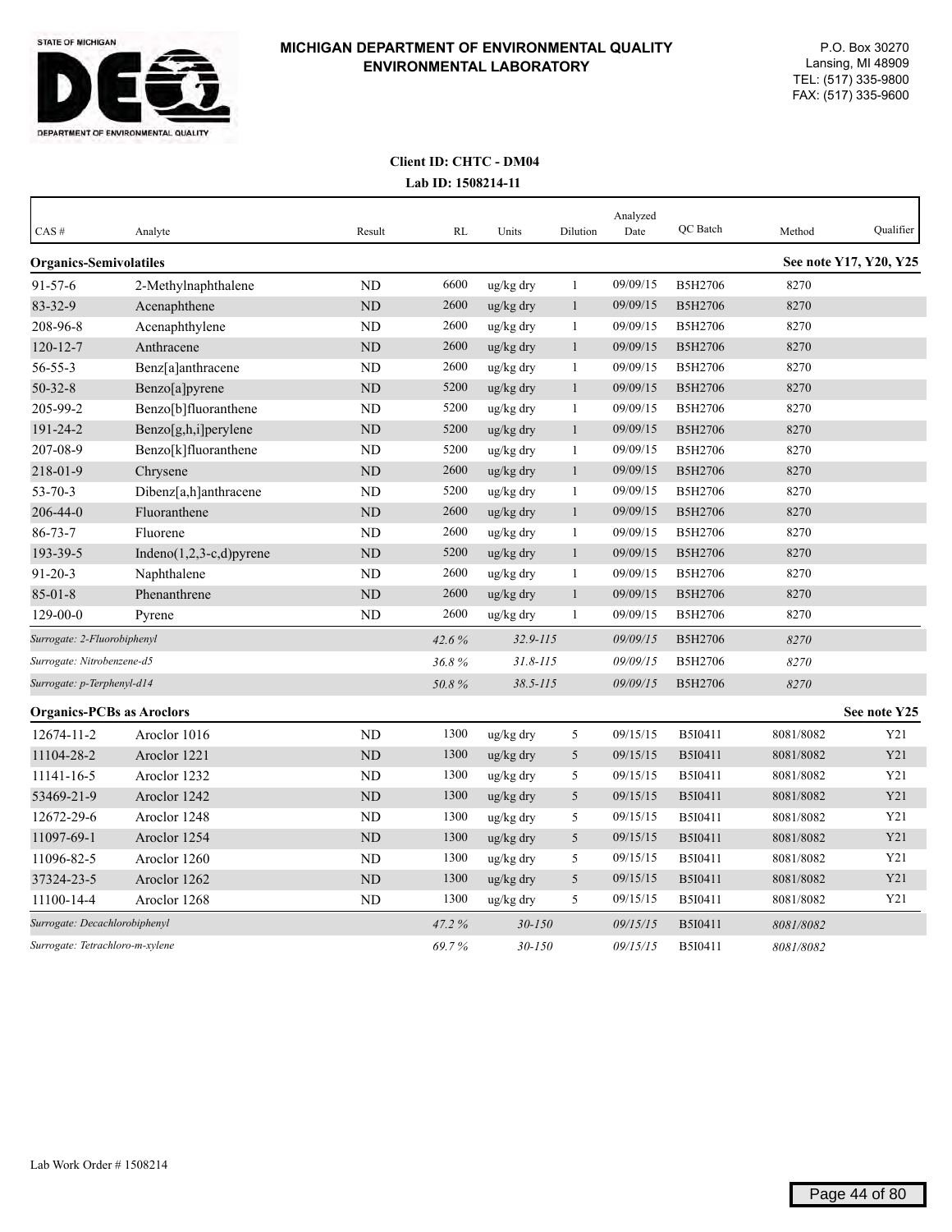**MICHIGAN DEPARTMENT OF ENVIRONMENTAL QUALITY**
**ENVIRONMENTAL LABORATORY**

P.O. Box 30270
Lansing, MI 48909
TEL: (517) 335-9800
FAX: (517) 335-9600

**Client ID: CHTC - DM04**
**Lab ID: 1508214-11**

| CAS # | Analyte | Result | RL | Units | Dilution | Analyzed Date | QC Batch | Method | Qualifier |
|---|---|---|---|---|---|---|---|---|---|
| **Organics-Semivolatiles** | | | | | | | | | **See note Y17, Y20, Y25** |
| 91-57-6 | 2-Methylnaphthalene | ND | 6600 | ug/kg dry | 1 | 09/09/15 | B5H2706 | 8270 | |
| 83-32-9 | Acenaphthene | ND | 2600 | ug/kg dry | 1 | 09/09/15 | B5H2706 | 8270 | |
| 208-96-8 | Acenaphthylene | ND | 2600 | ug/kg dry | 1 | 09/09/15 | B5H2706 | 8270 | |
| 120-12-7 | Anthracene | ND | 2600 | ug/kg dry | 1 | 09/09/15 | B5H2706 | 8270 | |
| 56-55-3 | Benz[a]anthracene | ND | 2600 | ug/kg dry | 1 | 09/09/15 | B5H2706 | 8270 | |
| 50-32-8 | Benzo[a]pyrene | ND | 5200 | ug/kg dry | 1 | 09/09/15 | B5H2706 | 8270 | |
| 205-99-2 | Benzo[b]fluoranthene | ND | 5200 | ug/kg dry | 1 | 09/09/15 | B5H2706 | 8270 | |
| 191-24-2 | Benzo[g,h,i]perylene | ND | 5200 | ug/kg dry | 1 | 09/09/15 | B5H2706 | 8270 | |
| 207-08-9 | Benzo[k]fluoranthene | ND | 5200 | ug/kg dry | 1 | 09/09/15 | B5H2706 | 8270 | |
| 218-01-9 | Chrysene | ND | 2600 | ug/kg dry | 1 | 09/09/15 | B5H2706 | 8270 | |
| 53-70-3 | Dibenz[a,h]anthracene | ND | 5200 | ug/kg dry | 1 | 09/09/15 | B5H2706 | 8270 | |
| 206-44-0 | Fluoranthene | ND | 2600 | ug/kg dry | 1 | 09/09/15 | B5H2706 | 8270 | |
| 86-73-7 | Fluorene | ND | 2600 | ug/kg dry | 1 | 09/09/15 | B5H2706 | 8270 | |
| 193-39-5 | Indeno(1,2,3-c,d)pyrene | ND | 5200 | ug/kg dry | 1 | 09/09/15 | B5H2706 | 8270 | |
| 91-20-3 | Naphthalene | ND | 2600 | ug/kg dry | 1 | 09/09/15 | B5H2706 | 8270 | |
| 85-01-8 | Phenanthrene | ND | 2600 | ug/kg dry | 1 | 09/09/15 | B5H2706 | 8270 | |
| 129-00-0 | Pyrene | ND | 2600 | ug/kg dry | 1 | 09/09/15 | B5H2706 | 8270 | |
| *Surrogate: 2-Fluorobiphenyl* | | | *42.6 %* | *32.9-115* | | *09/09/15* | B5H2706 | *8270* | |
| *Surrogate: Nitrobenzene-d5* | | | *36.8 %* | *31.8-115* | | *09/09/15* | B5H2706 | *8270* | |
| *Surrogate: p-Terphenyl-d14* | | | *50.8 %* | *38.5-115* | | *09/09/15* | B5H2706 | *8270* | |
| **Organics-PCBs as Aroclors** | | | | | | | | | **See note Y25** |
| 12674-11-2 | Aroclor 1016 | ND | 1300 | ug/kg dry | 5 | 09/15/15 | B5I0411 | 8081/8082 | Y21 |
| 11104-28-2 | Aroclor 1221 | ND | 1300 | ug/kg dry | 5 | 09/15/15 | B5I0411 | 8081/8082 | Y21 |
| 11141-16-5 | Aroclor 1232 | ND | 1300 | ug/kg dry | 5 | 09/15/15 | B5I0411 | 8081/8082 | Y21 |
| 53469-21-9 | Aroclor 1242 | ND | 1300 | ug/kg dry | 5 | 09/15/15 | B5I0411 | 8081/8082 | Y21 |
| 12672-29-6 | Aroclor 1248 | ND | 1300 | ug/kg dry | 5 | 09/15/15 | B5I0411 | 8081/8082 | Y21 |
| 11097-69-1 | Aroclor 1254 | ND | 1300 | ug/kg dry | 5 | 09/15/15 | B5I0411 | 8081/8082 | Y21 |
| 11096-82-5 | Aroclor 1260 | ND | 1300 | ug/kg dry | 5 | 09/15/15 | B5I0411 | 8081/8082 | Y21 |
| 37324-23-5 | Aroclor 1262 | ND | 1300 | ug/kg dry | 5 | 09/15/15 | B5I0411 | 8081/8082 | Y21 |
| 11100-14-4 | Aroclor 1268 | ND | 1300 | ug/kg dry | 5 | 09/15/15 | B5I0411 | 8081/8082 | Y21 |
| *Surrogate: Decachlorobiphenyl* | | | *47.2 %* | *30-150* | | *09/15/15* | B5I0411 | *8081/8082* | |
| *Surrogate: Tetrachloro-m-xylene* | | | *69.7 %* | *30-150* | | *09/15/15* | B5I0411 | *8081/8082* | |

Lab Work Order # 1508214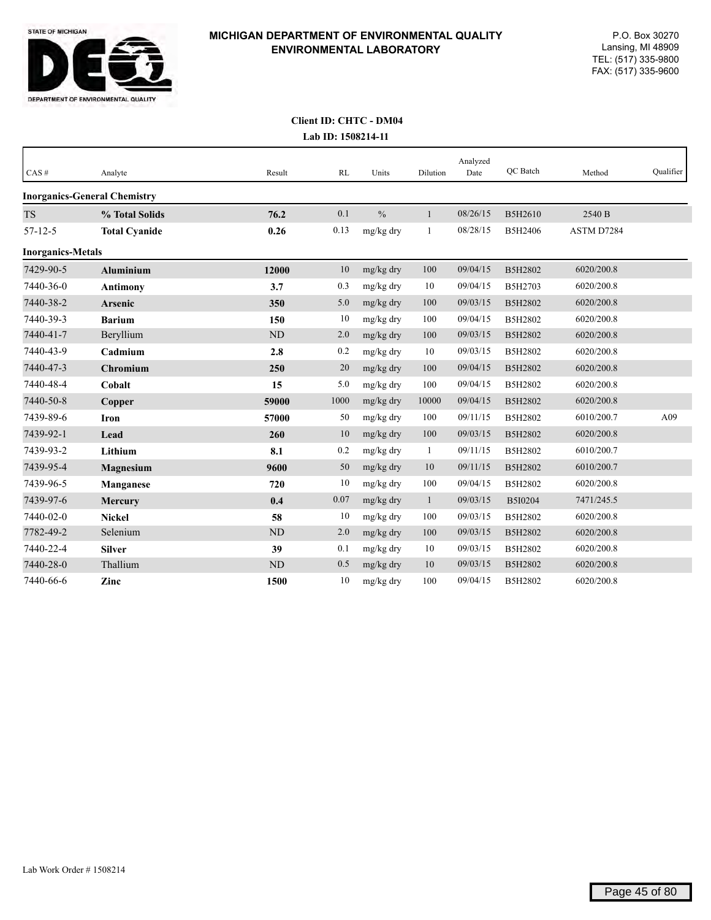STATE OF MICHIGAN
DEPARTMENT OF ENVIRONMENTAL QUALITY

**MICHIGAN DEPARTMENT OF ENVIRONMENTAL QUALITY**
**ENVIRONMENTAL LABORATORY**

P.O. Box 30270
Lansing, MI 48909
TEL: (517) 335-9800
FAX: (517) 335-9600

**Client ID: CHTC - DM04**
**Lab ID: 1508214-11**

| CAS # | Analyte | Result | RL | Units | Dilution | Analyzed Date | QC Batch | Method | Qualifier |
|---|---|---|---|---|---|---|---|---|---|
| **Inorganics-General Chemistry** | | | | | | | | | |
| TS | **% Total Solids** | **76.2** | 0.1 | % | 1 | 08/26/15 | B5H2610 | 2540 B | |
| 57-12-5 | **Total Cyanide** | **0.26** | 0.13 | mg/kg dry | 1 | 08/28/15 | B5H2406 | ASTM D7284 | |
| **Inorganics-Metals** | | | | | | | | | |
| 7429-90-5 | **Aluminium** | **12000** | 10 | mg/kg dry | 100 | 09/04/15 | B5H2802 | 6020/200.8 | |
| 7440-36-0 | **Antimony** | **3.7** | 0.3 | mg/kg dry | 10 | 09/04/15 | B5H2703 | 6020/200.8 | |
| 7440-38-2 | **Arsenic** | **350** | 5.0 | mg/kg dry | 100 | 09/03/15 | B5H2802 | 6020/200.8 | |
| 7440-39-3 | **Barium** | **150** | 10 | mg/kg dry | 100 | 09/04/15 | B5H2802 | 6020/200.8 | |
| 7440-41-7 | Beryllium | ND | 2.0 | mg/kg dry | 100 | 09/03/15 | B5H2802 | 6020/200.8 | |
| 7440-43-9 | **Cadmium** | **2.8** | 0.2 | mg/kg dry | 10 | 09/03/15 | B5H2802 | 6020/200.8 | |
| 7440-47-3 | **Chromium** | **250** | 20 | mg/kg dry | 100 | 09/04/15 | B5H2802 | 6020/200.8 | |
| 7440-48-4 | **Cobalt** | **15** | 5.0 | mg/kg dry | 100 | 09/04/15 | B5H2802 | 6020/200.8 | |
| 7440-50-8 | **Copper** | **59000** | 1000 | mg/kg dry | 10000 | 09/04/15 | B5H2802 | 6020/200.8 | |
| 7439-89-6 | **Iron** | **57000** | 50 | mg/kg dry | 100 | 09/11/15 | B5H2802 | 6010/200.7 | A09 |
| 7439-92-1 | **Lead** | **260** | 10 | mg/kg dry | 100 | 09/03/15 | B5H2802 | 6020/200.8 | |
| 7439-93-2 | **Lithium** | **8.1** | 0.2 | mg/kg dry | 1 | 09/11/15 | B5H2802 | 6010/200.7 | |
| 7439-95-4 | **Magnesium** | **9600** | 50 | mg/kg dry | 10 | 09/11/15 | B5H2802 | 6010/200.7 | |
| 7439-96-5 | **Manganese** | **720** | 10 | mg/kg dry | 100 | 09/04/15 | B5H2802 | 6020/200.8 | |
| 7439-97-6 | **Mercury** | **0.4** | 0.07 | mg/kg dry | 1 | 09/03/15 | B5I0204 | 7471/245.5 | |
| 7440-02-0 | **Nickel** | **58** | 10 | mg/kg dry | 100 | 09/03/15 | B5H2802 | 6020/200.8 | |
| 7782-49-2 | Selenium | ND | 2.0 | mg/kg dry | 100 | 09/03/15 | B5H2802 | 6020/200.8 | |
| 7440-22-4 | **Silver** | **39** | 0.1 | mg/kg dry | 10 | 09/03/15 | B5H2802 | 6020/200.8 | |
| 7440-28-0 | Thallium | ND | 0.5 | mg/kg dry | 10 | 09/03/15 | B5H2802 | 6020/200.8 | |
| 7440-66-6 | **Zinc** | **1500** | 10 | mg/kg dry | 100 | 09/04/15 | B5H2802 | 6020/200.8 | |

Lab Work Order # 1508214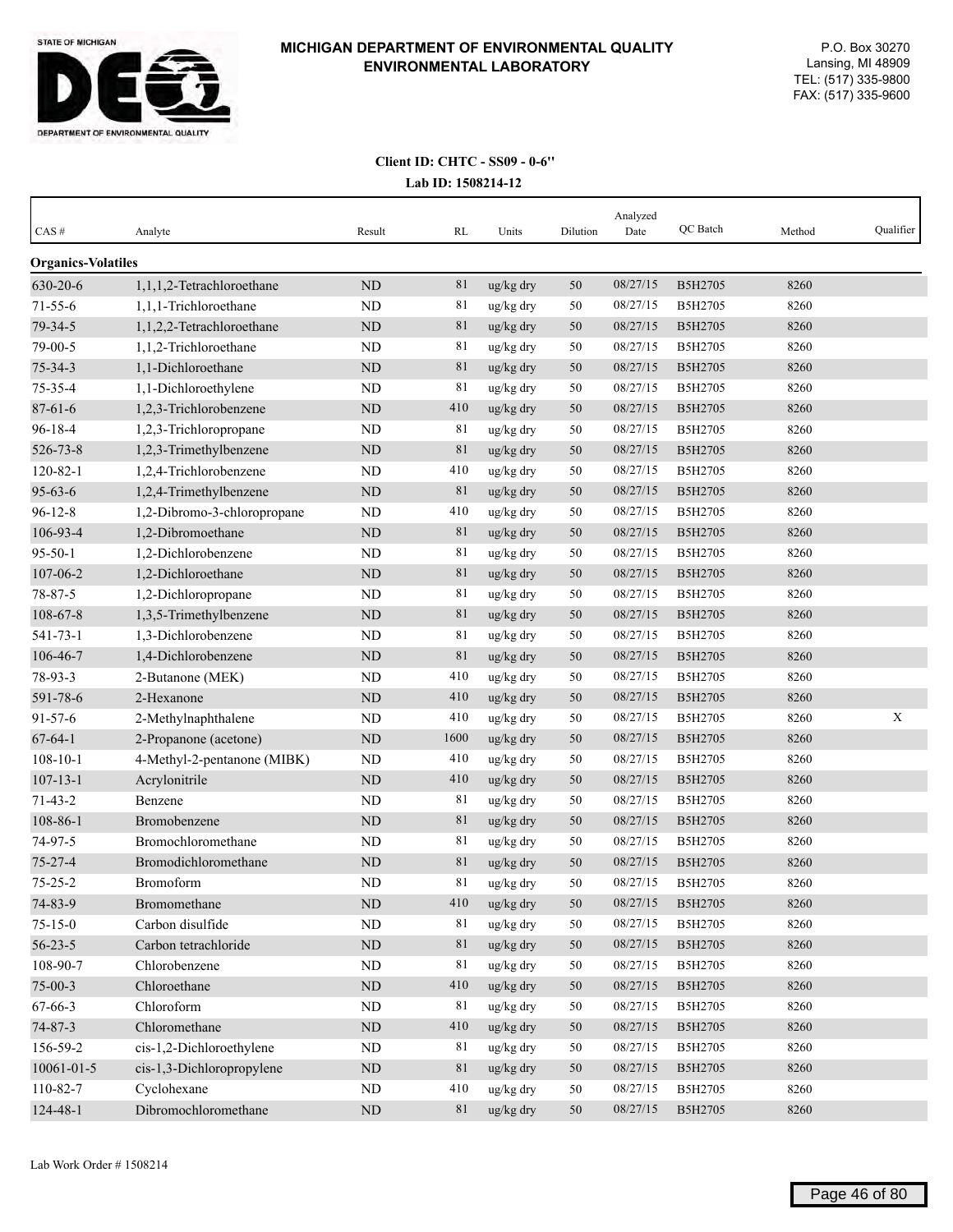**MICHIGAN DEPARTMENT OF ENVIRONMENTAL QUALITY**
**ENVIRONMENTAL LABORATORY**

P.O. Box 30270
Lansing, MI 48909
TEL: (517) 335-9800
FAX: (517) 335-9600

**Client ID: CHTC - SS09 - 0-6"**
**Lab ID: 1508214-12**

| CAS # | Analyte | Result | RL | Units | Dilution | Analyzed Date | QC Batch | Method | Qualifier |
|---|---|---|---|---|---|---|---|---|---|
| **Organics-Volatiles** | | | | | | | | | |
| 630-20-6 | 1,1,1,2-Tetrachloroethane | ND | 81 | ug/kg dry | 50 | 08/27/15 | B5H2705 | 8260 | |
| 71-55-6 | 1,1,1-Trichloroethane | ND | 81 | ug/kg dry | 50 | 08/27/15 | B5H2705 | 8260 | |
| 79-34-5 | 1,1,2,2-Tetrachloroethane | ND | 81 | ug/kg dry | 50 | 08/27/15 | B5H2705 | 8260 | |
| 79-00-5 | 1,1,2-Trichloroethane | ND | 81 | ug/kg dry | 50 | 08/27/15 | B5H2705 | 8260 | |
| 75-34-3 | 1,1-Dichloroethane | ND | 81 | ug/kg dry | 50 | 08/27/15 | B5H2705 | 8260 | |
| 75-35-4 | 1,1-Dichloroethylene | ND | 81 | ug/kg dry | 50 | 08/27/15 | B5H2705 | 8260 | |
| 87-61-6 | 1,2,3-Trichlorobenzene | ND | 410 | ug/kg dry | 50 | 08/27/15 | B5H2705 | 8260 | |
| 96-18-4 | 1,2,3-Trichloropropane | ND | 81 | ug/kg dry | 50 | 08/27/15 | B5H2705 | 8260 | |
| 526-73-8 | 1,2,3-Trimethylbenzene | ND | 81 | ug/kg dry | 50 | 08/27/15 | B5H2705 | 8260 | |
| 120-82-1 | 1,2,4-Trichlorobenzene | ND | 410 | ug/kg dry | 50 | 08/27/15 | B5H2705 | 8260 | |
| 95-63-6 | 1,2,4-Trimethylbenzene | ND | 81 | ug/kg dry | 50 | 08/27/15 | B5H2705 | 8260 | |
| 96-12-8 | 1,2-Dibromo-3-chloropropane | ND | 410 | ug/kg dry | 50 | 08/27/15 | B5H2705 | 8260 | |
| 106-93-4 | 1,2-Dibromoethane | ND | 81 | ug/kg dry | 50 | 08/27/15 | B5H2705 | 8260 | |
| 95-50-1 | 1,2-Dichlorobenzene | ND | 81 | ug/kg dry | 50 | 08/27/15 | B5H2705 | 8260 | |
| 107-06-2 | 1,2-Dichloroethane | ND | 81 | ug/kg dry | 50 | 08/27/15 | B5H2705 | 8260 | |
| 78-87-5 | 1,2-Dichloropropane | ND | 81 | ug/kg dry | 50 | 08/27/15 | B5H2705 | 8260 | |
| 108-67-8 | 1,3,5-Trimethylbenzene | ND | 81 | ug/kg dry | 50 | 08/27/15 | B5H2705 | 8260 | |
| 541-73-1 | 1,3-Dichlorobenzene | ND | 81 | ug/kg dry | 50 | 08/27/15 | B5H2705 | 8260 | |
| 106-46-7 | 1,4-Dichlorobenzene | ND | 81 | ug/kg dry | 50 | 08/27/15 | B5H2705 | 8260 | |
| 78-93-3 | 2-Butanone (MEK) | ND | 410 | ug/kg dry | 50 | 08/27/15 | B5H2705 | 8260 | |
| 591-78-6 | 2-Hexanone | ND | 410 | ug/kg dry | 50 | 08/27/15 | B5H2705 | 8260 | |
| 91-57-6 | 2-Methylnaphthalene | ND | 410 | ug/kg dry | 50 | 08/27/15 | B5H2705 | 8260 | X |
| 67-64-1 | 2-Propanone (acetone) | ND | 1600 | ug/kg dry | 50 | 08/27/15 | B5H2705 | 8260 | |
| 108-10-1 | 4-Methyl-2-pentanone (MIBK) | ND | 410 | ug/kg dry | 50 | 08/27/15 | B5H2705 | 8260 | |
| 107-13-1 | Acrylonitrile | ND | 410 | ug/kg dry | 50 | 08/27/15 | B5H2705 | 8260 | |
| 71-43-2 | Benzene | ND | 81 | ug/kg dry | 50 | 08/27/15 | B5H2705 | 8260 | |
| 108-86-1 | Bromobenzene | ND | 81 | ug/kg dry | 50 | 08/27/15 | B5H2705 | 8260 | |
| 74-97-5 | Bromochloromethane | ND | 81 | ug/kg dry | 50 | 08/27/15 | B5H2705 | 8260 | |
| 75-27-4 | Bromodichloromethane | ND | 81 | ug/kg dry | 50 | 08/27/15 | B5H2705 | 8260 | |
| 75-25-2 | Bromoform | ND | 81 | ug/kg dry | 50 | 08/27/15 | B5H2705 | 8260 | |
| 74-83-9 | Bromomethane | ND | 410 | ug/kg dry | 50 | 08/27/15 | B5H2705 | 8260 | |
| 75-15-0 | Carbon disulfide | ND | 81 | ug/kg dry | 50 | 08/27/15 | B5H2705 | 8260 | |
| 56-23-5 | Carbon tetrachloride | ND | 81 | ug/kg dry | 50 | 08/27/15 | B5H2705 | 8260 | |
| 108-90-7 | Chlorobenzene | ND | 81 | ug/kg dry | 50 | 08/27/15 | B5H2705 | 8260 | |
| 75-00-3 | Chloroethane | ND | 410 | ug/kg dry | 50 | 08/27/15 | B5H2705 | 8260 | |
| 67-66-3 | Chloroform | ND | 81 | ug/kg dry | 50 | 08/27/15 | B5H2705 | 8260 | |
| 74-87-3 | Chloromethane | ND | 410 | ug/kg dry | 50 | 08/27/15 | B5H2705 | 8260 | |
| 156-59-2 | cis-1,2-Dichloroethylene | ND | 81 | ug/kg dry | 50 | 08/27/15 | B5H2705 | 8260 | |
| 10061-01-5 | cis-1,3-Dichloropropylene | ND | 81 | ug/kg dry | 50 | 08/27/15 | B5H2705 | 8260 | |
| 110-82-7 | Cyclohexane | ND | 410 | ug/kg dry | 50 | 08/27/15 | B5H2705 | 8260 | |
| 124-48-1 | Dibromochloromethane | ND | 81 | ug/kg dry | 50 | 08/27/15 | B5H2705 | 8260 | |

Lab Work Order # 1508214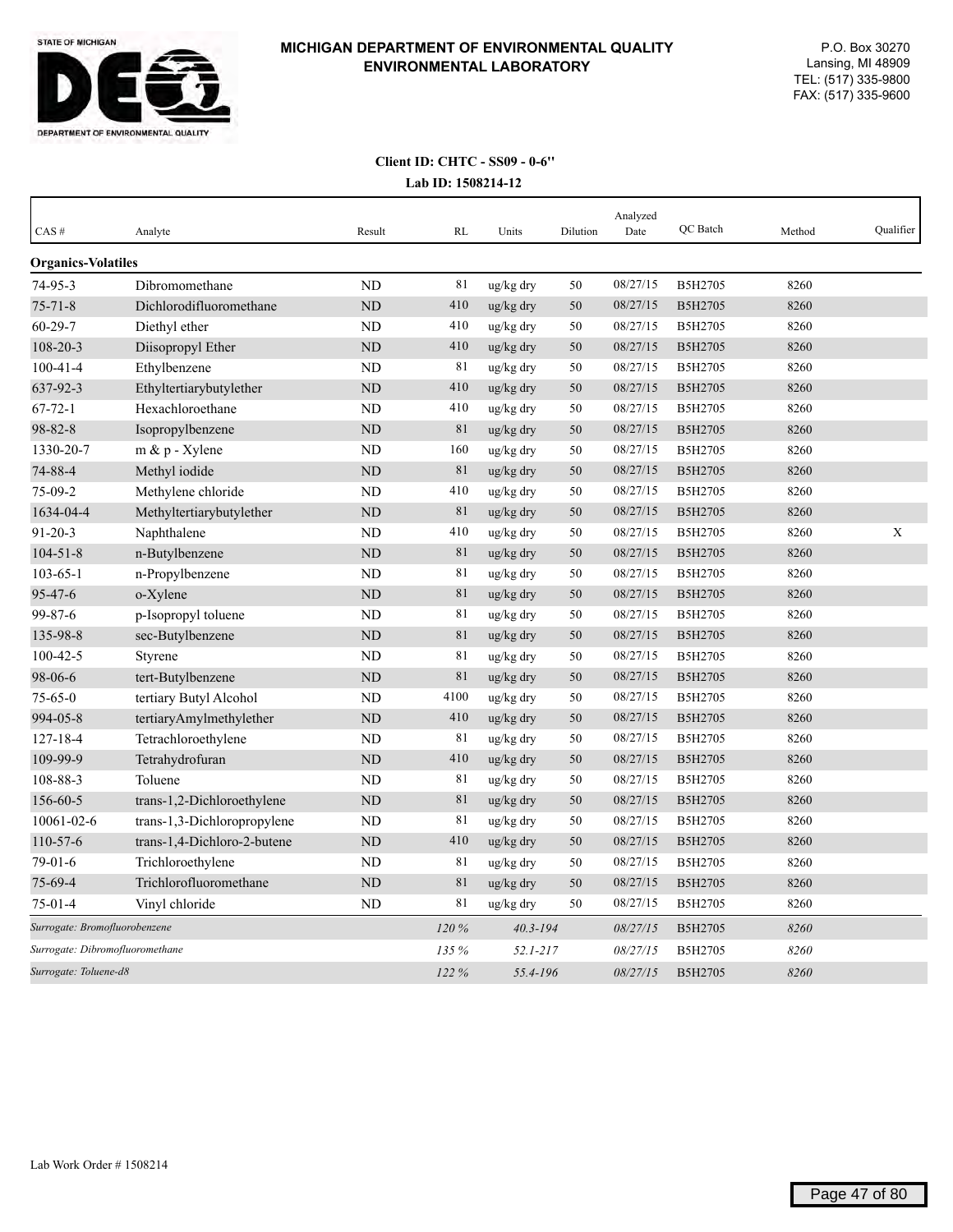# MICHIGAN DEPARTMENT OF ENVIRONMENTAL QUALITY ENVIRONMENTAL LABORATORY

P.O. Box 30270
Lansing, MI 48909
TEL: (517) 335-9800
FAX: (517) 335-9600

**Client ID: CHTC - SS09 - 0-6"**

**Lab ID: 1508214-12**

| CAS # | Analyte | Result | RL | Units | Dilution | Analyzed Date | QC Batch | Method | Qualifier |
|---|---|---|---|---|---|---|---|---|---|
| **Organics-Volatiles** | | | | | | | | | |
| 74-95-3 | Dibromomethane | ND | 81 | ug/kg dry | 50 | 08/27/15 | B5H2705 | 8260 | |
| 75-71-8 | Dichlorodifluoromethane | ND | 410 | ug/kg dry | 50 | 08/27/15 | B5H2705 | 8260 | |
| 60-29-7 | Diethyl ether | ND | 410 | ug/kg dry | 50 | 08/27/15 | B5H2705 | 8260 | |
| 108-20-3 | Diisopropyl Ether | ND | 410 | ug/kg dry | 50 | 08/27/15 | B5H2705 | 8260 | |
| 100-41-4 | Ethylbenzene | ND | 81 | ug/kg dry | 50 | 08/27/15 | B5H2705 | 8260 | |
| 637-92-3 | Ethyltertiarybutylether | ND | 410 | ug/kg dry | 50 | 08/27/15 | B5H2705 | 8260 | |
| 67-72-1 | Hexachloroethane | ND | 410 | ug/kg dry | 50 | 08/27/15 | B5H2705 | 8260 | |
| 98-82-8 | Isopropylbenzene | ND | 81 | ug/kg dry | 50 | 08/27/15 | B5H2705 | 8260 | |
| 1330-20-7 | m & p - Xylene | ND | 160 | ug/kg dry | 50 | 08/27/15 | B5H2705 | 8260 | |
| 74-88-4 | Methyl iodide | ND | 81 | ug/kg dry | 50 | 08/27/15 | B5H2705 | 8260 | |
| 75-09-2 | Methylene chloride | ND | 410 | ug/kg dry | 50 | 08/27/15 | B5H2705 | 8260 | |
| 1634-04-4 | Methyltertiarybutylether | ND | 81 | ug/kg dry | 50 | 08/27/15 | B5H2705 | 8260 | |
| 91-20-3 | Naphthalene | ND | 410 | ug/kg dry | 50 | 08/27/15 | B5H2705 | 8260 | X |
| 104-51-8 | n-Butylbenzene | ND | 81 | ug/kg dry | 50 | 08/27/15 | B5H2705 | 8260 | |
| 103-65-1 | n-Propylbenzene | ND | 81 | ug/kg dry | 50 | 08/27/15 | B5H2705 | 8260 | |
| 95-47-6 | o-Xylene | ND | 81 | ug/kg dry | 50 | 08/27/15 | B5H2705 | 8260 | |
| 99-87-6 | p-Isopropyl toluene | ND | 81 | ug/kg dry | 50 | 08/27/15 | B5H2705 | 8260 | |
| 135-98-8 | sec-Butylbenzene | ND | 81 | ug/kg dry | 50 | 08/27/15 | B5H2705 | 8260 | |
| 100-42-5 | Styrene | ND | 81 | ug/kg dry | 50 | 08/27/15 | B5H2705 | 8260 | |
| 98-06-6 | tert-Butylbenzene | ND | 81 | ug/kg dry | 50 | 08/27/15 | B5H2705 | 8260 | |
| 75-65-0 | tertiary Butyl Alcohol | ND | 4100 | ug/kg dry | 50 | 08/27/15 | B5H2705 | 8260 | |
| 994-05-8 | tertiaryAmylmethylether | ND | 410 | ug/kg dry | 50 | 08/27/15 | B5H2705 | 8260 | |
| 127-18-4 | Tetrachloroethylene | ND | 81 | ug/kg dry | 50 | 08/27/15 | B5H2705 | 8260 | |
| 109-99-9 | Tetrahydrofuran | ND | 410 | ug/kg dry | 50 | 08/27/15 | B5H2705 | 8260 | |
| 108-88-3 | Toluene | ND | 81 | ug/kg dry | 50 | 08/27/15 | B5H2705 | 8260 | |
| 156-60-5 | trans-1,2-Dichloroethylene | ND | 81 | ug/kg dry | 50 | 08/27/15 | B5H2705 | 8260 | |
| 10061-02-6 | trans-1,3-Dichloropropylene | ND | 81 | ug/kg dry | 50 | 08/27/15 | B5H2705 | 8260 | |
| 110-57-6 | trans-1,4-Dichloro-2-butene | ND | 410 | ug/kg dry | 50 | 08/27/15 | B5H2705 | 8260 | |
| 79-01-6 | Trichloroethylene | ND | 81 | ug/kg dry | 50 | 08/27/15 | B5H2705 | 8260 | |
| 75-69-4 | Trichlorofluoromethane | ND | 81 | ug/kg dry | 50 | 08/27/15 | B5H2705 | 8260 | |
| 75-01-4 | Vinyl chloride | ND | 81 | ug/kg dry | 50 | 08/27/15 | B5H2705 | 8260 | |
| *Surrogate: Bromofluorobenzene* | | | *120 %* | *40.3-194* | | *08/27/15* | B5H2705 | *8260* | |
| *Surrogate: Dibromofluoromethane* | | | *135 %* | *52.1-217* | | *08/27/15* | B5H2705 | *8260* | |
| *Surrogate: Toluene-d8* | | | *122 %* | *55.4-196* | | *08/27/15* | B5H2705 | *8260* | |

Lab Work Order # 1508214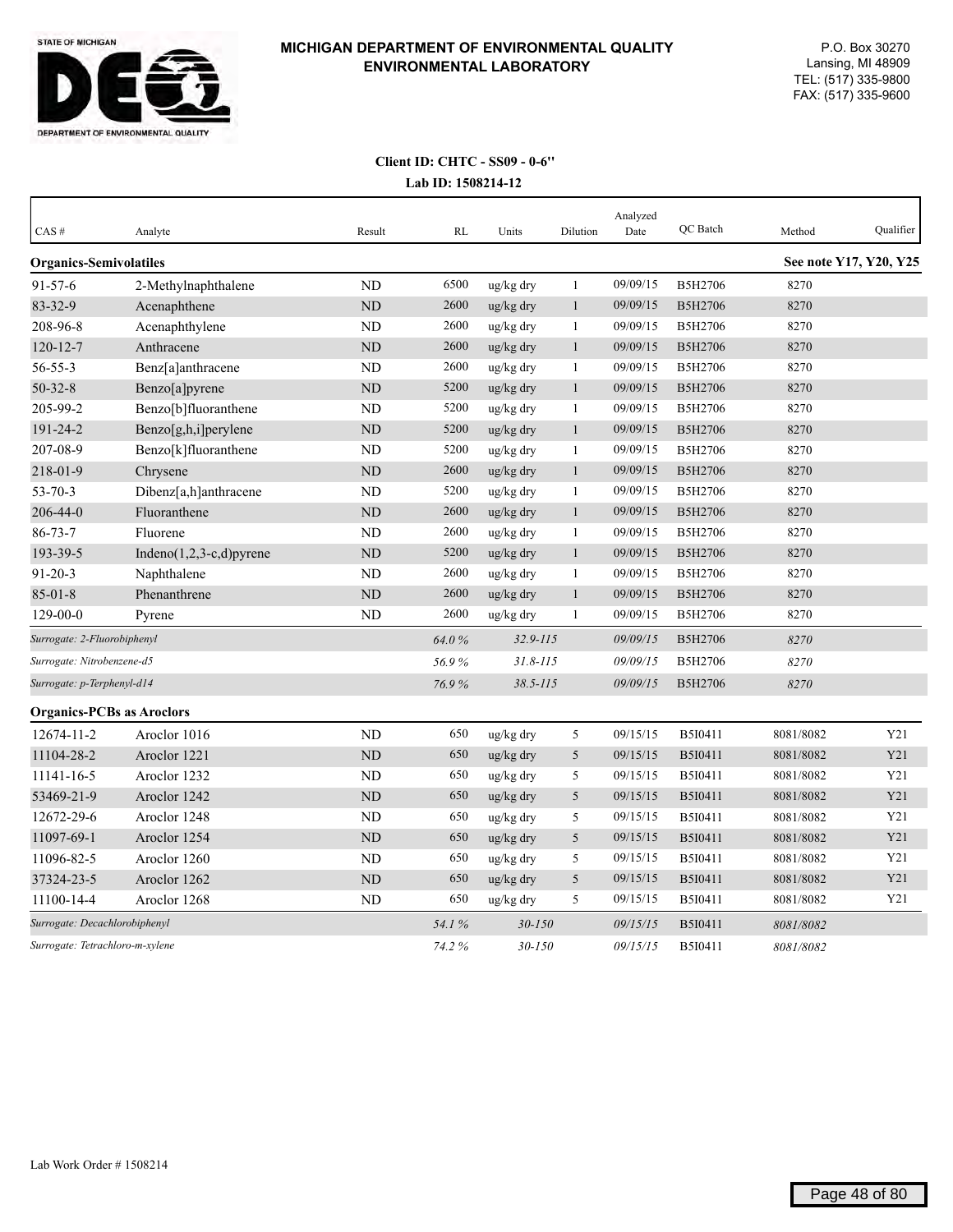# MICHIGAN DEPARTMENT OF ENVIRONMENTAL QUALITY ENVIRONMENTAL LABORATORY

STATE OF MICHIGAN
DEPARTMENT OF ENVIRONMENTAL QUALITY

P.O. Box 30270
Lansing, MI 48909
TEL: (517) 335-9800
FAX: (517) 335-9600

**Client ID: CHTC - SS09 - 0-6"**

**Lab ID: 1508214-12**

| CAS # | Analyte | Result | RL | Units | Dilution | Analyzed Date | QC Batch | Method | Qualifier |
|---|---|---|---|---|---|---|---|---|---|
| **Organics-Semivolatiles** | | | | | | | | **See note Y17, Y20, Y25** | |
| 91-57-6 | 2-Methylnaphthalene | ND | 6500 | ug/kg dry | 1 | 09/09/15 | B5H2706 | 8270 | |
| 83-32-9 | Acenaphthene | ND | 2600 | ug/kg dry | 1 | 09/09/15 | B5H2706 | 8270 | |
| 208-96-8 | Acenaphthylene | ND | 2600 | ug/kg dry | 1 | 09/09/15 | B5H2706 | 8270 | |
| 120-12-7 | Anthracene | ND | 2600 | ug/kg dry | 1 | 09/09/15 | B5H2706 | 8270 | |
| 56-55-3 | Benz[a]anthracene | ND | 2600 | ug/kg dry | 1 | 09/09/15 | B5H2706 | 8270 | |
| 50-32-8 | Benzo[a]pyrene | ND | 5200 | ug/kg dry | 1 | 09/09/15 | B5H2706 | 8270 | |
| 205-99-2 | Benzo[b]fluoranthene | ND | 5200 | ug/kg dry | 1 | 09/09/15 | B5H2706 | 8270 | |
| 191-24-2 | Benzo[g,h,i]perylene | ND | 5200 | ug/kg dry | 1 | 09/09/15 | B5H2706 | 8270 | |
| 207-08-9 | Benzo[k]fluoranthene | ND | 5200 | ug/kg dry | 1 | 09/09/15 | B5H2706 | 8270 | |
| 218-01-9 | Chrysene | ND | 2600 | ug/kg dry | 1 | 09/09/15 | B5H2706 | 8270 | |
| 53-70-3 | Dibenz[a,h]anthracene | ND | 5200 | ug/kg dry | 1 | 09/09/15 | B5H2706 | 8270 | |
| 206-44-0 | Fluoranthene | ND | 2600 | ug/kg dry | 1 | 09/09/15 | B5H2706 | 8270 | |
| 86-73-7 | Fluorene | ND | 2600 | ug/kg dry | 1 | 09/09/15 | B5H2706 | 8270 | |
| 193-39-5 | Indeno(1,2,3-c,d)pyrene | ND | 5200 | ug/kg dry | 1 | 09/09/15 | B5H2706 | 8270 | |
| 91-20-3 | Naphthalene | ND | 2600 | ug/kg dry | 1 | 09/09/15 | B5H2706 | 8270 | |
| 85-01-8 | Phenanthrene | ND | 2600 | ug/kg dry | 1 | 09/09/15 | B5H2706 | 8270 | |
| 129-00-0 | Pyrene | ND | 2600 | ug/kg dry | 1 | 09/09/15 | B5H2706 | 8270 | |
| *Surrogate: 2-Fluorobiphenyl* | | | *64.0 %* | *32.9-115* | | *09/09/15* | B5H2706 | *8270* | |
| *Surrogate: Nitrobenzene-d5* | | | *56.9 %* | *31.8-115* | | *09/09/15* | B5H2706 | *8270* | |
| *Surrogate: p-Terphenyl-d14* | | | *76.9 %* | *38.5-115* | | *09/09/15* | B5H2706 | *8270* | |
| **Organics-PCBs as Aroclors** | | | | | | | | | |
| 12674-11-2 | Aroclor 1016 | ND | 650 | ug/kg dry | 5 | 09/15/15 | B5I0411 | 8081/8082 | Y21 |
| 11104-28-2 | Aroclor 1221 | ND | 650 | ug/kg dry | 5 | 09/15/15 | B5I0411 | 8081/8082 | Y21 |
| 11141-16-5 | Aroclor 1232 | ND | 650 | ug/kg dry | 5 | 09/15/15 | B5I0411 | 8081/8082 | Y21 |
| 53469-21-9 | Aroclor 1242 | ND | 650 | ug/kg dry | 5 | 09/15/15 | B5I0411 | 8081/8082 | Y21 |
| 12672-29-6 | Aroclor 1248 | ND | 650 | ug/kg dry | 5 | 09/15/15 | B5I0411 | 8081/8082 | Y21 |
| 11097-69-1 | Aroclor 1254 | ND | 650 | ug/kg dry | 5 | 09/15/15 | B5I0411 | 8081/8082 | Y21 |
| 11096-82-5 | Aroclor 1260 | ND | 650 | ug/kg dry | 5 | 09/15/15 | B5I0411 | 8081/8082 | Y21 |
| 37324-23-5 | Aroclor 1262 | ND | 650 | ug/kg dry | 5 | 09/15/15 | B5I0411 | 8081/8082 | Y21 |
| 11100-14-4 | Aroclor 1268 | ND | 650 | ug/kg dry | 5 | 09/15/15 | B5I0411 | 8081/8082 | Y21 |
| *Surrogate: Decachlorobiphenyl* | | | *54.1 %* | *30-150* | | *09/15/15* | B5I0411 | *8081/8082* | |
| *Surrogate: Tetrachloro-m-xylene* | | | *74.2 %* | *30-150* | | *09/15/15* | B5I0411 | *8081/8082* | |

Lab Work Order # 1508214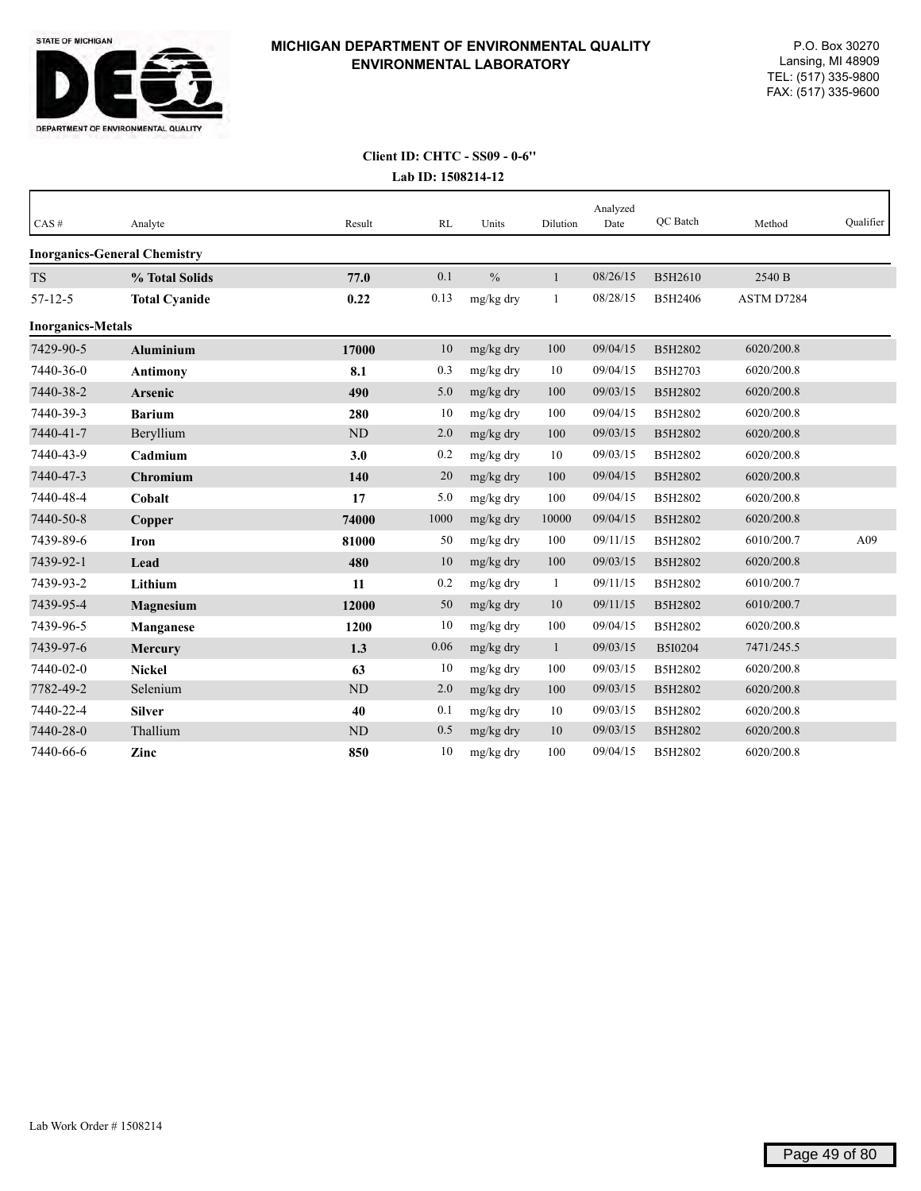**MICHIGAN DEPARTMENT OF ENVIRONMENTAL QUALITY**
**ENVIRONMENTAL LABORATORY**

P.O. Box 30270
Lansing, MI 48909
TEL: (517) 335-9800
FAX: (517) 335-9600

**Client ID: CHTC - SS09 - 0-6''**
**Lab ID: 1508214-12**

| CAS # | Analyte | Result | RL | Units | Dilution | Analyzed Date | QC Batch | Method | Qualifier |
|---|---|---|---|---|---|---|---|---|---|
| **Inorganics-General Chemistry** | | | | | | | | | |
| TS | **% Total Solids** | **77.0** | 0.1 | % | 1 | 08/26/15 | B5H2610 | 2540 B | |
| 57-12-5 | **Total Cyanide** | **0.22** | 0.13 | mg/kg dry | 1 | 08/28/15 | B5H2406 | ASTM D7284 | |
| **Inorganics-Metals** | | | | | | | | | |
| 7429-90-5 | **Aluminium** | **17000** | 10 | mg/kg dry | 100 | 09/04/15 | B5H2802 | 6020/200.8 | |
| 7440-36-0 | **Antimony** | **8.1** | 0.3 | mg/kg dry | 10 | 09/04/15 | B5H2703 | 6020/200.8 | |
| 7440-38-2 | **Arsenic** | **490** | 5.0 | mg/kg dry | 100 | 09/03/15 | B5H2802 | 6020/200.8 | |
| 7440-39-3 | **Barium** | **280** | 10 | mg/kg dry | 100 | 09/04/15 | B5H2802 | 6020/200.8 | |
| 7440-41-7 | Beryllium | ND | 2.0 | mg/kg dry | 100 | 09/03/15 | B5H2802 | 6020/200.8 | |
| 7440-43-9 | **Cadmium** | **3.0** | 0.2 | mg/kg dry | 10 | 09/03/15 | B5H2802 | 6020/200.8 | |
| 7440-47-3 | **Chromium** | **140** | 20 | mg/kg dry | 100 | 09/04/15 | B5H2802 | 6020/200.8 | |
| 7440-48-4 | **Cobalt** | **17** | 5.0 | mg/kg dry | 100 | 09/04/15 | B5H2802 | 6020/200.8 | |
| 7440-50-8 | **Copper** | **74000** | 1000 | mg/kg dry | 10000 | 09/04/15 | B5H2802 | 6020/200.8 | |
| 7439-89-6 | **Iron** | **81000** | 50 | mg/kg dry | 100 | 09/11/15 | B5H2802 | 6010/200.7 | A09 |
| 7439-92-1 | **Lead** | **480** | 10 | mg/kg dry | 100 | 09/03/15 | B5H2802 | 6020/200.8 | |
| 7439-93-2 | **Lithium** | **11** | 0.2 | mg/kg dry | 1 | 09/11/15 | B5H2802 | 6010/200.7 | |
| 7439-95-4 | **Magnesium** | **12000** | 50 | mg/kg dry | 10 | 09/11/15 | B5H2802 | 6010/200.7 | |
| 7439-96-5 | **Manganese** | **1200** | 10 | mg/kg dry | 100 | 09/04/15 | B5H2802 | 6020/200.8 | |
| 7439-97-6 | **Mercury** | **1.3** | 0.06 | mg/kg dry | 1 | 09/03/15 | B5I0204 | 7471/245.5 | |
| 7440-02-0 | **Nickel** | **63** | 10 | mg/kg dry | 100 | 09/03/15 | B5H2802 | 6020/200.8 | |
| 7782-49-2 | Selenium | ND | 2.0 | mg/kg dry | 100 | 09/03/15 | B5H2802 | 6020/200.8 | |
| 7440-22-4 | **Silver** | **40** | 0.1 | mg/kg dry | 10 | 09/03/15 | B5H2802 | 6020/200.8 | |
| 7440-28-0 | Thallium | ND | 0.5 | mg/kg dry | 10 | 09/03/15 | B5H2802 | 6020/200.8 | |
| 7440-66-6 | **Zinc** | **850** | 10 | mg/kg dry | 100 | 09/04/15 | B5H2802 | 6020/200.8 | |

Lab Work Order # 1508214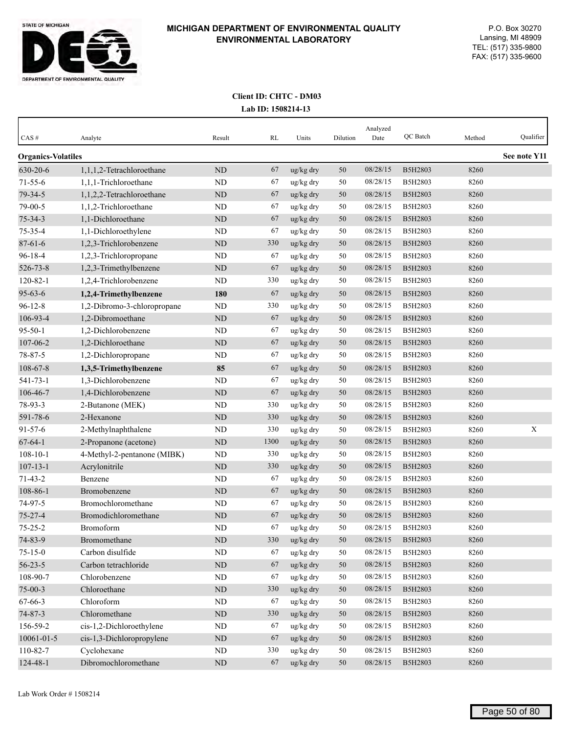**MICHIGAN DEPARTMENT OF ENVIRONMENTAL QUALITY**
**ENVIRONMENTAL LABORATORY**

P.O. Box 30270
Lansing, MI 48909
TEL: (517) 335-9800
FAX: (517) 335-9600

**Client ID: CHTC - DM03**
**Lab ID: 1508214-13**

| CAS # | Analyte | Result | RL | Units | Dilution | Analyzed Date | QC Batch | Method | Qualifier |
|---|---|---|---|---|---|---|---|---|---|
| **Organics-Volatiles** | | | | | | | | | **See note Y11** |
| 630-20-6 | 1,1,1,2-Tetrachloroethane | ND | 67 | ug/kg dry | 50 | 08/28/15 | B5H2803 | 8260 | |
| 71-55-6 | 1,1,1-Trichloroethane | ND | 67 | ug/kg dry | 50 | 08/28/15 | B5H2803 | 8260 | |
| 79-34-5 | 1,1,2,2-Tetrachloroethane | ND | 67 | ug/kg dry | 50 | 08/28/15 | B5H2803 | 8260 | |
| 79-00-5 | 1,1,2-Trichloroethane | ND | 67 | ug/kg dry | 50 | 08/28/15 | B5H2803 | 8260 | |
| 75-34-3 | 1,1-Dichloroethane | ND | 67 | ug/kg dry | 50 | 08/28/15 | B5H2803 | 8260 | |
| 75-35-4 | 1,1-Dichloroethylene | ND | 67 | ug/kg dry | 50 | 08/28/15 | B5H2803 | 8260 | |
| 87-61-6 | 1,2,3-Trichlorobenzene | ND | 330 | ug/kg dry | 50 | 08/28/15 | B5H2803 | 8260 | |
| 96-18-4 | 1,2,3-Trichloropropane | ND | 67 | ug/kg dry | 50 | 08/28/15 | B5H2803 | 8260 | |
| 526-73-8 | 1,2,3-Trimethylbenzene | ND | 67 | ug/kg dry | 50 | 08/28/15 | B5H2803 | 8260 | |
| 120-82-1 | 1,2,4-Trichlorobenzene | ND | 330 | ug/kg dry | 50 | 08/28/15 | B5H2803 | 8260 | |
| 95-63-6 | **1,2,4-Trimethylbenzene** | **180** | 67 | ug/kg dry | 50 | 08/28/15 | B5H2803 | 8260 | |
| 96-12-8 | 1,2-Dibromo-3-chloropropane | ND | 330 | ug/kg dry | 50 | 08/28/15 | B5H2803 | 8260 | |
| 106-93-4 | 1,2-Dibromoethane | ND | 67 | ug/kg dry | 50 | 08/28/15 | B5H2803 | 8260 | |
| 95-50-1 | 1,2-Dichlorobenzene | ND | 67 | ug/kg dry | 50 | 08/28/15 | B5H2803 | 8260 | |
| 107-06-2 | 1,2-Dichloroethane | ND | 67 | ug/kg dry | 50 | 08/28/15 | B5H2803 | 8260 | |
| 78-87-5 | 1,2-Dichloropropane | ND | 67 | ug/kg dry | 50 | 08/28/15 | B5H2803 | 8260 | |
| 108-67-8 | **1,3,5-Trimethylbenzene** | **85** | 67 | ug/kg dry | 50 | 08/28/15 | B5H2803 | 8260 | |
| 541-73-1 | 1,3-Dichlorobenzene | ND | 67 | ug/kg dry | 50 | 08/28/15 | B5H2803 | 8260 | |
| 106-46-7 | 1,4-Dichlorobenzene | ND | 67 | ug/kg dry | 50 | 08/28/15 | B5H2803 | 8260 | |
| 78-93-3 | 2-Butanone (MEK) | ND | 330 | ug/kg dry | 50 | 08/28/15 | B5H2803 | 8260 | |
| 591-78-6 | 2-Hexanone | ND | 330 | ug/kg dry | 50 | 08/28/15 | B5H2803 | 8260 | |
| 91-57-6 | 2-Methylnaphthalene | ND | 330 | ug/kg dry | 50 | 08/28/15 | B5H2803 | 8260 | X |
| 67-64-1 | 2-Propanone (acetone) | ND | 1300 | ug/kg dry | 50 | 08/28/15 | B5H2803 | 8260 | |
| 108-10-1 | 4-Methyl-2-pentanone (MIBK) | ND | 330 | ug/kg dry | 50 | 08/28/15 | B5H2803 | 8260 | |
| 107-13-1 | Acrylonitrile | ND | 330 | ug/kg dry | 50 | 08/28/15 | B5H2803 | 8260 | |
| 71-43-2 | Benzene | ND | 67 | ug/kg dry | 50 | 08/28/15 | B5H2803 | 8260 | |
| 108-86-1 | Bromobenzene | ND | 67 | ug/kg dry | 50 | 08/28/15 | B5H2803 | 8260 | |
| 74-97-5 | Bromochloromethane | ND | 67 | ug/kg dry | 50 | 08/28/15 | B5H2803 | 8260 | |
| 75-27-4 | Bromodichloromethane | ND | 67 | ug/kg dry | 50 | 08/28/15 | B5H2803 | 8260 | |
| 75-25-2 | Bromoform | ND | 67 | ug/kg dry | 50 | 08/28/15 | B5H2803 | 8260 | |
| 74-83-9 | Bromomethane | ND | 330 | ug/kg dry | 50 | 08/28/15 | B5H2803 | 8260 | |
| 75-15-0 | Carbon disulfide | ND | 67 | ug/kg dry | 50 | 08/28/15 | B5H2803 | 8260 | |
| 56-23-5 | Carbon tetrachloride | ND | 67 | ug/kg dry | 50 | 08/28/15 | B5H2803 | 8260 | |
| 108-90-7 | Chlorobenzene | ND | 67 | ug/kg dry | 50 | 08/28/15 | B5H2803 | 8260 | |
| 75-00-3 | Chloroethane | ND | 330 | ug/kg dry | 50 | 08/28/15 | B5H2803 | 8260 | |
| 67-66-3 | Chloroform | ND | 67 | ug/kg dry | 50 | 08/28/15 | B5H2803 | 8260 | |
| 74-87-3 | Chloromethane | ND | 330 | ug/kg dry | 50 | 08/28/15 | B5H2803 | 8260 | |
| 156-59-2 | cis-1,2-Dichloroethylene | ND | 67 | ug/kg dry | 50 | 08/28/15 | B5H2803 | 8260 | |
| 10061-01-5 | cis-1,3-Dichloropropylene | ND | 67 | ug/kg dry | 50 | 08/28/15 | B5H2803 | 8260 | |
| 110-82-7 | Cyclohexane | ND | 330 | ug/kg dry | 50 | 08/28/15 | B5H2803 | 8260 | |
| 124-48-1 | Dibromochloromethane | ND | 67 | ug/kg dry | 50 | 08/28/15 | B5H2803 | 8260 | |

Lab Work Order # 1508214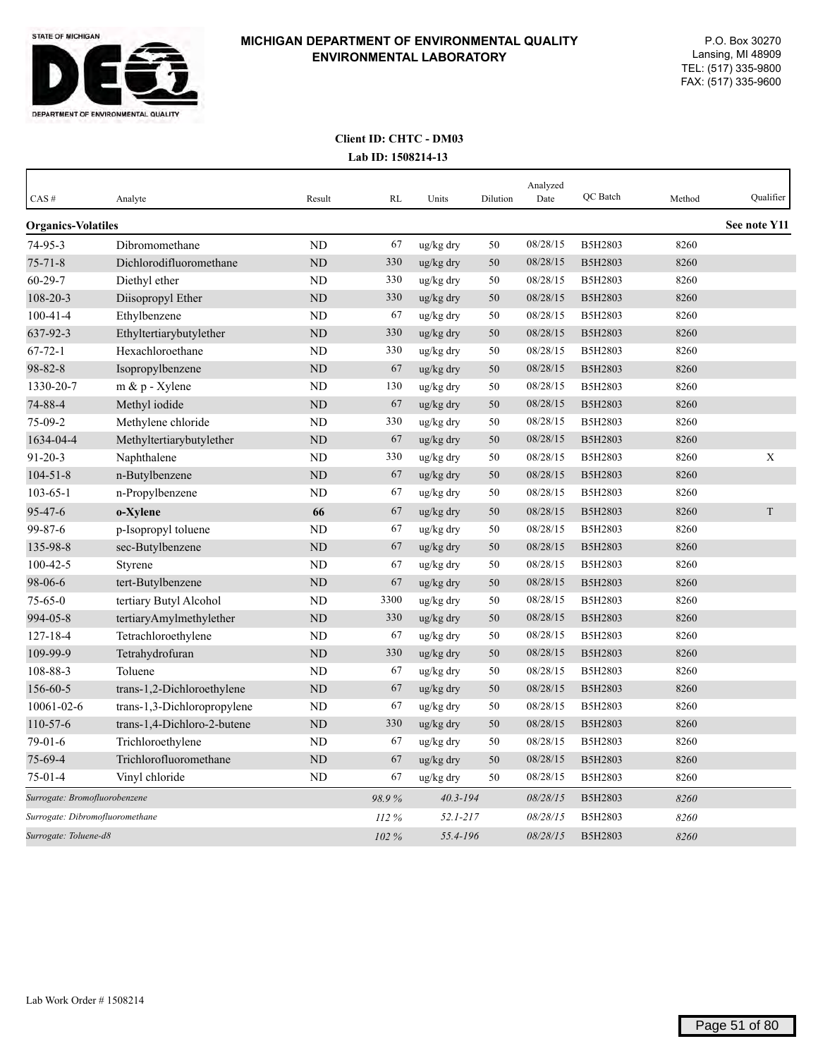**MICHIGAN DEPARTMENT OF ENVIRONMENTAL QUALITY**
**ENVIRONMENTAL LABORATORY**

P.O. Box 30270
Lansing, MI 48909
TEL: (517) 335-9800
FAX: (517) 335-9600

**Client ID: CHTC - DM03**
**Lab ID: 1508214-13**

| CAS # | Analyte | Result | RL | Units | Dilution | Analyzed Date | QC Batch | Method | Qualifier |
|---|---|---|---|---|---|---|---|---|---|
| **Organics-Volatiles** | | | | | | | | | **See note Y11** |
| 74-95-3 | Dibromomethane | ND | 67 | ug/kg dry | 50 | 08/28/15 | B5H2803 | 8260 | |
| 75-71-8 | Dichlorodifluoromethane | ND | 330 | ug/kg dry | 50 | 08/28/15 | B5H2803 | 8260 | |
| 60-29-7 | Diethyl ether | ND | 330 | ug/kg dry | 50 | 08/28/15 | B5H2803 | 8260 | |
| 108-20-3 | Diisopropyl Ether | ND | 330 | ug/kg dry | 50 | 08/28/15 | B5H2803 | 8260 | |
| 100-41-4 | Ethylbenzene | ND | 67 | ug/kg dry | 50 | 08/28/15 | B5H2803 | 8260 | |
| 637-92-3 | Ethyltertiarybutylether | ND | 330 | ug/kg dry | 50 | 08/28/15 | B5H2803 | 8260 | |
| 67-72-1 | Hexachloroethane | ND | 330 | ug/kg dry | 50 | 08/28/15 | B5H2803 | 8260 | |
| 98-82-8 | Isopropylbenzene | ND | 67 | ug/kg dry | 50 | 08/28/15 | B5H2803 | 8260 | |
| 1330-20-7 | m & p - Xylene | ND | 130 | ug/kg dry | 50 | 08/28/15 | B5H2803 | 8260 | |
| 74-88-4 | Methyl iodide | ND | 67 | ug/kg dry | 50 | 08/28/15 | B5H2803 | 8260 | |
| 75-09-2 | Methylene chloride | ND | 330 | ug/kg dry | 50 | 08/28/15 | B5H2803 | 8260 | |
| 1634-04-4 | Methyltertiarybutylether | ND | 67 | ug/kg dry | 50 | 08/28/15 | B5H2803 | 8260 | |
| 91-20-3 | Naphthalene | ND | 330 | ug/kg dry | 50 | 08/28/15 | B5H2803 | 8260 | X |
| 104-51-8 | n-Butylbenzene | ND | 67 | ug/kg dry | 50 | 08/28/15 | B5H2803 | 8260 | |
| 103-65-1 | n-Propylbenzene | ND | 67 | ug/kg dry | 50 | 08/28/15 | B5H2803 | 8260 | |
| 95-47-6 | **o-Xylene** | **66** | 67 | ug/kg dry | 50 | 08/28/15 | B5H2803 | 8260 | T |
| 99-87-6 | p-Isopropyl toluene | ND | 67 | ug/kg dry | 50 | 08/28/15 | B5H2803 | 8260 | |
| 135-98-8 | sec-Butylbenzene | ND | 67 | ug/kg dry | 50 | 08/28/15 | B5H2803 | 8260 | |
| 100-42-5 | Styrene | ND | 67 | ug/kg dry | 50 | 08/28/15 | B5H2803 | 8260 | |
| 98-06-6 | tert-Butylbenzene | ND | 67 | ug/kg dry | 50 | 08/28/15 | B5H2803 | 8260 | |
| 75-65-0 | tertiary Butyl Alcohol | ND | 3300 | ug/kg dry | 50 | 08/28/15 | B5H2803 | 8260 | |
| 994-05-8 | tertiaryAmylmethylether | ND | 330 | ug/kg dry | 50 | 08/28/15 | B5H2803 | 8260 | |
| 127-18-4 | Tetrachloroethylene | ND | 67 | ug/kg dry | 50 | 08/28/15 | B5H2803 | 8260 | |
| 109-99-9 | Tetrahydrofuran | ND | 330 | ug/kg dry | 50 | 08/28/15 | B5H2803 | 8260 | |
| 108-88-3 | Toluene | ND | 67 | ug/kg dry | 50 | 08/28/15 | B5H2803 | 8260 | |
| 156-60-5 | trans-1,2-Dichloroethylene | ND | 67 | ug/kg dry | 50 | 08/28/15 | B5H2803 | 8260 | |
| 10061-02-6 | trans-1,3-Dichloropropylene | ND | 67 | ug/kg dry | 50 | 08/28/15 | B5H2803 | 8260 | |
| 110-57-6 | trans-1,4-Dichloro-2-butene | ND | 330 | ug/kg dry | 50 | 08/28/15 | B5H2803 | 8260 | |
| 79-01-6 | Trichloroethylene | ND | 67 | ug/kg dry | 50 | 08/28/15 | B5H2803 | 8260 | |
| 75-69-4 | Trichlorofluoromethane | ND | 67 | ug/kg dry | 50 | 08/28/15 | B5H2803 | 8260 | |
| 75-01-4 | Vinyl chloride | ND | 67 | ug/kg dry | 50 | 08/28/15 | B5H2803 | 8260 | |
| *Surrogate: Bromofluorobenzene* | | | *98.9 %* | *40.3-194* | | *08/28/15* | B5H2803 | *8260* | |
| *Surrogate: Dibromofluoromethane* | | | *112 %* | *52.1-217* | | *08/28/15* | B5H2803 | *8260* | |
| *Surrogate: Toluene-d8* | | | *102 %* | *55.4-196* | | *08/28/15* | B5H2803 | *8260* | |

Lab Work Order # 1508214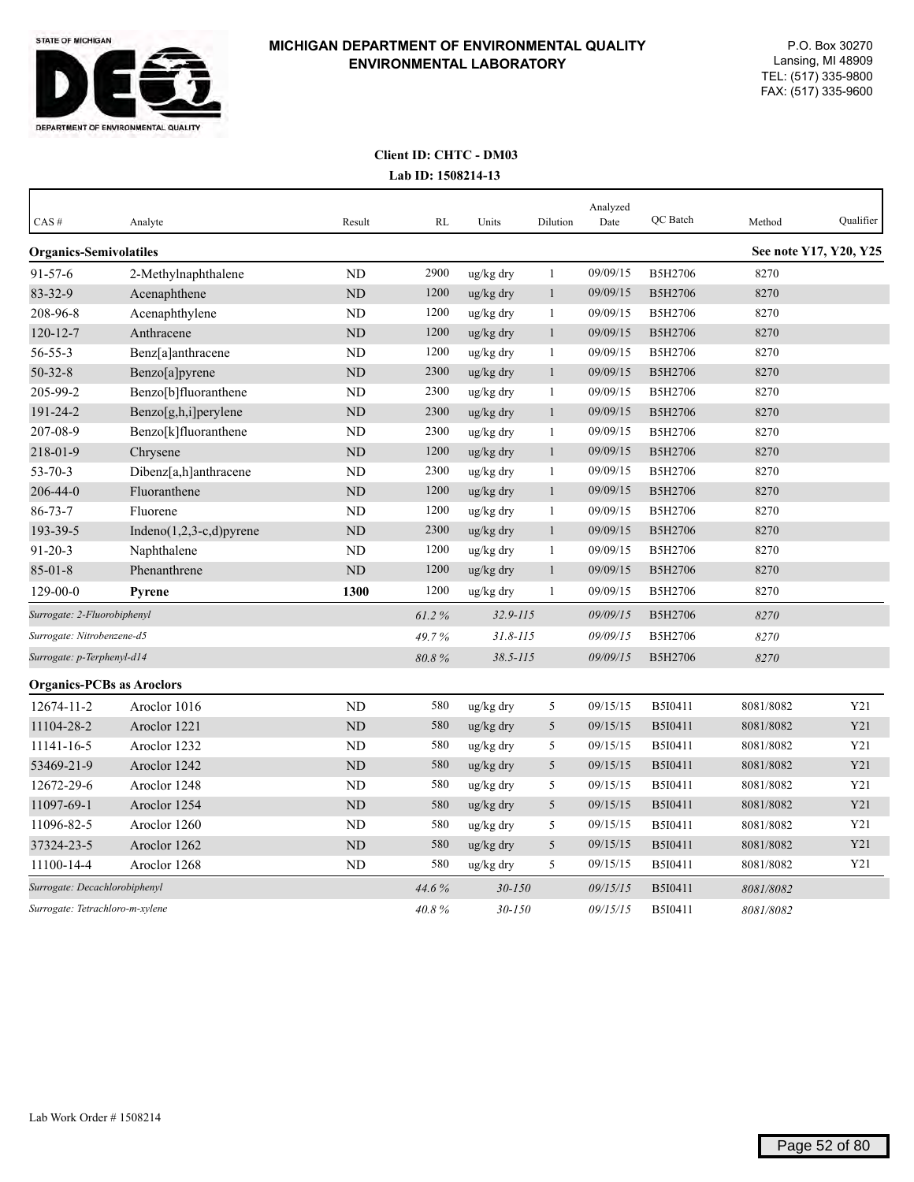**MICHIGAN DEPARTMENT OF ENVIRONMENTAL QUALITY**
**ENVIRONMENTAL LABORATORY**

P.O. Box 30270
Lansing, MI 48909
TEL: (517) 335-9800
FAX: (517) 335-9600

**Client ID: CHTC - DM03**
**Lab ID: 1508214-13**

| CAS # | Analyte | Result | RL | Units | Dilution | Analyzed Date | QC Batch | Method | Qualifier |
|---|---|---|---|---|---|---|---|---|---|
| **Organics-Semivolatiles** | | | | | | | | | **See note Y17, Y20, Y25** |
| 91-57-6 | 2-Methylnaphthalene | ND | 2900 | ug/kg dry | 1 | 09/09/15 | B5H2706 | 8270 | |
| 83-32-9 | Acenaphthene | ND | 1200 | ug/kg dry | 1 | 09/09/15 | B5H2706 | 8270 | |
| 208-96-8 | Acenaphthylene | ND | 1200 | ug/kg dry | 1 | 09/09/15 | B5H2706 | 8270 | |
| 120-12-7 | Anthracene | ND | 1200 | ug/kg dry | 1 | 09/09/15 | B5H2706 | 8270 | |
| 56-55-3 | Benz[a]anthracene | ND | 1200 | ug/kg dry | 1 | 09/09/15 | B5H2706 | 8270 | |
| 50-32-8 | Benzo[a]pyrene | ND | 2300 | ug/kg dry | 1 | 09/09/15 | B5H2706 | 8270 | |
| 205-99-2 | Benzo[b]fluoranthene | ND | 2300 | ug/kg dry | 1 | 09/09/15 | B5H2706 | 8270 | |
| 191-24-2 | Benzo[g,h,i]perylene | ND | 2300 | ug/kg dry | 1 | 09/09/15 | B5H2706 | 8270 | |
| 207-08-9 | Benzo[k]fluoranthene | ND | 2300 | ug/kg dry | 1 | 09/09/15 | B5H2706 | 8270 | |
| 218-01-9 | Chrysene | ND | 1200 | ug/kg dry | 1 | 09/09/15 | B5H2706 | 8270 | |
| 53-70-3 | Dibenz[a,h]anthracene | ND | 2300 | ug/kg dry | 1 | 09/09/15 | B5H2706 | 8270 | |
| 206-44-0 | Fluoranthene | ND | 1200 | ug/kg dry | 1 | 09/09/15 | B5H2706 | 8270 | |
| 86-73-7 | Fluorene | ND | 1200 | ug/kg dry | 1 | 09/09/15 | B5H2706 | 8270 | |
| 193-39-5 | Indeno(1,2,3-c,d)pyrene | ND | 2300 | ug/kg dry | 1 | 09/09/15 | B5H2706 | 8270 | |
| 91-20-3 | Naphthalene | ND | 1200 | ug/kg dry | 1 | 09/09/15 | B5H2706 | 8270 | |
| 85-01-8 | Phenanthrene | ND | 1200 | ug/kg dry | 1 | 09/09/15 | B5H2706 | 8270 | |
| 129-00-0 | **Pyrene** | **1300** | 1200 | ug/kg dry | 1 | 09/09/15 | B5H2706 | 8270 | |
| *Surrogate: 2-Fluorobiphenyl* | | | *61.2 %* | *32.9-115* | | *09/09/15* | B5H2706 | *8270* | |
| *Surrogate: Nitrobenzene-d5* | | | *49.7 %* | *31.8-115* | | *09/09/15* | B5H2706 | *8270* | |
| *Surrogate: p-Terphenyl-d14* | | | *80.8 %* | *38.5-115* | | *09/09/15* | B5H2706 | *8270* | |
| **Organics-PCBs as Aroclors** | | | | | | | | | |
| 12674-11-2 | Aroclor 1016 | ND | 580 | ug/kg dry | 5 | 09/15/15 | B5I0411 | 8081/8082 | Y21 |
| 11104-28-2 | Aroclor 1221 | ND | 580 | ug/kg dry | 5 | 09/15/15 | B5I0411 | 8081/8082 | Y21 |
| 11141-16-5 | Aroclor 1232 | ND | 580 | ug/kg dry | 5 | 09/15/15 | B5I0411 | 8081/8082 | Y21 |
| 53469-21-9 | Aroclor 1242 | ND | 580 | ug/kg dry | 5 | 09/15/15 | B5I0411 | 8081/8082 | Y21 |
| 12672-29-6 | Aroclor 1248 | ND | 580 | ug/kg dry | 5 | 09/15/15 | B5I0411 | 8081/8082 | Y21 |
| 11097-69-1 | Aroclor 1254 | ND | 580 | ug/kg dry | 5 | 09/15/15 | B5I0411 | 8081/8082 | Y21 |
| 11096-82-5 | Aroclor 1260 | ND | 580 | ug/kg dry | 5 | 09/15/15 | B5I0411 | 8081/8082 | Y21 |
| 37324-23-5 | Aroclor 1262 | ND | 580 | ug/kg dry | 5 | 09/15/15 | B5I0411 | 8081/8082 | Y21 |
| 11100-14-4 | Aroclor 1268 | ND | 580 | ug/kg dry | 5 | 09/15/15 | B5I0411 | 8081/8082 | Y21 |
| *Surrogate: Decachlorobiphenyl* | | | *44.6 %* | *30-150* | | *09/15/15* | B5I0411 | *8081/8082* | |
| *Surrogate: Tetrachloro-m-xylene* | | | *40.8 %* | *30-150* | | *09/15/15* | B5I0411 | *8081/8082* | |

Lab Work Order # 1508214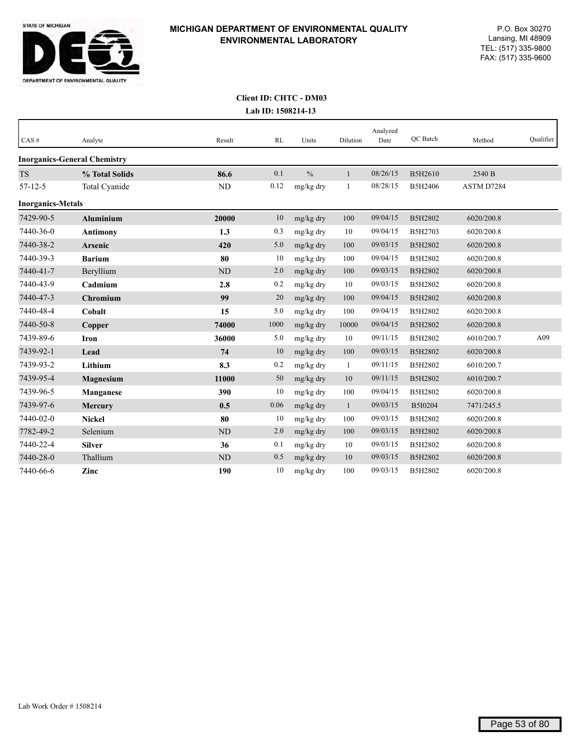**MICHIGAN DEPARTMENT OF ENVIRONMENTAL QUALITY**
**ENVIRONMENTAL LABORATORY**

P.O. Box 30270
Lansing, MI 48909
TEL: (517) 335-9800
FAX: (517) 335-9600

**Client ID: CHTC - DM03**
**Lab ID: 1508214-13**

| CAS # | Analyte | Result | RL | Units | Dilution | Analyzed Date | QC Batch | Method | Qualifier |
|---|---|---|---|---|---|---|---|---|---|
| **Inorganics-General Chemistry** | | | | | | | | | |
| TS | **% Total Solids** | **86.6** | 0.1 | % | 1 | 08/26/15 | B5H2610 | 2540 B | |
| 57-12-5 | Total Cyanide | ND | 0.12 | mg/kg dry | 1 | 08/28/15 | B5H2406 | ASTM D7284 | |
| **Inorganics-Metals** | | | | | | | | | |
| 7429-90-5 | **Aluminium** | **20000** | 10 | mg/kg dry | 100 | 09/04/15 | B5H2802 | 6020/200.8 | |
| 7440-36-0 | **Antimony** | **1.3** | 0.3 | mg/kg dry | 10 | 09/04/15 | B5H2703 | 6020/200.8 | |
| 7440-38-2 | **Arsenic** | **420** | 5.0 | mg/kg dry | 100 | 09/03/15 | B5H2802 | 6020/200.8 | |
| 7440-39-3 | **Barium** | **80** | 10 | mg/kg dry | 100 | 09/04/15 | B5H2802 | 6020/200.8 | |
| 7440-41-7 | Beryllium | ND | 2.0 | mg/kg dry | 100 | 09/03/15 | B5H2802 | 6020/200.8 | |
| 7440-43-9 | **Cadmium** | **2.8** | 0.2 | mg/kg dry | 10 | 09/03/15 | B5H2802 | 6020/200.8 | |
| 7440-47-3 | **Chromium** | **99** | 20 | mg/kg dry | 100 | 09/04/15 | B5H2802 | 6020/200.8 | |
| 7440-48-4 | **Cobalt** | **15** | 5.0 | mg/kg dry | 100 | 09/04/15 | B5H2802 | 6020/200.8 | |
| 7440-50-8 | **Copper** | **74000** | 1000 | mg/kg dry | 10000 | 09/04/15 | B5H2802 | 6020/200.8 | |
| 7439-89-6 | **Iron** | **36000** | 5.0 | mg/kg dry | 10 | 09/11/15 | B5H2802 | 6010/200.7 | A09 |
| 7439-92-1 | **Lead** | **74** | 10 | mg/kg dry | 100 | 09/03/15 | B5H2802 | 6020/200.8 | |
| 7439-93-2 | **Lithium** | **8.3** | 0.2 | mg/kg dry | 1 | 09/11/15 | B5H2802 | 6010/200.7 | |
| 7439-95-4 | **Magnesium** | **11000** | 50 | mg/kg dry | 10 | 09/11/15 | B5H2802 | 6010/200.7 | |
| 7439-96-5 | **Manganese** | **390** | 10 | mg/kg dry | 100 | 09/04/15 | B5H2802 | 6020/200.8 | |
| 7439-97-6 | **Mercury** | **0.5** | 0.06 | mg/kg dry | 1 | 09/03/15 | B5I0204 | 7471/245.5 | |
| 7440-02-0 | **Nickel** | **80** | 10 | mg/kg dry | 100 | 09/03/15 | B5H2802 | 6020/200.8 | |
| 7782-49-2 | Selenium | ND | 2.0 | mg/kg dry | 100 | 09/03/15 | B5H2802 | 6020/200.8 | |
| 7440-22-4 | **Silver** | **36** | 0.1 | mg/kg dry | 10 | 09/03/15 | B5H2802 | 6020/200.8 | |
| 7440-28-0 | Thallium | ND | 0.5 | mg/kg dry | 10 | 09/03/15 | B5H2802 | 6020/200.8 | |
| 7440-66-6 | **Zinc** | **190** | 10 | mg/kg dry | 100 | 09/03/15 | B5H2802 | 6020/200.8 | |

Lab Work Order # 1508214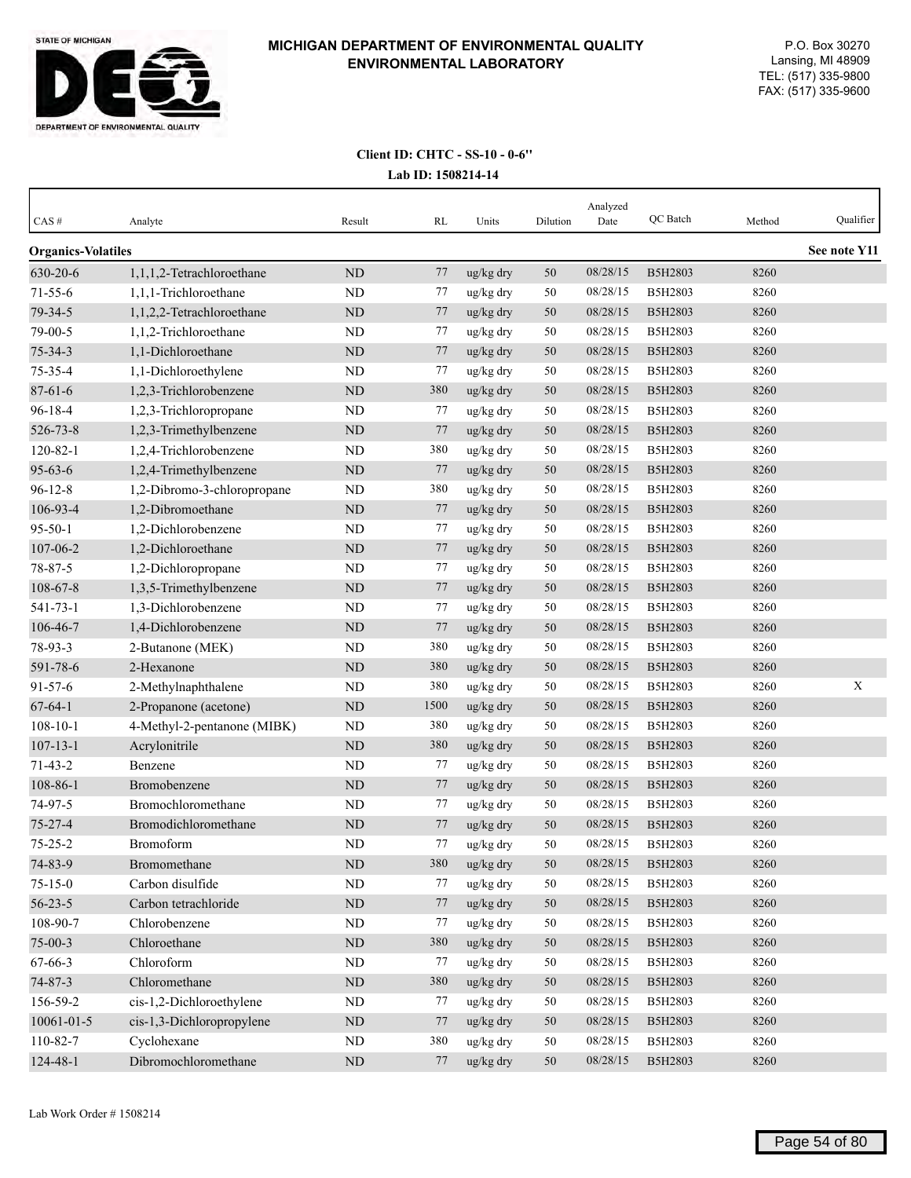# MICHIGAN DEPARTMENT OF ENVIRONMENTAL QUALITY
## ENVIRONMENTAL LABORATORY

P.O. Box 30270
Lansing, MI 48909
TEL: (517) 335-9800
FAX: (517) 335-9600

**Client ID: CHTC - SS-10 - 0-6"**

**Lab ID: 1508214-14**

| CAS # | Analyte | Result | RL | Units | Dilution | Analyzed Date | QC Batch | Method | Qualifier |
|---|---|---|---|---|---|---|---|---|---|
| **Organics-Volatiles** | | | | | | | | | **See note Y11** |
| 630-20-6 | 1,1,1,2-Tetrachloroethane | ND | 77 | ug/kg dry | 50 | 08/28/15 | B5H2803 | 8260 | |
| 71-55-6 | 1,1,1-Trichloroethane | ND | 77 | ug/kg dry | 50 | 08/28/15 | B5H2803 | 8260 | |
| 79-34-5 | 1,1,2,2-Tetrachloroethane | ND | 77 | ug/kg dry | 50 | 08/28/15 | B5H2803 | 8260 | |
| 79-00-5 | 1,1,2-Trichloroethane | ND | 77 | ug/kg dry | 50 | 08/28/15 | B5H2803 | 8260 | |
| 75-34-3 | 1,1-Dichloroethane | ND | 77 | ug/kg dry | 50 | 08/28/15 | B5H2803 | 8260 | |
| 75-35-4 | 1,1-Dichloroethylene | ND | 77 | ug/kg dry | 50 | 08/28/15 | B5H2803 | 8260 | |
| 87-61-6 | 1,2,3-Trichlorobenzene | ND | 380 | ug/kg dry | 50 | 08/28/15 | B5H2803 | 8260 | |
| 96-18-4 | 1,2,3-Trichloropropane | ND | 77 | ug/kg dry | 50 | 08/28/15 | B5H2803 | 8260 | |
| 526-73-8 | 1,2,3-Trimethylbenzene | ND | 77 | ug/kg dry | 50 | 08/28/15 | B5H2803 | 8260 | |
| 120-82-1 | 1,2,4-Trichlorobenzene | ND | 380 | ug/kg dry | 50 | 08/28/15 | B5H2803 | 8260 | |
| 95-63-6 | 1,2,4-Trimethylbenzene | ND | 77 | ug/kg dry | 50 | 08/28/15 | B5H2803 | 8260 | |
| 96-12-8 | 1,2-Dibromo-3-chloropropane | ND | 380 | ug/kg dry | 50 | 08/28/15 | B5H2803 | 8260 | |
| 106-93-4 | 1,2-Dibromoethane | ND | 77 | ug/kg dry | 50 | 08/28/15 | B5H2803 | 8260 | |
| 95-50-1 | 1,2-Dichlorobenzene | ND | 77 | ug/kg dry | 50 | 08/28/15 | B5H2803 | 8260 | |
| 107-06-2 | 1,2-Dichloroethane | ND | 77 | ug/kg dry | 50 | 08/28/15 | B5H2803 | 8260 | |
| 78-87-5 | 1,2-Dichloropropane | ND | 77 | ug/kg dry | 50 | 08/28/15 | B5H2803 | 8260 | |
| 108-67-8 | 1,3,5-Trimethylbenzene | ND | 77 | ug/kg dry | 50 | 08/28/15 | B5H2803 | 8260 | |
| 541-73-1 | 1,3-Dichlorobenzene | ND | 77 | ug/kg dry | 50 | 08/28/15 | B5H2803 | 8260 | |
| 106-46-7 | 1,4-Dichlorobenzene | ND | 77 | ug/kg dry | 50 | 08/28/15 | B5H2803 | 8260 | |
| 78-93-3 | 2-Butanone (MEK) | ND | 380 | ug/kg dry | 50 | 08/28/15 | B5H2803 | 8260 | |
| 591-78-6 | 2-Hexanone | ND | 380 | ug/kg dry | 50 | 08/28/15 | B5H2803 | 8260 | |
| 91-57-6 | 2-Methylnaphthalene | ND | 380 | ug/kg dry | 50 | 08/28/15 | B5H2803 | 8260 | X |
| 67-64-1 | 2-Propanone (acetone) | ND | 1500 | ug/kg dry | 50 | 08/28/15 | B5H2803 | 8260 | |
| 108-10-1 | 4-Methyl-2-pentanone (MIBK) | ND | 380 | ug/kg dry | 50 | 08/28/15 | B5H2803 | 8260 | |
| 107-13-1 | Acrylonitrile | ND | 380 | ug/kg dry | 50 | 08/28/15 | B5H2803 | 8260 | |
| 71-43-2 | Benzene | ND | 77 | ug/kg dry | 50 | 08/28/15 | B5H2803 | 8260 | |
| 108-86-1 | Bromobenzene | ND | 77 | ug/kg dry | 50 | 08/28/15 | B5H2803 | 8260 | |
| 74-97-5 | Bromochloromethane | ND | 77 | ug/kg dry | 50 | 08/28/15 | B5H2803 | 8260 | |
| 75-27-4 | Bromodichloromethane | ND | 77 | ug/kg dry | 50 | 08/28/15 | B5H2803 | 8260 | |
| 75-25-2 | Bromoform | ND | 77 | ug/kg dry | 50 | 08/28/15 | B5H2803 | 8260 | |
| 74-83-9 | Bromomethane | ND | 380 | ug/kg dry | 50 | 08/28/15 | B5H2803 | 8260 | |
| 75-15-0 | Carbon disulfide | ND | 77 | ug/kg dry | 50 | 08/28/15 | B5H2803 | 8260 | |
| 56-23-5 | Carbon tetrachloride | ND | 77 | ug/kg dry | 50 | 08/28/15 | B5H2803 | 8260 | |
| 108-90-7 | Chlorobenzene | ND | 77 | ug/kg dry | 50 | 08/28/15 | B5H2803 | 8260 | |
| 75-00-3 | Chloroethane | ND | 380 | ug/kg dry | 50 | 08/28/15 | B5H2803 | 8260 | |
| 67-66-3 | Chloroform | ND | 77 | ug/kg dry | 50 | 08/28/15 | B5H2803 | 8260 | |
| 74-87-3 | Chloromethane | ND | 380 | ug/kg dry | 50 | 08/28/15 | B5H2803 | 8260 | |
| 156-59-2 | cis-1,2-Dichloroethylene | ND | 77 | ug/kg dry | 50 | 08/28/15 | B5H2803 | 8260 | |
| 10061-01-5 | cis-1,3-Dichloropropylene | ND | 77 | ug/kg dry | 50 | 08/28/15 | B5H2803 | 8260 | |
| 110-82-7 | Cyclohexane | ND | 380 | ug/kg dry | 50 | 08/28/15 | B5H2803 | 8260 | |
| 124-48-1 | Dibromochloromethane | ND | 77 | ug/kg dry | 50 | 08/28/15 | B5H2803 | 8260 | |

Lab Work Order # 1508214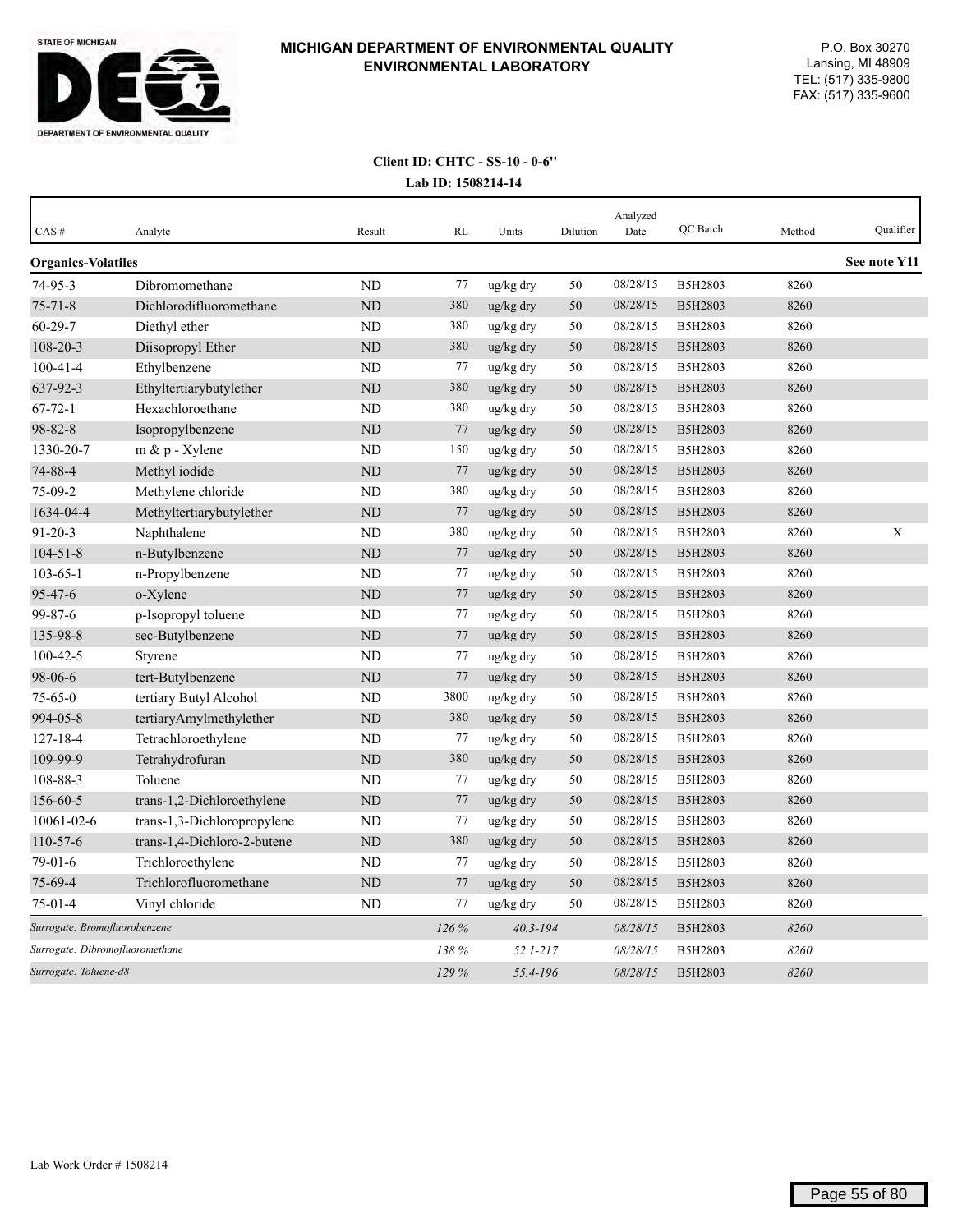**MICHIGAN DEPARTMENT OF ENVIRONMENTAL QUALITY**
**ENVIRONMENTAL LABORATORY**

P.O. Box 30270
Lansing, MI 48909
TEL: (517) 335-9800
FAX: (517) 335-9600

**Client ID: CHTC - SS-10 - 0-6''**
**Lab ID: 1508214-14**

| CAS # | Analyte | Result | RL | Units | Dilution | Analyzed Date | QC Batch | Method | Qualifier |
|---|---|---|---|---|---|---|---|---|---|
| **Organics-Volatiles** | | | | | | | | | **See note Y11** |
| 74-95-3 | Dibromomethane | ND | 77 | ug/kg dry | 50 | 08/28/15 | B5H2803 | 8260 | |
| 75-71-8 | Dichlorodifluoromethane | ND | 380 | ug/kg dry | 50 | 08/28/15 | B5H2803 | 8260 | |
| 60-29-7 | Diethyl ether | ND | 380 | ug/kg dry | 50 | 08/28/15 | B5H2803 | 8260 | |
| 108-20-3 | Diisopropyl Ether | ND | 380 | ug/kg dry | 50 | 08/28/15 | B5H2803 | 8260 | |
| 100-41-4 | Ethylbenzene | ND | 77 | ug/kg dry | 50 | 08/28/15 | B5H2803 | 8260 | |
| 637-92-3 | Ethyltertiarybutylether | ND | 380 | ug/kg dry | 50 | 08/28/15 | B5H2803 | 8260 | |
| 67-72-1 | Hexachloroethane | ND | 380 | ug/kg dry | 50 | 08/28/15 | B5H2803 | 8260 | |
| 98-82-8 | Isopropylbenzene | ND | 77 | ug/kg dry | 50 | 08/28/15 | B5H2803 | 8260 | |
| 1330-20-7 | m & p - Xylene | ND | 150 | ug/kg dry | 50 | 08/28/15 | B5H2803 | 8260 | |
| 74-88-4 | Methyl iodide | ND | 77 | ug/kg dry | 50 | 08/28/15 | B5H2803 | 8260 | |
| 75-09-2 | Methylene chloride | ND | 380 | ug/kg dry | 50 | 08/28/15 | B5H2803 | 8260 | |
| 1634-04-4 | Methyltertiarybutylether | ND | 77 | ug/kg dry | 50 | 08/28/15 | B5H2803 | 8260 | |
| 91-20-3 | Naphthalene | ND | 380 | ug/kg dry | 50 | 08/28/15 | B5H2803 | 8260 | X |
| 104-51-8 | n-Butylbenzene | ND | 77 | ug/kg dry | 50 | 08/28/15 | B5H2803 | 8260 | |
| 103-65-1 | n-Propylbenzene | ND | 77 | ug/kg dry | 50 | 08/28/15 | B5H2803 | 8260 | |
| 95-47-6 | o-Xylene | ND | 77 | ug/kg dry | 50 | 08/28/15 | B5H2803 | 8260 | |
| 99-87-6 | p-Isopropyl toluene | ND | 77 | ug/kg dry | 50 | 08/28/15 | B5H2803 | 8260 | |
| 135-98-8 | sec-Butylbenzene | ND | 77 | ug/kg dry | 50 | 08/28/15 | B5H2803 | 8260 | |
| 100-42-5 | Styrene | ND | 77 | ug/kg dry | 50 | 08/28/15 | B5H2803 | 8260 | |
| 98-06-6 | tert-Butylbenzene | ND | 77 | ug/kg dry | 50 | 08/28/15 | B5H2803 | 8260 | |
| 75-65-0 | tertiary Butyl Alcohol | ND | 3800 | ug/kg dry | 50 | 08/28/15 | B5H2803 | 8260 | |
| 994-05-8 | tertiaryAmylmethylether | ND | 380 | ug/kg dry | 50 | 08/28/15 | B5H2803 | 8260 | |
| 127-18-4 | Tetrachloroethylene | ND | 77 | ug/kg dry | 50 | 08/28/15 | B5H2803 | 8260 | |
| 109-99-9 | Tetrahydrofuran | ND | 380 | ug/kg dry | 50 | 08/28/15 | B5H2803 | 8260 | |
| 108-88-3 | Toluene | ND | 77 | ug/kg dry | 50 | 08/28/15 | B5H2803 | 8260 | |
| 156-60-5 | trans-1,2-Dichloroethylene | ND | 77 | ug/kg dry | 50 | 08/28/15 | B5H2803 | 8260 | |
| 10061-02-6 | trans-1,3-Dichloropropylene | ND | 77 | ug/kg dry | 50 | 08/28/15 | B5H2803 | 8260 | |
| 110-57-6 | trans-1,4-Dichloro-2-butene | ND | 380 | ug/kg dry | 50 | 08/28/15 | B5H2803 | 8260 | |
| 79-01-6 | Trichloroethylene | ND | 77 | ug/kg dry | 50 | 08/28/15 | B5H2803 | 8260 | |
| 75-69-4 | Trichlorofluoromethane | ND | 77 | ug/kg dry | 50 | 08/28/15 | B5H2803 | 8260 | |
| 75-01-4 | Vinyl chloride | ND | 77 | ug/kg dry | 50 | 08/28/15 | B5H2803 | 8260 | |
| *Surrogate: Bromofluorobenzene* | | | *126 %* | *40.3-194* | | *08/28/15* | B5H2803 | *8260* | |
| *Surrogate: Dibromofluoromethane* | | | *138 %* | *52.1-217* | | *08/28/15* | B5H2803 | *8260* | |
| *Surrogate: Toluene-d8* | | | *129 %* | *55.4-196* | | *08/28/15* | B5H2803 | *8260* | |

Lab Work Order # 1508214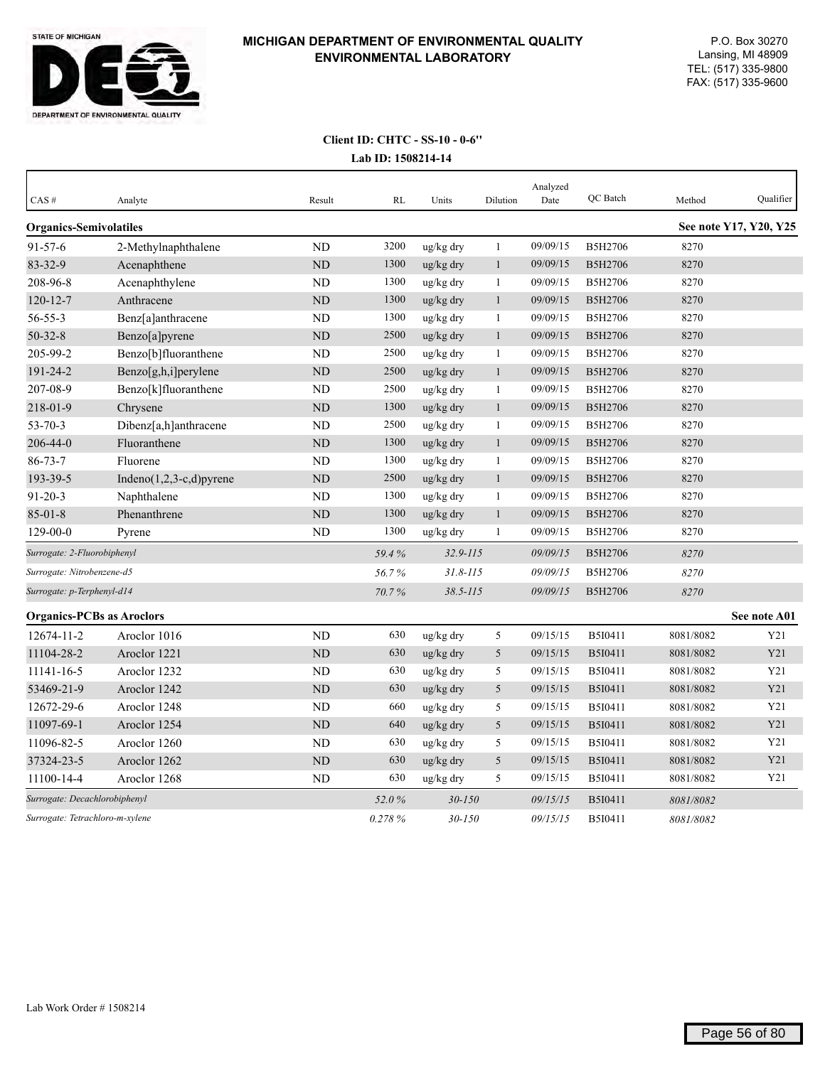**MICHIGAN DEPARTMENT OF ENVIRONMENTAL QUALITY**
**ENVIRONMENTAL LABORATORY**

P.O. Box 30270
Lansing, MI 48909
TEL: (517) 335-9800
FAX: (517) 335-9600

STATE OF MICHIGAN
DEPARTMENT OF ENVIRONMENTAL QUALITY

**Client ID: CHTC - SS-10 - 0-6''**
**Lab ID: 1508214-14**

| CAS # | Analyte | Result | RL | Units | Dilution | Analyzed Date | QC Batch | Method | Qualifier |
|---|---|---|---|---|---|---|---|---|---|
| **Organics-Semivolatiles** | | | | | | | | | **See note Y17, Y20, Y25** |
| 91-57-6 | 2-Methylnaphthalene | ND | 3200 | ug/kg dry | 1 | 09/09/15 | B5H2706 | 8270 | |
| 83-32-9 | Acenaphthene | ND | 1300 | ug/kg dry | 1 | 09/09/15 | B5H2706 | 8270 | |
| 208-96-8 | Acenaphthylene | ND | 1300 | ug/kg dry | 1 | 09/09/15 | B5H2706 | 8270 | |
| 120-12-7 | Anthracene | ND | 1300 | ug/kg dry | 1 | 09/09/15 | B5H2706 | 8270 | |
| 56-55-3 | Benz[a]anthracene | ND | 1300 | ug/kg dry | 1 | 09/09/15 | B5H2706 | 8270 | |
| 50-32-8 | Benzo[a]pyrene | ND | 2500 | ug/kg dry | 1 | 09/09/15 | B5H2706 | 8270 | |
| 205-99-2 | Benzo[b]fluoranthene | ND | 2500 | ug/kg dry | 1 | 09/09/15 | B5H2706 | 8270 | |
| 191-24-2 | Benzo[g,h,i]perylene | ND | 2500 | ug/kg dry | 1 | 09/09/15 | B5H2706 | 8270 | |
| 207-08-9 | Benzo[k]fluoranthene | ND | 2500 | ug/kg dry | 1 | 09/09/15 | B5H2706 | 8270 | |
| 218-01-9 | Chrysene | ND | 1300 | ug/kg dry | 1 | 09/09/15 | B5H2706 | 8270 | |
| 53-70-3 | Dibenz[a,h]anthracene | ND | 2500 | ug/kg dry | 1 | 09/09/15 | B5H2706 | 8270 | |
| 206-44-0 | Fluoranthene | ND | 1300 | ug/kg dry | 1 | 09/09/15 | B5H2706 | 8270 | |
| 86-73-7 | Fluorene | ND | 1300 | ug/kg dry | 1 | 09/09/15 | B5H2706 | 8270 | |
| 193-39-5 | Indeno(1,2,3-c,d)pyrene | ND | 2500 | ug/kg dry | 1 | 09/09/15 | B5H2706 | 8270 | |
| 91-20-3 | Naphthalene | ND | 1300 | ug/kg dry | 1 | 09/09/15 | B5H2706 | 8270 | |
| 85-01-8 | Phenanthrene | ND | 1300 | ug/kg dry | 1 | 09/09/15 | B5H2706 | 8270 | |
| 129-00-0 | Pyrene | ND | 1300 | ug/kg dry | 1 | 09/09/15 | B5H2706 | 8270 | |
| *Surrogate: 2-Fluorobiphenyl* | | | *59.4 %* | *32.9-115* | | *09/09/15* | B5H2706 | *8270* | |
| *Surrogate: Nitrobenzene-d5* | | | *56.7 %* | *31.8-115* | | *09/09/15* | B5H2706 | *8270* | |
| *Surrogate: p-Terphenyl-d14* | | | *70.7 %* | *38.5-115* | | *09/09/15* | B5H2706 | *8270* | |
| **Organics-PCBs as Aroclors** | | | | | | | | | **See note A01** |
| 12674-11-2 | Aroclor 1016 | ND | 630 | ug/kg dry | 5 | 09/15/15 | B5I0411 | 8081/8082 | Y21 |
| 11104-28-2 | Aroclor 1221 | ND | 630 | ug/kg dry | 5 | 09/15/15 | B5I0411 | 8081/8082 | Y21 |
| 11141-16-5 | Aroclor 1232 | ND | 630 | ug/kg dry | 5 | 09/15/15 | B5I0411 | 8081/8082 | Y21 |
| 53469-21-9 | Aroclor 1242 | ND | 630 | ug/kg dry | 5 | 09/15/15 | B5I0411 | 8081/8082 | Y21 |
| 12672-29-6 | Aroclor 1248 | ND | 660 | ug/kg dry | 5 | 09/15/15 | B5I0411 | 8081/8082 | Y21 |
| 11097-69-1 | Aroclor 1254 | ND | 640 | ug/kg dry | 5 | 09/15/15 | B5I0411 | 8081/8082 | Y21 |
| 11096-82-5 | Aroclor 1260 | ND | 630 | ug/kg dry | 5 | 09/15/15 | B5I0411 | 8081/8082 | Y21 |
| 37324-23-5 | Aroclor 1262 | ND | 630 | ug/kg dry | 5 | 09/15/15 | B5I0411 | 8081/8082 | Y21 |
| 11100-14-4 | Aroclor 1268 | ND | 630 | ug/kg dry | 5 | 09/15/15 | B5I0411 | 8081/8082 | Y21 |
| *Surrogate: Decachlorobiphenyl* | | | *52.0 %* | *30-150* | | *09/15/15* | B5I0411 | *8081/8082* | |
| *Surrogate: Tetrachloro-m-xylene* | | | *0.278 %* | *30-150* | | *09/15/15* | B5I0411 | *8081/8082* | |

Lab Work Order # 1508214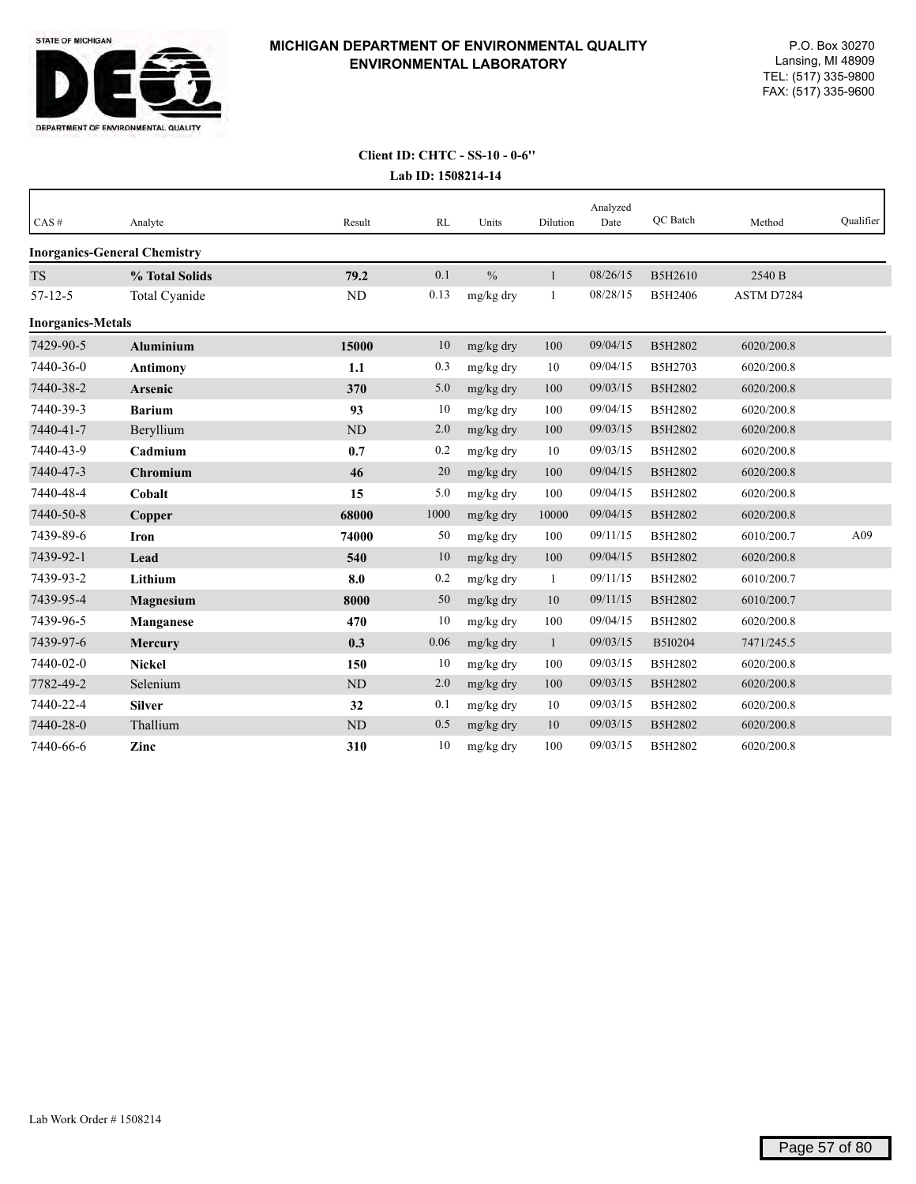**MICHIGAN DEPARTMENT OF ENVIRONMENTAL QUALITY**
**ENVIRONMENTAL LABORATORY**

P.O. Box 30270
Lansing, MI 48909
TEL: (517) 335-9800
FAX: (517) 335-9600

**Client ID: CHTC - SS-10 - 0-6''**
**Lab ID: 1508214-14**

| CAS # | Analyte | Result | RL | Units | Dilution | Analyzed Date | QC Batch | Method | Qualifier |
|---|---|---|---|---|---|---|---|---|---|
| **Inorganics-General Chemistry** | | | | | | | | | |
| TS | **% Total Solids** | **79.2** | 0.1 | % | 1 | 08/26/15 | B5H2610 | 2540 B | |
| 57-12-5 | Total Cyanide | ND | 0.13 | mg/kg dry | 1 | 08/28/15 | B5H2406 | ASTM D7284 | |
| **Inorganics-Metals** | | | | | | | | | |
| 7429-90-5 | **Aluminium** | **15000** | 10 | mg/kg dry | 100 | 09/04/15 | B5H2802 | 6020/200.8 | |
| 7440-36-0 | **Antimony** | **1.1** | 0.3 | mg/kg dry | 10 | 09/04/15 | B5H2703 | 6020/200.8 | |
| 7440-38-2 | **Arsenic** | **370** | 5.0 | mg/kg dry | 100 | 09/03/15 | B5H2802 | 6020/200.8 | |
| 7440-39-3 | **Barium** | **93** | 10 | mg/kg dry | 100 | 09/04/15 | B5H2802 | 6020/200.8 | |
| 7440-41-7 | Beryllium | ND | 2.0 | mg/kg dry | 100 | 09/03/15 | B5H2802 | 6020/200.8 | |
| 7440-43-9 | **Cadmium** | **0.7** | 0.2 | mg/kg dry | 10 | 09/03/15 | B5H2802 | 6020/200.8 | |
| 7440-47-3 | **Chromium** | **46** | 20 | mg/kg dry | 100 | 09/04/15 | B5H2802 | 6020/200.8 | |
| 7440-48-4 | **Cobalt** | **15** | 5.0 | mg/kg dry | 100 | 09/04/15 | B5H2802 | 6020/200.8 | |
| 7440-50-8 | **Copper** | **68000** | 1000 | mg/kg dry | 10000 | 09/04/15 | B5H2802 | 6020/200.8 | |
| 7439-89-6 | **Iron** | **74000** | 50 | mg/kg dry | 100 | 09/11/15 | B5H2802 | 6010/200.7 | A09 |
| 7439-92-1 | **Lead** | **540** | 10 | mg/kg dry | 100 | 09/04/15 | B5H2802 | 6020/200.8 | |
| 7439-93-2 | **Lithium** | **8.0** | 0.2 | mg/kg dry | 1 | 09/11/15 | B5H2802 | 6010/200.7 | |
| 7439-95-4 | **Magnesium** | **8000** | 50 | mg/kg dry | 10 | 09/11/15 | B5H2802 | 6010/200.7 | |
| 7439-96-5 | **Manganese** | **470** | 10 | mg/kg dry | 100 | 09/04/15 | B5H2802 | 6020/200.8 | |
| 7439-97-6 | **Mercury** | **0.3** | 0.06 | mg/kg dry | 1 | 09/03/15 | B5I0204 | 7471/245.5 | |
| 7440-02-0 | **Nickel** | **150** | 10 | mg/kg dry | 100 | 09/03/15 | B5H2802 | 6020/200.8 | |
| 7782-49-2 | Selenium | ND | 2.0 | mg/kg dry | 100 | 09/03/15 | B5H2802 | 6020/200.8 | |
| 7440-22-4 | **Silver** | **32** | 0.1 | mg/kg dry | 10 | 09/03/15 | B5H2802 | 6020/200.8 | |
| 7440-28-0 | Thallium | ND | 0.5 | mg/kg dry | 10 | 09/03/15 | B5H2802 | 6020/200.8 | |
| 7440-66-6 | **Zinc** | **310** | 10 | mg/kg dry | 100 | 09/03/15 | B5H2802 | 6020/200.8 | |

Lab Work Order # 1508214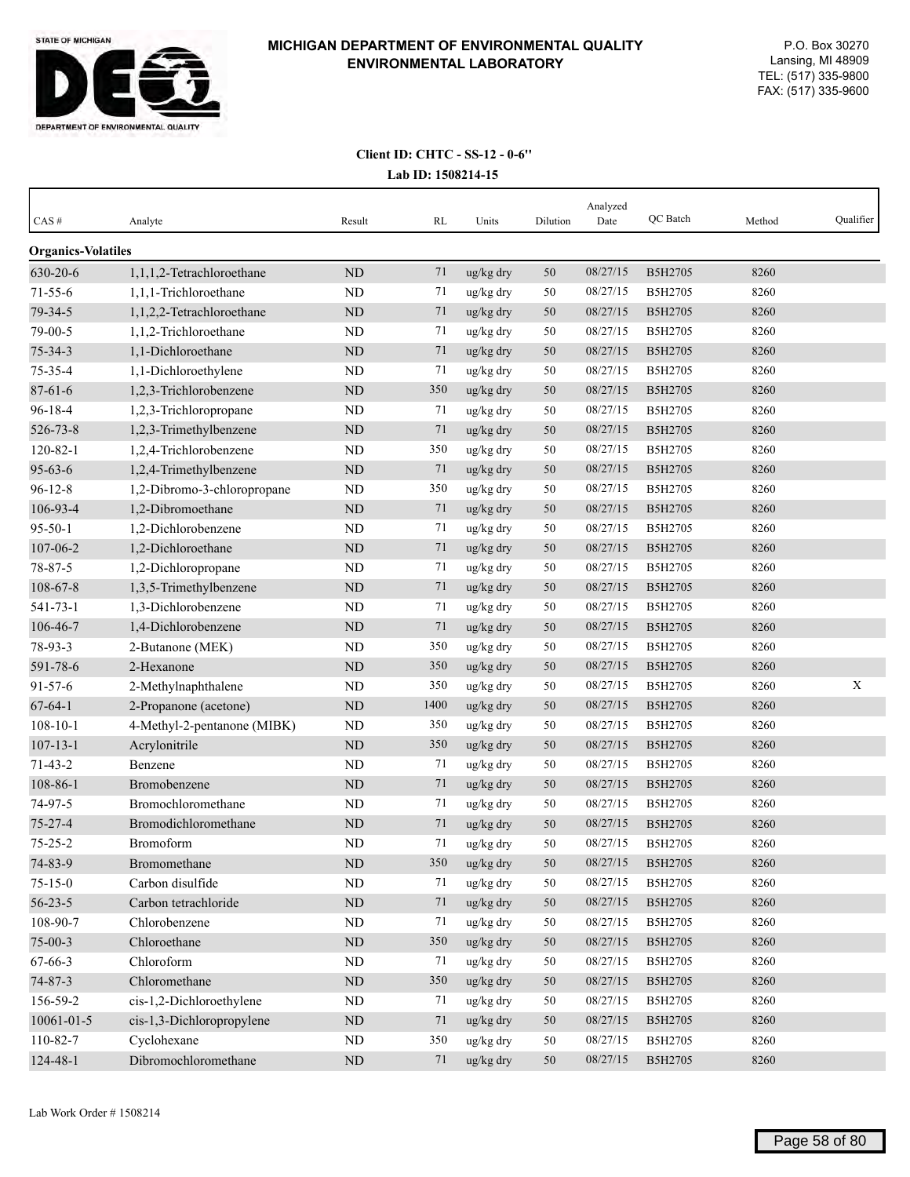**MICHIGAN DEPARTMENT OF ENVIRONMENTAL QUALITY**
**ENVIRONMENTAL LABORATORY**

P.O. Box 30270
Lansing, MI 48909
TEL: (517) 335-9800
FAX: (517) 335-9600

**Client ID: CHTC - SS-12 - 0-6"**
**Lab ID: 1508214-15**

| CAS # | Analyte | Result | RL | Units | Dilution | Analyzed Date | QC Batch | Method | Qualifier |
|---|---|---|---|---|---|---|---|---|---|
| **Organics-Volatiles** | | | | | | | | | |
| 630-20-6 | 1,1,1,2-Tetrachloroethane | ND | 71 | ug/kg dry | 50 | 08/27/15 | B5H2705 | 8260 | |
| 71-55-6 | 1,1,1-Trichloroethane | ND | 71 | ug/kg dry | 50 | 08/27/15 | B5H2705 | 8260 | |
| 79-34-5 | 1,1,2,2-Tetrachloroethane | ND | 71 | ug/kg dry | 50 | 08/27/15 | B5H2705 | 8260 | |
| 79-00-5 | 1,1,2-Trichloroethane | ND | 71 | ug/kg dry | 50 | 08/27/15 | B5H2705 | 8260 | |
| 75-34-3 | 1,1-Dichloroethane | ND | 71 | ug/kg dry | 50 | 08/27/15 | B5H2705 | 8260 | |
| 75-35-4 | 1,1-Dichloroethylene | ND | 71 | ug/kg dry | 50 | 08/27/15 | B5H2705 | 8260 | |
| 87-61-6 | 1,2,3-Trichlorobenzene | ND | 350 | ug/kg dry | 50 | 08/27/15 | B5H2705 | 8260 | |
| 96-18-4 | 1,2,3-Trichloropropane | ND | 71 | ug/kg dry | 50 | 08/27/15 | B5H2705 | 8260 | |
| 526-73-8 | 1,2,3-Trimethylbenzene | ND | 71 | ug/kg dry | 50 | 08/27/15 | B5H2705 | 8260 | |
| 120-82-1 | 1,2,4-Trichlorobenzene | ND | 350 | ug/kg dry | 50 | 08/27/15 | B5H2705 | 8260 | |
| 95-63-6 | 1,2,4-Trimethylbenzene | ND | 71 | ug/kg dry | 50 | 08/27/15 | B5H2705 | 8260 | |
| 96-12-8 | 1,2-Dibromo-3-chloropropane | ND | 350 | ug/kg dry | 50 | 08/27/15 | B5H2705 | 8260 | |
| 106-93-4 | 1,2-Dibromoethane | ND | 71 | ug/kg dry | 50 | 08/27/15 | B5H2705 | 8260 | |
| 95-50-1 | 1,2-Dichlorobenzene | ND | 71 | ug/kg dry | 50 | 08/27/15 | B5H2705 | 8260 | |
| 107-06-2 | 1,2-Dichloroethane | ND | 71 | ug/kg dry | 50 | 08/27/15 | B5H2705 | 8260 | |
| 78-87-5 | 1,2-Dichloropropane | ND | 71 | ug/kg dry | 50 | 08/27/15 | B5H2705 | 8260 | |
| 108-67-8 | 1,3,5-Trimethylbenzene | ND | 71 | ug/kg dry | 50 | 08/27/15 | B5H2705 | 8260 | |
| 541-73-1 | 1,3-Dichlorobenzene | ND | 71 | ug/kg dry | 50 | 08/27/15 | B5H2705 | 8260 | |
| 106-46-7 | 1,4-Dichlorobenzene | ND | 71 | ug/kg dry | 50 | 08/27/15 | B5H2705 | 8260 | |
| 78-93-3 | 2-Butanone (MEK) | ND | 350 | ug/kg dry | 50 | 08/27/15 | B5H2705 | 8260 | |
| 591-78-6 | 2-Hexanone | ND | 350 | ug/kg dry | 50 | 08/27/15 | B5H2705 | 8260 | |
| 91-57-6 | 2-Methylnaphthalene | ND | 350 | ug/kg dry | 50 | 08/27/15 | B5H2705 | 8260 | X |
| 67-64-1 | 2-Propanone (acetone) | ND | 1400 | ug/kg dry | 50 | 08/27/15 | B5H2705 | 8260 | |
| 108-10-1 | 4-Methyl-2-pentanone (MIBK) | ND | 350 | ug/kg dry | 50 | 08/27/15 | B5H2705 | 8260 | |
| 107-13-1 | Acrylonitrile | ND | 350 | ug/kg dry | 50 | 08/27/15 | B5H2705 | 8260 | |
| 71-43-2 | Benzene | ND | 71 | ug/kg dry | 50 | 08/27/15 | B5H2705 | 8260 | |
| 108-86-1 | Bromobenzene | ND | 71 | ug/kg dry | 50 | 08/27/15 | B5H2705 | 8260 | |
| 74-97-5 | Bromochloromethane | ND | 71 | ug/kg dry | 50 | 08/27/15 | B5H2705 | 8260 | |
| 75-27-4 | Bromodichloromethane | ND | 71 | ug/kg dry | 50 | 08/27/15 | B5H2705 | 8260 | |
| 75-25-2 | Bromoform | ND | 71 | ug/kg dry | 50 | 08/27/15 | B5H2705 | 8260 | |
| 74-83-9 | Bromomethane | ND | 350 | ug/kg dry | 50 | 08/27/15 | B5H2705 | 8260 | |
| 75-15-0 | Carbon disulfide | ND | 71 | ug/kg dry | 50 | 08/27/15 | B5H2705 | 8260 | |
| 56-23-5 | Carbon tetrachloride | ND | 71 | ug/kg dry | 50 | 08/27/15 | B5H2705 | 8260 | |
| 108-90-7 | Chlorobenzene | ND | 71 | ug/kg dry | 50 | 08/27/15 | B5H2705 | 8260 | |
| 75-00-3 | Chloroethane | ND | 350 | ug/kg dry | 50 | 08/27/15 | B5H2705 | 8260 | |
| 67-66-3 | Chloroform | ND | 71 | ug/kg dry | 50 | 08/27/15 | B5H2705 | 8260 | |
| 74-87-3 | Chloromethane | ND | 350 | ug/kg dry | 50 | 08/27/15 | B5H2705 | 8260 | |
| 156-59-2 | cis-1,2-Dichloroethylene | ND | 71 | ug/kg dry | 50 | 08/27/15 | B5H2705 | 8260 | |
| 10061-01-5 | cis-1,3-Dichloropropylene | ND | 71 | ug/kg dry | 50 | 08/27/15 | B5H2705 | 8260 | |
| 110-82-7 | Cyclohexane | ND | 350 | ug/kg dry | 50 | 08/27/15 | B5H2705 | 8260 | |
| 124-48-1 | Dibromochloromethane | ND | 71 | ug/kg dry | 50 | 08/27/15 | B5H2705 | 8260 | |

Lab Work Order # 1508214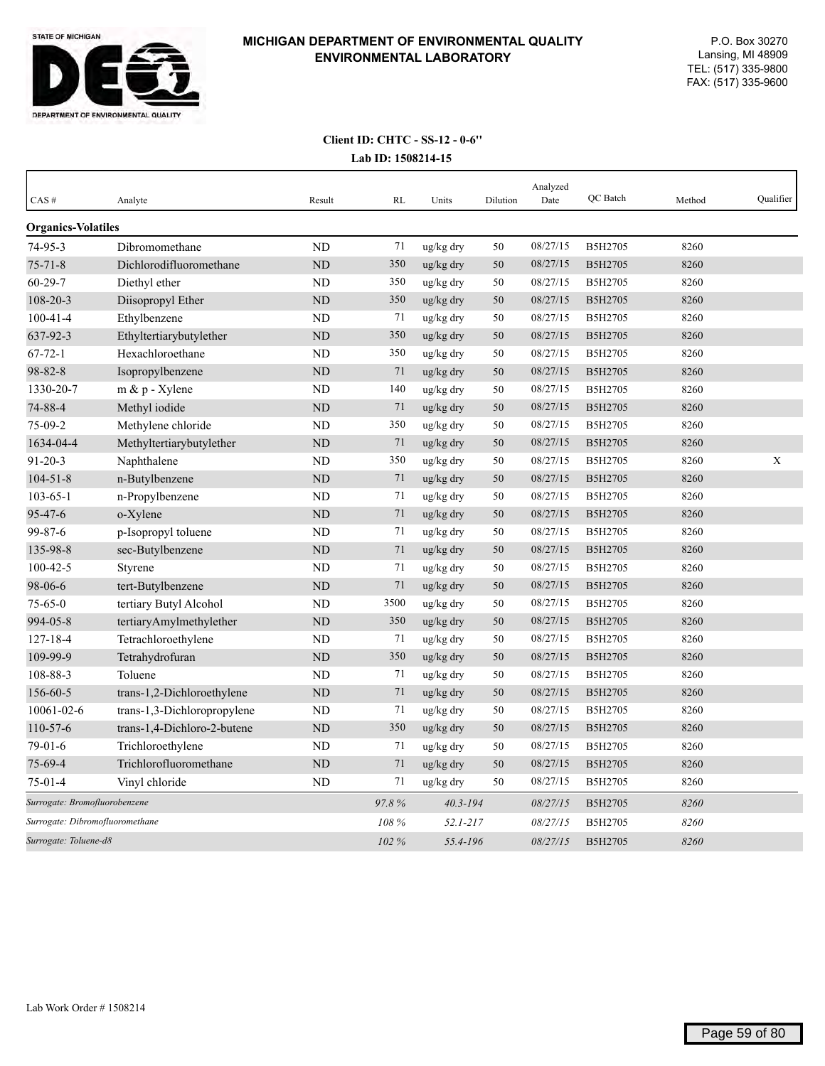# MICHIGAN DEPARTMENT OF ENVIRONMENTAL QUALITY ENVIRONMENTAL LABORATORY

P.O. Box 30270
Lansing, MI 48909
TEL: (517) 335-9800
FAX: (517) 335-9600

**Client ID: CHTC - SS-12 - 0-6''**
**Lab ID: 1508214-15**

| CAS # | Analyte | Result | RL | Units | Dilution | Analyzed Date | QC Batch | Method | Qualifier |
|---|---|---|---|---|---|---|---|---|---|
| **Organics-Volatiles** | | | | | | | | | |
| 74-95-3 | Dibromomethane | ND | 71 | ug/kg dry | 50 | 08/27/15 | B5H2705 | 8260 | |
| 75-71-8 | Dichlorodifluoromethane | ND | 350 | ug/kg dry | 50 | 08/27/15 | B5H2705 | 8260 | |
| 60-29-7 | Diethyl ether | ND | 350 | ug/kg dry | 50 | 08/27/15 | B5H2705 | 8260 | |
| 108-20-3 | Diisopropyl Ether | ND | 350 | ug/kg dry | 50 | 08/27/15 | B5H2705 | 8260 | |
| 100-41-4 | Ethylbenzene | ND | 71 | ug/kg dry | 50 | 08/27/15 | B5H2705 | 8260 | |
| 637-92-3 | Ethyltertiarybutylether | ND | 350 | ug/kg dry | 50 | 08/27/15 | B5H2705 | 8260 | |
| 67-72-1 | Hexachloroethane | ND | 350 | ug/kg dry | 50 | 08/27/15 | B5H2705 | 8260 | |
| 98-82-8 | Isopropylbenzene | ND | 71 | ug/kg dry | 50 | 08/27/15 | B5H2705 | 8260 | |
| 1330-20-7 | m & p - Xylene | ND | 140 | ug/kg dry | 50 | 08/27/15 | B5H2705 | 8260 | |
| 74-88-4 | Methyl iodide | ND | 71 | ug/kg dry | 50 | 08/27/15 | B5H2705 | 8260 | |
| 75-09-2 | Methylene chloride | ND | 350 | ug/kg dry | 50 | 08/27/15 | B5H2705 | 8260 | |
| 1634-04-4 | Methyltertiarybutylether | ND | 71 | ug/kg dry | 50 | 08/27/15 | B5H2705 | 8260 | |
| 91-20-3 | Naphthalene | ND | 350 | ug/kg dry | 50 | 08/27/15 | B5H2705 | 8260 | X |
| 104-51-8 | n-Butylbenzene | ND | 71 | ug/kg dry | 50 | 08/27/15 | B5H2705 | 8260 | |
| 103-65-1 | n-Propylbenzene | ND | 71 | ug/kg dry | 50 | 08/27/15 | B5H2705 | 8260 | |
| 95-47-6 | o-Xylene | ND | 71 | ug/kg dry | 50 | 08/27/15 | B5H2705 | 8260 | |
| 99-87-6 | p-Isopropyl toluene | ND | 71 | ug/kg dry | 50 | 08/27/15 | B5H2705 | 8260 | |
| 135-98-8 | sec-Butylbenzene | ND | 71 | ug/kg dry | 50 | 08/27/15 | B5H2705 | 8260 | |
| 100-42-5 | Styrene | ND | 71 | ug/kg dry | 50 | 08/27/15 | B5H2705 | 8260 | |
| 98-06-6 | tert-Butylbenzene | ND | 71 | ug/kg dry | 50 | 08/27/15 | B5H2705 | 8260 | |
| 75-65-0 | tertiary Butyl Alcohol | ND | 3500 | ug/kg dry | 50 | 08/27/15 | B5H2705 | 8260 | |
| 994-05-8 | tertiaryAmylmethylether | ND | 350 | ug/kg dry | 50 | 08/27/15 | B5H2705 | 8260 | |
| 127-18-4 | Tetrachloroethylene | ND | 71 | ug/kg dry | 50 | 08/27/15 | B5H2705 | 8260 | |
| 109-99-9 | Tetrahydrofuran | ND | 350 | ug/kg dry | 50 | 08/27/15 | B5H2705 | 8260 | |
| 108-88-3 | Toluene | ND | 71 | ug/kg dry | 50 | 08/27/15 | B5H2705 | 8260 | |
| 156-60-5 | trans-1,2-Dichloroethylene | ND | 71 | ug/kg dry | 50 | 08/27/15 | B5H2705 | 8260 | |
| 10061-02-6 | trans-1,3-Dichloropropylene | ND | 71 | ug/kg dry | 50 | 08/27/15 | B5H2705 | 8260 | |
| 110-57-6 | trans-1,4-Dichloro-2-butene | ND | 350 | ug/kg dry | 50 | 08/27/15 | B5H2705 | 8260 | |
| 79-01-6 | Trichloroethylene | ND | 71 | ug/kg dry | 50 | 08/27/15 | B5H2705 | 8260 | |
| 75-69-4 | Trichlorofluoromethane | ND | 71 | ug/kg dry | 50 | 08/27/15 | B5H2705 | 8260 | |
| 75-01-4 | Vinyl chloride | ND | 71 | ug/kg dry | 50 | 08/27/15 | B5H2705 | 8260 | |
| *Surrogate: Bromofluorobenzene* | | | *97.8 %* | *40.3-194* | | *08/27/15* | B5H2705 | *8260* | |
| *Surrogate: Dibromofluoromethane* | | | *108 %* | *52.1-217* | | *08/27/15* | B5H2705 | *8260* | |
| *Surrogate: Toluene-d8* | | | *102 %* | *55.4-196* | | *08/27/15* | B5H2705 | *8260* | |

Lab Work Order # 1508214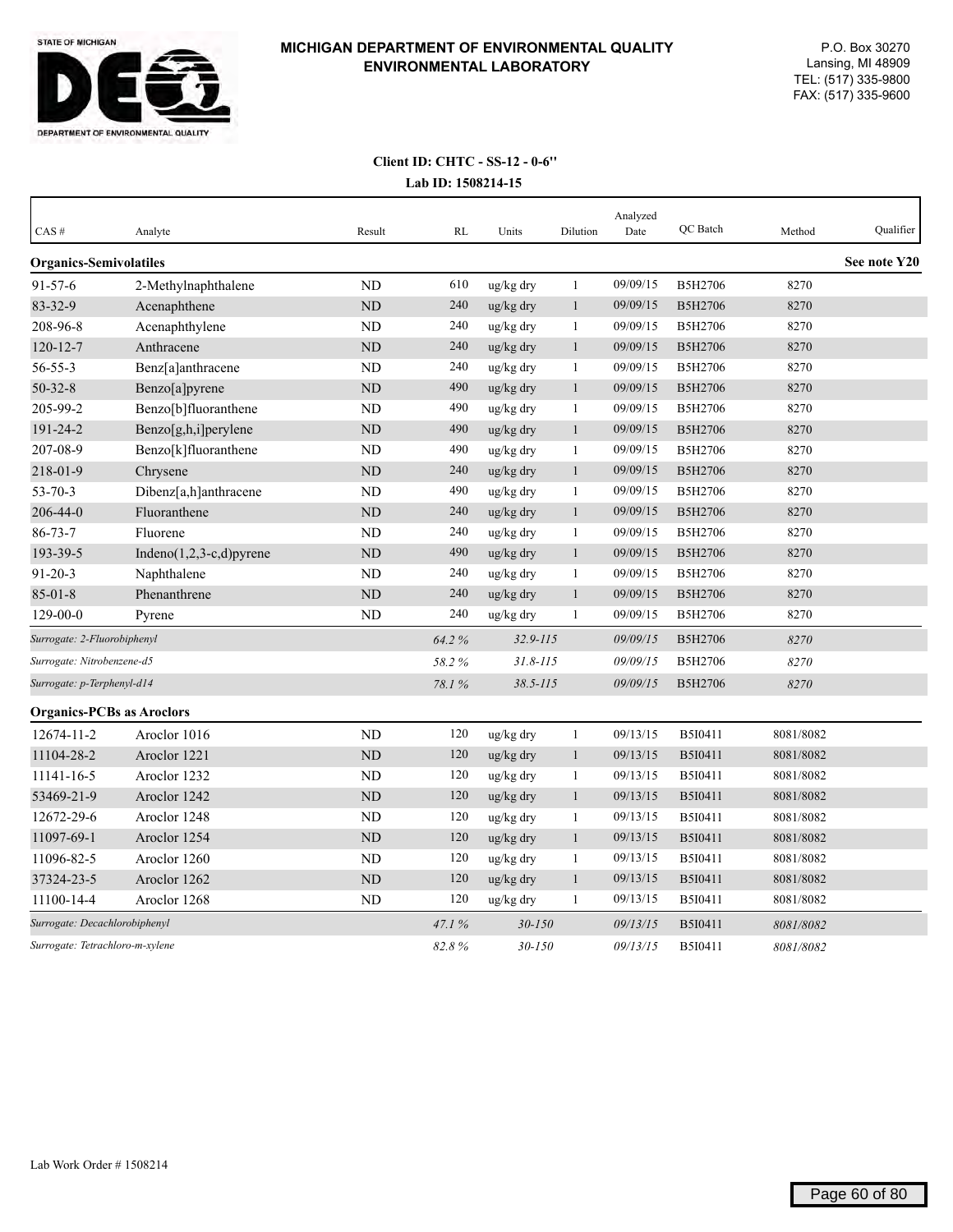# MICHIGAN DEPARTMENT OF ENVIRONMENTAL QUALITY ENVIRONMENTAL LABORATORY

STATE OF MICHIGAN
DEPARTMENT OF ENVIRONMENTAL QUALITY

P.O. Box 30270
Lansing, MI 48909
TEL: (517) 335-9800
FAX: (517) 335-9600

**Client ID: CHTC - SS-12 - 0-6''**

**Lab ID: 1508214-15**

| CAS # | Analyte | Result | RL | Units | Dilution | Analyzed Date | QC Batch | Method | Qualifier |
|---|---|---|---|---|---|---|---|---|---|
| **Organics-Semivolatiles** | | | | | | | | | **See note Y20** |
| 91-57-6 | 2-Methylnaphthalene | ND | 610 | ug/kg dry | 1 | 09/09/15 | B5H2706 | 8270 | |
| 83-32-9 | Acenaphthene | ND | 240 | ug/kg dry | 1 | 09/09/15 | B5H2706 | 8270 | |
| 208-96-8 | Acenaphthylene | ND | 240 | ug/kg dry | 1 | 09/09/15 | B5H2706 | 8270 | |
| 120-12-7 | Anthracene | ND | 240 | ug/kg dry | 1 | 09/09/15 | B5H2706 | 8270 | |
| 56-55-3 | Benz[a]anthracene | ND | 240 | ug/kg dry | 1 | 09/09/15 | B5H2706 | 8270 | |
| 50-32-8 | Benzo[a]pyrene | ND | 490 | ug/kg dry | 1 | 09/09/15 | B5H2706 | 8270 | |
| 205-99-2 | Benzo[b]fluoranthene | ND | 490 | ug/kg dry | 1 | 09/09/15 | B5H2706 | 8270 | |
| 191-24-2 | Benzo[g,h,i]perylene | ND | 490 | ug/kg dry | 1 | 09/09/15 | B5H2706 | 8270 | |
| 207-08-9 | Benzo[k]fluoranthene | ND | 490 | ug/kg dry | 1 | 09/09/15 | B5H2706 | 8270 | |
| 218-01-9 | Chrysene | ND | 240 | ug/kg dry | 1 | 09/09/15 | B5H2706 | 8270 | |
| 53-70-3 | Dibenz[a,h]anthracene | ND | 490 | ug/kg dry | 1 | 09/09/15 | B5H2706 | 8270 | |
| 206-44-0 | Fluoranthene | ND | 240 | ug/kg dry | 1 | 09/09/15 | B5H2706 | 8270 | |
| 86-73-7 | Fluorene | ND | 240 | ug/kg dry | 1 | 09/09/15 | B5H2706 | 8270 | |
| 193-39-5 | Indeno(1,2,3-c,d)pyrene | ND | 490 | ug/kg dry | 1 | 09/09/15 | B5H2706 | 8270 | |
| 91-20-3 | Naphthalene | ND | 240 | ug/kg dry | 1 | 09/09/15 | B5H2706 | 8270 | |
| 85-01-8 | Phenanthrene | ND | 240 | ug/kg dry | 1 | 09/09/15 | B5H2706 | 8270 | |
| 129-00-0 | Pyrene | ND | 240 | ug/kg dry | 1 | 09/09/15 | B5H2706 | 8270 | |
| *Surrogate: 2-Fluorobiphenyl* | | | *64.2 %* | *32.9-115* | | *09/09/15* | B5H2706 | *8270* | |
| *Surrogate: Nitrobenzene-d5* | | | *58.2 %* | *31.8-115* | | *09/09/15* | B5H2706 | *8270* | |
| *Surrogate: p-Terphenyl-d14* | | | *78.1 %* | *38.5-115* | | *09/09/15* | B5H2706 | *8270* | |
| **Organics-PCBs as Aroclors** | | | | | | | | | |
| 12674-11-2 | Aroclor 1016 | ND | 120 | ug/kg dry | 1 | 09/13/15 | B5I0411 | 8081/8082 | |
| 11104-28-2 | Aroclor 1221 | ND | 120 | ug/kg dry | 1 | 09/13/15 | B5I0411 | 8081/8082 | |
| 11141-16-5 | Aroclor 1232 | ND | 120 | ug/kg dry | 1 | 09/13/15 | B5I0411 | 8081/8082 | |
| 53469-21-9 | Aroclor 1242 | ND | 120 | ug/kg dry | 1 | 09/13/15 | B5I0411 | 8081/8082 | |
| 12672-29-6 | Aroclor 1248 | ND | 120 | ug/kg dry | 1 | 09/13/15 | B5I0411 | 8081/8082 | |
| 11097-69-1 | Aroclor 1254 | ND | 120 | ug/kg dry | 1 | 09/13/15 | B5I0411 | 8081/8082 | |
| 11096-82-5 | Aroclor 1260 | ND | 120 | ug/kg dry | 1 | 09/13/15 | B5I0411 | 8081/8082 | |
| 37324-23-5 | Aroclor 1262 | ND | 120 | ug/kg dry | 1 | 09/13/15 | B5I0411 | 8081/8082 | |
| 11100-14-4 | Aroclor 1268 | ND | 120 | ug/kg dry | 1 | 09/13/15 | B5I0411 | 8081/8082 | |
| *Surrogate: Decachlorobiphenyl* | | | *47.1 %* | *30-150* | | *09/13/15* | B5I0411 | *8081/8082* | |
| *Surrogate: Tetrachloro-m-xylene* | | | *82.8 %* | *30-150* | | *09/13/15* | B5I0411 | *8081/8082* | |

Lab Work Order # 1508214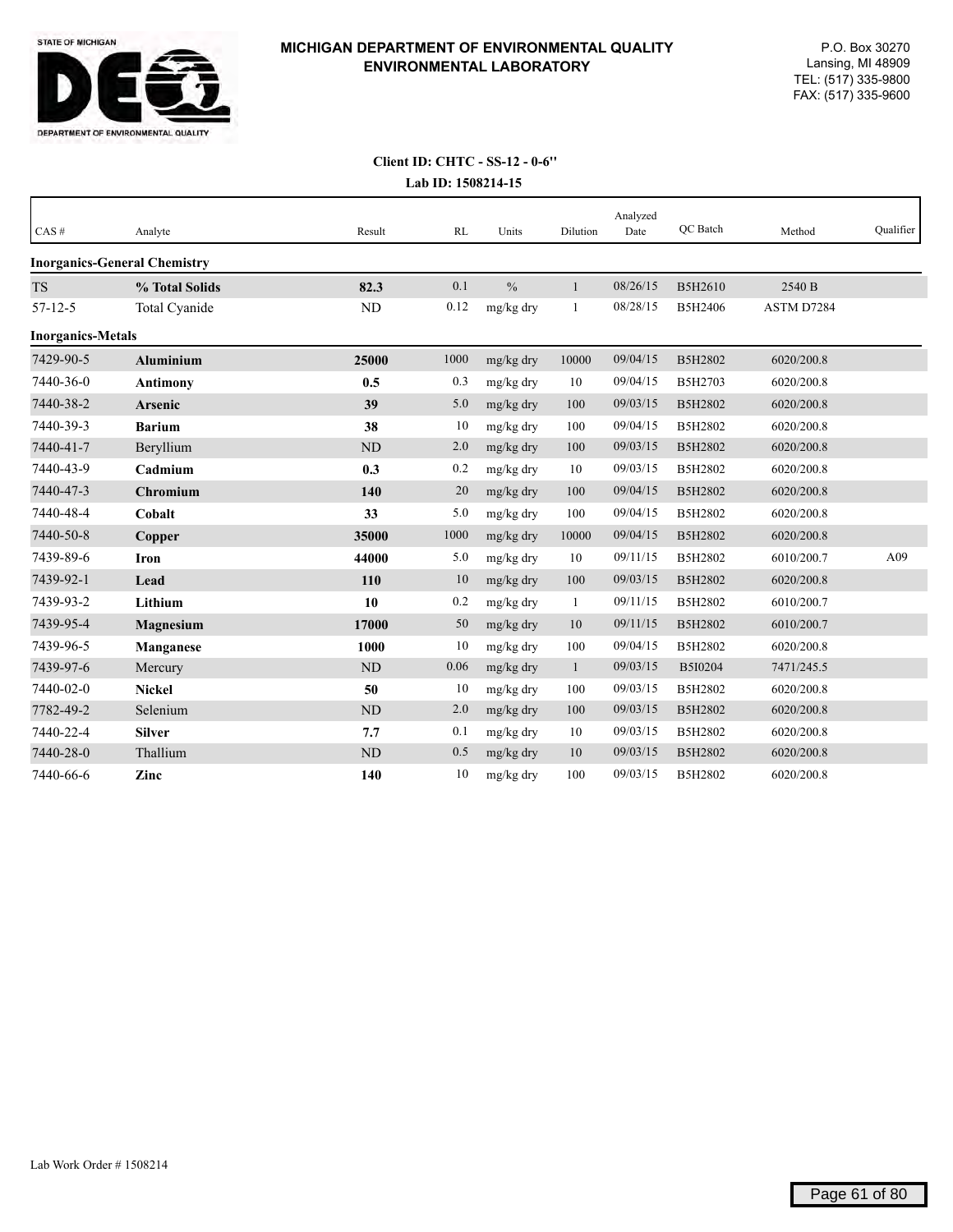STATE OF MICHIGAN DEQ DEPARTMENT OF ENVIRONMENTAL QUALITY

**MICHIGAN DEPARTMENT OF ENVIRONMENTAL QUALITY**
**ENVIRONMENTAL LABORATORY**

P.O. Box 30270
Lansing, MI 48909
TEL: (517) 335-9800
FAX: (517) 335-9600

**Client ID: CHTC - SS-12 - 0-6"**
**Lab ID: 1508214-15**

| CAS # | Analyte | Result | RL | Units | Dilution | Analyzed Date | QC Batch | Method | Qualifier |
|---|---|---|---|---|---|---|---|---|---|
| **Inorganics-General Chemistry** | | | | | | | | | |
| TS | **% Total Solids** | **82.3** | 0.1 | % | 1 | 08/26/15 | B5H2610 | 2540 B | |
| 57-12-5 | Total Cyanide | ND | 0.12 | mg/kg dry | 1 | 08/28/15 | B5H2406 | ASTM D7284 | |
| **Inorganics-Metals** | | | | | | | | | |
| 7429-90-5 | **Aluminium** | **25000** | 1000 | mg/kg dry | 10000 | 09/04/15 | B5H2802 | 6020/200.8 | |
| 7440-36-0 | **Antimony** | **0.5** | 0.3 | mg/kg dry | 10 | 09/04/15 | B5H2703 | 6020/200.8 | |
| 7440-38-2 | **Arsenic** | **39** | 5.0 | mg/kg dry | 100 | 09/03/15 | B5H2802 | 6020/200.8 | |
| 7440-39-3 | **Barium** | **38** | 10 | mg/kg dry | 100 | 09/04/15 | B5H2802 | 6020/200.8 | |
| 7440-41-7 | Beryllium | ND | 2.0 | mg/kg dry | 100 | 09/03/15 | B5H2802 | 6020/200.8 | |
| 7440-43-9 | **Cadmium** | **0.3** | 0.2 | mg/kg dry | 10 | 09/03/15 | B5H2802 | 6020/200.8 | |
| 7440-47-3 | **Chromium** | **140** | 20 | mg/kg dry | 100 | 09/04/15 | B5H2802 | 6020/200.8 | |
| 7440-48-4 | **Cobalt** | **33** | 5.0 | mg/kg dry | 100 | 09/04/15 | B5H2802 | 6020/200.8 | |
| 7440-50-8 | **Copper** | **35000** | 1000 | mg/kg dry | 10000 | 09/04/15 | B5H2802 | 6020/200.8 | |
| 7439-89-6 | **Iron** | **44000** | 5.0 | mg/kg dry | 10 | 09/11/15 | B5H2802 | 6010/200.7 | A09 |
| 7439-92-1 | **Lead** | **110** | 10 | mg/kg dry | 100 | 09/03/15 | B5H2802 | 6020/200.8 | |
| 7439-93-2 | **Lithium** | **10** | 0.2 | mg/kg dry | 1 | 09/11/15 | B5H2802 | 6010/200.7 | |
| 7439-95-4 | **Magnesium** | **17000** | 50 | mg/kg dry | 10 | 09/11/15 | B5H2802 | 6010/200.7 | |
| 7439-96-5 | **Manganese** | **1000** | 10 | mg/kg dry | 100 | 09/04/15 | B5H2802 | 6020/200.8 | |
| 7439-97-6 | Mercury | ND | 0.06 | mg/kg dry | 1 | 09/03/15 | B5I0204 | 7471/245.5 | |
| 7440-02-0 | **Nickel** | **50** | 10 | mg/kg dry | 100 | 09/03/15 | B5H2802 | 6020/200.8 | |
| 7782-49-2 | Selenium | ND | 2.0 | mg/kg dry | 100 | 09/03/15 | B5H2802 | 6020/200.8 | |
| 7440-22-4 | **Silver** | **7.7** | 0.1 | mg/kg dry | 10 | 09/03/15 | B5H2802 | 6020/200.8 | |
| 7440-28-0 | Thallium | ND | 0.5 | mg/kg dry | 10 | 09/03/15 | B5H2802 | 6020/200.8 | |
| 7440-66-6 | **Zinc** | **140** | 10 | mg/kg dry | 100 | 09/03/15 | B5H2802 | 6020/200.8 | |

Lab Work Order # 1508214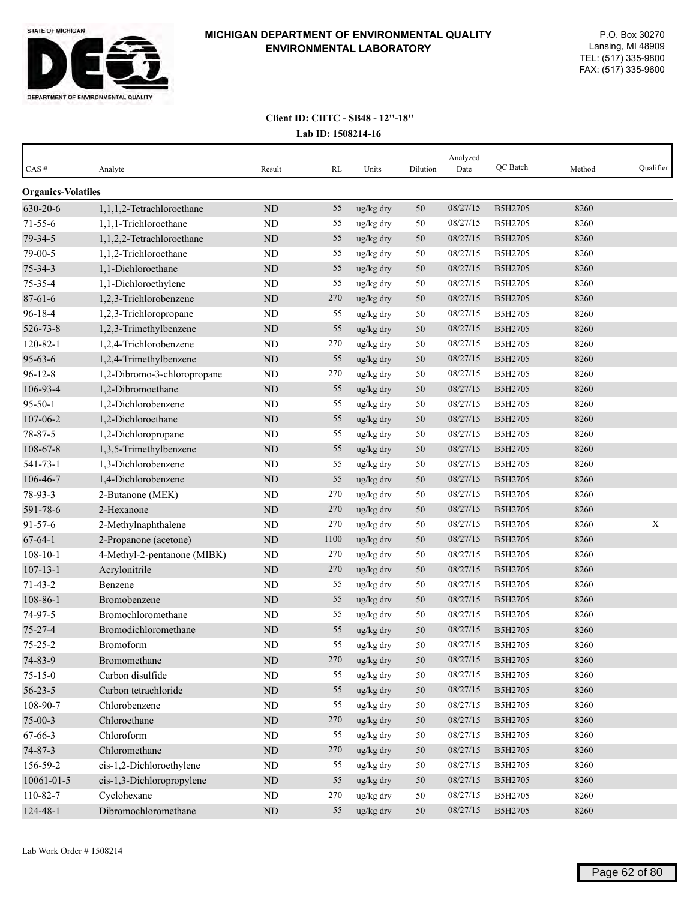# MICHIGAN DEPARTMENT OF ENVIRONMENTAL QUALITY ENVIRONMENTAL LABORATORY

P.O. Box 30270
Lansing, MI 48909
TEL: (517) 335-9800
FAX: (517) 335-9600

**Client ID: CHTC - SB48 - 12''-18''**

**Lab ID: 1508214-16**

| CAS # | Analyte | Result | RL | Units | Dilution | Analyzed Date | QC Batch | Method | Qualifier |
|---|---|---|---|---|---|---|---|---|---|
| **Organics-Volatiles** | | | | | | | | | |
| 630-20-6 | 1,1,1,2-Tetrachloroethane | ND | 55 | ug/kg dry | 50 | 08/27/15 | B5H2705 | 8260 | |
| 71-55-6 | 1,1,1-Trichloroethane | ND | 55 | ug/kg dry | 50 | 08/27/15 | B5H2705 | 8260 | |
| 79-34-5 | 1,1,2,2-Tetrachloroethane | ND | 55 | ug/kg dry | 50 | 08/27/15 | B5H2705 | 8260 | |
| 79-00-5 | 1,1,2-Trichloroethane | ND | 55 | ug/kg dry | 50 | 08/27/15 | B5H2705 | 8260 | |
| 75-34-3 | 1,1-Dichloroethane | ND | 55 | ug/kg dry | 50 | 08/27/15 | B5H2705 | 8260 | |
| 75-35-4 | 1,1-Dichloroethylene | ND | 55 | ug/kg dry | 50 | 08/27/15 | B5H2705 | 8260 | |
| 87-61-6 | 1,2,3-Trichlorobenzene | ND | 270 | ug/kg dry | 50 | 08/27/15 | B5H2705 | 8260 | |
| 96-18-4 | 1,2,3-Trichloropropane | ND | 55 | ug/kg dry | 50 | 08/27/15 | B5H2705 | 8260 | |
| 526-73-8 | 1,2,3-Trimethylbenzene | ND | 55 | ug/kg dry | 50 | 08/27/15 | B5H2705 | 8260 | |
| 120-82-1 | 1,2,4-Trichlorobenzene | ND | 270 | ug/kg dry | 50 | 08/27/15 | B5H2705 | 8260 | |
| 95-63-6 | 1,2,4-Trimethylbenzene | ND | 55 | ug/kg dry | 50 | 08/27/15 | B5H2705 | 8260 | |
| 96-12-8 | 1,2-Dibromo-3-chloropropane | ND | 270 | ug/kg dry | 50 | 08/27/15 | B5H2705 | 8260 | |
| 106-93-4 | 1,2-Dibromoethane | ND | 55 | ug/kg dry | 50 | 08/27/15 | B5H2705 | 8260 | |
| 95-50-1 | 1,2-Dichlorobenzene | ND | 55 | ug/kg dry | 50 | 08/27/15 | B5H2705 | 8260 | |
| 107-06-2 | 1,2-Dichloroethane | ND | 55 | ug/kg dry | 50 | 08/27/15 | B5H2705 | 8260 | |
| 78-87-5 | 1,2-Dichloropropane | ND | 55 | ug/kg dry | 50 | 08/27/15 | B5H2705 | 8260 | |
| 108-67-8 | 1,3,5-Trimethylbenzene | ND | 55 | ug/kg dry | 50 | 08/27/15 | B5H2705 | 8260 | |
| 541-73-1 | 1,3-Dichlorobenzene | ND | 55 | ug/kg dry | 50 | 08/27/15 | B5H2705 | 8260 | |
| 106-46-7 | 1,4-Dichlorobenzene | ND | 55 | ug/kg dry | 50 | 08/27/15 | B5H2705 | 8260 | |
| 78-93-3 | 2-Butanone (MEK) | ND | 270 | ug/kg dry | 50 | 08/27/15 | B5H2705 | 8260 | |
| 591-78-6 | 2-Hexanone | ND | 270 | ug/kg dry | 50 | 08/27/15 | B5H2705 | 8260 | |
| 91-57-6 | 2-Methylnaphthalene | ND | 270 | ug/kg dry | 50 | 08/27/15 | B5H2705 | 8260 | X |
| 67-64-1 | 2-Propanone (acetone) | ND | 1100 | ug/kg dry | 50 | 08/27/15 | B5H2705 | 8260 | |
| 108-10-1 | 4-Methyl-2-pentanone (MIBK) | ND | 270 | ug/kg dry | 50 | 08/27/15 | B5H2705 | 8260 | |
| 107-13-1 | Acrylonitrile | ND | 270 | ug/kg dry | 50 | 08/27/15 | B5H2705 | 8260 | |
| 71-43-2 | Benzene | ND | 55 | ug/kg dry | 50 | 08/27/15 | B5H2705 | 8260 | |
| 108-86-1 | Bromobenzene | ND | 55 | ug/kg dry | 50 | 08/27/15 | B5H2705 | 8260 | |
| 74-97-5 | Bromochloromethane | ND | 55 | ug/kg dry | 50 | 08/27/15 | B5H2705 | 8260 | |
| 75-27-4 | Bromodichloromethane | ND | 55 | ug/kg dry | 50 | 08/27/15 | B5H2705 | 8260 | |
| 75-25-2 | Bromoform | ND | 55 | ug/kg dry | 50 | 08/27/15 | B5H2705 | 8260 | |
| 74-83-9 | Bromomethane | ND | 270 | ug/kg dry | 50 | 08/27/15 | B5H2705 | 8260 | |
| 75-15-0 | Carbon disulfide | ND | 55 | ug/kg dry | 50 | 08/27/15 | B5H2705 | 8260 | |
| 56-23-5 | Carbon tetrachloride | ND | 55 | ug/kg dry | 50 | 08/27/15 | B5H2705 | 8260 | |
| 108-90-7 | Chlorobenzene | ND | 55 | ug/kg dry | 50 | 08/27/15 | B5H2705 | 8260 | |
| 75-00-3 | Chloroethane | ND | 270 | ug/kg dry | 50 | 08/27/15 | B5H2705 | 8260 | |
| 67-66-3 | Chloroform | ND | 55 | ug/kg dry | 50 | 08/27/15 | B5H2705 | 8260 | |
| 74-87-3 | Chloromethane | ND | 270 | ug/kg dry | 50 | 08/27/15 | B5H2705 | 8260 | |
| 156-59-2 | cis-1,2-Dichloroethylene | ND | 55 | ug/kg dry | 50 | 08/27/15 | B5H2705 | 8260 | |
| 10061-01-5 | cis-1,3-Dichloropropylene | ND | 55 | ug/kg dry | 50 | 08/27/15 | B5H2705 | 8260 | |
| 110-82-7 | Cyclohexane | ND | 270 | ug/kg dry | 50 | 08/27/15 | B5H2705 | 8260 | |
| 124-48-1 | Dibromochloromethane | ND | 55 | ug/kg dry | 50 | 08/27/15 | B5H2705 | 8260 | |

Lab Work Order # 1508214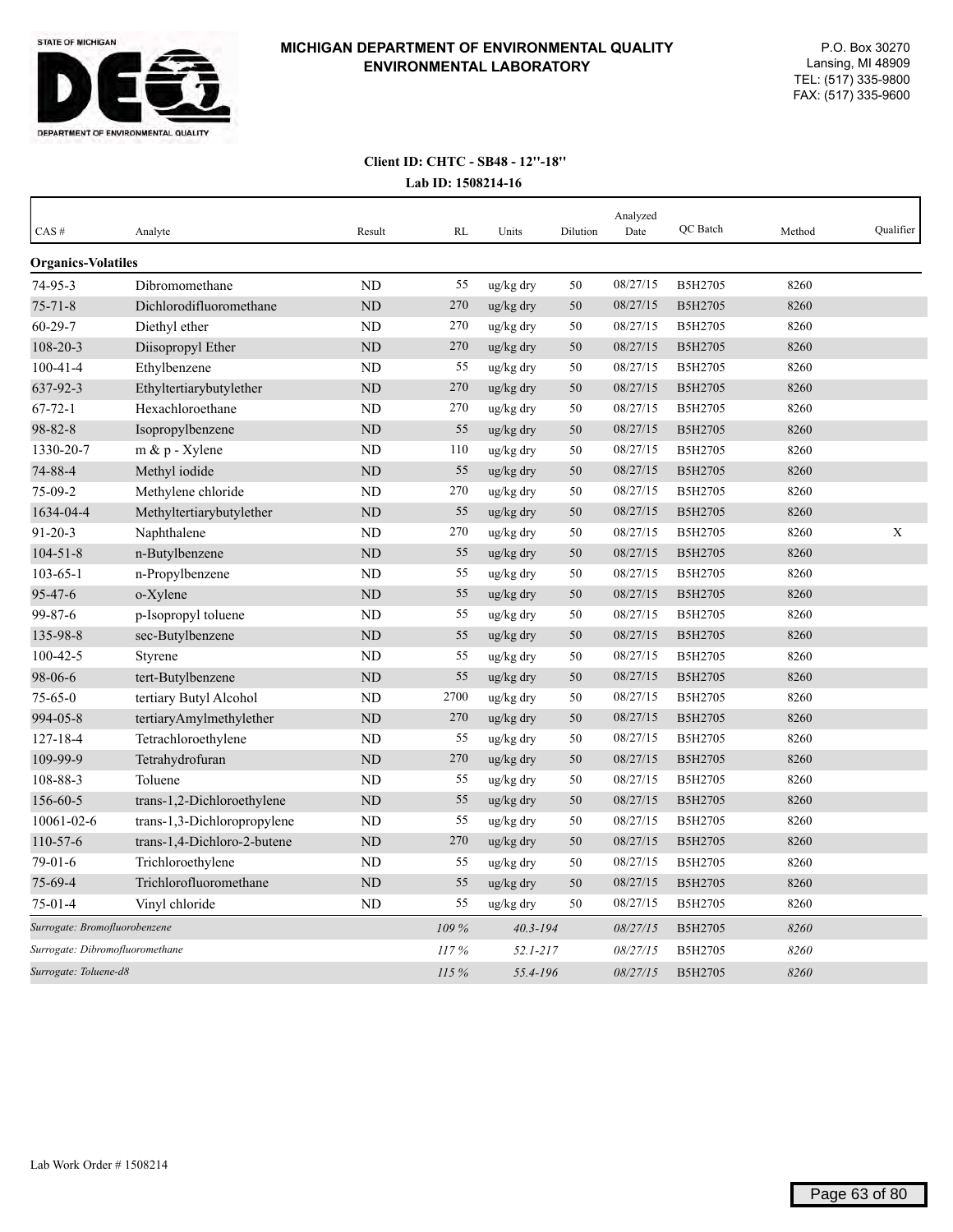# MICHIGAN DEPARTMENT OF ENVIRONMENTAL QUALITY
## ENVIRONMENTAL LABORATORY

P.O. Box 30270
Lansing, MI 48909
TEL: (517) 335-9800
FAX: (517) 335-9600

**Client ID: CHTC - SB48 - 12''-18''**

**Lab ID: 1508214-16**

| CAS # | Analyte | Result | RL | Units | Dilution | Analyzed Date | QC Batch | Method | Qualifier |
|---|---|---|---|---|---|---|---|---|---|
| **Organics-Volatiles** | | | | | | | | | |
| 74-95-3 | Dibromomethane | ND | 55 | ug/kg dry | 50 | 08/27/15 | B5H2705 | 8260 | |
| 75-71-8 | Dichlorodifluoromethane | ND | 270 | ug/kg dry | 50 | 08/27/15 | B5H2705 | 8260 | |
| 60-29-7 | Diethyl ether | ND | 270 | ug/kg dry | 50 | 08/27/15 | B5H2705 | 8260 | |
| 108-20-3 | Diisopropyl Ether | ND | 270 | ug/kg dry | 50 | 08/27/15 | B5H2705 | 8260 | |
| 100-41-4 | Ethylbenzene | ND | 55 | ug/kg dry | 50 | 08/27/15 | B5H2705 | 8260 | |
| 637-92-3 | Ethyltertiarybutylether | ND | 270 | ug/kg dry | 50 | 08/27/15 | B5H2705 | 8260 | |
| 67-72-1 | Hexachloroethane | ND | 270 | ug/kg dry | 50 | 08/27/15 | B5H2705 | 8260 | |
| 98-82-8 | Isopropylbenzene | ND | 55 | ug/kg dry | 50 | 08/27/15 | B5H2705 | 8260 | |
| 1330-20-7 | m & p - Xylene | ND | 110 | ug/kg dry | 50 | 08/27/15 | B5H2705 | 8260 | |
| 74-88-4 | Methyl iodide | ND | 55 | ug/kg dry | 50 | 08/27/15 | B5H2705 | 8260 | |
| 75-09-2 | Methylene chloride | ND | 270 | ug/kg dry | 50 | 08/27/15 | B5H2705 | 8260 | |
| 1634-04-4 | Methyltertiarybutylether | ND | 55 | ug/kg dry | 50 | 08/27/15 | B5H2705 | 8260 | |
| 91-20-3 | Naphthalene | ND | 270 | ug/kg dry | 50 | 08/27/15 | B5H2705 | 8260 | X |
| 104-51-8 | n-Butylbenzene | ND | 55 | ug/kg dry | 50 | 08/27/15 | B5H2705 | 8260 | |
| 103-65-1 | n-Propylbenzene | ND | 55 | ug/kg dry | 50 | 08/27/15 | B5H2705 | 8260 | |
| 95-47-6 | o-Xylene | ND | 55 | ug/kg dry | 50 | 08/27/15 | B5H2705 | 8260 | |
| 99-87-6 | p-Isopropyl toluene | ND | 55 | ug/kg dry | 50 | 08/27/15 | B5H2705 | 8260 | |
| 135-98-8 | sec-Butylbenzene | ND | 55 | ug/kg dry | 50 | 08/27/15 | B5H2705 | 8260 | |
| 100-42-5 | Styrene | ND | 55 | ug/kg dry | 50 | 08/27/15 | B5H2705 | 8260 | |
| 98-06-6 | tert-Butylbenzene | ND | 55 | ug/kg dry | 50 | 08/27/15 | B5H2705 | 8260 | |
| 75-65-0 | tertiary Butyl Alcohol | ND | 2700 | ug/kg dry | 50 | 08/27/15 | B5H2705 | 8260 | |
| 994-05-8 | tertiaryAmylmethylether | ND | 270 | ug/kg dry | 50 | 08/27/15 | B5H2705 | 8260 | |
| 127-18-4 | Tetrachloroethylene | ND | 55 | ug/kg dry | 50 | 08/27/15 | B5H2705 | 8260 | |
| 109-99-9 | Tetrahydrofuran | ND | 270 | ug/kg dry | 50 | 08/27/15 | B5H2705 | 8260 | |
| 108-88-3 | Toluene | ND | 55 | ug/kg dry | 50 | 08/27/15 | B5H2705 | 8260 | |
| 156-60-5 | trans-1,2-Dichloroethylene | ND | 55 | ug/kg dry | 50 | 08/27/15 | B5H2705 | 8260 | |
| 10061-02-6 | trans-1,3-Dichloropropylene | ND | 55 | ug/kg dry | 50 | 08/27/15 | B5H2705 | 8260 | |
| 110-57-6 | trans-1,4-Dichloro-2-butene | ND | 270 | ug/kg dry | 50 | 08/27/15 | B5H2705 | 8260 | |
| 79-01-6 | Trichloroethylene | ND | 55 | ug/kg dry | 50 | 08/27/15 | B5H2705 | 8260 | |
| 75-69-4 | Trichlorofluoromethane | ND | 55 | ug/kg dry | 50 | 08/27/15 | B5H2705 | 8260 | |
| 75-01-4 | Vinyl chloride | ND | 55 | ug/kg dry | 50 | 08/27/15 | B5H2705 | 8260 | |
| *Surrogate: Bromofluorobenzene* | | | *109 %* | *40.3-194* | | *08/27/15* | B5H2705 | *8260* | |
| *Surrogate: Dibromofluoromethane* | | | *117 %* | *52.1-217* | | *08/27/15* | B5H2705 | *8260* | |
| *Surrogate: Toluene-d8* | | | *115 %* | *55.4-196* | | *08/27/15* | B5H2705 | *8260* | |

Lab Work Order # 1508214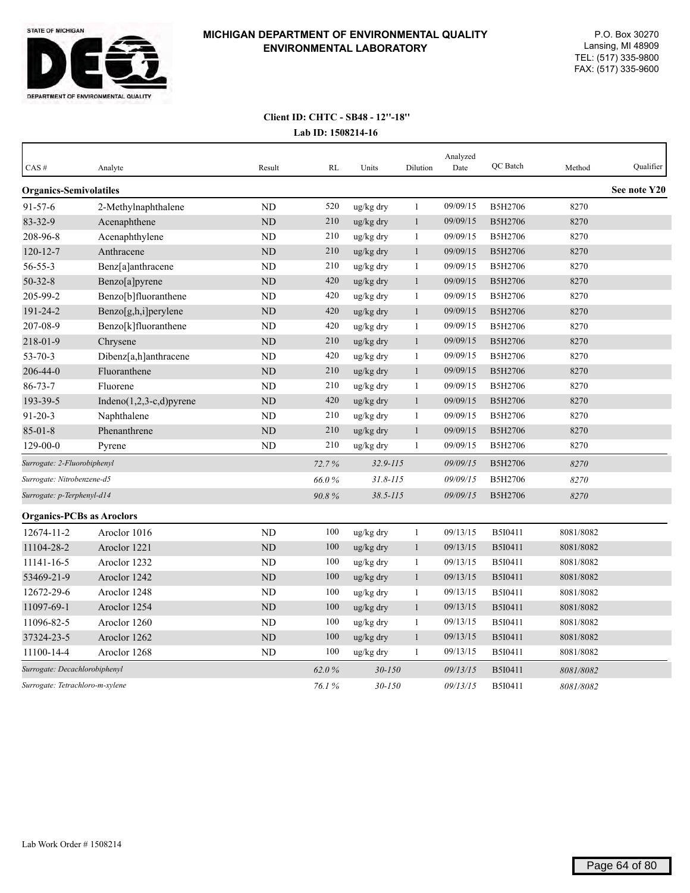**MICHIGAN DEPARTMENT OF ENVIRONMENTAL QUALITY**
**ENVIRONMENTAL LABORATORY**

P.O. Box 30270
Lansing, MI 48909
TEL: (517) 335-9800
FAX: (517) 335-9600

**Client ID: CHTC - SB48 - 12''-18''**
**Lab ID: 1508214-16**

| CAS # | Analyte | Result | RL | Units | Dilution | Analyzed Date | QC Batch | Method | Qualifier |
|---|---|---|---|---|---|---|---|---|---|
| **Organics-Semivolatiles** | | | | | | | | | **See note Y20** |
| 91-57-6 | 2-Methylnaphthalene | ND | 520 | ug/kg dry | 1 | 09/09/15 | B5H2706 | 8270 | |
| 83-32-9 | Acenaphthene | ND | 210 | ug/kg dry | 1 | 09/09/15 | B5H2706 | 8270 | |
| 208-96-8 | Acenaphthylene | ND | 210 | ug/kg dry | 1 | 09/09/15 | B5H2706 | 8270 | |
| 120-12-7 | Anthracene | ND | 210 | ug/kg dry | 1 | 09/09/15 | B5H2706 | 8270 | |
| 56-55-3 | Benz[a]anthracene | ND | 210 | ug/kg dry | 1 | 09/09/15 | B5H2706 | 8270 | |
| 50-32-8 | Benzo[a]pyrene | ND | 420 | ug/kg dry | 1 | 09/09/15 | B5H2706 | 8270 | |
| 205-99-2 | Benzo[b]fluoranthene | ND | 420 | ug/kg dry | 1 | 09/09/15 | B5H2706 | 8270 | |
| 191-24-2 | Benzo[g,h,i]perylene | ND | 420 | ug/kg dry | 1 | 09/09/15 | B5H2706 | 8270 | |
| 207-08-9 | Benzo[k]fluoranthene | ND | 420 | ug/kg dry | 1 | 09/09/15 | B5H2706 | 8270 | |
| 218-01-9 | Chrysene | ND | 210 | ug/kg dry | 1 | 09/09/15 | B5H2706 | 8270 | |
| 53-70-3 | Dibenz[a,h]anthracene | ND | 420 | ug/kg dry | 1 | 09/09/15 | B5H2706 | 8270 | |
| 206-44-0 | Fluoranthene | ND | 210 | ug/kg dry | 1 | 09/09/15 | B5H2706 | 8270 | |
| 86-73-7 | Fluorene | ND | 210 | ug/kg dry | 1 | 09/09/15 | B5H2706 | 8270 | |
| 193-39-5 | Indeno(1,2,3-c,d)pyrene | ND | 420 | ug/kg dry | 1 | 09/09/15 | B5H2706 | 8270 | |
| 91-20-3 | Naphthalene | ND | 210 | ug/kg dry | 1 | 09/09/15 | B5H2706 | 8270 | |
| 85-01-8 | Phenanthrene | ND | 210 | ug/kg dry | 1 | 09/09/15 | B5H2706 | 8270 | |
| 129-00-0 | Pyrene | ND | 210 | ug/kg dry | 1 | 09/09/15 | B5H2706 | 8270 | |
| *Surrogate: 2-Fluorobiphenyl* | | | *72.7 %* | *32.9-115* | | *09/09/15* | B5H2706 | *8270* | |
| *Surrogate: Nitrobenzene-d5* | | | *66.0 %* | *31.8-115* | | *09/09/15* | B5H2706 | *8270* | |
| *Surrogate: p-Terphenyl-d14* | | | *90.8 %* | *38.5-115* | | *09/09/15* | B5H2706 | *8270* | |
| **Organics-PCBs as Aroclors** | | | | | | | | | |
| 12674-11-2 | Aroclor 1016 | ND | 100 | ug/kg dry | 1 | 09/13/15 | B5I0411 | 8081/8082 | |
| 11104-28-2 | Aroclor 1221 | ND | 100 | ug/kg dry | 1 | 09/13/15 | B5I0411 | 8081/8082 | |
| 11141-16-5 | Aroclor 1232 | ND | 100 | ug/kg dry | 1 | 09/13/15 | B5I0411 | 8081/8082 | |
| 53469-21-9 | Aroclor 1242 | ND | 100 | ug/kg dry | 1 | 09/13/15 | B5I0411 | 8081/8082 | |
| 12672-29-6 | Aroclor 1248 | ND | 100 | ug/kg dry | 1 | 09/13/15 | B5I0411 | 8081/8082 | |
| 11097-69-1 | Aroclor 1254 | ND | 100 | ug/kg dry | 1 | 09/13/15 | B5I0411 | 8081/8082 | |
| 11096-82-5 | Aroclor 1260 | ND | 100 | ug/kg dry | 1 | 09/13/15 | B5I0411 | 8081/8082 | |
| 37324-23-5 | Aroclor 1262 | ND | 100 | ug/kg dry | 1 | 09/13/15 | B5I0411 | 8081/8082 | |
| 11100-14-4 | Aroclor 1268 | ND | 100 | ug/kg dry | 1 | 09/13/15 | B5I0411 | 8081/8082 | |
| *Surrogate: Decachlorobiphenyl* | | | *62.0 %* | *30-150* | | *09/13/15* | B5I0411 | *8081/8082* | |
| *Surrogate: Tetrachloro-m-xylene* | | | *76.1 %* | *30-150* | | *09/13/15* | B5I0411 | *8081/8082* | |

Lab Work Order # 1508214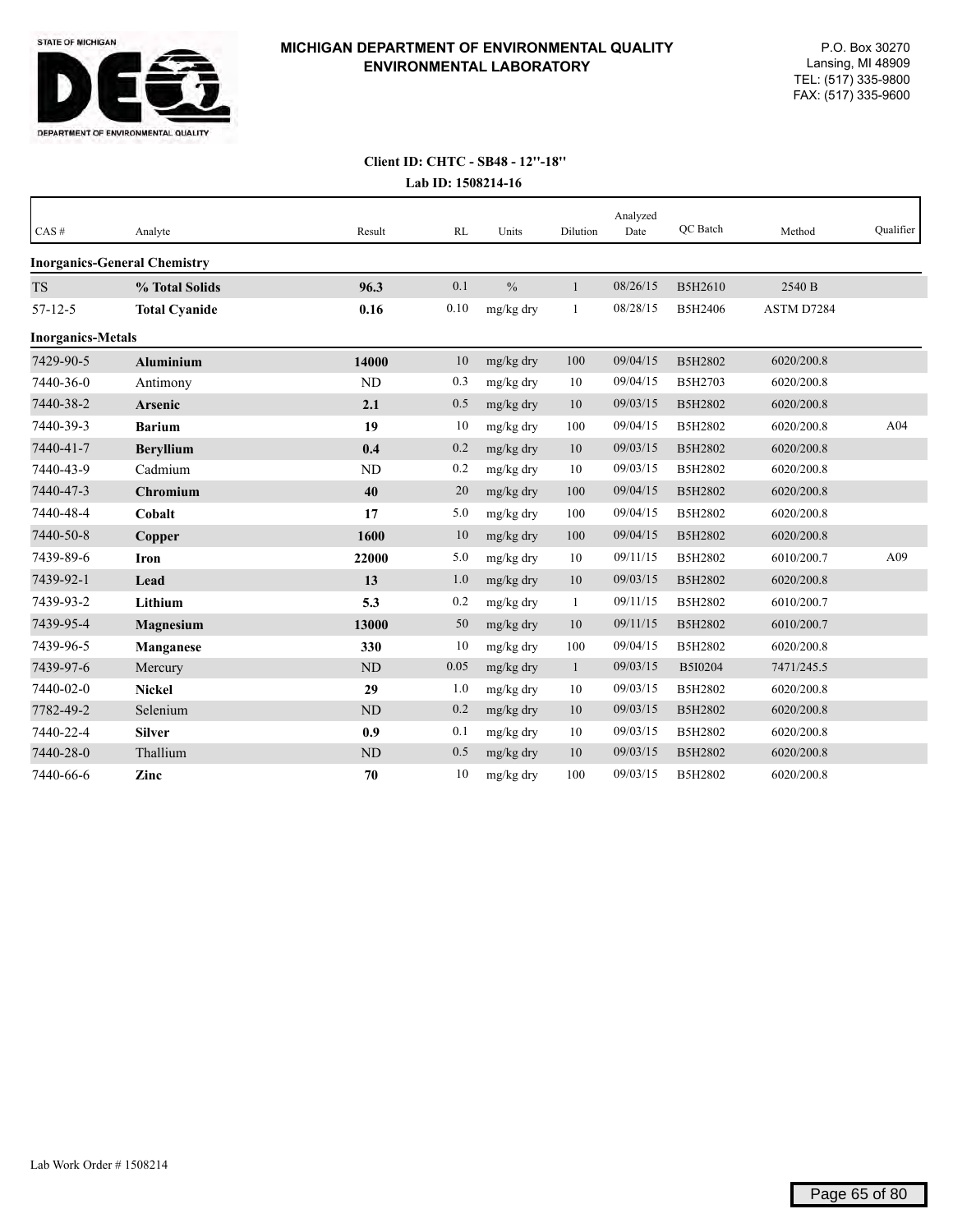# MICHIGAN DEPARTMENT OF ENVIRONMENTAL QUALITY
## ENVIRONMENTAL LABORATORY

STATE OF MICHIGAN
DEQ
DEPARTMENT OF ENVIRONMENTAL QUALITY

P.O. Box 30270
Lansing, MI 48909
TEL: (517) 335-9800
FAX: (517) 335-9600

**Client ID: CHTC - SB48 - 12"-18"**
**Lab ID: 1508214-16**

| CAS # | Analyte | Result | RL | Units | Dilution | Analyzed Date | QC Batch | Method | Qualifier |
|---|---|---|---|---|---|---|---|---|---|
| **Inorganics-General Chemistry** | | | | | | | | | |
| TS | **% Total Solids** | **96.3** | 0.1 | % | 1 | 08/26/15 | B5H2610 | 2540 B | |
| 57-12-5 | **Total Cyanide** | **0.16** | 0.10 | mg/kg dry | 1 | 08/28/15 | B5H2406 | ASTM D7284 | |
| **Inorganics-Metals** | | | | | | | | | |
| 7429-90-5 | **Aluminium** | **14000** | 10 | mg/kg dry | 100 | 09/04/15 | B5H2802 | 6020/200.8 | |
| 7440-36-0 | Antimony | ND | 0.3 | mg/kg dry | 10 | 09/04/15 | B5H2703 | 6020/200.8 | |
| 7440-38-2 | **Arsenic** | **2.1** | 0.5 | mg/kg dry | 10 | 09/03/15 | B5H2802 | 6020/200.8 | |
| 7440-39-3 | **Barium** | **19** | 10 | mg/kg dry | 100 | 09/04/15 | B5H2802 | 6020/200.8 | A04 |
| 7440-41-7 | **Beryllium** | **0.4** | 0.2 | mg/kg dry | 10 | 09/03/15 | B5H2802 | 6020/200.8 | |
| 7440-43-9 | Cadmium | ND | 0.2 | mg/kg dry | 10 | 09/03/15 | B5H2802 | 6020/200.8 | |
| 7440-47-3 | **Chromium** | **40** | 20 | mg/kg dry | 100 | 09/04/15 | B5H2802 | 6020/200.8 | |
| 7440-48-4 | **Cobalt** | **17** | 5.0 | mg/kg dry | 100 | 09/04/15 | B5H2802 | 6020/200.8 | |
| 7440-50-8 | **Copper** | **1600** | 10 | mg/kg dry | 100 | 09/04/15 | B5H2802 | 6020/200.8 | |
| 7439-89-6 | **Iron** | **22000** | 5.0 | mg/kg dry | 10 | 09/11/15 | B5H2802 | 6010/200.7 | A09 |
| 7439-92-1 | **Lead** | **13** | 1.0 | mg/kg dry | 10 | 09/03/15 | B5H2802 | 6020/200.8 | |
| 7439-93-2 | **Lithium** | **5.3** | 0.2 | mg/kg dry | 1 | 09/11/15 | B5H2802 | 6010/200.7 | |
| 7439-95-4 | **Magnesium** | **13000** | 50 | mg/kg dry | 10 | 09/11/15 | B5H2802 | 6010/200.7 | |
| 7439-96-5 | **Manganese** | **330** | 10 | mg/kg dry | 100 | 09/04/15 | B5H2802 | 6020/200.8 | |
| 7439-97-6 | Mercury | ND | 0.05 | mg/kg dry | 1 | 09/03/15 | B5I0204 | 7471/245.5 | |
| 7440-02-0 | **Nickel** | **29** | 1.0 | mg/kg dry | 10 | 09/03/15 | B5H2802 | 6020/200.8 | |
| 7782-49-2 | Selenium | ND | 0.2 | mg/kg dry | 10 | 09/03/15 | B5H2802 | 6020/200.8 | |
| 7440-22-4 | **Silver** | **0.9** | 0.1 | mg/kg dry | 10 | 09/03/15 | B5H2802 | 6020/200.8 | |
| 7440-28-0 | Thallium | ND | 0.5 | mg/kg dry | 10 | 09/03/15 | B5H2802 | 6020/200.8 | |
| 7440-66-6 | **Zinc** | **70** | 10 | mg/kg dry | 100 | 09/03/15 | B5H2802 | 6020/200.8 | |

Lab Work Order # 1508214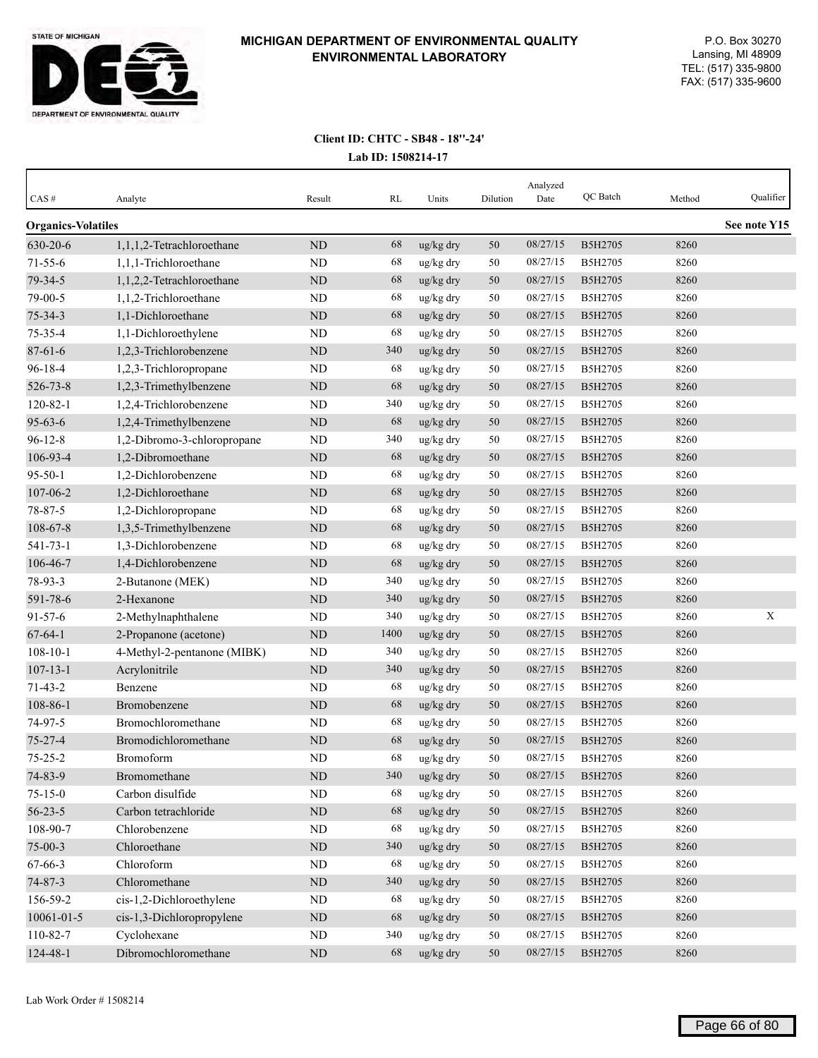# MICHIGAN DEPARTMENT OF ENVIRONMENTAL QUALITY ENVIRONMENTAL LABORATORY

P.O. Box 30270
Lansing, MI 48909
TEL: (517) 335-9800
FAX: (517) 335-9600

**Client ID: CHTC - SB48 - 18''-24'**

**Lab ID: 1508214-17**

| CAS # | Analyte | Result | RL | Units | Dilution | Analyzed Date | QC Batch | Method | Qualifier |
|---|---|---|---|---|---|---|---|---|---|
| **Organics-Volatiles** | | | | | | | | | **See note Y15** |
| 630-20-6 | 1,1,1,2-Tetrachloroethane | ND | 68 | ug/kg dry | 50 | 08/27/15 | B5H2705 | 8260 | |
| 71-55-6 | 1,1,1-Trichloroethane | ND | 68 | ug/kg dry | 50 | 08/27/15 | B5H2705 | 8260 | |
| 79-34-5 | 1,1,2,2-Tetrachloroethane | ND | 68 | ug/kg dry | 50 | 08/27/15 | B5H2705 | 8260 | |
| 79-00-5 | 1,1,2-Trichloroethane | ND | 68 | ug/kg dry | 50 | 08/27/15 | B5H2705 | 8260 | |
| 75-34-3 | 1,1-Dichloroethane | ND | 68 | ug/kg dry | 50 | 08/27/15 | B5H2705 | 8260 | |
| 75-35-4 | 1,1-Dichloroethylene | ND | 68 | ug/kg dry | 50 | 08/27/15 | B5H2705 | 8260 | |
| 87-61-6 | 1,2,3-Trichlorobenzene | ND | 340 | ug/kg dry | 50 | 08/27/15 | B5H2705 | 8260 | |
| 96-18-4 | 1,2,3-Trichloropropane | ND | 68 | ug/kg dry | 50 | 08/27/15 | B5H2705 | 8260 | |
| 526-73-8 | 1,2,3-Trimethylbenzene | ND | 68 | ug/kg dry | 50 | 08/27/15 | B5H2705 | 8260 | |
| 120-82-1 | 1,2,4-Trichlorobenzene | ND | 340 | ug/kg dry | 50 | 08/27/15 | B5H2705 | 8260 | |
| 95-63-6 | 1,2,4-Trimethylbenzene | ND | 68 | ug/kg dry | 50 | 08/27/15 | B5H2705 | 8260 | |
| 96-12-8 | 1,2-Dibromo-3-chloropropane | ND | 340 | ug/kg dry | 50 | 08/27/15 | B5H2705 | 8260 | |
| 106-93-4 | 1,2-Dibromoethane | ND | 68 | ug/kg dry | 50 | 08/27/15 | B5H2705 | 8260 | |
| 95-50-1 | 1,2-Dichlorobenzene | ND | 68 | ug/kg dry | 50 | 08/27/15 | B5H2705 | 8260 | |
| 107-06-2 | 1,2-Dichloroethane | ND | 68 | ug/kg dry | 50 | 08/27/15 | B5H2705 | 8260 | |
| 78-87-5 | 1,2-Dichloropropane | ND | 68 | ug/kg dry | 50 | 08/27/15 | B5H2705 | 8260 | |
| 108-67-8 | 1,3,5-Trimethylbenzene | ND | 68 | ug/kg dry | 50 | 08/27/15 | B5H2705 | 8260 | |
| 541-73-1 | 1,3-Dichlorobenzene | ND | 68 | ug/kg dry | 50 | 08/27/15 | B5H2705 | 8260 | |
| 106-46-7 | 1,4-Dichlorobenzene | ND | 68 | ug/kg dry | 50 | 08/27/15 | B5H2705 | 8260 | |
| 78-93-3 | 2-Butanone (MEK) | ND | 340 | ug/kg dry | 50 | 08/27/15 | B5H2705 | 8260 | |
| 591-78-6 | 2-Hexanone | ND | 340 | ug/kg dry | 50 | 08/27/15 | B5H2705 | 8260 | |
| 91-57-6 | 2-Methylnaphthalene | ND | 340 | ug/kg dry | 50 | 08/27/15 | B5H2705 | 8260 | X |
| 67-64-1 | 2-Propanone (acetone) | ND | 1400 | ug/kg dry | 50 | 08/27/15 | B5H2705 | 8260 | |
| 108-10-1 | 4-Methyl-2-pentanone (MIBK) | ND | 340 | ug/kg dry | 50 | 08/27/15 | B5H2705 | 8260 | |
| 107-13-1 | Acrylonitrile | ND | 340 | ug/kg dry | 50 | 08/27/15 | B5H2705 | 8260 | |
| 71-43-2 | Benzene | ND | 68 | ug/kg dry | 50 | 08/27/15 | B5H2705 | 8260 | |
| 108-86-1 | Bromobenzene | ND | 68 | ug/kg dry | 50 | 08/27/15 | B5H2705 | 8260 | |
| 74-97-5 | Bromochloromethane | ND | 68 | ug/kg dry | 50 | 08/27/15 | B5H2705 | 8260 | |
| 75-27-4 | Bromodichloromethane | ND | 68 | ug/kg dry | 50 | 08/27/15 | B5H2705 | 8260 | |
| 75-25-2 | Bromoform | ND | 68 | ug/kg dry | 50 | 08/27/15 | B5H2705 | 8260 | |
| 74-83-9 | Bromomethane | ND | 340 | ug/kg dry | 50 | 08/27/15 | B5H2705 | 8260 | |
| 75-15-0 | Carbon disulfide | ND | 68 | ug/kg dry | 50 | 08/27/15 | B5H2705 | 8260 | |
| 56-23-5 | Carbon tetrachloride | ND | 68 | ug/kg dry | 50 | 08/27/15 | B5H2705 | 8260 | |
| 108-90-7 | Chlorobenzene | ND | 68 | ug/kg dry | 50 | 08/27/15 | B5H2705 | 8260 | |
| 75-00-3 | Chloroethane | ND | 340 | ug/kg dry | 50 | 08/27/15 | B5H2705 | 8260 | |
| 67-66-3 | Chloroform | ND | 68 | ug/kg dry | 50 | 08/27/15 | B5H2705 | 8260 | |
| 74-87-3 | Chloromethane | ND | 340 | ug/kg dry | 50 | 08/27/15 | B5H2705 | 8260 | |
| 156-59-2 | cis-1,2-Dichloroethylene | ND | 68 | ug/kg dry | 50 | 08/27/15 | B5H2705 | 8260 | |
| 10061-01-5 | cis-1,3-Dichloropropylene | ND | 68 | ug/kg dry | 50 | 08/27/15 | B5H2705 | 8260 | |
| 110-82-7 | Cyclohexane | ND | 340 | ug/kg dry | 50 | 08/27/15 | B5H2705 | 8260 | |
| 124-48-1 | Dibromochloromethane | ND | 68 | ug/kg dry | 50 | 08/27/15 | B5H2705 | 8260 | |

Lab Work Order # 1508214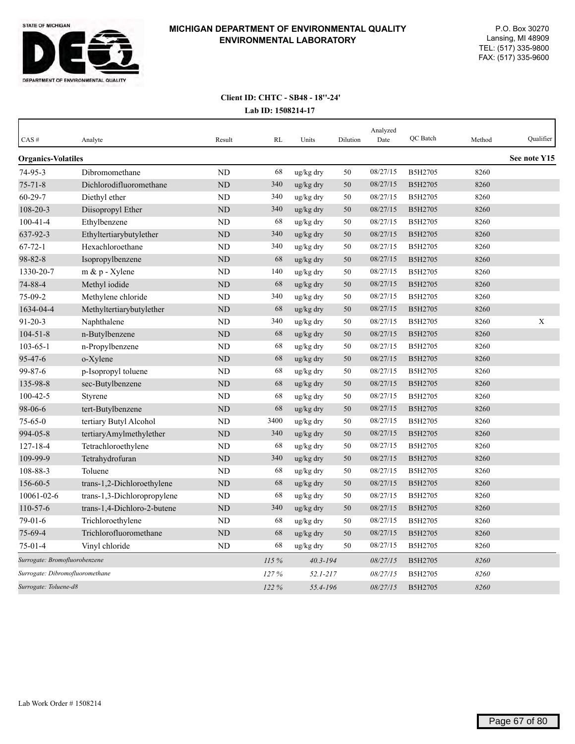# MICHIGAN DEPARTMENT OF ENVIRONMENTAL QUALITY
## ENVIRONMENTAL LABORATORY

P.O. Box 30270
Lansing, MI 48909
TEL: (517) 335-9800
FAX: (517) 335-9600

**Client ID: CHTC - SB48 - 18''-24'**
**Lab ID: 1508214-17**

| CAS # | Analyte | Result | RL | Units | Dilution | Analyzed Date | QC Batch | Method | Qualifier |
|---|---|---|---|---|---|---|---|---|---|
| **Organics-Volatiles** | | | | | | | | | **See note Y15** |
| 74-95-3 | Dibromomethane | ND | 68 | ug/kg dry | 50 | 08/27/15 | B5H2705 | 8260 | |
| 75-71-8 | Dichlorodifluoromethane | ND | 340 | ug/kg dry | 50 | 08/27/15 | B5H2705 | 8260 | |
| 60-29-7 | Diethyl ether | ND | 340 | ug/kg dry | 50 | 08/27/15 | B5H2705 | 8260 | |
| 108-20-3 | Diisopropyl Ether | ND | 340 | ug/kg dry | 50 | 08/27/15 | B5H2705 | 8260 | |
| 100-41-4 | Ethylbenzene | ND | 68 | ug/kg dry | 50 | 08/27/15 | B5H2705 | 8260 | |
| 637-92-3 | Ethyltertiarybutylether | ND | 340 | ug/kg dry | 50 | 08/27/15 | B5H2705 | 8260 | |
| 67-72-1 | Hexachloroethane | ND | 340 | ug/kg dry | 50 | 08/27/15 | B5H2705 | 8260 | |
| 98-82-8 | Isopropylbenzene | ND | 68 | ug/kg dry | 50 | 08/27/15 | B5H2705 | 8260 | |
| 1330-20-7 | m & p - Xylene | ND | 140 | ug/kg dry | 50 | 08/27/15 | B5H2705 | 8260 | |
| 74-88-4 | Methyl iodide | ND | 68 | ug/kg dry | 50 | 08/27/15 | B5H2705 | 8260 | |
| 75-09-2 | Methylene chloride | ND | 340 | ug/kg dry | 50 | 08/27/15 | B5H2705 | 8260 | |
| 1634-04-4 | Methyltertiarybutylether | ND | 68 | ug/kg dry | 50 | 08/27/15 | B5H2705 | 8260 | |
| 91-20-3 | Naphthalene | ND | 340 | ug/kg dry | 50 | 08/27/15 | B5H2705 | 8260 | X |
| 104-51-8 | n-Butylbenzene | ND | 68 | ug/kg dry | 50 | 08/27/15 | B5H2705 | 8260 | |
| 103-65-1 | n-Propylbenzene | ND | 68 | ug/kg dry | 50 | 08/27/15 | B5H2705 | 8260 | |
| 95-47-6 | o-Xylene | ND | 68 | ug/kg dry | 50 | 08/27/15 | B5H2705 | 8260 | |
| 99-87-6 | p-Isopropyl toluene | ND | 68 | ug/kg dry | 50 | 08/27/15 | B5H2705 | 8260 | |
| 135-98-8 | sec-Butylbenzene | ND | 68 | ug/kg dry | 50 | 08/27/15 | B5H2705 | 8260 | |
| 100-42-5 | Styrene | ND | 68 | ug/kg dry | 50 | 08/27/15 | B5H2705 | 8260 | |
| 98-06-6 | tert-Butylbenzene | ND | 68 | ug/kg dry | 50 | 08/27/15 | B5H2705 | 8260 | |
| 75-65-0 | tertiary Butyl Alcohol | ND | 3400 | ug/kg dry | 50 | 08/27/15 | B5H2705 | 8260 | |
| 994-05-8 | tertiaryAmylmethylether | ND | 340 | ug/kg dry | 50 | 08/27/15 | B5H2705 | 8260 | |
| 127-18-4 | Tetrachloroethylene | ND | 68 | ug/kg dry | 50 | 08/27/15 | B5H2705 | 8260 | |
| 109-99-9 | Tetrahydrofuran | ND | 340 | ug/kg dry | 50 | 08/27/15 | B5H2705 | 8260 | |
| 108-88-3 | Toluene | ND | 68 | ug/kg dry | 50 | 08/27/15 | B5H2705 | 8260 | |
| 156-60-5 | trans-1,2-Dichloroethylene | ND | 68 | ug/kg dry | 50 | 08/27/15 | B5H2705 | 8260 | |
| 10061-02-6 | trans-1,3-Dichloropropylene | ND | 68 | ug/kg dry | 50 | 08/27/15 | B5H2705 | 8260 | |
| 110-57-6 | trans-1,4-Dichloro-2-butene | ND | 340 | ug/kg dry | 50 | 08/27/15 | B5H2705 | 8260 | |
| 79-01-6 | Trichloroethylene | ND | 68 | ug/kg dry | 50 | 08/27/15 | B5H2705 | 8260 | |
| 75-69-4 | Trichlorofluoromethane | ND | 68 | ug/kg dry | 50 | 08/27/15 | B5H2705 | 8260 | |
| 75-01-4 | Vinyl chloride | ND | 68 | ug/kg dry | 50 | 08/27/15 | B5H2705 | 8260 | |
| *Surrogate: Bromofluorobenzene* | | | *115 %* | *40.3-194* | | *08/27/15* | B5H2705 | *8260* | |
| *Surrogate: Dibromofluoromethane* | | | *127 %* | *52.1-217* | | *08/27/15* | B5H2705 | *8260* | |
| *Surrogate: Toluene-d8* | | | *122 %* | *55.4-196* | | *08/27/15* | B5H2705 | *8260* | |

Lab Work Order # 1508214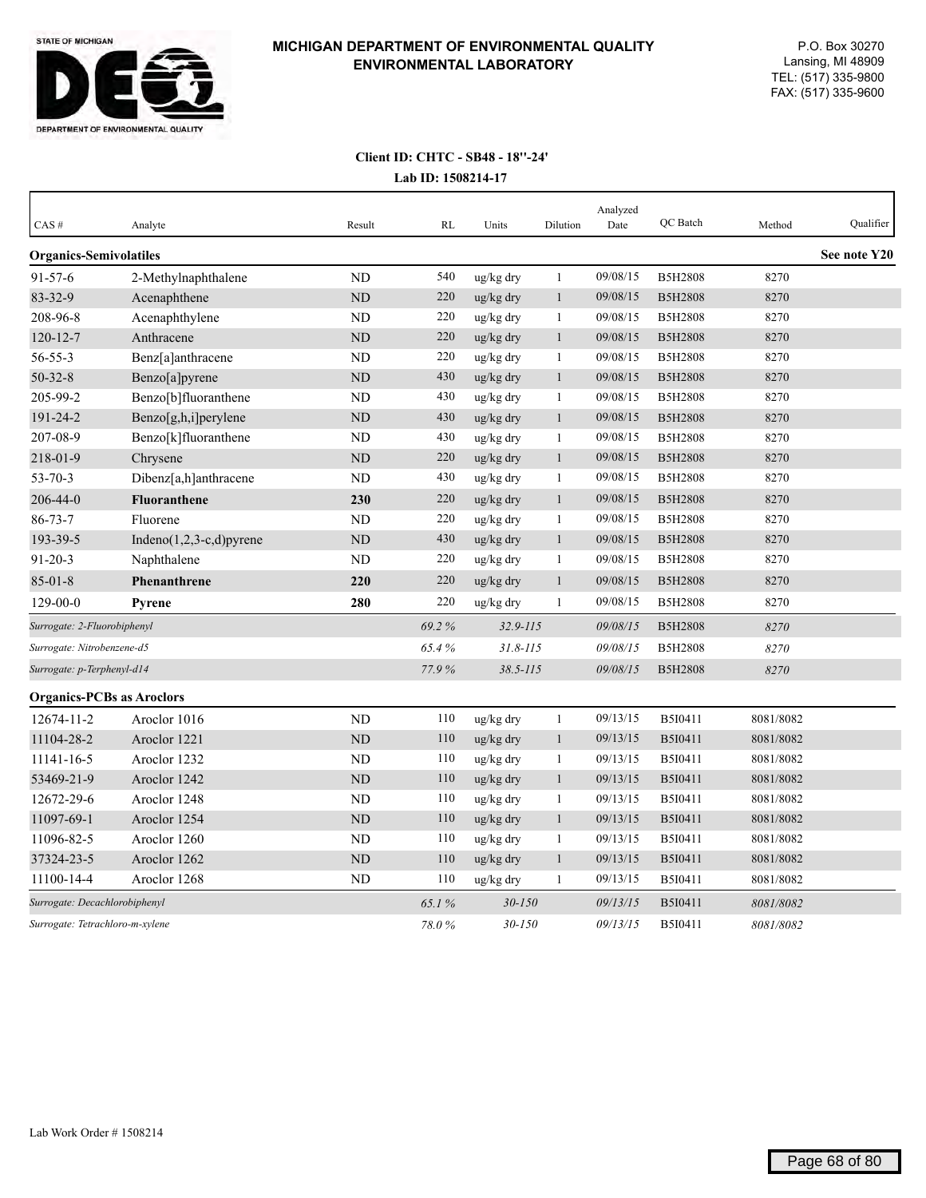**MICHIGAN DEPARTMENT OF ENVIRONMENTAL QUALITY**
**ENVIRONMENTAL LABORATORY**

P.O. Box 30270
Lansing, MI 48909
TEL: (517) 335-9800
FAX: (517) 335-9600

**Client ID: CHTC - SB48 - 18''-24'**
**Lab ID: 1508214-17**

| CAS # | Analyte | Result | RL | Units | Dilution | Analyzed Date | QC Batch | Method | Qualifier |
|---|---|---|---|---|---|---|---|---|---|
| **Organics-Semivolatiles** | | | | | | | | | **See note Y20** |
| 91-57-6 | 2-Methylnaphthalene | ND | 540 | ug/kg dry | 1 | 09/08/15 | B5H2808 | 8270 | |
| 83-32-9 | Acenaphthene | ND | 220 | ug/kg dry | 1 | 09/08/15 | B5H2808 | 8270 | |
| 208-96-8 | Acenaphthylene | ND | 220 | ug/kg dry | 1 | 09/08/15 | B5H2808 | 8270 | |
| 120-12-7 | Anthracene | ND | 220 | ug/kg dry | 1 | 09/08/15 | B5H2808 | 8270 | |
| 56-55-3 | Benz[a]anthracene | ND | 220 | ug/kg dry | 1 | 09/08/15 | B5H2808 | 8270 | |
| 50-32-8 | Benzo[a]pyrene | ND | 430 | ug/kg dry | 1 | 09/08/15 | B5H2808 | 8270 | |
| 205-99-2 | Benzo[b]fluoranthene | ND | 430 | ug/kg dry | 1 | 09/08/15 | B5H2808 | 8270 | |
| 191-24-2 | Benzo[g,h,i]perylene | ND | 430 | ug/kg dry | 1 | 09/08/15 | B5H2808 | 8270 | |
| 207-08-9 | Benzo[k]fluoranthene | ND | 430 | ug/kg dry | 1 | 09/08/15 | B5H2808 | 8270 | |
| 218-01-9 | Chrysene | ND | 220 | ug/kg dry | 1 | 09/08/15 | B5H2808 | 8270 | |
| 53-70-3 | Dibenz[a,h]anthracene | ND | 430 | ug/kg dry | 1 | 09/08/15 | B5H2808 | 8270 | |
| 206-44-0 | **Fluoranthene** | **230** | 220 | ug/kg dry | 1 | 09/08/15 | B5H2808 | 8270 | |
| 86-73-7 | Fluorene | ND | 220 | ug/kg dry | 1 | 09/08/15 | B5H2808 | 8270 | |
| 193-39-5 | Indeno(1,2,3-c,d)pyrene | ND | 430 | ug/kg dry | 1 | 09/08/15 | B5H2808 | 8270 | |
| 91-20-3 | Naphthalene | ND | 220 | ug/kg dry | 1 | 09/08/15 | B5H2808 | 8270 | |
| 85-01-8 | **Phenanthrene** | **220** | 220 | ug/kg dry | 1 | 09/08/15 | B5H2808 | 8270 | |
| 129-00-0 | **Pyrene** | **280** | 220 | ug/kg dry | 1 | 09/08/15 | B5H2808 | 8270 | |
| *Surrogate: 2-Fluorobiphenyl* | | | *69.2 %* | *32.9-115* | | *09/08/15* | B5H2808 | *8270* | |
| *Surrogate: Nitrobenzene-d5* | | | *65.4 %* | *31.8-115* | | *09/08/15* | B5H2808 | *8270* | |
| *Surrogate: p-Terphenyl-d14* | | | *77.9 %* | *38.5-115* | | *09/08/15* | B5H2808 | *8270* | |
| **Organics-PCBs as Aroclors** | | | | | | | | | |
| 12674-11-2 | Aroclor 1016 | ND | 110 | ug/kg dry | 1 | 09/13/15 | B5I0411 | 8081/8082 | |
| 11104-28-2 | Aroclor 1221 | ND | 110 | ug/kg dry | 1 | 09/13/15 | B5I0411 | 8081/8082 | |
| 11141-16-5 | Aroclor 1232 | ND | 110 | ug/kg dry | 1 | 09/13/15 | B5I0411 | 8081/8082 | |
| 53469-21-9 | Aroclor 1242 | ND | 110 | ug/kg dry | 1 | 09/13/15 | B5I0411 | 8081/8082 | |
| 12672-29-6 | Aroclor 1248 | ND | 110 | ug/kg dry | 1 | 09/13/15 | B5I0411 | 8081/8082 | |
| 11097-69-1 | Aroclor 1254 | ND | 110 | ug/kg dry | 1 | 09/13/15 | B5I0411 | 8081/8082 | |
| 11096-82-5 | Aroclor 1260 | ND | 110 | ug/kg dry | 1 | 09/13/15 | B5I0411 | 8081/8082 | |
| 37324-23-5 | Aroclor 1262 | ND | 110 | ug/kg dry | 1 | 09/13/15 | B5I0411 | 8081/8082 | |
| 11100-14-4 | Aroclor 1268 | ND | 110 | ug/kg dry | 1 | 09/13/15 | B5I0411 | 8081/8082 | |
| *Surrogate: Decachlorobiphenyl* | | | *65.1 %* | *30-150* | | *09/13/15* | B5I0411 | *8081/8082* | |
| *Surrogate: Tetrachloro-m-xylene* | | | *78.0 %* | *30-150* | | *09/13/15* | B5I0411 | *8081/8082* | |

Lab Work Order # 1508214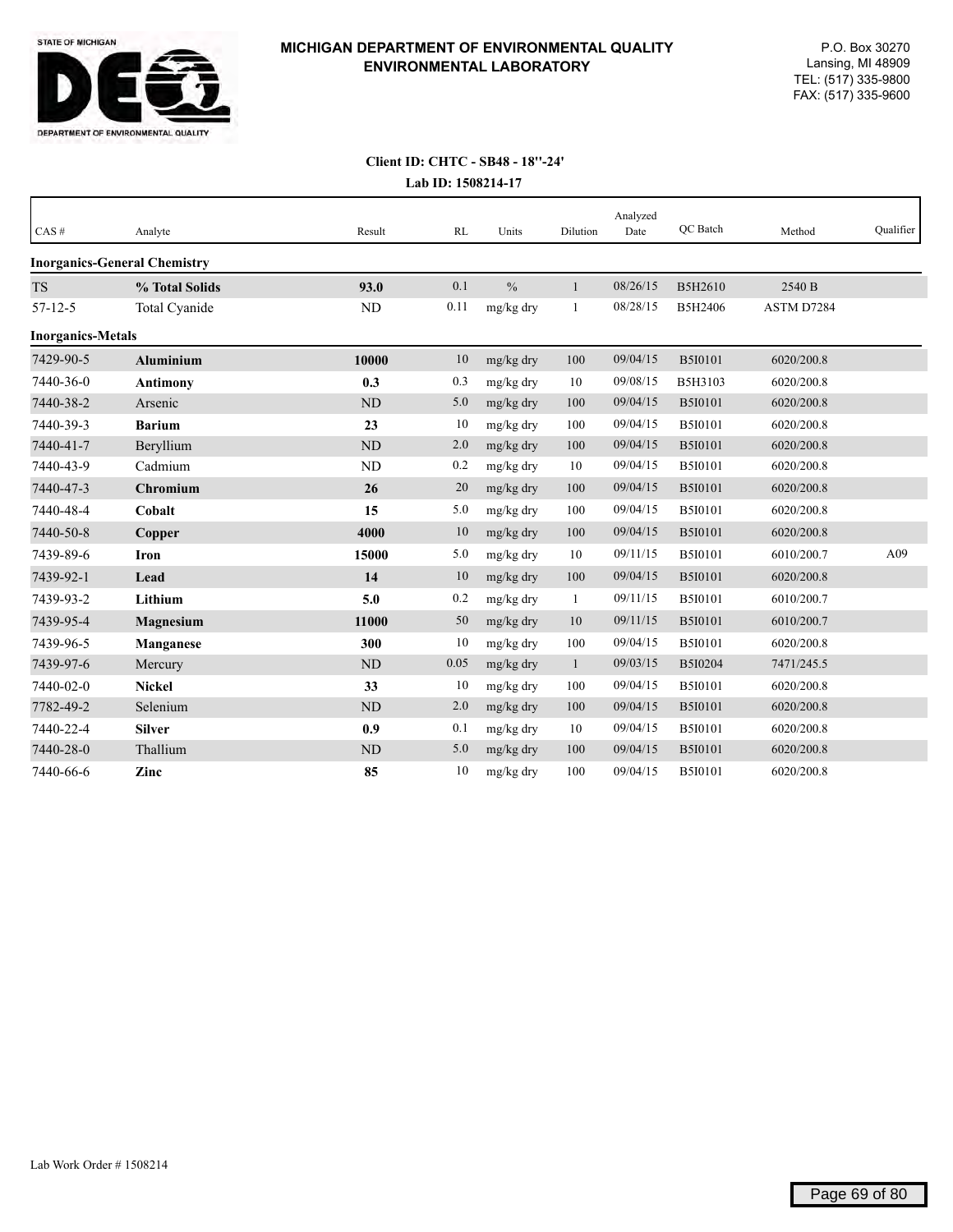**MICHIGAN DEPARTMENT OF ENVIRONMENTAL QUALITY**
**ENVIRONMENTAL LABORATORY**

P.O. Box 30270
Lansing, MI 48909
TEL: (517) 335-9800
FAX: (517) 335-9600

**Client ID: CHTC - SB48 - 18''-24'**

**Lab ID: 1508214-17**

| CAS # | Analyte | Result | RL | Units | Dilution | Analyzed Date | QC Batch | Method | Qualifier |
|---|---|---|---|---|---|---|---|---|---|
| **Inorganics-General Chemistry** | | | | | | | | | |
| TS | **% Total Solids** | **93.0** | 0.1 | % | 1 | 08/26/15 | B5H2610 | 2540 B | |
| 57-12-5 | Total Cyanide | ND | 0.11 | mg/kg dry | 1 | 08/28/15 | B5H2406 | ASTM D7284 | |
| **Inorganics-Metals** | | | | | | | | | |
| 7429-90-5 | **Aluminium** | **10000** | 10 | mg/kg dry | 100 | 09/04/15 | B5I0101 | 6020/200.8 | |
| 7440-36-0 | **Antimony** | **0.3** | 0.3 | mg/kg dry | 10 | 09/08/15 | B5H3103 | 6020/200.8 | |
| 7440-38-2 | Arsenic | ND | 5.0 | mg/kg dry | 100 | 09/04/15 | B5I0101 | 6020/200.8 | |
| 7440-39-3 | **Barium** | **23** | 10 | mg/kg dry | 100 | 09/04/15 | B5I0101 | 6020/200.8 | |
| 7440-41-7 | Beryllium | ND | 2.0 | mg/kg dry | 100 | 09/04/15 | B5I0101 | 6020/200.8 | |
| 7440-43-9 | Cadmium | ND | 0.2 | mg/kg dry | 10 | 09/04/15 | B5I0101 | 6020/200.8 | |
| 7440-47-3 | **Chromium** | **26** | 20 | mg/kg dry | 100 | 09/04/15 | B5I0101 | 6020/200.8 | |
| 7440-48-4 | **Cobalt** | **15** | 5.0 | mg/kg dry | 100 | 09/04/15 | B5I0101 | 6020/200.8 | |
| 7440-50-8 | **Copper** | **4000** | 10 | mg/kg dry | 100 | 09/04/15 | B5I0101 | 6020/200.8 | |
| 7439-89-6 | **Iron** | **15000** | 5.0 | mg/kg dry | 10 | 09/11/15 | B5I0101 | 6010/200.7 | A09 |
| 7439-92-1 | **Lead** | **14** | 10 | mg/kg dry | 100 | 09/04/15 | B5I0101 | 6020/200.8 | |
| 7439-93-2 | **Lithium** | **5.0** | 0.2 | mg/kg dry | 1 | 09/11/15 | B5I0101 | 6010/200.7 | |
| 7439-95-4 | **Magnesium** | **11000** | 50 | mg/kg dry | 10 | 09/11/15 | B5I0101 | 6010/200.7 | |
| 7439-96-5 | **Manganese** | **300** | 10 | mg/kg dry | 100 | 09/04/15 | B5I0101 | 6020/200.8 | |
| 7439-97-6 | Mercury | ND | 0.05 | mg/kg dry | 1 | 09/03/15 | B5I0204 | 7471/245.5 | |
| 7440-02-0 | **Nickel** | **33** | 10 | mg/kg dry | 100 | 09/04/15 | B5I0101 | 6020/200.8 | |
| 7782-49-2 | Selenium | ND | 2.0 | mg/kg dry | 100 | 09/04/15 | B5I0101 | 6020/200.8 | |
| 7440-22-4 | **Silver** | **0.9** | 0.1 | mg/kg dry | 10 | 09/04/15 | B5I0101 | 6020/200.8 | |
| 7440-28-0 | Thallium | ND | 5.0 | mg/kg dry | 100 | 09/04/15 | B5I0101 | 6020/200.8 | |
| 7440-66-6 | **Zinc** | **85** | 10 | mg/kg dry | 100 | 09/04/15 | B5I0101 | 6020/200.8 | |

Lab Work Order # 1508214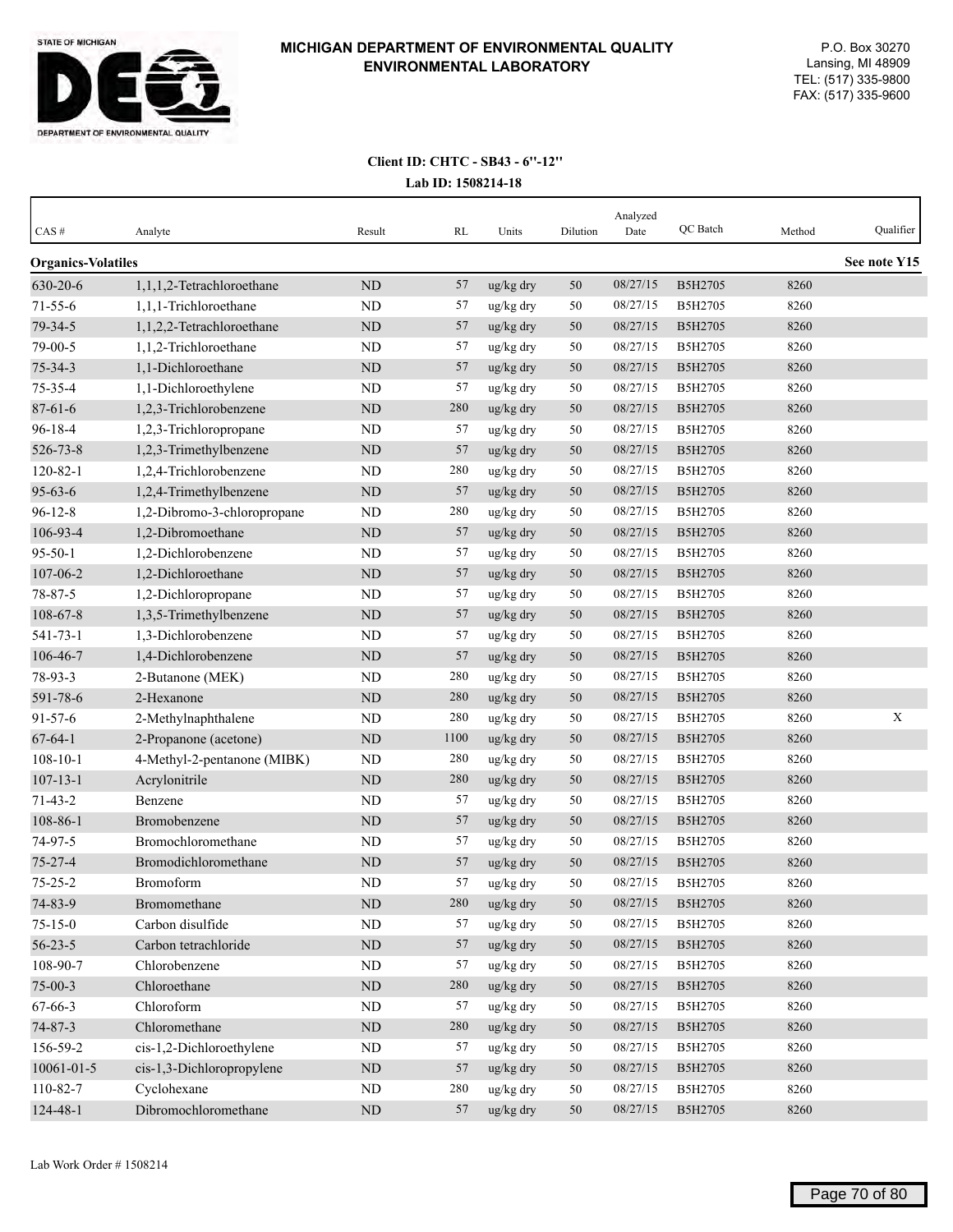STATE OF MICHIGAN
DEPARTMENT OF ENVIRONMENTAL QUALITY

**MICHIGAN DEPARTMENT OF ENVIRONMENTAL QUALITY**
**ENVIRONMENTAL LABORATORY**

P.O. Box 30270
Lansing, MI 48909
TEL: (517) 335-9800
FAX: (517) 335-9600

**Client ID: CHTC - SB43 - 6"-12"**
**Lab ID: 1508214-18**

| CAS # | Analyte | Result | RL | Units | Dilution | Analyzed Date | QC Batch | Method | Qualifier |
|---|---|---|---|---|---|---|---|---|---|
| **Organics-Volatiles** | | | | | | | | | **See note Y15** |
| 630-20-6 | 1,1,1,2-Tetrachloroethane | ND | 57 | ug/kg dry | 50 | 08/27/15 | B5H2705 | 8260 | |
| 71-55-6 | 1,1,1-Trichloroethane | ND | 57 | ug/kg dry | 50 | 08/27/15 | B5H2705 | 8260 | |
| 79-34-5 | 1,1,2,2-Tetrachloroethane | ND | 57 | ug/kg dry | 50 | 08/27/15 | B5H2705 | 8260 | |
| 79-00-5 | 1,1,2-Trichloroethane | ND | 57 | ug/kg dry | 50 | 08/27/15 | B5H2705 | 8260 | |
| 75-34-3 | 1,1-Dichloroethane | ND | 57 | ug/kg dry | 50 | 08/27/15 | B5H2705 | 8260 | |
| 75-35-4 | 1,1-Dichloroethylene | ND | 57 | ug/kg dry | 50 | 08/27/15 | B5H2705 | 8260 | |
| 87-61-6 | 1,2,3-Trichlorobenzene | ND | 280 | ug/kg dry | 50 | 08/27/15 | B5H2705 | 8260 | |
| 96-18-4 | 1,2,3-Trichloropropane | ND | 57 | ug/kg dry | 50 | 08/27/15 | B5H2705 | 8260 | |
| 526-73-8 | 1,2,3-Trimethylbenzene | ND | 57 | ug/kg dry | 50 | 08/27/15 | B5H2705 | 8260 | |
| 120-82-1 | 1,2,4-Trichlorobenzene | ND | 280 | ug/kg dry | 50 | 08/27/15 | B5H2705 | 8260 | |
| 95-63-6 | 1,2,4-Trimethylbenzene | ND | 57 | ug/kg dry | 50 | 08/27/15 | B5H2705 | 8260 | |
| 96-12-8 | 1,2-Dibromo-3-chloropropane | ND | 280 | ug/kg dry | 50 | 08/27/15 | B5H2705 | 8260 | |
| 106-93-4 | 1,2-Dibromoethane | ND | 57 | ug/kg dry | 50 | 08/27/15 | B5H2705 | 8260 | |
| 95-50-1 | 1,2-Dichlorobenzene | ND | 57 | ug/kg dry | 50 | 08/27/15 | B5H2705 | 8260 | |
| 107-06-2 | 1,2-Dichloroethane | ND | 57 | ug/kg dry | 50 | 08/27/15 | B5H2705 | 8260 | |
| 78-87-5 | 1,2-Dichloropropane | ND | 57 | ug/kg dry | 50 | 08/27/15 | B5H2705 | 8260 | |
| 108-67-8 | 1,3,5-Trimethylbenzene | ND | 57 | ug/kg dry | 50 | 08/27/15 | B5H2705 | 8260 | |
| 541-73-1 | 1,3-Dichlorobenzene | ND | 57 | ug/kg dry | 50 | 08/27/15 | B5H2705 | 8260 | |
| 106-46-7 | 1,4-Dichlorobenzene | ND | 57 | ug/kg dry | 50 | 08/27/15 | B5H2705 | 8260 | |
| 78-93-3 | 2-Butanone (MEK) | ND | 280 | ug/kg dry | 50 | 08/27/15 | B5H2705 | 8260 | |
| 591-78-6 | 2-Hexanone | ND | 280 | ug/kg dry | 50 | 08/27/15 | B5H2705 | 8260 | |
| 91-57-6 | 2-Methylnaphthalene | ND | 280 | ug/kg dry | 50 | 08/27/15 | B5H2705 | 8260 | X |
| 67-64-1 | 2-Propanone (acetone) | ND | 1100 | ug/kg dry | 50 | 08/27/15 | B5H2705 | 8260 | |
| 108-10-1 | 4-Methyl-2-pentanone (MIBK) | ND | 280 | ug/kg dry | 50 | 08/27/15 | B5H2705 | 8260 | |
| 107-13-1 | Acrylonitrile | ND | 280 | ug/kg dry | 50 | 08/27/15 | B5H2705 | 8260 | |
| 71-43-2 | Benzene | ND | 57 | ug/kg dry | 50 | 08/27/15 | B5H2705 | 8260 | |
| 108-86-1 | Bromobenzene | ND | 57 | ug/kg dry | 50 | 08/27/15 | B5H2705 | 8260 | |
| 74-97-5 | Bromochloromethane | ND | 57 | ug/kg dry | 50 | 08/27/15 | B5H2705 | 8260 | |
| 75-27-4 | Bromodichloromethane | ND | 57 | ug/kg dry | 50 | 08/27/15 | B5H2705 | 8260 | |
| 75-25-2 | Bromoform | ND | 57 | ug/kg dry | 50 | 08/27/15 | B5H2705 | 8260 | |
| 74-83-9 | Bromomethane | ND | 280 | ug/kg dry | 50 | 08/27/15 | B5H2705 | 8260 | |
| 75-15-0 | Carbon disulfide | ND | 57 | ug/kg dry | 50 | 08/27/15 | B5H2705 | 8260 | |
| 56-23-5 | Carbon tetrachloride | ND | 57 | ug/kg dry | 50 | 08/27/15 | B5H2705 | 8260 | |
| 108-90-7 | Chlorobenzene | ND | 57 | ug/kg dry | 50 | 08/27/15 | B5H2705 | 8260 | |
| 75-00-3 | Chloroethane | ND | 280 | ug/kg dry | 50 | 08/27/15 | B5H2705 | 8260 | |
| 67-66-3 | Chloroform | ND | 57 | ug/kg dry | 50 | 08/27/15 | B5H2705 | 8260 | |
| 74-87-3 | Chloromethane | ND | 280 | ug/kg dry | 50 | 08/27/15 | B5H2705 | 8260 | |
| 156-59-2 | cis-1,2-Dichloroethylene | ND | 57 | ug/kg dry | 50 | 08/27/15 | B5H2705 | 8260 | |
| 10061-01-5 | cis-1,3-Dichloropropylene | ND | 57 | ug/kg dry | 50 | 08/27/15 | B5H2705 | 8260 | |
| 110-82-7 | Cyclohexane | ND | 280 | ug/kg dry | 50 | 08/27/15 | B5H2705 | 8260 | |
| 124-48-1 | Dibromochloromethane | ND | 57 | ug/kg dry | 50 | 08/27/15 | B5H2705 | 8260 | |

Lab Work Order # 1508214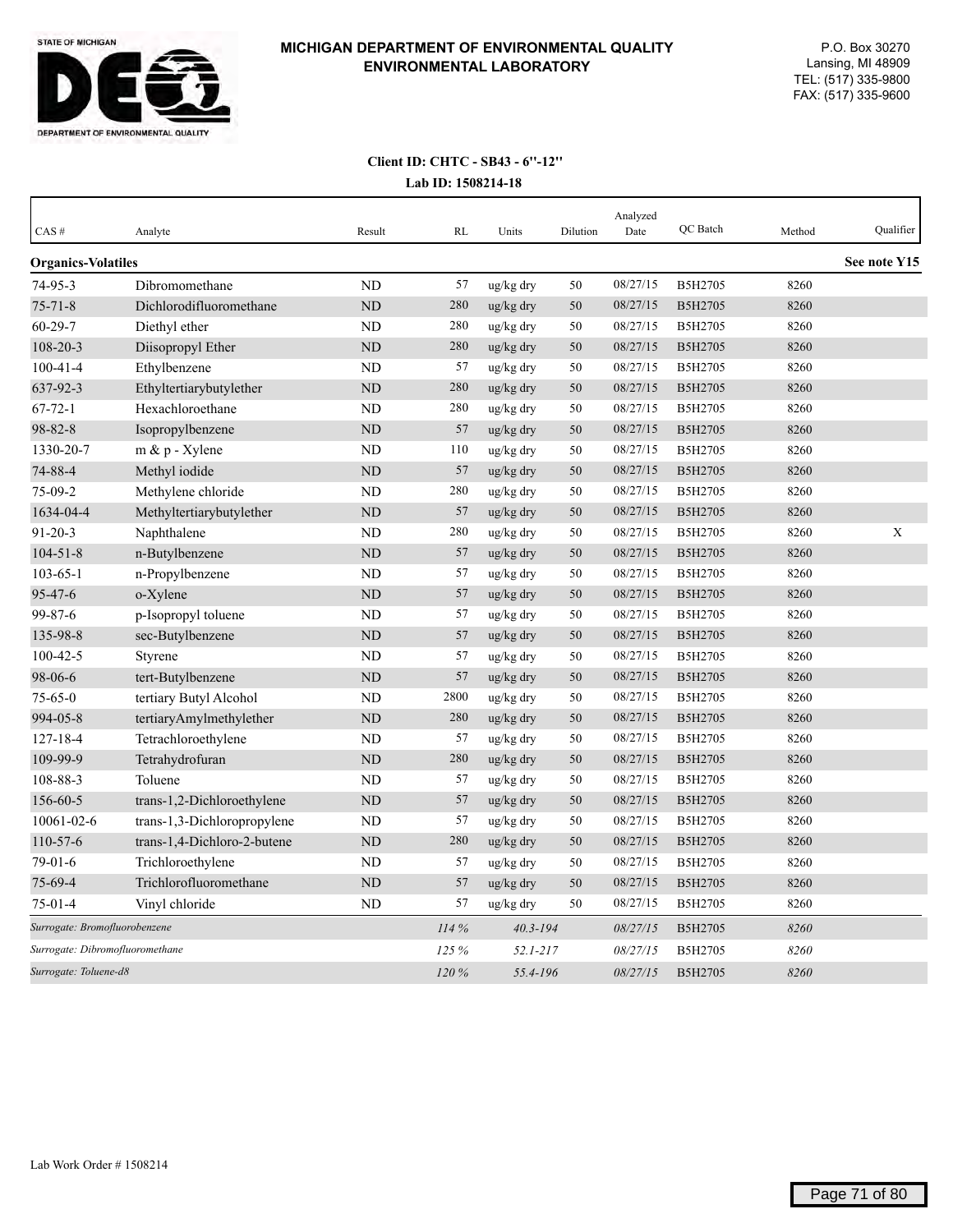**MICHIGAN DEPARTMENT OF ENVIRONMENTAL QUALITY**
**ENVIRONMENTAL LABORATORY**

P.O. Box 30270
Lansing, MI 48909
TEL: (517) 335-9800
FAX: (517) 335-9600

**Client ID: CHTC - SB43 - 6''-12''**
**Lab ID: 1508214-18**

| CAS # | Analyte | Result | RL | Units | Dilution | Analyzed Date | QC Batch | Method | Qualifier |
|---|---|---|---|---|---|---|---|---|---|
| **Organics-Volatiles** | | | | | | | | | **See note Y15** |
| 74-95-3 | Dibromomethane | ND | 57 | ug/kg dry | 50 | 08/27/15 | B5H2705 | 8260 | |
| 75-71-8 | Dichlorodifluoromethane | ND | 280 | ug/kg dry | 50 | 08/27/15 | B5H2705 | 8260 | |
| 60-29-7 | Diethyl ether | ND | 280 | ug/kg dry | 50 | 08/27/15 | B5H2705 | 8260 | |
| 108-20-3 | Diisopropyl Ether | ND | 280 | ug/kg dry | 50 | 08/27/15 | B5H2705 | 8260 | |
| 100-41-4 | Ethylbenzene | ND | 57 | ug/kg dry | 50 | 08/27/15 | B5H2705 | 8260 | |
| 637-92-3 | Ethyltertiarybutylether | ND | 280 | ug/kg dry | 50 | 08/27/15 | B5H2705 | 8260 | |
| 67-72-1 | Hexachloroethane | ND | 280 | ug/kg dry | 50 | 08/27/15 | B5H2705 | 8260 | |
| 98-82-8 | Isopropylbenzene | ND | 57 | ug/kg dry | 50 | 08/27/15 | B5H2705 | 8260 | |
| 1330-20-7 | m & p - Xylene | ND | 110 | ug/kg dry | 50 | 08/27/15 | B5H2705 | 8260 | |
| 74-88-4 | Methyl iodide | ND | 57 | ug/kg dry | 50 | 08/27/15 | B5H2705 | 8260 | |
| 75-09-2 | Methylene chloride | ND | 280 | ug/kg dry | 50 | 08/27/15 | B5H2705 | 8260 | |
| 1634-04-4 | Methyltertiarybutylether | ND | 57 | ug/kg dry | 50 | 08/27/15 | B5H2705 | 8260 | |
| 91-20-3 | Naphthalene | ND | 280 | ug/kg dry | 50 | 08/27/15 | B5H2705 | 8260 | X |
| 104-51-8 | n-Butylbenzene | ND | 57 | ug/kg dry | 50 | 08/27/15 | B5H2705 | 8260 | |
| 103-65-1 | n-Propylbenzene | ND | 57 | ug/kg dry | 50 | 08/27/15 | B5H2705 | 8260 | |
| 95-47-6 | o-Xylene | ND | 57 | ug/kg dry | 50 | 08/27/15 | B5H2705 | 8260 | |
| 99-87-6 | p-Isopropyl toluene | ND | 57 | ug/kg dry | 50 | 08/27/15 | B5H2705 | 8260 | |
| 135-98-8 | sec-Butylbenzene | ND | 57 | ug/kg dry | 50 | 08/27/15 | B5H2705 | 8260 | |
| 100-42-5 | Styrene | ND | 57 | ug/kg dry | 50 | 08/27/15 | B5H2705 | 8260 | |
| 98-06-6 | tert-Butylbenzene | ND | 57 | ug/kg dry | 50 | 08/27/15 | B5H2705 | 8260 | |
| 75-65-0 | tertiary Butyl Alcohol | ND | 2800 | ug/kg dry | 50 | 08/27/15 | B5H2705 | 8260 | |
| 994-05-8 | tertiaryAmylmethylether | ND | 280 | ug/kg dry | 50 | 08/27/15 | B5H2705 | 8260 | |
| 127-18-4 | Tetrachloroethylene | ND | 57 | ug/kg dry | 50 | 08/27/15 | B5H2705 | 8260 | |
| 109-99-9 | Tetrahydrofuran | ND | 280 | ug/kg dry | 50 | 08/27/15 | B5H2705 | 8260 | |
| 108-88-3 | Toluene | ND | 57 | ug/kg dry | 50 | 08/27/15 | B5H2705 | 8260 | |
| 156-60-5 | trans-1,2-Dichloroethylene | ND | 57 | ug/kg dry | 50 | 08/27/15 | B5H2705 | 8260 | |
| 10061-02-6 | trans-1,3-Dichloropropylene | ND | 57 | ug/kg dry | 50 | 08/27/15 | B5H2705 | 8260 | |
| 110-57-6 | trans-1,4-Dichloro-2-butene | ND | 280 | ug/kg dry | 50 | 08/27/15 | B5H2705 | 8260 | |
| 79-01-6 | Trichloroethylene | ND | 57 | ug/kg dry | 50 | 08/27/15 | B5H2705 | 8260 | |
| 75-69-4 | Trichlorofluoromethane | ND | 57 | ug/kg dry | 50 | 08/27/15 | B5H2705 | 8260 | |
| 75-01-4 | Vinyl chloride | ND | 57 | ug/kg dry | 50 | 08/27/15 | B5H2705 | 8260 | |
| *Surrogate: Bromofluorobenzene* | | | *114 %* | *40.3-194* | | *08/27/15* | B5H2705 | *8260* | |
| *Surrogate: Dibromofluoromethane* | | | *125 %* | *52.1-217* | | *08/27/15* | B5H2705 | *8260* | |
| *Surrogate: Toluene-d8* | | | *120 %* | *55.4-196* | | *08/27/15* | B5H2705 | *8260* | |

Lab Work Order # 1508214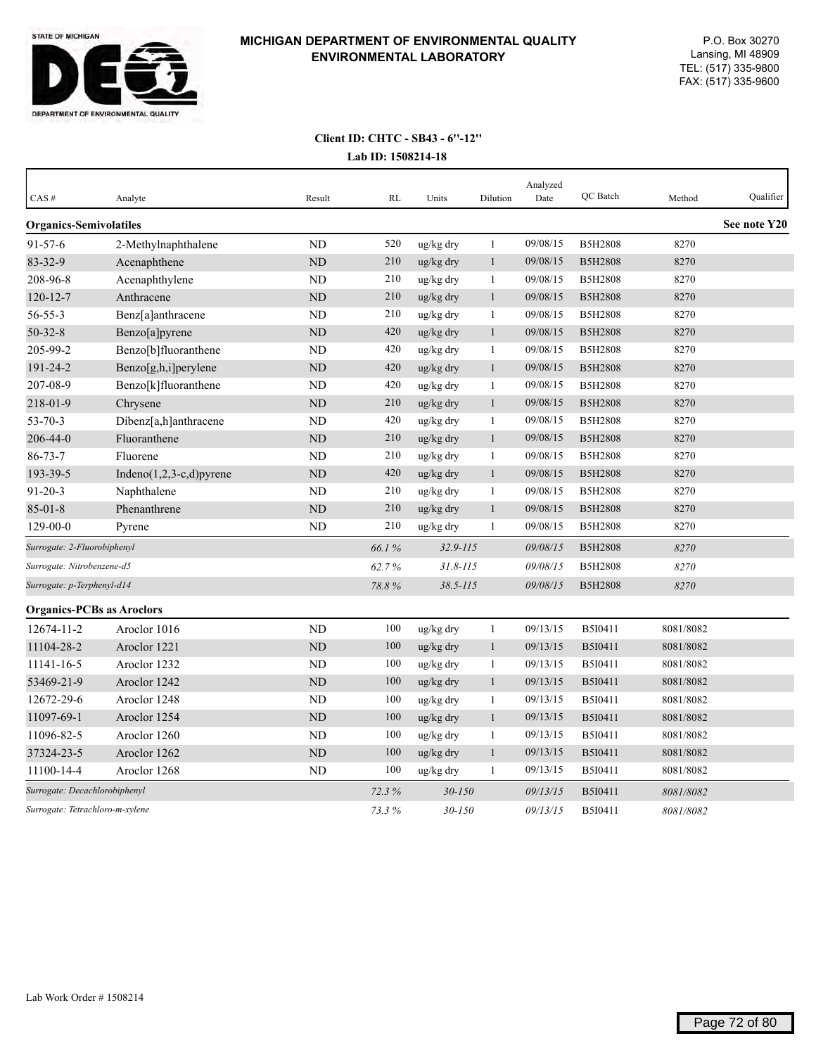**MICHIGAN DEPARTMENT OF ENVIRONMENTAL QUALITY**
**ENVIRONMENTAL LABORATORY**

P.O. Box 30270
Lansing, MI 48909
TEL: (517) 335-9800
FAX: (517) 335-9600

**Client ID: CHTC - SB43 - 6''-12''**
**Lab ID: 1508214-18**

| CAS # | Analyte | Result | RL | Units | Dilution | Analyzed Date | QC Batch | Method | Qualifier |
|---|---|---|---|---|---|---|---|---|---|
| **Organics-Semivolatiles** | | | | | | | | | **See note Y20** |
| 91-57-6 | 2-Methylnaphthalene | ND | 520 | ug/kg dry | 1 | 09/08/15 | B5H2808 | 8270 | |
| 83-32-9 | Acenaphthene | ND | 210 | ug/kg dry | 1 | 09/08/15 | B5H2808 | 8270 | |
| 208-96-8 | Acenaphthylene | ND | 210 | ug/kg dry | 1 | 09/08/15 | B5H2808 | 8270 | |
| 120-12-7 | Anthracene | ND | 210 | ug/kg dry | 1 | 09/08/15 | B5H2808 | 8270 | |
| 56-55-3 | Benz[a]anthracene | ND | 210 | ug/kg dry | 1 | 09/08/15 | B5H2808 | 8270 | |
| 50-32-8 | Benzo[a]pyrene | ND | 420 | ug/kg dry | 1 | 09/08/15 | B5H2808 | 8270 | |
| 205-99-2 | Benzo[b]fluoranthene | ND | 420 | ug/kg dry | 1 | 09/08/15 | B5H2808 | 8270 | |
| 191-24-2 | Benzo[g,h,i]perylene | ND | 420 | ug/kg dry | 1 | 09/08/15 | B5H2808 | 8270 | |
| 207-08-9 | Benzo[k]fluoranthene | ND | 420 | ug/kg dry | 1 | 09/08/15 | B5H2808 | 8270 | |
| 218-01-9 | Chrysene | ND | 210 | ug/kg dry | 1 | 09/08/15 | B5H2808 | 8270 | |
| 53-70-3 | Dibenz[a,h]anthracene | ND | 420 | ug/kg dry | 1 | 09/08/15 | B5H2808 | 8270 | |
| 206-44-0 | Fluoranthene | ND | 210 | ug/kg dry | 1 | 09/08/15 | B5H2808 | 8270 | |
| 86-73-7 | Fluorene | ND | 210 | ug/kg dry | 1 | 09/08/15 | B5H2808 | 8270 | |
| 193-39-5 | Indeno(1,2,3-c,d)pyrene | ND | 420 | ug/kg dry | 1 | 09/08/15 | B5H2808 | 8270 | |
| 91-20-3 | Naphthalene | ND | 210 | ug/kg dry | 1 | 09/08/15 | B5H2808 | 8270 | |
| 85-01-8 | Phenanthrene | ND | 210 | ug/kg dry | 1 | 09/08/15 | B5H2808 | 8270 | |
| 129-00-0 | Pyrene | ND | 210 | ug/kg dry | 1 | 09/08/15 | B5H2808 | 8270 | |
| *Surrogate: 2-Fluorobiphenyl* | | | *66.1 %* | *32.9-115* | | *09/08/15* | B5H2808 | *8270* | |
| *Surrogate: Nitrobenzene-d5* | | | *62.7 %* | *31.8-115* | | *09/08/15* | B5H2808 | *8270* | |
| *Surrogate: p-Terphenyl-d14* | | | *78.8 %* | *38.5-115* | | *09/08/15* | B5H2808 | *8270* | |
| **Organics-PCBs as Aroclors** | | | | | | | | | |
| 12674-11-2 | Aroclor 1016 | ND | 100 | ug/kg dry | 1 | 09/13/15 | B5I0411 | 8081/8082 | |
| 11104-28-2 | Aroclor 1221 | ND | 100 | ug/kg dry | 1 | 09/13/15 | B5I0411 | 8081/8082 | |
| 11141-16-5 | Aroclor 1232 | ND | 100 | ug/kg dry | 1 | 09/13/15 | B5I0411 | 8081/8082 | |
| 53469-21-9 | Aroclor 1242 | ND | 100 | ug/kg dry | 1 | 09/13/15 | B5I0411 | 8081/8082 | |
| 12672-29-6 | Aroclor 1248 | ND | 100 | ug/kg dry | 1 | 09/13/15 | B5I0411 | 8081/8082 | |
| 11097-69-1 | Aroclor 1254 | ND | 100 | ug/kg dry | 1 | 09/13/15 | B5I0411 | 8081/8082 | |
| 11096-82-5 | Aroclor 1260 | ND | 100 | ug/kg dry | 1 | 09/13/15 | B5I0411 | 8081/8082 | |
| 37324-23-5 | Aroclor 1262 | ND | 100 | ug/kg dry | 1 | 09/13/15 | B5I0411 | 8081/8082 | |
| 11100-14-4 | Aroclor 1268 | ND | 100 | ug/kg dry | 1 | 09/13/15 | B5I0411 | 8081/8082 | |
| *Surrogate: Decachlorobiphenyl* | | | *72.3 %* | *30-150* | | *09/13/15* | B5I0411 | *8081/8082* | |
| *Surrogate: Tetrachloro-m-xylene* | | | *73.3 %* | *30-150* | | *09/13/15* | B5I0411 | *8081/8082* | |

Lab Work Order # 1508214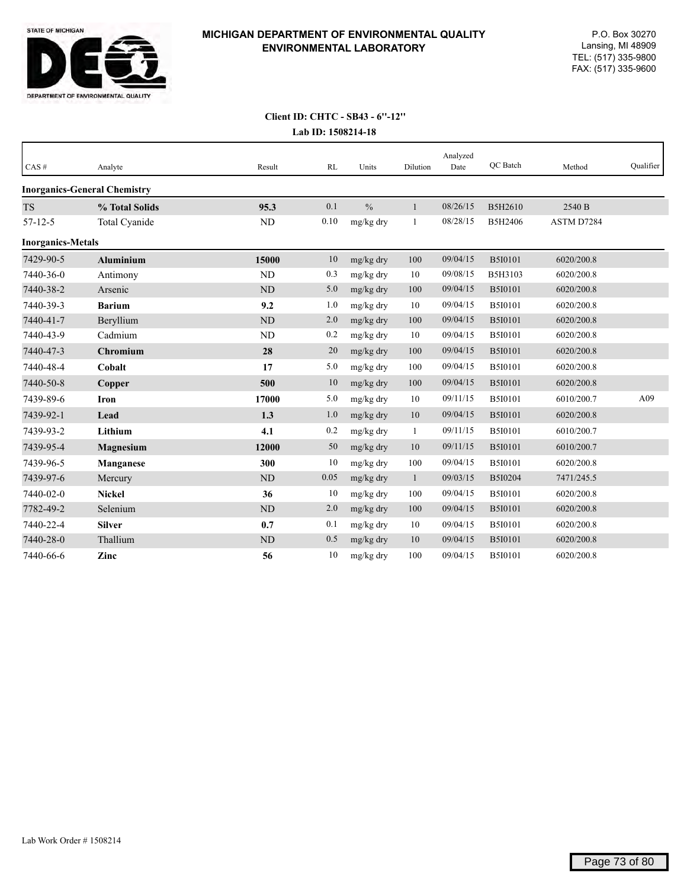**MICHIGAN DEPARTMENT OF ENVIRONMENTAL QUALITY**
**ENVIRONMENTAL LABORATORY**

P.O. Box 30270
Lansing, MI 48909
TEL: (517) 335-9800
FAX: (517) 335-9600

**Client ID: CHTC - SB43 - 6''-12''**
**Lab ID: 1508214-18**

| CAS # | Analyte | Result | RL | Units | Dilution | Analyzed Date | QC Batch | Method | Qualifier |
|---|---|---|---|---|---|---|---|---|---|
| **Inorganics-General Chemistry** | | | | | | | | | |
| TS | **% Total Solids** | **95.3** | 0.1 | % | 1 | 08/26/15 | B5H2610 | 2540 B | |
| 57-12-5 | Total Cyanide | ND | 0.10 | mg/kg dry | 1 | 08/28/15 | B5H2406 | ASTM D7284 | |
| **Inorganics-Metals** | | | | | | | | | |
| 7429-90-5 | **Aluminium** | **15000** | 10 | mg/kg dry | 100 | 09/04/15 | B5I0101 | 6020/200.8 | |
| 7440-36-0 | Antimony | ND | 0.3 | mg/kg dry | 10 | 09/08/15 | B5H3103 | 6020/200.8 | |
| 7440-38-2 | Arsenic | ND | 5.0 | mg/kg dry | 100 | 09/04/15 | B5I0101 | 6020/200.8 | |
| 7440-39-3 | **Barium** | **9.2** | 1.0 | mg/kg dry | 10 | 09/04/15 | B5I0101 | 6020/200.8 | |
| 7440-41-7 | Beryllium | ND | 2.0 | mg/kg dry | 100 | 09/04/15 | B5I0101 | 6020/200.8 | |
| 7440-43-9 | Cadmium | ND | 0.2 | mg/kg dry | 10 | 09/04/15 | B5I0101 | 6020/200.8 | |
| 7440-47-3 | **Chromium** | **28** | 20 | mg/kg dry | 100 | 09/04/15 | B5I0101 | 6020/200.8 | |
| 7440-48-4 | **Cobalt** | **17** | 5.0 | mg/kg dry | 100 | 09/04/15 | B5I0101 | 6020/200.8 | |
| 7440-50-8 | **Copper** | **500** | 10 | mg/kg dry | 100 | 09/04/15 | B5I0101 | 6020/200.8 | |
| 7439-89-6 | **Iron** | **17000** | 5.0 | mg/kg dry | 10 | 09/11/15 | B5I0101 | 6010/200.7 | A09 |
| 7439-92-1 | **Lead** | **1.3** | 1.0 | mg/kg dry | 10 | 09/04/15 | B5I0101 | 6020/200.8 | |
| 7439-93-2 | **Lithium** | **4.1** | 0.2 | mg/kg dry | 1 | 09/11/15 | B5I0101 | 6010/200.7 | |
| 7439-95-4 | **Magnesium** | **12000** | 50 | mg/kg dry | 10 | 09/11/15 | B5I0101 | 6010/200.7 | |
| 7439-96-5 | **Manganese** | **300** | 10 | mg/kg dry | 100 | 09/04/15 | B5I0101 | 6020/200.8 | |
| 7439-97-6 | Mercury | ND | 0.05 | mg/kg dry | 1 | 09/03/15 | B5I0204 | 7471/245.5 | |
| 7440-02-0 | **Nickel** | **36** | 10 | mg/kg dry | 100 | 09/04/15 | B5I0101 | 6020/200.8 | |
| 7782-49-2 | Selenium | ND | 2.0 | mg/kg dry | 100 | 09/04/15 | B5I0101 | 6020/200.8 | |
| 7440-22-4 | **Silver** | **0.7** | 0.1 | mg/kg dry | 10 | 09/04/15 | B5I0101 | 6020/200.8 | |
| 7440-28-0 | Thallium | ND | 0.5 | mg/kg dry | 10 | 09/04/15 | B5I0101 | 6020/200.8 | |
| 7440-66-6 | **Zinc** | **56** | 10 | mg/kg dry | 100 | 09/04/15 | B5I0101 | 6020/200.8 | |

Lab Work Order # 1508214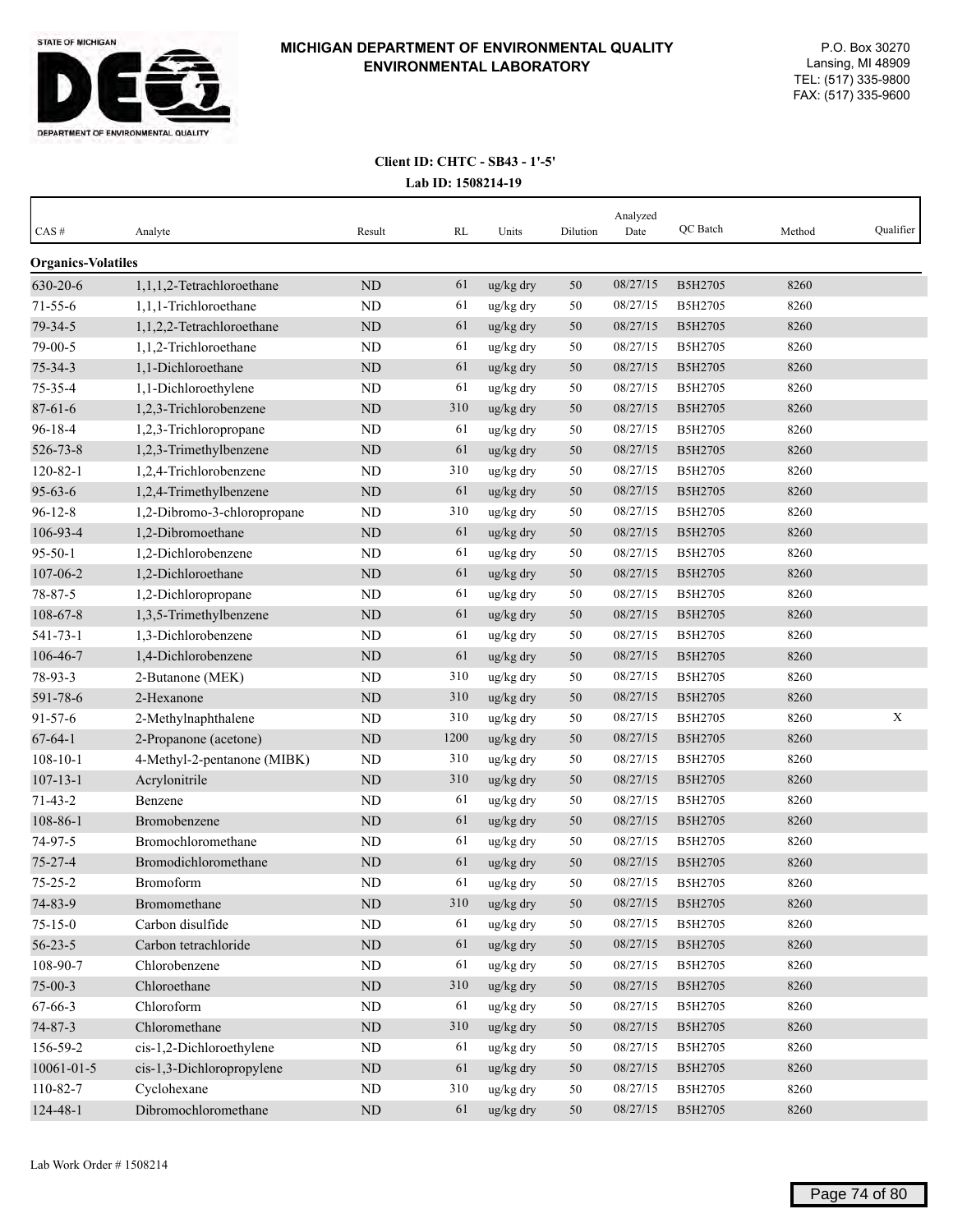**MICHIGAN DEPARTMENT OF ENVIRONMENTAL QUALITY**
**ENVIRONMENTAL LABORATORY**

P.O. Box 30270
Lansing, MI 48909
TEL: (517) 335-9800
FAX: (517) 335-9600

**Client ID: CHTC - SB43 - 1'-5'**
**Lab ID: 1508214-19**

| CAS # | Analyte | Result | RL | Units | Dilution | Analyzed Date | QC Batch | Method | Qualifier |
|---|---|---|---|---|---|---|---|---|---|
| **Organics-Volatiles** | | | | | | | | | |
| 630-20-6 | 1,1,1,2-Tetrachloroethane | ND | 61 | ug/kg dry | 50 | 08/27/15 | B5H2705 | 8260 | |
| 71-55-6 | 1,1,1-Trichloroethane | ND | 61 | ug/kg dry | 50 | 08/27/15 | B5H2705 | 8260 | |
| 79-34-5 | 1,1,2,2-Tetrachloroethane | ND | 61 | ug/kg dry | 50 | 08/27/15 | B5H2705 | 8260 | |
| 79-00-5 | 1,1,2-Trichloroethane | ND | 61 | ug/kg dry | 50 | 08/27/15 | B5H2705 | 8260 | |
| 75-34-3 | 1,1-Dichloroethane | ND | 61 | ug/kg dry | 50 | 08/27/15 | B5H2705 | 8260 | |
| 75-35-4 | 1,1-Dichloroethylene | ND | 61 | ug/kg dry | 50 | 08/27/15 | B5H2705 | 8260 | |
| 87-61-6 | 1,2,3-Trichlorobenzene | ND | 310 | ug/kg dry | 50 | 08/27/15 | B5H2705 | 8260 | |
| 96-18-4 | 1,2,3-Trichloropropane | ND | 61 | ug/kg dry | 50 | 08/27/15 | B5H2705 | 8260 | |
| 526-73-8 | 1,2,3-Trimethylbenzene | ND | 61 | ug/kg dry | 50 | 08/27/15 | B5H2705 | 8260 | |
| 120-82-1 | 1,2,4-Trichlorobenzene | ND | 310 | ug/kg dry | 50 | 08/27/15 | B5H2705 | 8260 | |
| 95-63-6 | 1,2,4-Trimethylbenzene | ND | 61 | ug/kg dry | 50 | 08/27/15 | B5H2705 | 8260 | |
| 96-12-8 | 1,2-Dibromo-3-chloropropane | ND | 310 | ug/kg dry | 50 | 08/27/15 | B5H2705 | 8260 | |
| 106-93-4 | 1,2-Dibromoethane | ND | 61 | ug/kg dry | 50 | 08/27/15 | B5H2705 | 8260 | |
| 95-50-1 | 1,2-Dichlorobenzene | ND | 61 | ug/kg dry | 50 | 08/27/15 | B5H2705 | 8260 | |
| 107-06-2 | 1,2-Dichloroethane | ND | 61 | ug/kg dry | 50 | 08/27/15 | B5H2705 | 8260 | |
| 78-87-5 | 1,2-Dichloropropane | ND | 61 | ug/kg dry | 50 | 08/27/15 | B5H2705 | 8260 | |
| 108-67-8 | 1,3,5-Trimethylbenzene | ND | 61 | ug/kg dry | 50 | 08/27/15 | B5H2705 | 8260 | |
| 541-73-1 | 1,3-Dichlorobenzene | ND | 61 | ug/kg dry | 50 | 08/27/15 | B5H2705 | 8260 | |
| 106-46-7 | 1,4-Dichlorobenzene | ND | 61 | ug/kg dry | 50 | 08/27/15 | B5H2705 | 8260 | |
| 78-93-3 | 2-Butanone (MEK) | ND | 310 | ug/kg dry | 50 | 08/27/15 | B5H2705 | 8260 | |
| 591-78-6 | 2-Hexanone | ND | 310 | ug/kg dry | 50 | 08/27/15 | B5H2705 | 8260 | |
| 91-57-6 | 2-Methylnaphthalene | ND | 310 | ug/kg dry | 50 | 08/27/15 | B5H2705 | 8260 | X |
| 67-64-1 | 2-Propanone (acetone) | ND | 1200 | ug/kg dry | 50 | 08/27/15 | B5H2705 | 8260 | |
| 108-10-1 | 4-Methyl-2-pentanone (MIBK) | ND | 310 | ug/kg dry | 50 | 08/27/15 | B5H2705 | 8260 | |
| 107-13-1 | Acrylonitrile | ND | 310 | ug/kg dry | 50 | 08/27/15 | B5H2705 | 8260 | |
| 71-43-2 | Benzene | ND | 61 | ug/kg dry | 50 | 08/27/15 | B5H2705 | 8260 | |
| 108-86-1 | Bromobenzene | ND | 61 | ug/kg dry | 50 | 08/27/15 | B5H2705 | 8260 | |
| 74-97-5 | Bromochloromethane | ND | 61 | ug/kg dry | 50 | 08/27/15 | B5H2705 | 8260 | |
| 75-27-4 | Bromodichloromethane | ND | 61 | ug/kg dry | 50 | 08/27/15 | B5H2705 | 8260 | |
| 75-25-2 | Bromoform | ND | 61 | ug/kg dry | 50 | 08/27/15 | B5H2705 | 8260 | |
| 74-83-9 | Bromomethane | ND | 310 | ug/kg dry | 50 | 08/27/15 | B5H2705 | 8260 | |
| 75-15-0 | Carbon disulfide | ND | 61 | ug/kg dry | 50 | 08/27/15 | B5H2705 | 8260 | |
| 56-23-5 | Carbon tetrachloride | ND | 61 | ug/kg dry | 50 | 08/27/15 | B5H2705 | 8260 | |
| 108-90-7 | Chlorobenzene | ND | 61 | ug/kg dry | 50 | 08/27/15 | B5H2705 | 8260 | |
| 75-00-3 | Chloroethane | ND | 310 | ug/kg dry | 50 | 08/27/15 | B5H2705 | 8260 | |
| 67-66-3 | Chloroform | ND | 61 | ug/kg dry | 50 | 08/27/15 | B5H2705 | 8260 | |
| 74-87-3 | Chloromethane | ND | 310 | ug/kg dry | 50 | 08/27/15 | B5H2705 | 8260 | |
| 156-59-2 | cis-1,2-Dichloroethylene | ND | 61 | ug/kg dry | 50 | 08/27/15 | B5H2705 | 8260 | |
| 10061-01-5 | cis-1,3-Dichloropropylene | ND | 61 | ug/kg dry | 50 | 08/27/15 | B5H2705 | 8260 | |
| 110-82-7 | Cyclohexane | ND | 310 | ug/kg dry | 50 | 08/27/15 | B5H2705 | 8260 | |
| 124-48-1 | Dibromochloromethane | ND | 61 | ug/kg dry | 50 | 08/27/15 | B5H2705 | 8260 | |

Lab Work Order # 1508214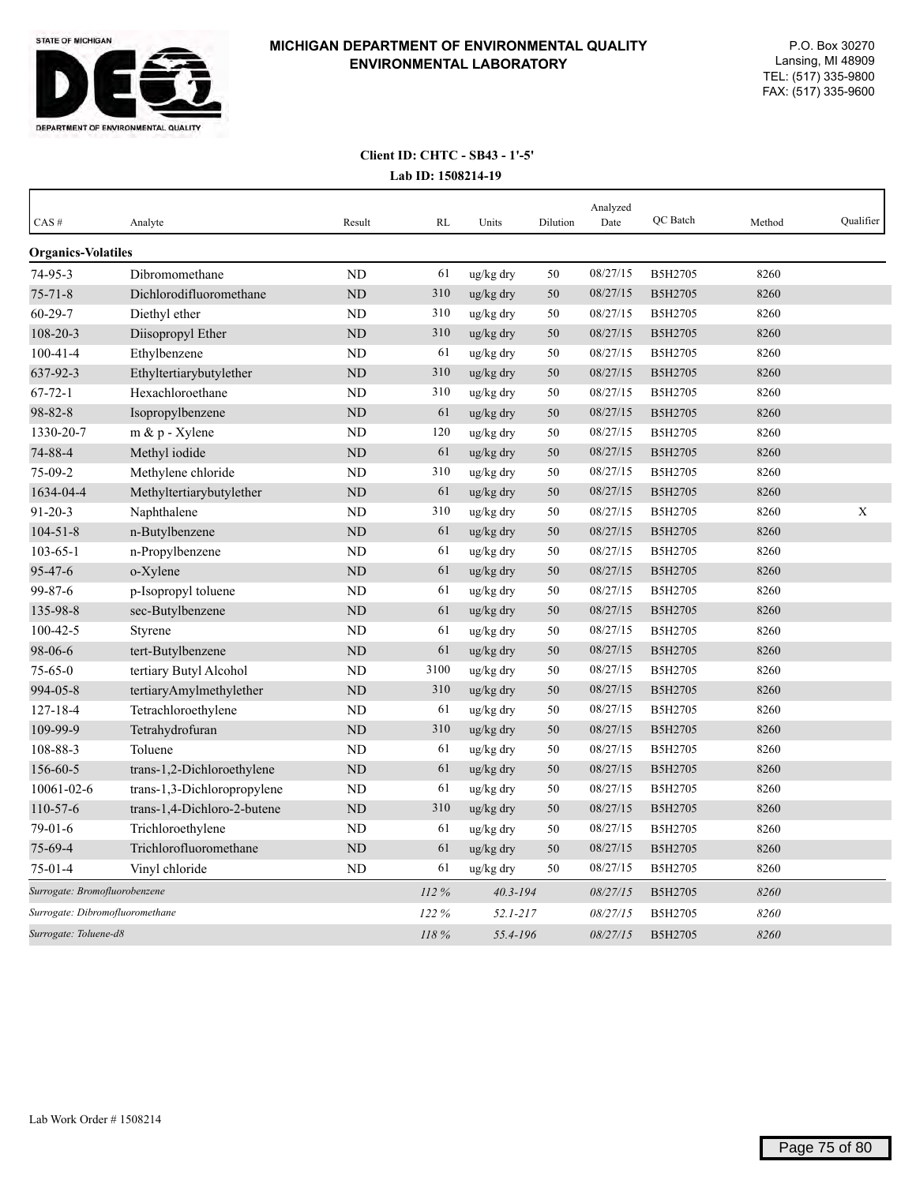# MICHIGAN DEPARTMENT OF ENVIRONMENTAL QUALITY
## ENVIRONMENTAL LABORATORY

STATE OF MICHIGAN
DEPARTMENT OF ENVIRONMENTAL QUALITY

P.O. Box 30270
Lansing, MI 48909
TEL: (517) 335-9800
FAX: (517) 335-9600

**Client ID: CHTC - SB43 - 1'-5'**

**Lab ID: 1508214-19**

| CAS # | Analyte | Result | RL | Units | Dilution | Analyzed Date | QC Batch | Method | Qualifier |
|---|---|---|---|---|---|---|---|---|---|
| **Organics-Volatiles** | | | | | | | | | |
| 74-95-3 | Dibromomethane | ND | 61 | ug/kg dry | 50 | 08/27/15 | B5H2705 | 8260 | |
| 75-71-8 | Dichlorodifluoromethane | ND | 310 | ug/kg dry | 50 | 08/27/15 | B5H2705 | 8260 | |
| 60-29-7 | Diethyl ether | ND | 310 | ug/kg dry | 50 | 08/27/15 | B5H2705 | 8260 | |
| 108-20-3 | Diisopropyl Ether | ND | 310 | ug/kg dry | 50 | 08/27/15 | B5H2705 | 8260 | |
| 100-41-4 | Ethylbenzene | ND | 61 | ug/kg dry | 50 | 08/27/15 | B5H2705 | 8260 | |
| 637-92-3 | Ethyltertiarybutylether | ND | 310 | ug/kg dry | 50 | 08/27/15 | B5H2705 | 8260 | |
| 67-72-1 | Hexachloroethane | ND | 310 | ug/kg dry | 50 | 08/27/15 | B5H2705 | 8260 | |
| 98-82-8 | Isopropylbenzene | ND | 61 | ug/kg dry | 50 | 08/27/15 | B5H2705 | 8260 | |
| 1330-20-7 | m & p - Xylene | ND | 120 | ug/kg dry | 50 | 08/27/15 | B5H2705 | 8260 | |
| 74-88-4 | Methyl iodide | ND | 61 | ug/kg dry | 50 | 08/27/15 | B5H2705 | 8260 | |
| 75-09-2 | Methylene chloride | ND | 310 | ug/kg dry | 50 | 08/27/15 | B5H2705 | 8260 | |
| 1634-04-4 | Methyltertiarybutylether | ND | 61 | ug/kg dry | 50 | 08/27/15 | B5H2705 | 8260 | |
| 91-20-3 | Naphthalene | ND | 310 | ug/kg dry | 50 | 08/27/15 | B5H2705 | 8260 | X |
| 104-51-8 | n-Butylbenzene | ND | 61 | ug/kg dry | 50 | 08/27/15 | B5H2705 | 8260 | |
| 103-65-1 | n-Propylbenzene | ND | 61 | ug/kg dry | 50 | 08/27/15 | B5H2705 | 8260 | |
| 95-47-6 | o-Xylene | ND | 61 | ug/kg dry | 50 | 08/27/15 | B5H2705 | 8260 | |
| 99-87-6 | p-Isopropyl toluene | ND | 61 | ug/kg dry | 50 | 08/27/15 | B5H2705 | 8260 | |
| 135-98-8 | sec-Butylbenzene | ND | 61 | ug/kg dry | 50 | 08/27/15 | B5H2705 | 8260 | |
| 100-42-5 | Styrene | ND | 61 | ug/kg dry | 50 | 08/27/15 | B5H2705 | 8260 | |
| 98-06-6 | tert-Butylbenzene | ND | 61 | ug/kg dry | 50 | 08/27/15 | B5H2705 | 8260 | |
| 75-65-0 | tertiary Butyl Alcohol | ND | 3100 | ug/kg dry | 50 | 08/27/15 | B5H2705 | 8260 | |
| 994-05-8 | tertiaryAmylmethylether | ND | 310 | ug/kg dry | 50 | 08/27/15 | B5H2705 | 8260 | |
| 127-18-4 | Tetrachloroethylene | ND | 61 | ug/kg dry | 50 | 08/27/15 | B5H2705 | 8260 | |
| 109-99-9 | Tetrahydrofuran | ND | 310 | ug/kg dry | 50 | 08/27/15 | B5H2705 | 8260 | |
| 108-88-3 | Toluene | ND | 61 | ug/kg dry | 50 | 08/27/15 | B5H2705 | 8260 | |
| 156-60-5 | trans-1,2-Dichloroethylene | ND | 61 | ug/kg dry | 50 | 08/27/15 | B5H2705 | 8260 | |
| 10061-02-6 | trans-1,3-Dichloropropylene | ND | 61 | ug/kg dry | 50 | 08/27/15 | B5H2705 | 8260 | |
| 110-57-6 | trans-1,4-Dichloro-2-butene | ND | 310 | ug/kg dry | 50 | 08/27/15 | B5H2705 | 8260 | |
| 79-01-6 | Trichloroethylene | ND | 61 | ug/kg dry | 50 | 08/27/15 | B5H2705 | 8260 | |
| 75-69-4 | Trichlorofluoromethane | ND | 61 | ug/kg dry | 50 | 08/27/15 | B5H2705 | 8260 | |
| 75-01-4 | Vinyl chloride | ND | 61 | ug/kg dry | 50 | 08/27/15 | B5H2705 | 8260 | |
| *Surrogate: Bromofluorobenzene* | | | *112 %* | *40.3-194* | | *08/27/15* | B5H2705 | *8260* | |
| *Surrogate: Dibromofluoromethane* | | | *122 %* | *52.1-217* | | *08/27/15* | B5H2705 | *8260* | |
| *Surrogate: Toluene-d8* | | | *118 %* | *55.4-196* | | *08/27/15* | B5H2705 | *8260* | |

Lab Work Order # 1508214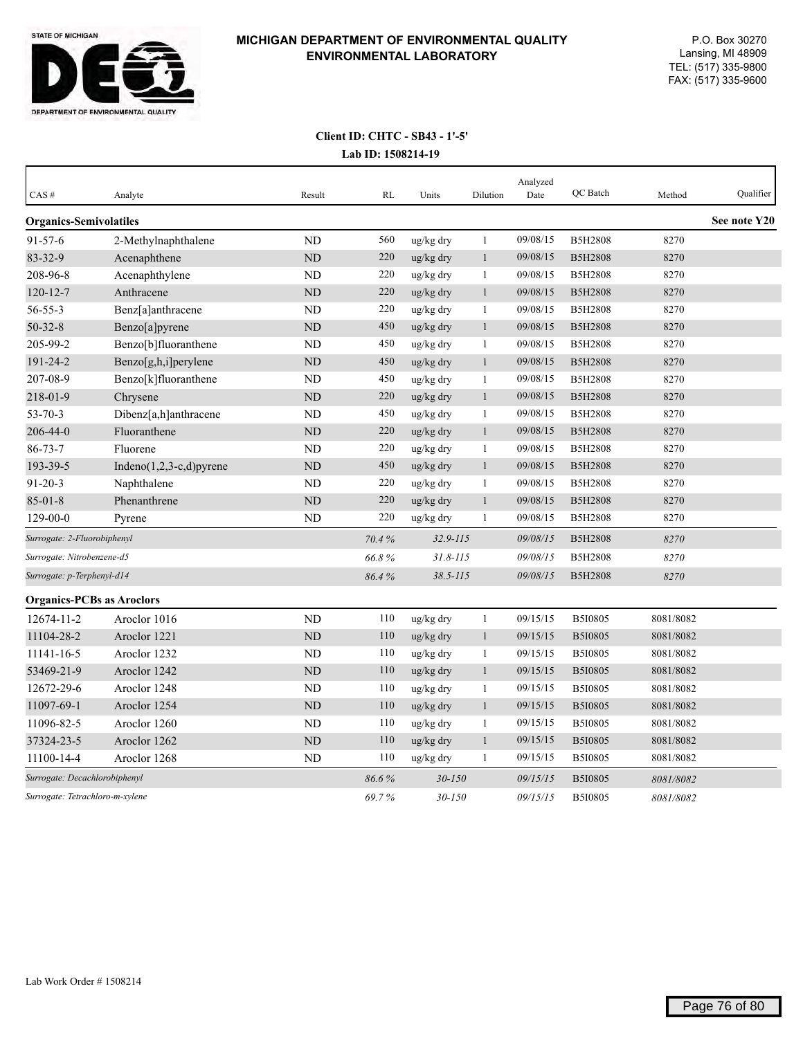# MICHIGAN DEPARTMENT OF ENVIRONMENTAL QUALITY ENVIRONMENTAL LABORATORY

STATE OF MICHIGAN
DEPARTMENT OF ENVIRONMENTAL QUALITY

P.O. Box 30270
Lansing, MI 48909
TEL: (517) 335-9800
FAX: (517) 335-9600

**Client ID: CHTC - SB43 - 1'-5'**

**Lab ID: 1508214-19**

| CAS # | Analyte | Result | RL | Units | Dilution | Analyzed Date | QC Batch | Method | Qualifier |
|---|---|---|---|---|---|---|---|---|---|
| **Organics-Semivolatiles** | | | | | | | | | **See note Y20** |
| 91-57-6 | 2-Methylnaphthalene | ND | 560 | ug/kg dry | 1 | 09/08/15 | B5H2808 | 8270 | |
| 83-32-9 | Acenaphthene | ND | 220 | ug/kg dry | 1 | 09/08/15 | B5H2808 | 8270 | |
| 208-96-8 | Acenaphthylene | ND | 220 | ug/kg dry | 1 | 09/08/15 | B5H2808 | 8270 | |
| 120-12-7 | Anthracene | ND | 220 | ug/kg dry | 1 | 09/08/15 | B5H2808 | 8270 | |
| 56-55-3 | Benz[a]anthracene | ND | 220 | ug/kg dry | 1 | 09/08/15 | B5H2808 | 8270 | |
| 50-32-8 | Benzo[a]pyrene | ND | 450 | ug/kg dry | 1 | 09/08/15 | B5H2808 | 8270 | |
| 205-99-2 | Benzo[b]fluoranthene | ND | 450 | ug/kg dry | 1 | 09/08/15 | B5H2808 | 8270 | |
| 191-24-2 | Benzo[g,h,i]perylene | ND | 450 | ug/kg dry | 1 | 09/08/15 | B5H2808 | 8270 | |
| 207-08-9 | Benzo[k]fluoranthene | ND | 450 | ug/kg dry | 1 | 09/08/15 | B5H2808 | 8270 | |
| 218-01-9 | Chrysene | ND | 220 | ug/kg dry | 1 | 09/08/15 | B5H2808 | 8270 | |
| 53-70-3 | Dibenz[a,h]anthracene | ND | 450 | ug/kg dry | 1 | 09/08/15 | B5H2808 | 8270 | |
| 206-44-0 | Fluoranthene | ND | 220 | ug/kg dry | 1 | 09/08/15 | B5H2808 | 8270 | |
| 86-73-7 | Fluorene | ND | 220 | ug/kg dry | 1 | 09/08/15 | B5H2808 | 8270 | |
| 193-39-5 | Indeno(1,2,3-c,d)pyrene | ND | 450 | ug/kg dry | 1 | 09/08/15 | B5H2808 | 8270 | |
| 91-20-3 | Naphthalene | ND | 220 | ug/kg dry | 1 | 09/08/15 | B5H2808 | 8270 | |
| 85-01-8 | Phenanthrene | ND | 220 | ug/kg dry | 1 | 09/08/15 | B5H2808 | 8270 | |
| 129-00-0 | Pyrene | ND | 220 | ug/kg dry | 1 | 09/08/15 | B5H2808 | 8270 | |
| *Surrogate: 2-Fluorobiphenyl* | | | *70.4 %* | *32.9-115* | | *09/08/15* | B5H2808 | *8270* | |
| *Surrogate: Nitrobenzene-d5* | | | *66.8 %* | *31.8-115* | | *09/08/15* | B5H2808 | *8270* | |
| *Surrogate: p-Terphenyl-d14* | | | *86.4 %* | *38.5-115* | | *09/08/15* | B5H2808 | *8270* | |
| **Organics-PCBs as Aroclors** | | | | | | | | | |
| 12674-11-2 | Aroclor 1016 | ND | 110 | ug/kg dry | 1 | 09/15/15 | B5I0805 | 8081/8082 | |
| 11104-28-2 | Aroclor 1221 | ND | 110 | ug/kg dry | 1 | 09/15/15 | B5I0805 | 8081/8082 | |
| 11141-16-5 | Aroclor 1232 | ND | 110 | ug/kg dry | 1 | 09/15/15 | B5I0805 | 8081/8082 | |
| 53469-21-9 | Aroclor 1242 | ND | 110 | ug/kg dry | 1 | 09/15/15 | B5I0805 | 8081/8082 | |
| 12672-29-6 | Aroclor 1248 | ND | 110 | ug/kg dry | 1 | 09/15/15 | B5I0805 | 8081/8082 | |
| 11097-69-1 | Aroclor 1254 | ND | 110 | ug/kg dry | 1 | 09/15/15 | B5I0805 | 8081/8082 | |
| 11096-82-5 | Aroclor 1260 | ND | 110 | ug/kg dry | 1 | 09/15/15 | B5I0805 | 8081/8082 | |
| 37324-23-5 | Aroclor 1262 | ND | 110 | ug/kg dry | 1 | 09/15/15 | B5I0805 | 8081/8082 | |
| 11100-14-4 | Aroclor 1268 | ND | 110 | ug/kg dry | 1 | 09/15/15 | B5I0805 | 8081/8082 | |
| *Surrogate: Decachlorobiphenyl* | | | *86.6 %* | *30-150* | | *09/15/15* | B5I0805 | *8081/8082* | |
| *Surrogate: Tetrachloro-m-xylene* | | | *69.7 %* | *30-150* | | *09/15/15* | B5I0805 | *8081/8082* | |

Lab Work Order # 1508214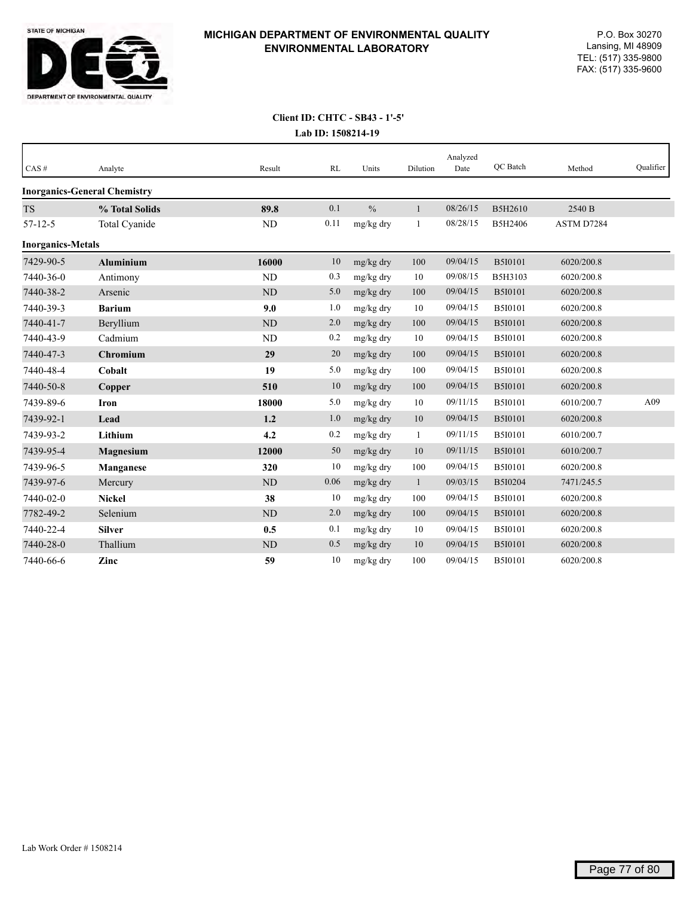# MICHIGAN DEPARTMENT OF ENVIRONMENTAL QUALITY
# ENVIRONMENTAL LABORATORY

P.O. Box 30270
Lansing, MI 48909
TEL: (517) 335-9800
FAX: (517) 335-9600

**Client ID: CHTC - SB43 - 1'-5'**
**Lab ID: 1508214-19**

| CAS # | Analyte | Result | RL | Units | Dilution | Analyzed Date | QC Batch | Method | Qualifier |
|---|---|---|---|---|---|---|---|---|---|
| **Inorganics-General Chemistry** | | | | | | | | | |
| TS | **% Total Solids** | **89.8** | 0.1 | % | 1 | 08/26/15 | B5H2610 | 2540 B | |
| 57-12-5 | Total Cyanide | ND | 0.11 | mg/kg dry | 1 | 08/28/15 | B5H2406 | ASTM D7284 | |
| **Inorganics-Metals** | | | | | | | | | |
| 7429-90-5 | **Aluminium** | **16000** | 10 | mg/kg dry | 100 | 09/04/15 | B5I0101 | 6020/200.8 | |
| 7440-36-0 | Antimony | ND | 0.3 | mg/kg dry | 10 | 09/08/15 | B5H3103 | 6020/200.8 | |
| 7440-38-2 | Arsenic | ND | 5.0 | mg/kg dry | 100 | 09/04/15 | B5I0101 | 6020/200.8 | |
| 7440-39-3 | **Barium** | **9.0** | 1.0 | mg/kg dry | 10 | 09/04/15 | B5I0101 | 6020/200.8 | |
| 7440-41-7 | Beryllium | ND | 2.0 | mg/kg dry | 100 | 09/04/15 | B5I0101 | 6020/200.8 | |
| 7440-43-9 | Cadmium | ND | 0.2 | mg/kg dry | 10 | 09/04/15 | B5I0101 | 6020/200.8 | |
| 7440-47-3 | **Chromium** | **29** | 20 | mg/kg dry | 100 | 09/04/15 | B5I0101 | 6020/200.8 | |
| 7440-48-4 | **Cobalt** | **19** | 5.0 | mg/kg dry | 100 | 09/04/15 | B5I0101 | 6020/200.8 | |
| 7440-50-8 | **Copper** | **510** | 10 | mg/kg dry | 100 | 09/04/15 | B5I0101 | 6020/200.8 | |
| 7439-89-6 | **Iron** | **18000** | 5.0 | mg/kg dry | 10 | 09/11/15 | B5I0101 | 6010/200.7 | A09 |
| 7439-92-1 | **Lead** | **1.2** | 1.0 | mg/kg dry | 10 | 09/04/15 | B5I0101 | 6020/200.8 | |
| 7439-93-2 | **Lithium** | **4.2** | 0.2 | mg/kg dry | 1 | 09/11/15 | B5I0101 | 6010/200.7 | |
| 7439-95-4 | **Magnesium** | **12000** | 50 | mg/kg dry | 10 | 09/11/15 | B5I0101 | 6010/200.7 | |
| 7439-96-5 | **Manganese** | **320** | 10 | mg/kg dry | 100 | 09/04/15 | B5I0101 | 6020/200.8 | |
| 7439-97-6 | Mercury | ND | 0.06 | mg/kg dry | 1 | 09/03/15 | B5I0204 | 7471/245.5 | |
| 7440-02-0 | **Nickel** | **38** | 10 | mg/kg dry | 100 | 09/04/15 | B5I0101 | 6020/200.8 | |
| 7782-49-2 | Selenium | ND | 2.0 | mg/kg dry | 100 | 09/04/15 | B5I0101 | 6020/200.8 | |
| 7440-22-4 | **Silver** | **0.5** | 0.1 | mg/kg dry | 10 | 09/04/15 | B5I0101 | 6020/200.8 | |
| 7440-28-0 | Thallium | ND | 0.5 | mg/kg dry | 10 | 09/04/15 | B5I0101 | 6020/200.8 | |
| 7440-66-6 | **Zinc** | **59** | 10 | mg/kg dry | 100 | 09/04/15 | B5I0101 | 6020/200.8 | |

Lab Work Order # 1508214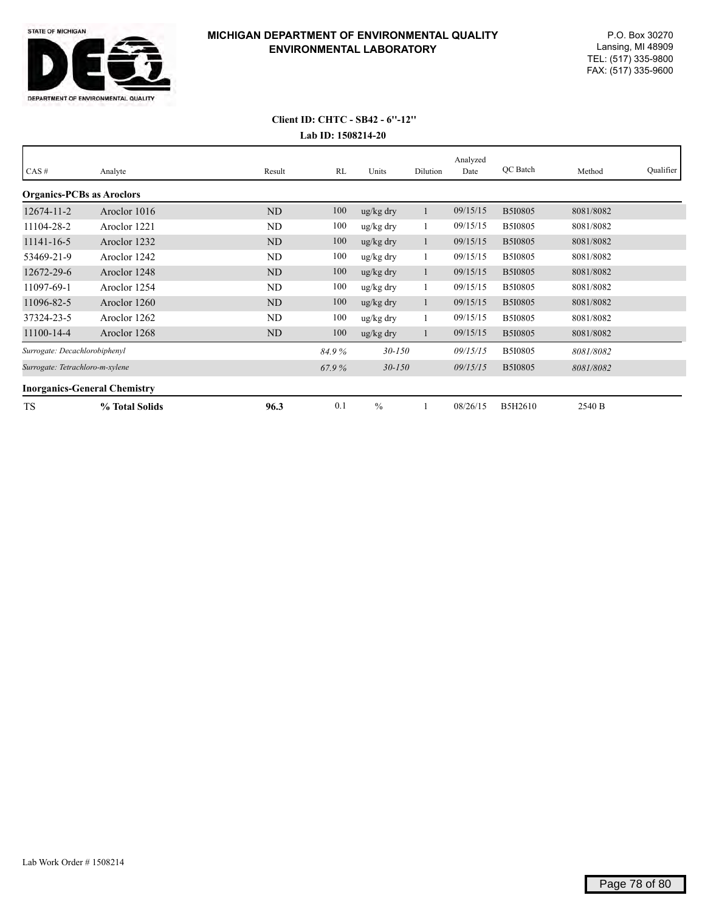# MICHIGAN DEPARTMENT OF ENVIRONMENTAL QUALITY ENVIRONMENTAL LABORATORY

STATE OF MICHIGAN
DEPARTMENT OF ENVIRONMENTAL QUALITY

P.O. Box 30270
Lansing, MI 48909
TEL: (517) 335-9800
FAX: (517) 335-9600

**Client ID: CHTC - SB42 - 6"-12"**

**Lab ID: 1508214-20**

| CAS # | Analyte | Result | RL | Units | Dilution | Analyzed Date | QC Batch | Method | Qualifier |
|---|---|---|---|---|---|---|---|---|---|
| **Organics-PCBs as Aroclors** | | | | | | | | | |
| 12674-11-2 | Aroclor 1016 | ND | 100 | ug/kg dry | 1 | 09/15/15 | B5I0805 | 8081/8082 | |
| 11104-28-2 | Aroclor 1221 | ND | 100 | ug/kg dry | 1 | 09/15/15 | B5I0805 | 8081/8082 | |
| 11141-16-5 | Aroclor 1232 | ND | 100 | ug/kg dry | 1 | 09/15/15 | B5I0805 | 8081/8082 | |
| 53469-21-9 | Aroclor 1242 | ND | 100 | ug/kg dry | 1 | 09/15/15 | B5I0805 | 8081/8082 | |
| 12672-29-6 | Aroclor 1248 | ND | 100 | ug/kg dry | 1 | 09/15/15 | B5I0805 | 8081/8082 | |
| 11097-69-1 | Aroclor 1254 | ND | 100 | ug/kg dry | 1 | 09/15/15 | B5I0805 | 8081/8082 | |
| 11096-82-5 | Aroclor 1260 | ND | 100 | ug/kg dry | 1 | 09/15/15 | B5I0805 | 8081/8082 | |
| 37324-23-5 | Aroclor 1262 | ND | 100 | ug/kg dry | 1 | 09/15/15 | B5I0805 | 8081/8082 | |
| 11100-14-4 | Aroclor 1268 | ND | 100 | ug/kg dry | 1 | 09/15/15 | B5I0805 | 8081/8082 | |
| *Surrogate: Decachlorobiphenyl* | | | *84.9 %* | *30-150* | | *09/15/15* | B5I0805 | *8081/8082* | |
| *Surrogate: Tetrachloro-m-xylene* | | | *67.9 %* | *30-150* | | *09/15/15* | B5I0805 | *8081/8082* | |
| **Inorganics-General Chemistry** | | | | | | | | | |
| TS | **% Total Solids** | **96.3** | 0.1 | % | 1 | 08/26/15 | B5H2610 | 2540 B | |

Lab Work Order # 1508214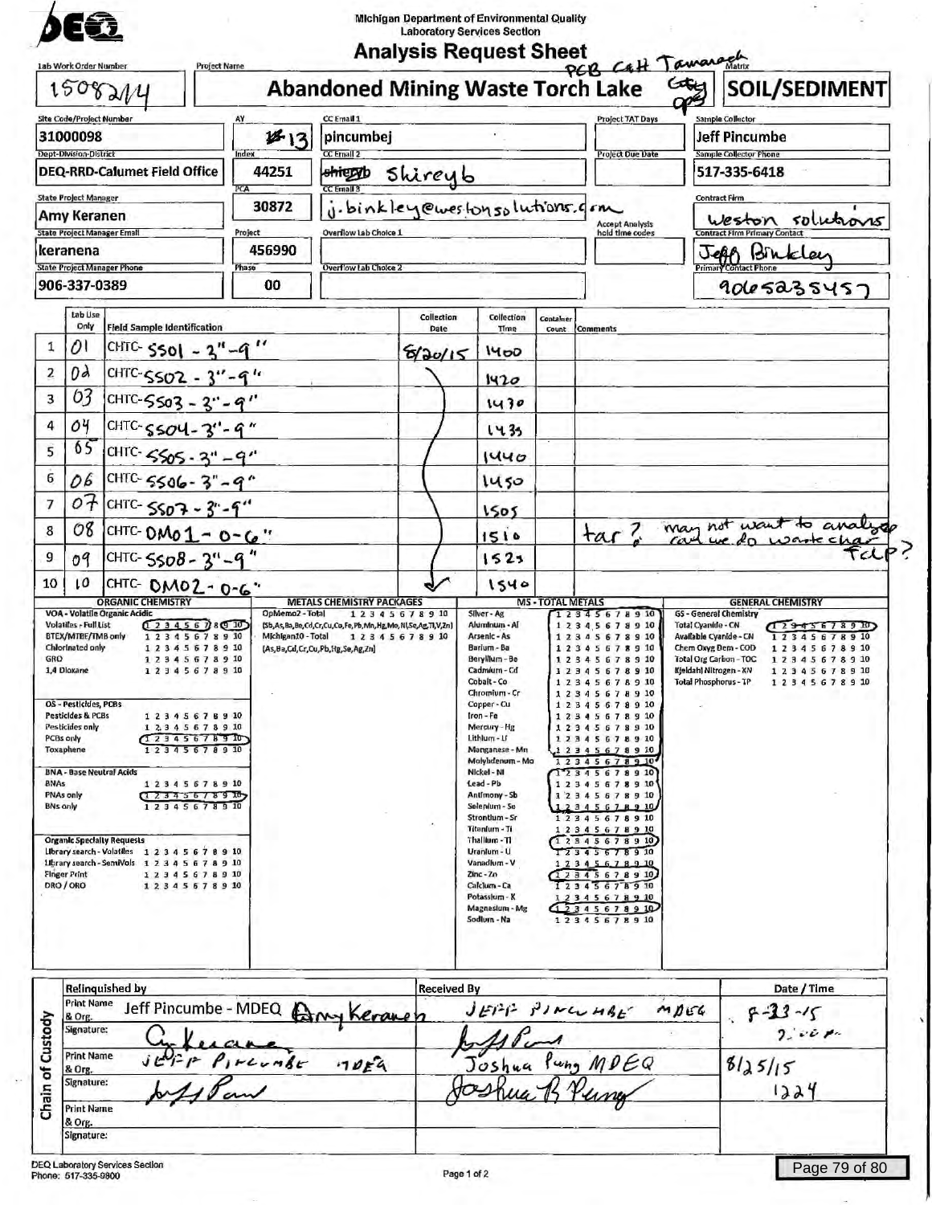DEQ

Michigan Department of Environmental Quality
Laboratory Services Section

# Analysis Request Sheet

| Lab Work Order Number | Project Name | | Matrix |
|---|---|---|---|
| 1508214 | Abandoned Mining Waste Torch Lake | PCB C&H Tamarack City | SOIL/SEDIMENT |

| Field | Value | Field | Value | Field | Value | Field | Value |
|---|---|---|---|---|---|---|---|
| Site Code/Project Number | 31000098 | AY | 13 | CC Email 1 | pincumbej | Sample Collector | Jeff Pincumbe |
| Dept-Division-District | DEQ-RRD-Calumet Field Office | Index | 44251 | CC Email 2 | shireyb | Sample Collector Phone | 517-335-6418 |
| State Project Manager | Amy Keranen | PCA | 30872 | CC Email 3 | j.binkley@westonsolutions.com | Contract Firm | Weston solutions |
| State Project Manager Email | keranena | Project | 456990 | Overflow Lab Choice 1 | | Contract Firm Primary Contact | Jeff Binkley |
| State Project Manager Phone | 906-337-0389 | Phase | 00 | Overflow Lab Choice 2 | | Primary Contact Phone | 9065235457 |

Project TAT Days:
Project Due Date:
Accept Analysis hold time codes:

| # | Lab Use Only | Field Sample Identification | Collection Date | Collection Time | Container Count | Comments |
|---|---|---|---|---|---|---|
| 1 | 01 | CHTC- SS01 - 3"-9" | 8/20/15 | 1400 | | |
| 2 | 02 | CHTC- SS02 - 3"-9" | | 1420 | | |
| 3 | 03 | CHTC- SS03 - 3"-9" | | 1430 | | |
| 4 | 04 | CHTC- SS04- 3"-9" | | 1435 | | |
| 5 | 05 | CHTC- SS05 - 3"-9" | | 1440 | | |
| 6 | 06 | CHTC- SS06- 3"-9" | | 1450 | | |
| 7 | 07 | CHTC- SS07 - 3"-9" | | 1505 | | |
| 8 | 08 | CHTC- DM01 - 0-6" | | 1510 | | tar? may not want to analyze can we do waste char TCLP? |
| 9 | 09 | CHTC- SS08- 3"-9" | | 1525 | | |
| 10 | 10 | CHTC- DM02 - 0-6" | | 1540 | | |

**ORGANIC CHEMISTRY**

VOA - Volatile Organic Acidic
- Volatiles - Full List: 1 2 3 4 5 6 7 8 9 10 (1-7, 9-10 circled)
- BTEX/MTBE/TMB only: 1 2 3 4 5 6 7 8 9 10
- Chlorinated only: 1 2 3 4 5 6 7 8 9 10
- GRO: 1 2 3 4 5 6 7 8 9 10
- 1,4 Dioxane: 1 2 3 4 5 6 7 8 9 10

OS - Pesticides, PCBs
- Pesticides & PCBs: 1 2 3 4 5 6 7 8 9 10
- Pesticides only: 1 2 3 4 5 6 7 8 9 10
- PCBs only: 1 2 3 4 5 6 7 8 9 10 (circled)
- Toxaphene: 1 2 3 4 5 6 7 8 9 10

BNA - Base Neutral Acids
- BNAs: 1 2 3 4 5 6 7 8 9 10
- PNAs only: 1 2 3 4 5 6 7 8 9 10 (circled)
- BNs only: 1 2 3 4 5 6 7 8 9 10

Organic Specialty Requests
- Library search - Volatiles: 1 2 3 4 5 6 7 8 9 10
- Library search - SemiVols: 1 2 3 4 5 6 7 8 9 10
- Finger Print: 1 2 3 4 5 6 7 8 9 10
- DRO / ORO: 1 2 3 4 5 6 7 8 9 10

**METALS CHEMISTRY PACKAGES**
- OpMemo2 - Total (Sb,As,Ba,Be,Cd,Cr,Cu,Co,Fe,Pb,Mn,Hg,Mo,Ni,Se,Ag,Tl,V,Zn): 1 2 3 4 5 6 7 8 9 10
- Michigan10 - Total (As,Ba,Cd,Cr,Cu,Pb,Hg,Se,Ag,Zn): 1 2 3 4 5 6 7 8 9 10

**MS - TOTAL METALS** (1 2 3 4 5 6 7 8 9 10 each)
- Silver - Ag (circled)
- Aluminum - Al
- Arsenic - As
- Barium - Ba
- Beryllium - Be
- Cadmium - Cd
- Cobalt - Co
- Chromium - Cr
- Copper - Cu
- Iron - Fe
- Mercury - Hg
- Lithium - Li
- Manganese - Mn
- Molybdenum - Mo
- Nickel - Ni (circled)
- Lead - Pb
- Antimony - Sb
- Selenium - Se
- Strontium - Sr
- Titanium - Ti
- Thallium - Tl (circled)
- Uranium - U
- Vanadium - V
- Zinc - Zn (circled)
- Calcium - Ca
- Potassium - K
- Magnesium - Mg (circled)
- Sodium - Na

**GENERAL CHEMISTRY**
- GS - General Chemistry
- Total Cyanide - CN: 1 2 3 4 5 6 7 8 9 10 (circled)
- Available Cyanide - CN: 1 2 3 4 5 6 7 8 9 10
- Chem Oxyg Dem - COD: 1 2 3 4 5 6 7 8 9 10
- Total Org Carbon - TOC: 1 2 3 4 5 6 7 8 9 10
- Kjeldahl Nitrogen - KN: 1 2 3 4 5 6 7 8 9 10
- Total Phosphorus - TP: 1 2 3 4 5 6 7 8 9 10

**Chain of Custody**

| | Relinquished by | Received By | Date / Time |
|---|---|---|---|
| Print Name & Org. | Jeff Pincumbe - MDEQ Amy Keranen | JEFF PINCUMBE MDEQ | 8-23-15 |
| Signature: | A. Keranen | Jeff Pincumbe | 2:00 pm |
| Print Name & Org. | JEFF PINCUMBE MDEQ | Joshua Peng MDEQ | 8/25/15 |
| Signature: | Jeff Pincumbe | Joshua B Peng | 1224 |
| Print Name & Org. | | | |
| Signature: | | | |

DEQ Laboratory Services Section
Phone: 517-335-9800

Page 1 of 2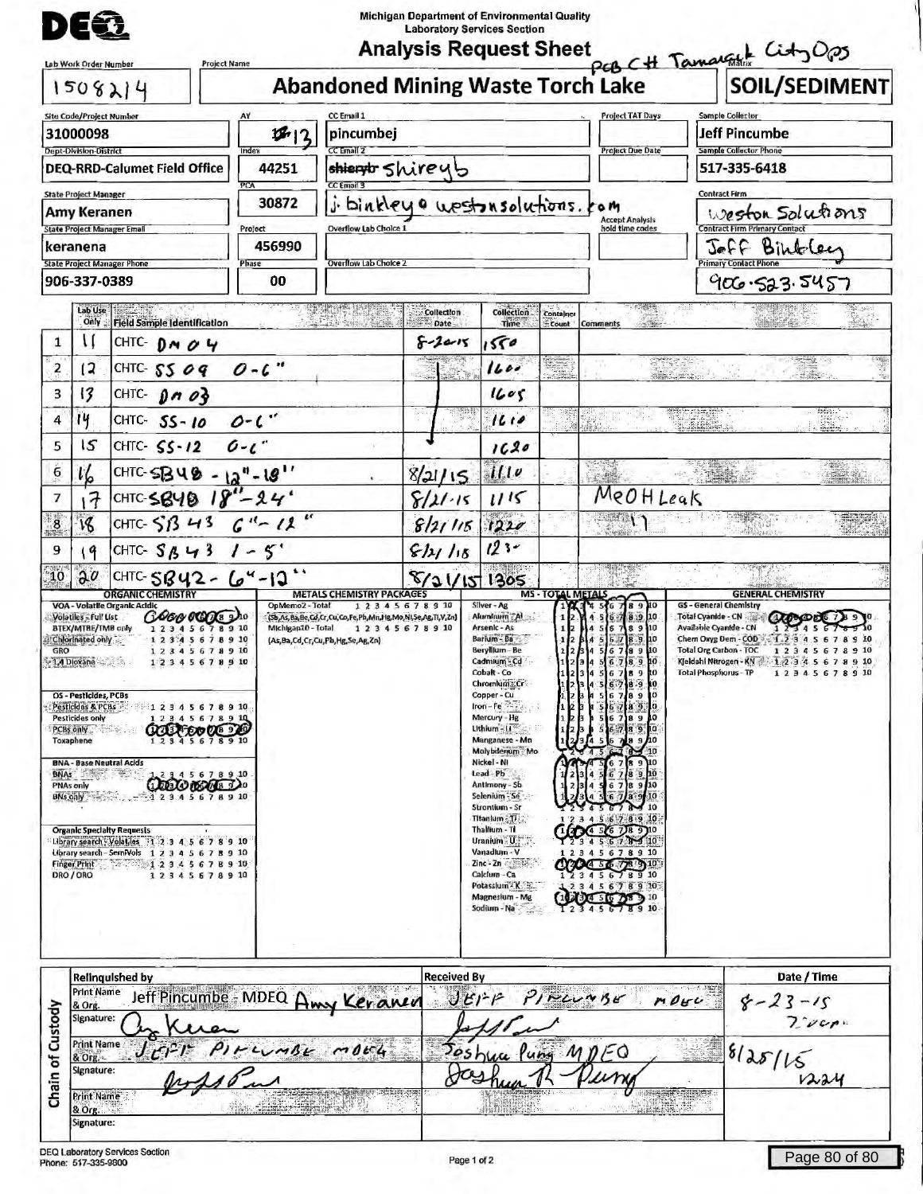DEQ

Michigan Department of Environmental Quality
Laboratory Services Section

# Analysis Request Sheet

PCB CH Tamarack City Ops

| Lab Work Order Number | Project Name | Matrix |
|---|---|---|
| 1508214 | Abandoned Mining Waste Torch Lake | SOIL/SEDIMENT |

| | | | | |
|---|---|---|---|---|
| Site Code/Project Number: 31000098 | AY: 13 | CC Email 1: pincumbej | Project TAT Days: | Sample Collector: Jeff Pincumbe |
| Dept-Division-District: DEQ-RRD-Calumet Field Office | Index: 44251 | CC Email 2: shireyb | Project Due Date: | Sample Collector Phone: 517-335-6418 |
| State Project Manager: Amy Keranen | PCA: 30872 | CC Email 3: j.binkley@westonsolutions.com | Accept Analysis hold time codes: | Contract Firm: Weston Solutions |
| State Project Manager Email: keranena | Project: 456990 | Overflow Lab Choice 1: | | Contract Firm Primary Contact: Jeff Binkley |
| State Project Manager Phone: 906-337-0389 | Phase: 00 | Overflow Lab Choice 2: | | Primary Contact Phone: 906-523-5457 |

| # | Lab Use Only | Field Sample Identification | Collection Date | Collection Time | Container Count | Comments |
|---|---|---|---|---|---|---|
| 1 | 11 | CHTC- DM 04 | 8-20-15 | 1550 | | |
| 2 | 12 | CHTC- SS 09 0-6" | | 1600 | | |
| 3 | 13 | CHTC- DM 03 | | 1605 | | |
| 4 | 14 | CHTC- SS-10 0-6" | | 1610 | | |
| 5 | 15 | CHTC- SS-12 0-6" | | 1620 | | |
| 6 | 16 | CHTC-SB48 - 12"-18" | 8/21/15 | 1110 | | |
| 7 | 17 | CHTC-SB48 18"-24" | 8/21/15 | 1115 | | MeOH Leak |
| 8 | 18 | CHTC- SB 43 6"-12" | 8/21/15 | 1220 | | " |
| 9 | 19 | CHTC- SB43 1-5' | 8/21/15 | 1230 | | |
| 10 | 20 | CHTC-SB42 - 6"-12" | 8/21/15 | 1305 | | |

**ORGANIC CHEMISTRY**

VOA - Volatile Organic Acidic
- Volatiles - Full List: 1 2 3 4 5 6 7 8 9 10
- BTEX/MTBE/TMB only: 1 2 3 4 5 6 7 8 9 10
- Chlorinated only: 1 2 3 4 5 6 7 8 9 10
- GRO: 1 2 3 4 5 6 7 8 9 10
- 1,4 Dioxane: 1 2 3 4 5 6 7 8 9 10

OS - Pesticides, PCBs
- Pesticides & PCBs: 1 2 3 4 5 6 7 8 9 10
- Pesticides only: 1 2 3 4 5 6 7 8 9 10
- PCBs only: 1 2 3 4 5 6 7 8 9 10
- Toxaphene: 1 2 3 4 5 6 7 8 9 10

BNA - Base Neutral Acids
- BNAs: 1 2 3 4 5 6 7 8 9 10
- PNAs only: 1 2 3 4 5 6 7 8 9 10
- BNs only: 1 2 3 4 5 6 7 8 9 10

Organic Specialty Requests
- Library search - Volatiles: 1 2 3 4 5 6 7 8 9 10
- Library search - SemiVols: 1 2 3 4 5 6 7 8 9 10
- Finger Print: 1 2 3 4 5 6 7 8 9 10
- DRO / ORO: 1 2 3 4 5 6 7 8 9 10

**METALS CHEMISTRY PACKAGES**
- OpMemo2 - Total (Sb,As,Ba,Be,Cd,Cr,Cu,Co,Fe,Pb,Mn,Hg,Mo,Ni,Se,Ag,Tl,V,Zn): 1 2 3 4 5 6 7 8 9 10
- Michigan10 - Total (As,Ba,Cd,Cr,Cu,Pb,Hg,Se,Ag,Zn): 1 2 3 4 5 6 7 8 9 10

**MS - TOTAL METALS**
- Silver - Ag: 1 2 3 4 5 6 7 8 9 10
- Aluminum - Al: 1 2 3 4 5 6 7 8 9 10
- Arsenic - As: 1 2 3 4 5 6 7 8 9 10
- Barium - Ba: 1 2 3 4 5 6 7 8 9 10
- Beryllium - Be: 1 2 3 4 5 6 7 8 9 10
- Cadmium - Cd: 1 2 3 4 5 6 7 8 9 10
- Cobalt - Co: 1 2 3 4 5 6 7 8 9 10
- Chromium - Cr: 1 2 3 4 5 6 7 8 9 10
- Copper - Cu: 1 2 3 4 5 6 7 8 9 10
- Iron - Fe: 1 2 3 4 5 6 7 8 9 10
- Mercury - Hg: 1 2 3 4 5 6 7 8 9 10
- Lithium - Li: 1 2 3 4 5 6 7 8 9 10
- Manganese - Mn: 1 2 3 4 5 6 7 8 9 10
- Molybdenum - Mo: 1 2 3 4 5 6 7 8 9 10
- Nickel - Ni: 1 2 3 4 5 6 7 8 9 10
- Lead - Pb: 1 2 3 4 5 6 7 8 9 10
- Antimony - Sb: 1 2 3 4 5 6 7 8 9 10
- Selenium - Se: 1 2 3 4 5 6 7 8 9 10
- Strontium - Sr: 1 2 3 4 5 6 7 8 9 10
- Titanium - Ti: 1 2 3 4 5 6 7 8 9 10
- Thallium - Tl: 1 2 3 4 5 6 7 8 9 10
- Uranium - U: 1 2 3 4 5 6 7 8 9 10
- Vanadium - V: 1 2 3 4 5 6 7 8 9 10
- Zinc - Zn: 1 2 3 4 5 6 7 8 9 10
- Calcium - Ca: 1 2 3 4 5 6 7 8 9 10
- Potassium - K: 1 2 3 4 5 6 7 8 9 10
- Magnesium - Mg: 1 2 3 4 5 6 7 8 9 10
- Sodium - Na: 1 2 3 4 5 6 7 8 9 10

**GENERAL CHEMISTRY**

GS - General Chemistry
- Total Cyanide - CN: 1 2 3 4 5 6 7 8 9 10
- Available Cyanide - CN: 1 2 3 4 5 6 7 8 9 10
- Chem Oxyg Dem - COD: 1 2 3 4 5 6 7 8 9 10
- Total Org Carbon - TOC: 1 2 3 4 5 6 7 8 9 10
- Kjeldahl Nitrogen - KN: 1 2 3 4 5 6 7 8 9 10
- Total Phosphorus - TP: 1 2 3 4 5 6 7 8 9 10

**Chain of Custody**

| | Relinquished by | Received By | Date / Time |
|---|---|---|---|
| Print Name & Org. | Jeff Pincumbe - MDEQ Amy Keranen | JEFF PINCUMBE MDEQ | 8-23-15 7:00p |
| Signature: | (signature) | (signature) | |
| Print Name & Org. | JEFF PINCUMBE MDEQ | Joshua Pung MDEQ | 8/25/15 1224 |
| Signature: | (signature) | (signature) | |
| Print Name & Org. | | | |
| Signature: | | | |

DEQ Laboratory Services Section
Phone: 517-335-9800

Page 1 of 2